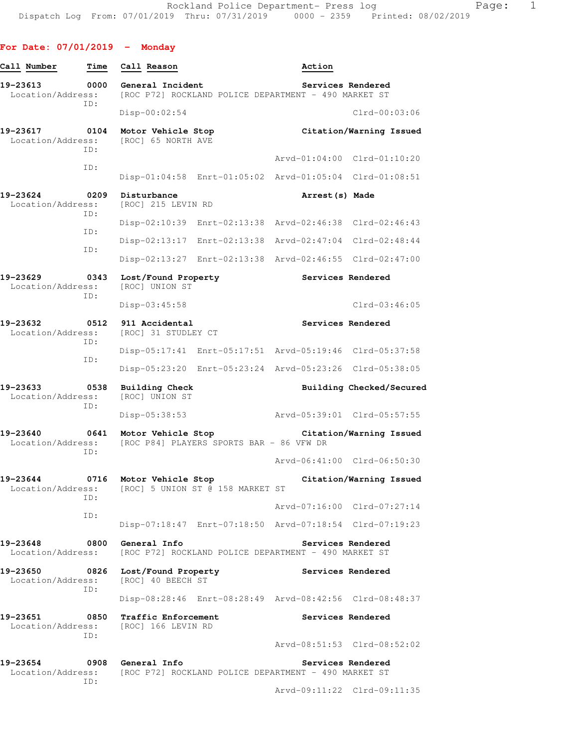Rockland Police Department- Press log
Dispatch Log From: 07/01/2019 Thru: 07/31/2019 0000 - 2359 Printed: 08/02/2019

## For Date: 07/01/2019 - Monday

| Call Number | Time | Call Reason | Action |
|---|---|---|---|

**19-23613** 0000 General Incident — Services Rendered
Location/Address: [ROC P72] ROCKLAND POLICE DEPARTMENT - 490 MARKET ST
ID:
Disp-00:02:54 Clrd-00:03:06

**19-23617** 0104 Motor Vehicle Stop — Citation/Warning Issued
Location/Address: [ROC] 65 NORTH AVE
ID:
Arvd-01:04:00 Clrd-01:10:20
ID:
Disp-01:04:58 Enrt-01:05:02 Arvd-01:05:04 Clrd-01:08:51

**19-23624** 0209 Disturbance — Arrest(s) Made
Location/Address: [ROC] 215 LEVIN RD
ID:
Disp-02:10:39 Enrt-02:13:38 Arvd-02:46:38 Clrd-02:46:43
ID:
Disp-02:13:17 Enrt-02:13:38 Arvd-02:47:04 Clrd-02:48:44
ID:
Disp-02:13:27 Enrt-02:13:38 Arvd-02:46:55 Clrd-02:47:00

**19-23629** 0343 Lost/Found Property — Services Rendered
Location/Address: [ROC] UNION ST
ID:
Disp-03:45:58 Clrd-03:46:05

**19-23632** 0512 911 Accidental — Services Rendered
Location/Address: [ROC] 31 STUDLEY CT
ID:
Disp-05:17:41 Enrt-05:17:51 Arvd-05:19:46 Clrd-05:37:58
ID:
Disp-05:23:20 Enrt-05:23:24 Arvd-05:23:26 Clrd-05:38:05

**19-23633** 0538 Building Check — Building Checked/Secured
Location/Address: [ROC] UNION ST
ID:
Disp-05:38:53 Arvd-05:39:01 Clrd-05:57:55

**19-23640** 0641 Motor Vehicle Stop — Citation/Warning Issued
Location/Address: [ROC P84] PLAYERS SPORTS BAR - 86 VFW DR
ID:
Arvd-06:41:00 Clrd-06:50:30

**19-23644** 0716 Motor Vehicle Stop — Citation/Warning Issued
Location/Address: [ROC] 5 UNION ST @ 158 MARKET ST
ID:
Arvd-07:16:00 Clrd-07:27:14
ID:
Disp-07:18:47 Enrt-07:18:50 Arvd-07:18:54 Clrd-07:19:23

**19-23648** 0800 General Info — Services Rendered
Location/Address: [ROC P72] ROCKLAND POLICE DEPARTMENT - 490 MARKET ST

**19-23650** 0826 Lost/Found Property — Services Rendered
Location/Address: [ROC] 40 BEECH ST
ID:
Disp-08:28:46 Enrt-08:28:49 Arvd-08:42:56 Clrd-08:48:37

**19-23651** 0850 Traffic Enforcement — Services Rendered
Location/Address: [ROC] 166 LEVIN RD
ID:
Arvd-08:51:53 Clrd-08:52:02

**19-23654** 0908 General Info — Services Rendered
Location/Address: [ROC P72] ROCKLAND POLICE DEPARTMENT - 490 MARKET ST
ID:
Arvd-09:11:22 Clrd-09:11:35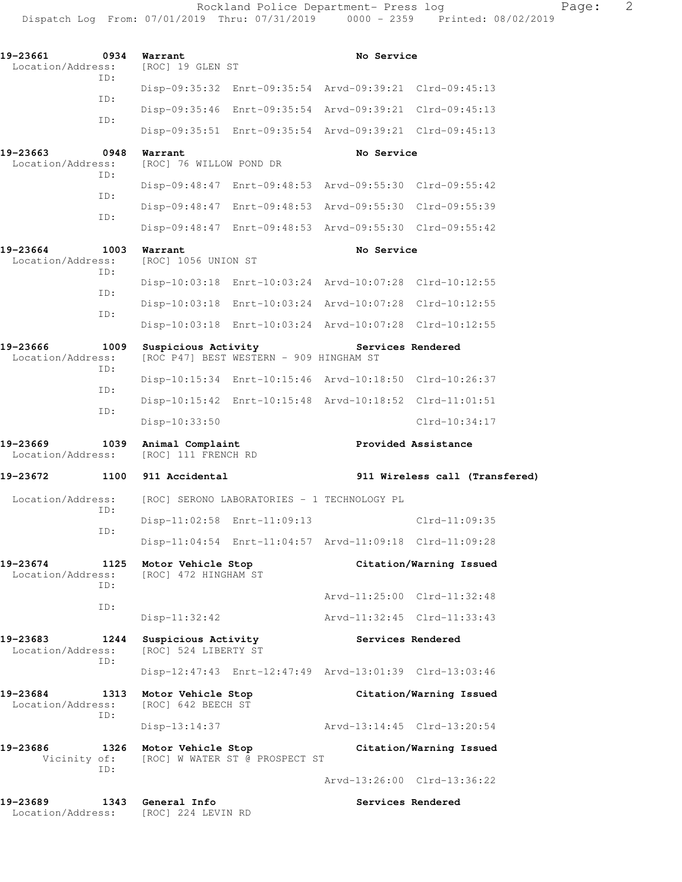```
19-23661      0934  Warrant                                   No Service
 Location/Address:    [ROC] 19 GLEN ST
              ID:
                      Disp-09:35:32  Enrt-09:35:54  Arvd-09:39:21  Clrd-09:45:13
              ID:
                      Disp-09:35:46  Enrt-09:35:54  Arvd-09:39:21  Clrd-09:45:13
              ID:
                      Disp-09:35:51  Enrt-09:35:54  Arvd-09:39:21  Clrd-09:45:13

19-23663      0948  Warrant                                   No Service
 Location/Address:    [ROC] 76 WILLOW POND DR
              ID:
                      Disp-09:48:47  Enrt-09:48:53  Arvd-09:55:30  Clrd-09:55:42
              ID:
                      Disp-09:48:47  Enrt-09:48:53  Arvd-09:55:30  Clrd-09:55:39
              ID:
                      Disp-09:48:47  Enrt-09:48:53  Arvd-09:55:30  Clrd-09:55:42

19-23664      1003  Warrant                                   No Service
 Location/Address:    [ROC] 1056 UNION ST
              ID:
                      Disp-10:03:18  Enrt-10:03:24  Arvd-10:07:28  Clrd-10:12:55
              ID:
                      Disp-10:03:18  Enrt-10:03:24  Arvd-10:07:28  Clrd-10:12:55
              ID:
                      Disp-10:03:18  Enrt-10:03:24  Arvd-10:07:28  Clrd-10:12:55

19-23666      1009  Suspicious Activity                       Services Rendered
 Location/Address:    [ROC P47] BEST WESTERN - 909 HINGHAM ST
              ID:
                      Disp-10:15:34  Enrt-10:15:46  Arvd-10:18:50  Clrd-10:26:37
              ID:
                      Disp-10:15:42  Enrt-10:15:48  Arvd-10:18:52  Clrd-11:01:51
              ID:
                      Disp-10:33:50                                Clrd-10:34:17

19-23669      1039  Animal Complaint                          Provided Assistance
 Location/Address:    [ROC] 111 FRENCH RD

19-23672      1100  911 Accidental                            911 Wireless call (Transfered)

 Location/Address:    [ROC] SERONO LABORATORIES - 1 TECHNOLOGY PL
              ID:
                      Disp-11:02:58  Enrt-11:09:13                 Clrd-11:09:35
              ID:
                      Disp-11:04:54  Enrt-11:04:57  Arvd-11:09:18  Clrd-11:09:28

19-23674      1125  Motor Vehicle Stop                        Citation/Warning Issued
 Location/Address:    [ROC] 472 HINGHAM ST
              ID:
                                                    Arvd-11:25:00  Clrd-11:32:48
              ID:
                      Disp-11:32:42                 Arvd-11:32:45  Clrd-11:33:43

19-23683      1244  Suspicious Activity                       Services Rendered
 Location/Address:    [ROC] 524 LIBERTY ST
              ID:
                      Disp-12:47:43  Enrt-12:47:49  Arvd-13:01:39  Clrd-13:03:46

19-23684      1313  Motor Vehicle Stop                        Citation/Warning Issued
 Location/Address:    [ROC] 642 BEECH ST
              ID:
                      Disp-13:14:37                 Arvd-13:14:45  Clrd-13:20:54

19-23686      1326  Motor Vehicle Stop                        Citation/Warning Issued
      Vicinity of:    [ROC] W WATER ST @ PROSPECT ST
              ID:
                                                    Arvd-13:26:00  Clrd-13:36:22

19-23689      1343  General Info                              Services Rendered
 Location/Address:    [ROC] 224 LEVIN RD
```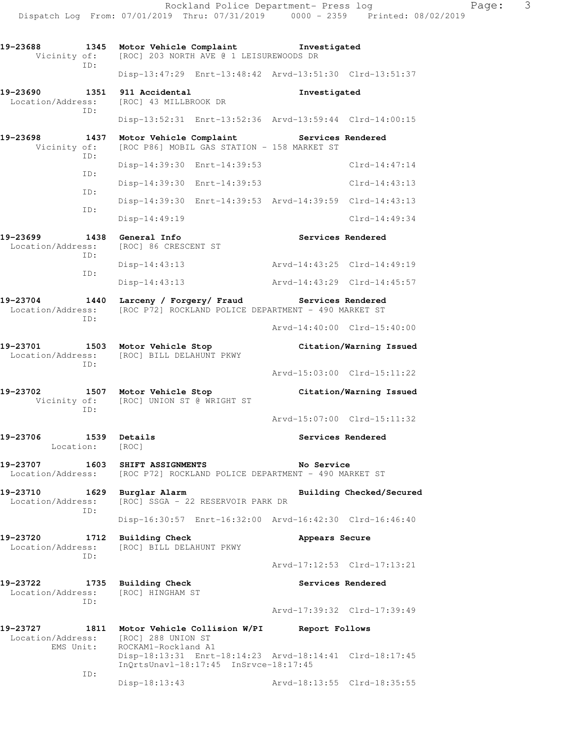```
19-23688        1345  Motor Vehicle Complaint              Investigated
      Vicinity of:    [ROC] 203 NORTH AVE @ 1 LEISUREWOODS DR
               ID:
                      Disp-13:47:29  Enrt-13:48:42  Arvd-13:51:30  Clrd-13:51:37

19-23690        1351  911 Accidental                       Investigated
 Location/Address:    [ROC] 43 MILLBROOK DR
               ID:
                      Disp-13:52:31  Enrt-13:52:36  Arvd-13:59:44  Clrd-14:00:15

19-23698        1437  Motor Vehicle Complaint              Services Rendered
      Vicinity of:    [ROC P86] MOBIL GAS STATION - 158 MARKET ST
               ID:
                      Disp-14:39:30  Enrt-14:39:53                 Clrd-14:47:14
               ID:
                      Disp-14:39:30  Enrt-14:39:53                 Clrd-14:43:13
               ID:
                      Disp-14:39:30  Enrt-14:39:53  Arvd-14:39:59  Clrd-14:43:13
               ID:
                      Disp-14:49:19                                Clrd-14:49:34

19-23699        1438  General Info                         Services Rendered
 Location/Address:    [ROC] 86 CRESCENT ST
               ID:
                      Disp-14:43:13                 Arvd-14:43:25  Clrd-14:49:19
               ID:
                      Disp-14:43:13                 Arvd-14:43:29  Clrd-14:45:57

19-23704        1440  Larceny / Forgery/ Fraud             Services Rendered
 Location/Address:    [ROC P72] ROCKLAND POLICE DEPARTMENT - 490 MARKET ST
               ID:
                                                    Arvd-14:40:00  Clrd-15:40:00

19-23701        1503  Motor Vehicle Stop                   Citation/Warning Issued
 Location/Address:    [ROC] BILL DELAHUNT PKWY
               ID:
                                                    Arvd-15:03:00  Clrd-15:11:22

19-23702        1507  Motor Vehicle Stop                   Citation/Warning Issued
      Vicinity of:    [ROC] UNION ST @ WRIGHT ST
               ID:
                                                    Arvd-15:07:00  Clrd-15:11:32

19-23706        1539  Details                              Services Rendered
        Location:     [ROC]

19-23707        1603  SHIFT ASSIGNMENTS                    No Service
 Location/Address:    [ROC P72] ROCKLAND POLICE DEPARTMENT - 490 MARKET ST

19-23710        1629  Burglar Alarm                        Building Checked/Secured
 Location/Address:    [ROC] SSGA - 22 RESERVOIR PARK DR
               ID:
                      Disp-16:30:57  Enrt-16:32:00  Arvd-16:42:30  Clrd-16:46:40

19-23720        1712  Building Check                       Appears Secure
 Location/Address:    [ROC] BILL DELAHUNT PKWY
               ID:
                                                    Arvd-17:12:53  Clrd-17:13:21

19-23722        1735  Building Check                       Services Rendered
 Location/Address:    [ROC] HINGHAM ST
               ID:
                                                    Arvd-17:39:32  Clrd-17:39:49

19-23727        1811  Motor Vehicle Collision W/PI         Report Follows
 Location/Address:    [ROC] 288 UNION ST
        EMS Unit:     ROCKAM1-Rockland A1
                      Disp-18:13:31  Enrt-18:14:23  Arvd-18:14:41  Clrd-18:17:45
                      InQrtsUnavl-18:17:45  InSrvce-18:17:45
               ID:
                      Disp-18:13:43                 Arvd-18:13:55  Clrd-18:35:55
```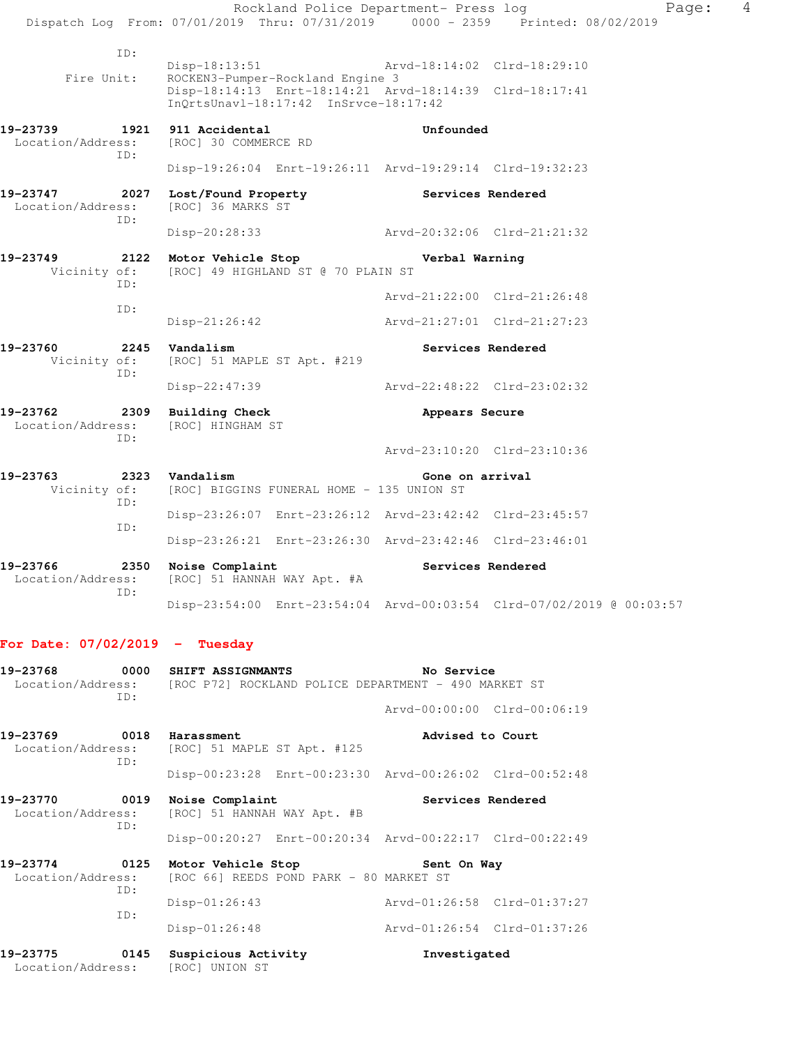```
             ID:
                      Disp-18:13:51                 Arvd-18:14:02  Clrd-18:29:10
     Fire Unit:       ROCKEN3-Pumper-Rockland Engine 3
                      Disp-18:14:13  Enrt-18:14:21  Arvd-18:14:39  Clrd-18:17:41
                      InQrtsUnavl-18:17:42  InSrvce-18:17:42

19-23739        1921  911 Accidental                     Unfounded
  Location/Address:   [ROC] 30 COMMERCE RD
             ID:
                      Disp-19:26:04  Enrt-19:26:11  Arvd-19:29:14  Clrd-19:32:23

19-23747        2027  Lost/Found Property                Services Rendered
  Location/Address:   [ROC] 36 MARKS ST
             ID:
                      Disp-20:28:33                 Arvd-20:32:06  Clrd-21:21:32

19-23749        2122  Motor Vehicle Stop                 Verbal Warning
       Vicinity of:   [ROC] 49 HIGHLAND ST @ 70 PLAIN ST
             ID:
                                                    Arvd-21:22:00  Clrd-21:26:48
             ID:
                      Disp-21:26:42                 Arvd-21:27:01  Clrd-21:27:23

19-23760        2245  Vandalism                          Services Rendered
       Vicinity of:   [ROC] 51 MAPLE ST Apt. #219
             ID:
                      Disp-22:47:39                 Arvd-22:48:22  Clrd-23:02:32

19-23762        2309  Building Check                     Appears Secure
  Location/Address:   [ROC] HINGHAM ST
             ID:
                                                    Arvd-23:10:20  Clrd-23:10:36

19-23763        2323  Vandalism                          Gone on arrival
       Vicinity of:   [ROC] BIGGINS FUNERAL HOME - 135 UNION ST
             ID:
                      Disp-23:26:07  Enrt-23:26:12  Arvd-23:42:42  Clrd-23:45:57
             ID:
                      Disp-23:26:21  Enrt-23:26:30  Arvd-23:42:46  Clrd-23:46:01

19-23766        2350  Noise Complaint                    Services Rendered
  Location/Address:   [ROC] 51 HANNAH WAY Apt. #A
             ID:
                      Disp-23:54:00  Enrt-23:54:04  Arvd-00:03:54  Clrd-07/02/2019 @ 00:03:57
```

**For Date: 07/02/2019 - Tuesday**

```
19-23768        0000  SHIFT ASSIGNMANTS                  No Service
  Location/Address:   [ROC P72] ROCKLAND POLICE DEPARTMENT - 490 MARKET ST
             ID:
                                                    Arvd-00:00:00  Clrd-00:06:19

19-23769        0018  Harassment                         Advised to Court
  Location/Address:   [ROC] 51 MAPLE ST Apt. #125
             ID:
                      Disp-00:23:28  Enrt-00:23:30  Arvd-00:26:02  Clrd-00:52:48

19-23770        0019  Noise Complaint                    Services Rendered
  Location/Address:   [ROC] 51 HANNAH WAY Apt. #B
             ID:
                      Disp-00:20:27  Enrt-00:20:34  Arvd-00:22:17  Clrd-00:22:49

19-23774        0125  Motor Vehicle Stop                 Sent On Way
  Location/Address:   [ROC 66] REEDS POND PARK - 80 MARKET ST
             ID:
                      Disp-01:26:43                 Arvd-01:26:58  Clrd-01:37:27
             ID:
                      Disp-01:26:48                 Arvd-01:26:54  Clrd-01:37:26

19-23775        0145  Suspicious Activity                Investigated
  Location/Address:   [ROC] UNION ST
```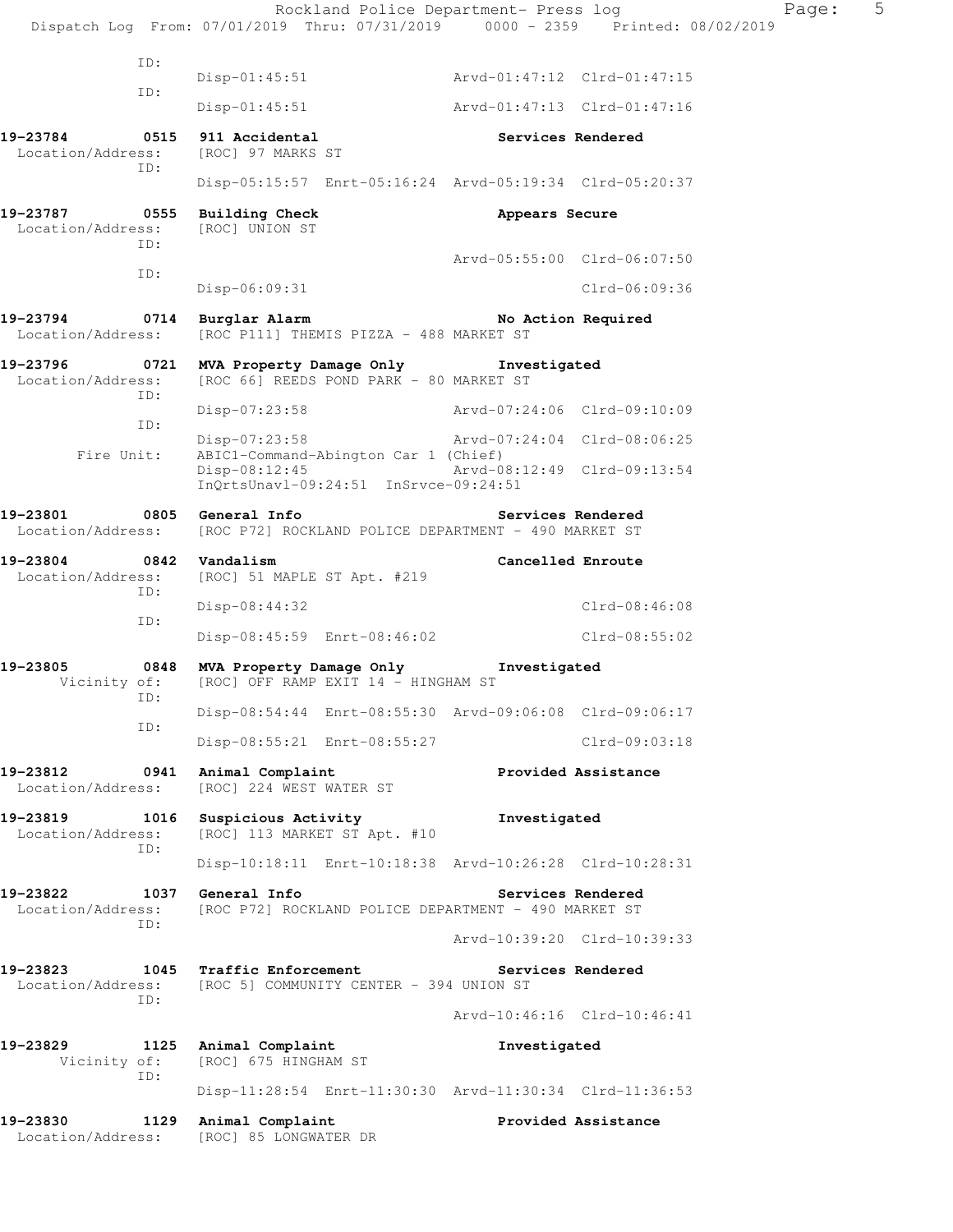```
            ID:
                  Disp-01:45:51               Arvd-01:47:12  Clrd-01:47:15
            ID:
                  Disp-01:45:51               Arvd-01:47:13  Clrd-01:47:16

19-23784        0515  911 Accidental                    Services Rendered
 Location/Address:    [ROC] 97 MARKS ST
            ID:
                  Disp-05:15:57  Enrt-05:16:24  Arvd-05:19:34  Clrd-05:20:37

19-23787        0555  Building Check                    Appears Secure
 Location/Address:    [ROC] UNION ST
            ID:
                                              Arvd-05:55:00  Clrd-06:07:50
            ID:
                  Disp-06:09:31                              Clrd-06:09:36

19-23794        0714  Burglar Alarm                     No Action Required
 Location/Address:    [ROC P111] THEMIS PIZZA - 488 MARKET ST

19-23796        0721  MVA Property Damage Only          Investigated
 Location/Address:    [ROC 66] REEDS POND PARK - 80 MARKET ST
            ID:
                  Disp-07:23:58               Arvd-07:24:06  Clrd-09:10:09
            ID:
                  Disp-07:23:58               Arvd-07:24:04  Clrd-08:06:25
       Fire Unit:     ABIC1-Command-Abington Car 1 (Chief)
                  Disp-08:12:45               Arvd-08:12:49  Clrd-09:13:54
                  InQrtsUnavl-09:24:51  InSrvce-09:24:51

19-23801        0805  General Info                      Services Rendered
 Location/Address:    [ROC P72] ROCKLAND POLICE DEPARTMENT - 490 MARKET ST

19-23804        0842  Vandalism                         Cancelled Enroute
 Location/Address:    [ROC] 51 MAPLE ST Apt. #219
            ID:
                  Disp-08:44:32                              Clrd-08:46:08
            ID:
                  Disp-08:45:59  Enrt-08:46:02               Clrd-08:55:02

19-23805        0848  MVA Property Damage Only          Investigated
     Vicinity of:     [ROC] OFF RAMP EXIT 14 - HINGHAM ST
            ID:
                  Disp-08:54:44  Enrt-08:55:30  Arvd-09:06:08  Clrd-09:06:17
            ID:
                  Disp-08:55:21  Enrt-08:55:27               Clrd-09:03:18

19-23812        0941  Animal Complaint                  Provided Assistance
 Location/Address:    [ROC] 224 WEST WATER ST

19-23819        1016  Suspicious Activity               Investigated
 Location/Address:    [ROC] 113 MARKET ST Apt. #10
            ID:
                  Disp-10:18:11  Enrt-10:18:38  Arvd-10:26:28  Clrd-10:28:31

19-23822        1037  General Info                      Services Rendered
 Location/Address:    [ROC P72] ROCKLAND POLICE DEPARTMENT - 490 MARKET ST
            ID:
                                              Arvd-10:39:20  Clrd-10:39:33

19-23823        1045  Traffic Enforcement               Services Rendered
 Location/Address:    [ROC 5] COMMUNITY CENTER - 394 UNION ST
            ID:
                                              Arvd-10:46:16  Clrd-10:46:41

19-23829        1125  Animal Complaint                  Investigated
     Vicinity of:     [ROC] 675 HINGHAM ST
            ID:
                  Disp-11:28:54  Enrt-11:30:30  Arvd-11:30:34  Clrd-11:36:53

19-23830        1129  Animal Complaint                  Provided Assistance
 Location/Address:    [ROC] 85 LONGWATER DR
```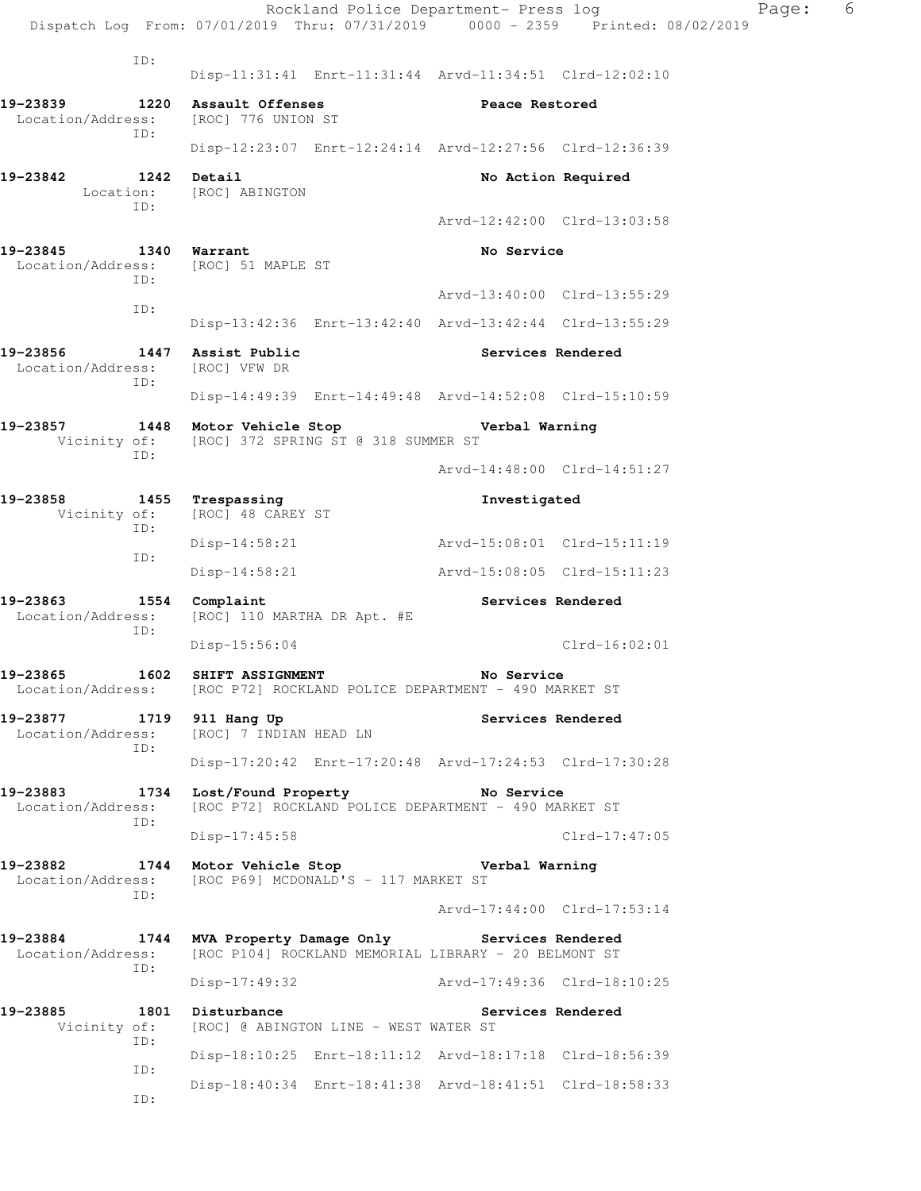```
                ID:
                      Disp-11:31:41  Enrt-11:31:44  Arvd-11:34:51  Clrd-12:02:10

19-23839        1220  Assault Offenses                    Peace Restored
 Location/Address:    [ROC] 776 UNION ST
                ID:
                      Disp-12:23:07  Enrt-12:24:14  Arvd-12:27:56  Clrd-12:36:39

19-23842        1242  Detail                              No Action Required
         Location:    [ROC] ABINGTON
                ID:
                                                    Arvd-12:42:00  Clrd-13:03:58

19-23845        1340  Warrant                             No Service
 Location/Address:    [ROC] 51 MAPLE ST
                ID:
                                                    Arvd-13:40:00  Clrd-13:55:29
                ID:
                      Disp-13:42:36  Enrt-13:42:40  Arvd-13:42:44  Clrd-13:55:29

19-23856        1447  Assist Public                       Services Rendered
 Location/Address:    [ROC] VFW DR
                ID:
                      Disp-14:49:39  Enrt-14:49:48  Arvd-14:52:08  Clrd-15:10:59

19-23857        1448  Motor Vehicle Stop                  Verbal Warning
      Vicinity of:    [ROC] 372 SPRING ST @ 318 SUMMER ST
                ID:
                                                    Arvd-14:48:00  Clrd-14:51:27

19-23858        1455  Trespassing                         Investigated
      Vicinity of:    [ROC] 48 CAREY ST
                ID:
                      Disp-14:58:21                 Arvd-15:08:01  Clrd-15:11:19
                ID:
                      Disp-14:58:21                 Arvd-15:08:05  Clrd-15:11:23

19-23863        1554  Complaint                           Services Rendered
 Location/Address:    [ROC] 110 MARTHA DR Apt. #E
                ID:
                      Disp-15:56:04                                Clrd-16:02:01

19-23865        1602  SHIFT ASSIGNMENT                    No Service
 Location/Address:    [ROC P72] ROCKLAND POLICE DEPARTMENT - 490 MARKET ST

19-23877        1719  911 Hang Up                         Services Rendered
 Location/Address:    [ROC] 7 INDIAN HEAD LN
                ID:
                      Disp-17:20:42  Enrt-17:20:48  Arvd-17:24:53  Clrd-17:30:28

19-23883        1734  Lost/Found Property                 No Service
 Location/Address:    [ROC P72] ROCKLAND POLICE DEPARTMENT - 490 MARKET ST
                ID:
                      Disp-17:45:58                                Clrd-17:47:05

19-23882        1744  Motor Vehicle Stop                  Verbal Warning
 Location/Address:    [ROC P69] MCDONALD'S - 117 MARKET ST
                ID:
                                                    Arvd-17:44:00  Clrd-17:53:14

19-23884        1744  MVA Property Damage Only            Services Rendered
 Location/Address:    [ROC P104] ROCKLAND MEMORIAL LIBRARY - 20 BELMONT ST
                ID:
                      Disp-17:49:32                 Arvd-17:49:36  Clrd-18:10:25

19-23885        1801  Disturbance                         Services Rendered
      Vicinity of:    [ROC] @ ABINGTON LINE - WEST WATER ST
                ID:
                      Disp-18:10:25  Enrt-18:11:12  Arvd-18:17:18  Clrd-18:56:39
                ID:
                      Disp-18:40:34  Enrt-18:41:38  Arvd-18:41:51  Clrd-18:58:33
                ID:
```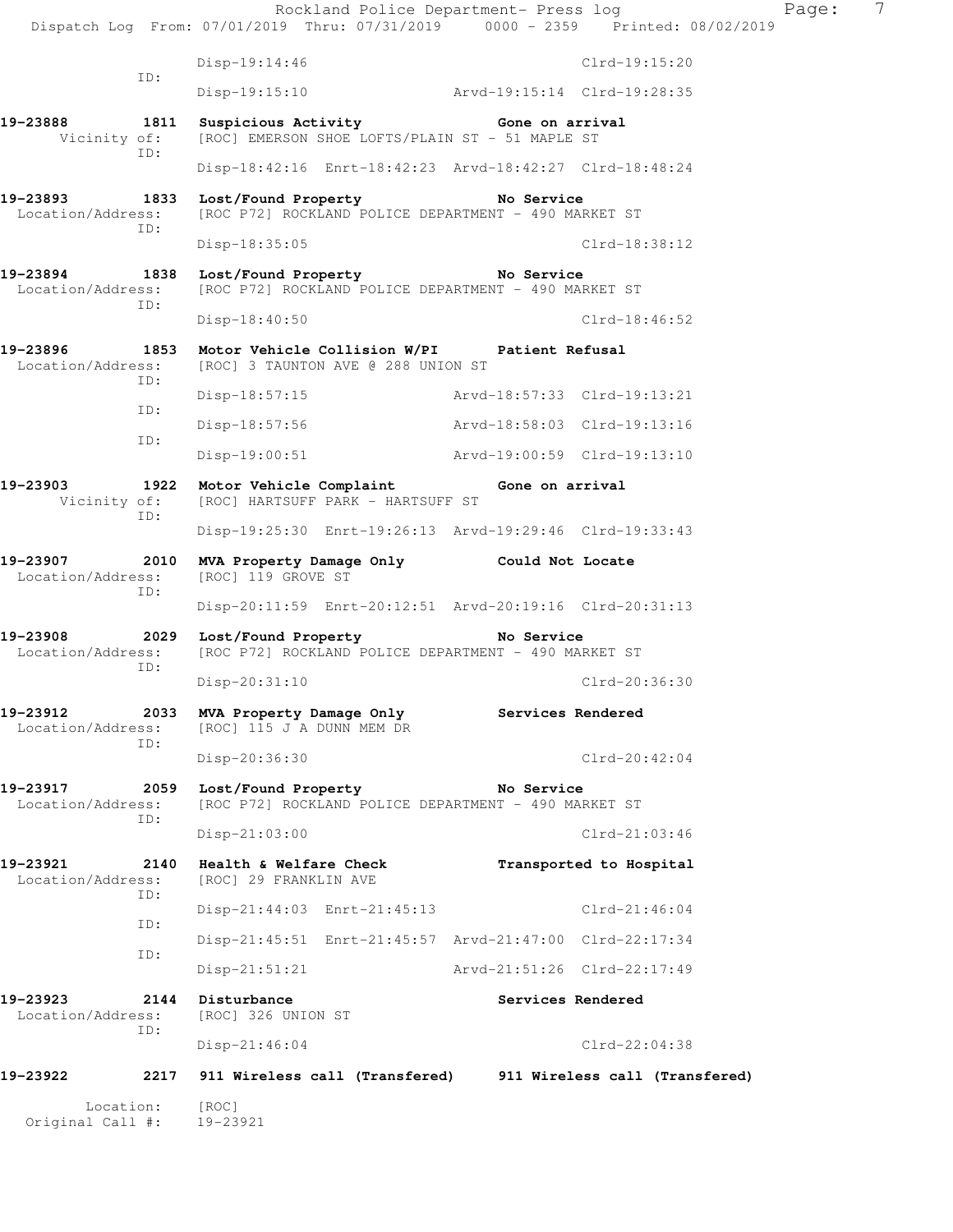Disp-19:14:46 Clrd-19:15:20

ID:

Disp-19:15:10 Arvd-19:15:14 Clrd-19:28:35

**19-23888 1811 Suspicious Activity Gone on arrival**
Vicinity of: [ROC] EMERSON SHOE LOFTS/PLAIN ST - 51 MAPLE ST
ID:
Disp-18:42:16 Enrt-18:42:23 Arvd-18:42:27 Clrd-18:48:24

**19-23893 1833 Lost/Found Property No Service**
Location/Address: [ROC P72] ROCKLAND POLICE DEPARTMENT - 490 MARKET ST
ID:
Disp-18:35:05 Clrd-18:38:12

**19-23894 1838 Lost/Found Property No Service**
Location/Address: [ROC P72] ROCKLAND POLICE DEPARTMENT - 490 MARKET ST
ID:
Disp-18:40:50 Clrd-18:46:52

**19-23896 1853 Motor Vehicle Collision W/PI Patient Refusal**
Location/Address: [ROC] 3 TAUNTON AVE @ 288 UNION ST
ID:
Disp-18:57:15 Arvd-18:57:33 Clrd-19:13:21
ID:
Disp-18:57:56 Arvd-18:58:03 Clrd-19:13:16
ID:
Disp-19:00:51 Arvd-19:00:59 Clrd-19:13:10

**19-23903 1922 Motor Vehicle Complaint Gone on arrival**
Vicinity of: [ROC] HARTSUFF PARK - HARTSUFF ST
ID:
Disp-19:25:30 Enrt-19:26:13 Arvd-19:29:46 Clrd-19:33:43

**19-23907 2010 MVA Property Damage Only Could Not Locate**
Location/Address: [ROC] 119 GROVE ST
ID:
Disp-20:11:59 Enrt-20:12:51 Arvd-20:19:16 Clrd-20:31:13

**19-23908 2029 Lost/Found Property No Service**
Location/Address: [ROC P72] ROCKLAND POLICE DEPARTMENT - 490 MARKET ST
ID:
Disp-20:31:10 Clrd-20:36:30

**19-23912 2033 MVA Property Damage Only Services Rendered**
Location/Address: [ROC] 115 J A DUNN MEM DR
ID:
Disp-20:36:30 Clrd-20:42:04

**19-23917 2059 Lost/Found Property No Service**
Location/Address: [ROC P72] ROCKLAND POLICE DEPARTMENT - 490 MARKET ST
ID:
Disp-21:03:00 Clrd-21:03:46

**19-23921 2140 Health & Welfare Check Transported to Hospital**
Location/Address: [ROC] 29 FRANKLIN AVE
ID:
Disp-21:44:03 Enrt-21:45:13 Clrd-21:46:04
ID:
Disp-21:45:51 Enrt-21:45:57 Arvd-21:47:00 Clrd-22:17:34
ID:
Disp-21:51:21 Arvd-21:51:26 Clrd-22:17:49

**19-23923 2144 Disturbance Services Rendered**
Location/Address: [ROC] 326 UNION ST
ID:
Disp-21:46:04 Clrd-22:04:38

**19-23922 2217 911 Wireless call (Transfered) 911 Wireless call (Transfered)**

Location: [ROC]
Original Call #: 19-23921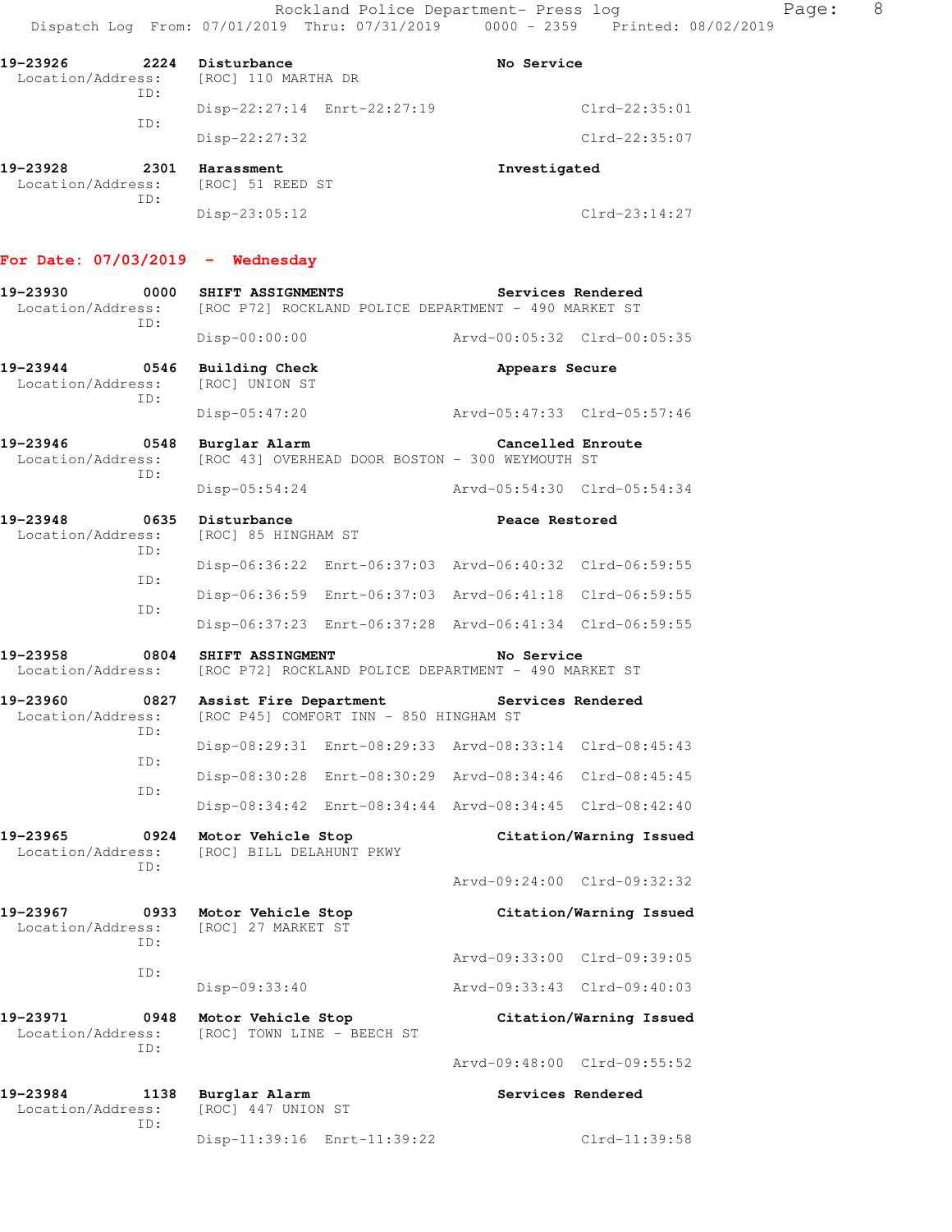19-23926 2224 Disturbance No Service
Location/Address: [ROC] 110 MARTHA DR
ID:
Disp-22:27:14 Enrt-22:27:19 Clrd-22:35:01
ID:
Disp-22:27:32 Clrd-22:35:07

19-23928 2301 Harassment Investigated
Location/Address: [ROC] 51 REED ST
ID:
Disp-23:05:12 Clrd-23:14:27

**For Date: 07/03/2019 - Wednesday**

19-23930 0000 SHIFT ASSIGNMENTS Services Rendered
Location/Address: [ROC P72] ROCKLAND POLICE DEPARTMENT - 490 MARKET ST
ID:
Disp-00:00:00 Arvd-00:05:32 Clrd-00:05:35

19-23944 0546 Building Check Appears Secure
Location/Address: [ROC] UNION ST
ID:
Disp-05:47:20 Arvd-05:47:33 Clrd-05:57:46

19-23946 0548 Burglar Alarm Cancelled Enroute
Location/Address: [ROC 43] OVERHEAD DOOR BOSTON - 300 WEYMOUTH ST
ID:
Disp-05:54:24 Arvd-05:54:30 Clrd-05:54:34

19-23948 0635 Disturbance Peace Restored
Location/Address: [ROC] 85 HINGHAM ST
ID:
Disp-06:36:22 Enrt-06:37:03 Arvd-06:40:32 Clrd-06:59:55
ID:
Disp-06:36:59 Enrt-06:37:03 Arvd-06:41:18 Clrd-06:59:55
ID:
Disp-06:37:23 Enrt-06:37:28 Arvd-06:41:34 Clrd-06:59:55

19-23958 0804 SHIFT ASSINGMENT No Service
Location/Address: [ROC P72] ROCKLAND POLICE DEPARTMENT - 490 MARKET ST

19-23960 0827 Assist Fire Department Services Rendered
Location/Address: [ROC P45] COMFORT INN - 850 HINGHAM ST
ID:
Disp-08:29:31 Enrt-08:29:33 Arvd-08:33:14 Clrd-08:45:43
ID:
Disp-08:30:28 Enrt-08:30:29 Arvd-08:34:46 Clrd-08:45:45
ID:
Disp-08:34:42 Enrt-08:34:44 Arvd-08:34:45 Clrd-08:42:40

19-23965 0924 Motor Vehicle Stop Citation/Warning Issued
Location/Address: [ROC] BILL DELAHUNT PKWY
ID:
Arvd-09:24:00 Clrd-09:32:32

19-23967 0933 Motor Vehicle Stop Citation/Warning Issued
Location/Address: [ROC] 27 MARKET ST
ID:
Arvd-09:33:00 Clrd-09:39:05
ID:
Disp-09:33:40 Arvd-09:33:43 Clrd-09:40:03

19-23971 0948 Motor Vehicle Stop Citation/Warning Issued
Location/Address: [ROC] TOWN LINE - BEECH ST
ID:
Arvd-09:48:00 Clrd-09:55:52

19-23984 1138 Burglar Alarm Services Rendered
Location/Address: [ROC] 447 UNION ST
ID:
Disp-11:39:16 Enrt-11:39:22 Clrd-11:39:58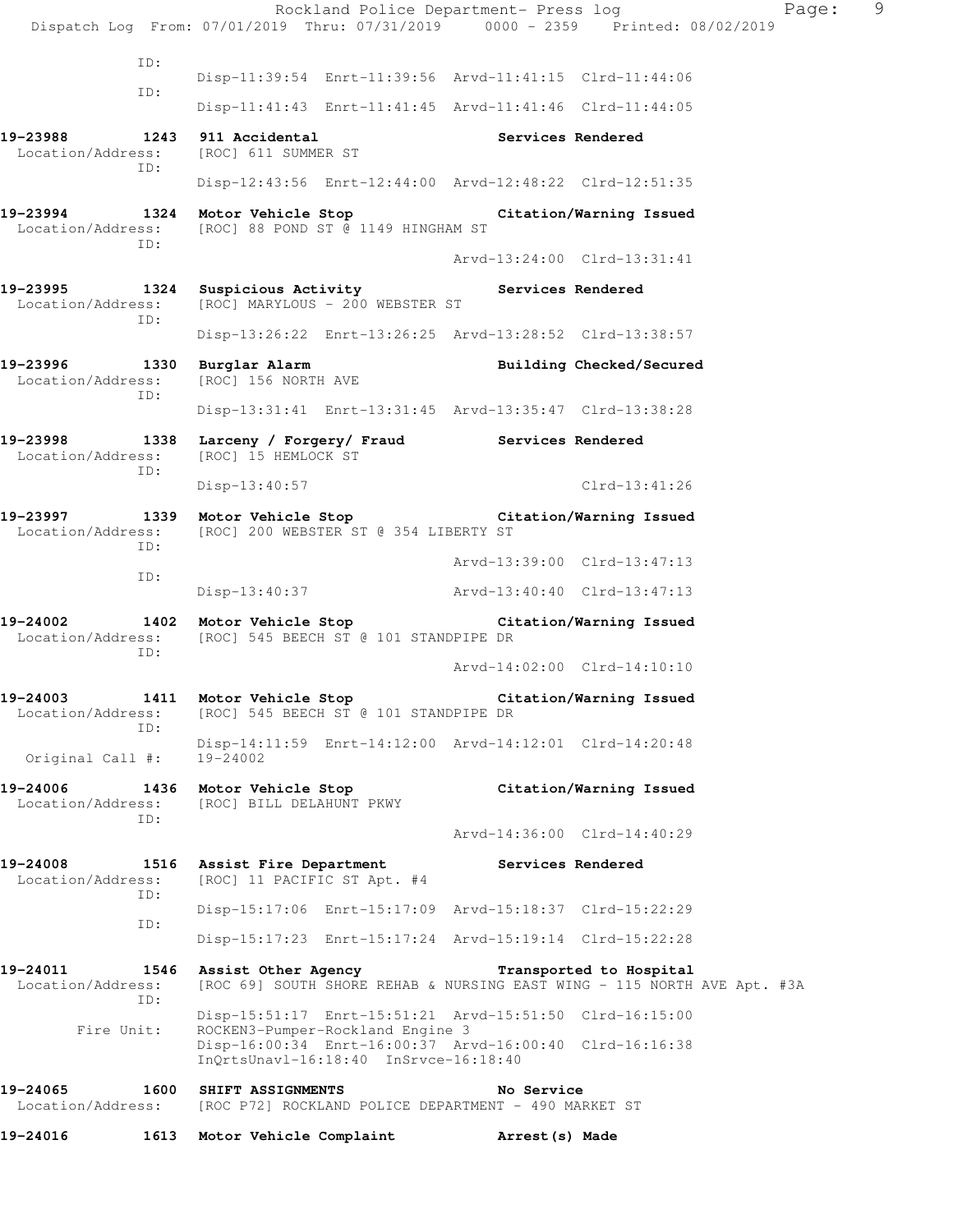ID:
Disp-11:39:54 Enrt-11:39:56 Arvd-11:41:15 Clrd-11:44:06

ID:
Disp-11:41:43 Enrt-11:41:45 Arvd-11:41:46 Clrd-11:44:05

**19-23988 1243 911 Accidental Services Rendered**
Location/Address: [ROC] 611 SUMMER ST
ID:
Disp-12:43:56 Enrt-12:44:00 Arvd-12:48:22 Clrd-12:51:35

**19-23994 1324 Motor Vehicle Stop Citation/Warning Issued**
Location/Address: [ROC] 88 POND ST @ 1149 HINGHAM ST
ID:
Arvd-13:24:00 Clrd-13:31:41

**19-23995 1324 Suspicious Activity Services Rendered**
Location/Address: [ROC] MARYLOUS - 200 WEBSTER ST
ID:
Disp-13:26:22 Enrt-13:26:25 Arvd-13:28:52 Clrd-13:38:57

**19-23996 1330 Burglar Alarm Building Checked/Secured**
Location/Address: [ROC] 156 NORTH AVE
ID:
Disp-13:31:41 Enrt-13:31:45 Arvd-13:35:47 Clrd-13:38:28

**19-23998 1338 Larceny / Forgery/ Fraud Services Rendered**
Location/Address: [ROC] 15 HEMLOCK ST
ID:
Disp-13:40:57 Clrd-13:41:26

**19-23997 1339 Motor Vehicle Stop Citation/Warning Issued**
Location/Address: [ROC] 200 WEBSTER ST @ 354 LIBERTY ST
ID:
Arvd-13:39:00 Clrd-13:47:13
ID:
Disp-13:40:37 Arvd-13:40:40 Clrd-13:47:13

**19-24002 1402 Motor Vehicle Stop Citation/Warning Issued**
Location/Address: [ROC] 545 BEECH ST @ 101 STANDPIPE DR
ID:
Arvd-14:02:00 Clrd-14:10:10

**19-24003 1411 Motor Vehicle Stop Citation/Warning Issued**
Location/Address: [ROC] 545 BEECH ST @ 101 STANDPIPE DR
ID:
Disp-14:11:59 Enrt-14:12:00 Arvd-14:12:01 Clrd-14:20:48
Original Call #: 19-24002

**19-24006 1436 Motor Vehicle Stop Citation/Warning Issued**
Location/Address: [ROC] BILL DELAHUNT PKWY
ID:
Arvd-14:36:00 Clrd-14:40:29

**19-24008 1516 Assist Fire Department Services Rendered**
Location/Address: [ROC] 11 PACIFIC ST Apt. #4
ID:
Disp-15:17:06 Enrt-15:17:09 Arvd-15:18:37 Clrd-15:22:29
ID:
Disp-15:17:23 Enrt-15:17:24 Arvd-15:19:14 Clrd-15:22:28

**19-24011 1546 Assist Other Agency Transported to Hospital**
Location/Address: [ROC 69] SOUTH SHORE REHAB & NURSING EAST WING - 115 NORTH AVE Apt. #3A
ID:
Disp-15:51:17 Enrt-15:51:21 Arvd-15:51:50 Clrd-16:15:00
Fire Unit: ROCKEN3-Pumper-Rockland Engine 3
Disp-16:00:34 Enrt-16:00:37 Arvd-16:00:40 Clrd-16:16:38
InQrtsUnavl-16:18:40 InSrvce-16:18:40

**19-24065 1600 SHIFT ASSIGNMENTS No Service**
Location/Address: [ROC P72] ROCKLAND POLICE DEPARTMENT - 490 MARKET ST

**19-24016 1613 Motor Vehicle Complaint Arrest(s) Made**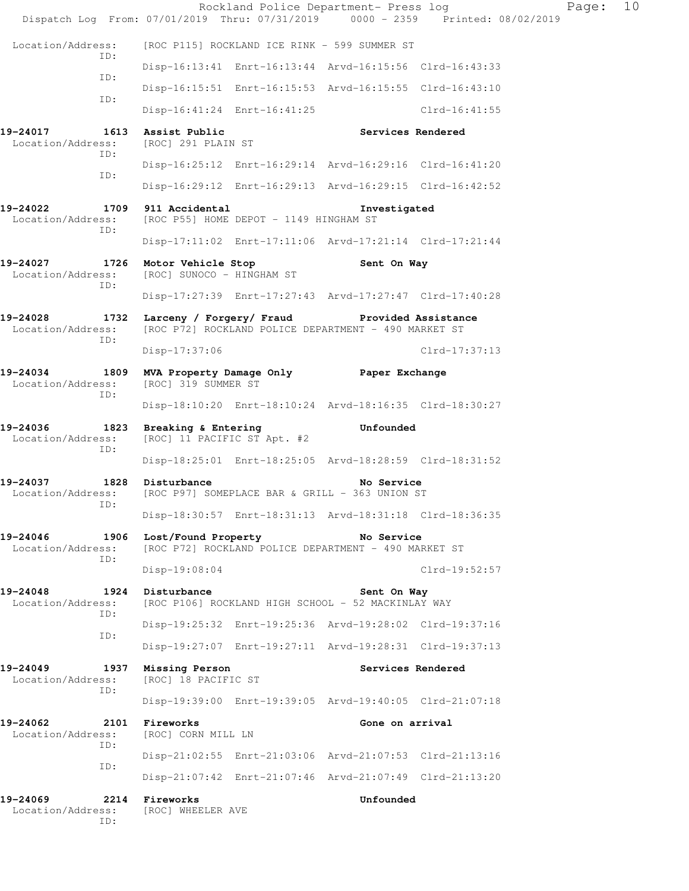Location/Address: [ROC P115] ROCKLAND ICE RINK - 599 SUMMER ST
ID:
Disp-16:13:41 Enrt-16:13:44 Arvd-16:15:56 Clrd-16:43:33
ID:
Disp-16:15:51 Enrt-16:15:53 Arvd-16:15:55 Clrd-16:43:10
ID:
Disp-16:41:24 Enrt-16:41:25 Clrd-16:41:55

**19-24017 1613 Assist Public Services Rendered**
Location/Address: [ROC] 291 PLAIN ST
ID:
Disp-16:25:12 Enrt-16:29:14 Arvd-16:29:16 Clrd-16:41:20
ID:
Disp-16:29:12 Enrt-16:29:13 Arvd-16:29:15 Clrd-16:42:52

**19-24022 1709 911 Accidental Investigated**
Location/Address: [ROC P55] HOME DEPOT - 1149 HINGHAM ST
ID:
Disp-17:11:02 Enrt-17:11:06 Arvd-17:21:14 Clrd-17:21:44

**19-24027 1726 Motor Vehicle Stop Sent On Way**
Location/Address: [ROC] SUNOCO - HINGHAM ST
ID:
Disp-17:27:39 Enrt-17:27:43 Arvd-17:27:47 Clrd-17:40:28

**19-24028 1732 Larceny / Forgery/ Fraud Provided Assistance**
Location/Address: [ROC P72] ROCKLAND POLICE DEPARTMENT - 490 MARKET ST
ID:
Disp-17:37:06 Clrd-17:37:13

**19-24034 1809 MVA Property Damage Only Paper Exchange**
Location/Address: [ROC] 319 SUMMER ST
ID:
Disp-18:10:20 Enrt-18:10:24 Arvd-18:16:35 Clrd-18:30:27

**19-24036 1823 Breaking & Entering Unfounded**
Location/Address: [ROC] 11 PACIFIC ST Apt. #2
ID:
Disp-18:25:01 Enrt-18:25:05 Arvd-18:28:59 Clrd-18:31:52

**19-24037 1828 Disturbance No Service**
Location/Address: [ROC P97] SOMEPLACE BAR & GRILL - 363 UNION ST
ID:
Disp-18:30:57 Enrt-18:31:13 Arvd-18:31:18 Clrd-18:36:35

**19-24046 1906 Lost/Found Property No Service**
Location/Address: [ROC P72] ROCKLAND POLICE DEPARTMENT - 490 MARKET ST
ID:
Disp-19:08:04 Clrd-19:52:57

**19-24048 1924 Disturbance Sent On Way**
Location/Address: [ROC P106] ROCKLAND HIGH SCHOOL - 52 MACKINLAY WAY
ID:
Disp-19:25:32 Enrt-19:25:36 Arvd-19:28:02 Clrd-19:37:16
ID:
Disp-19:27:07 Enrt-19:27:11 Arvd-19:28:31 Clrd-19:37:13

**19-24049 1937 Missing Person Services Rendered**
Location/Address: [ROC] 18 PACIFIC ST
ID:
Disp-19:39:00 Enrt-19:39:05 Arvd-19:40:05 Clrd-21:07:18

**19-24062 2101 Fireworks Gone on arrival**
Location/Address: [ROC] CORN MILL LN
ID:
Disp-21:02:55 Enrt-21:03:06 Arvd-21:07:53 Clrd-21:13:16
ID:
Disp-21:07:42 Enrt-21:07:46 Arvd-21:07:49 Clrd-21:13:20

**19-24069 2214 Fireworks Unfounded**
Location/Address: [ROC] WHEELER AVE
ID: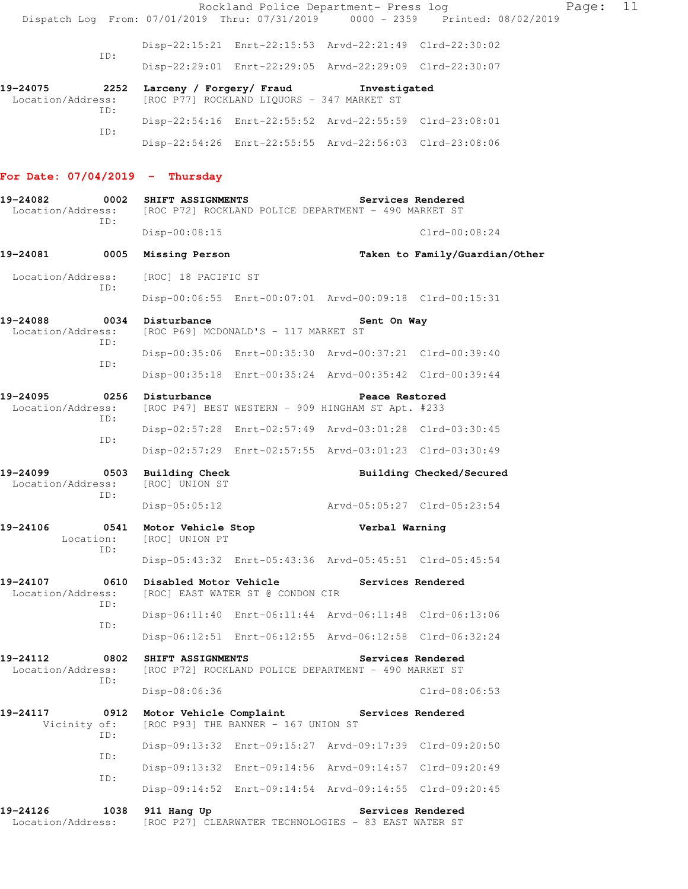```
                 Disp-22:15:21  Enrt-22:15:53  Arvd-22:21:49  Clrd-22:30:02
           ID:
                 Disp-22:29:01  Enrt-22:29:05  Arvd-22:29:09  Clrd-22:30:07

19-24075       2252  Larceny / Forgery/ Fraud          Investigated
  Location/Address:  [ROC P77] ROCKLAND LIQUORS - 347 MARKET ST
           ID:
                 Disp-22:54:16  Enrt-22:55:52  Arvd-22:55:59  Clrd-23:08:01
           ID:
                 Disp-22:54:26  Enrt-22:55:55  Arvd-22:56:03  Clrd-23:08:06
```

**For Date: 07/04/2019 - Thursday**

```
19-24082       0002  SHIFT ASSIGNMENTS                 Services Rendered
  Location/Address:  [ROC P72] ROCKLAND POLICE DEPARTMENT - 490 MARKET ST
           ID:
                 Disp-00:08:15                                Clrd-00:08:24

19-24081       0005  Missing Person                    Taken to Family/Guardian/Other

  Location/Address:  [ROC] 18 PACIFIC ST
           ID:
                 Disp-00:06:55  Enrt-00:07:01  Arvd-00:09:18  Clrd-00:15:31

19-24088       0034  Disturbance                       Sent On Way
  Location/Address:  [ROC P69] MCDONALD'S - 117 MARKET ST
           ID:
                 Disp-00:35:06  Enrt-00:35:30  Arvd-00:37:21  Clrd-00:39:40
           ID:
                 Disp-00:35:18  Enrt-00:35:24  Arvd-00:35:42  Clrd-00:39:44

19-24095       0256  Disturbance                       Peace Restored
  Location/Address:  [ROC P47] BEST WESTERN - 909 HINGHAM ST Apt. #233
           ID:
                 Disp-02:57:28  Enrt-02:57:49  Arvd-03:01:28  Clrd-03:30:45
           ID:
                 Disp-02:57:29  Enrt-02:57:55  Arvd-03:01:23  Clrd-03:30:49

19-24099       0503  Building Check                    Building Checked/Secured
  Location/Address:  [ROC] UNION ST
           ID:
                 Disp-05:05:12                 Arvd-05:05:27  Clrd-05:23:54

19-24106       0541  Motor Vehicle Stop                Verbal Warning
          Location:  [ROC] UNION PT
           ID:
                 Disp-05:43:32  Enrt-05:43:36  Arvd-05:45:51  Clrd-05:45:54

19-24107       0610  Disabled Motor Vehicle            Services Rendered
  Location/Address:  [ROC] EAST WATER ST @ CONDON CIR
           ID:
                 Disp-06:11:40  Enrt-06:11:44  Arvd-06:11:48  Clrd-06:13:06
           ID:
                 Disp-06:12:51  Enrt-06:12:55  Arvd-06:12:58  Clrd-06:32:24

19-24112       0802  SHIFT ASSIGNMENTS                 Services Rendered
  Location/Address:  [ROC P72] ROCKLAND POLICE DEPARTMENT - 490 MARKET ST
           ID:
                 Disp-08:06:36                                Clrd-08:06:53

19-24117       0912  Motor Vehicle Complaint           Services Rendered
        Vicinity of:  [ROC P93] THE BANNER - 167 UNION ST
           ID:
                 Disp-09:13:32  Enrt-09:15:27  Arvd-09:17:39  Clrd-09:20:50
           ID:
                 Disp-09:13:32  Enrt-09:14:56  Arvd-09:14:57  Clrd-09:20:49
           ID:
                 Disp-09:14:52  Enrt-09:14:54  Arvd-09:14:55  Clrd-09:20:45

19-24126       1038  911 Hang Up                       Services Rendered
  Location/Address:  [ROC P27] CLEARWATER TECHNOLOGIES - 83 EAST WATER ST
```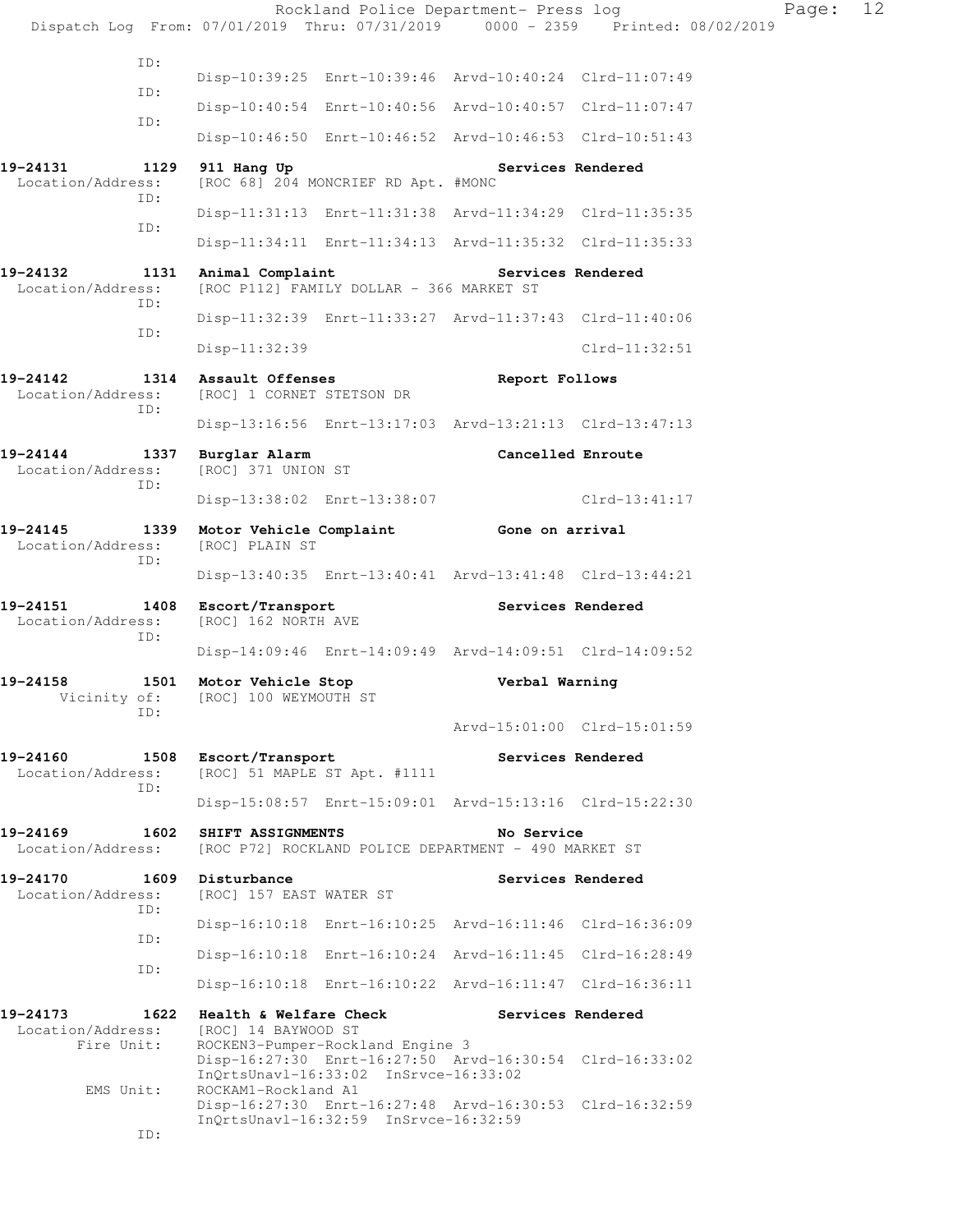```
          ID:
                    Disp-10:39:25  Enrt-10:39:46  Arvd-10:40:24  Clrd-11:07:49
          ID:
                    Disp-10:40:54  Enrt-10:40:56  Arvd-10:40:57  Clrd-11:07:47
          ID:
                    Disp-10:46:50  Enrt-10:46:52  Arvd-10:46:53  Clrd-10:51:43

19-24131        1129  911 Hang Up                          Services Rendered
  Location/Address:   [ROC 68] 204 MONCRIEF RD Apt. #MONC
          ID:
                    Disp-11:31:13  Enrt-11:31:38  Arvd-11:34:29  Clrd-11:35:35
          ID:
                    Disp-11:34:11  Enrt-11:34:13  Arvd-11:35:32  Clrd-11:35:33

19-24132        1131  Animal Complaint                     Services Rendered
  Location/Address:   [ROC P112] FAMILY DOLLAR - 366 MARKET ST
          ID:
                    Disp-11:32:39  Enrt-11:33:27  Arvd-11:37:43  Clrd-11:40:06
          ID:
                    Disp-11:32:39                                Clrd-11:32:51

19-24142        1314  Assault Offenses                     Report Follows
  Location/Address:   [ROC] 1 CORNET STETSON DR
          ID:
                    Disp-13:16:56  Enrt-13:17:03  Arvd-13:21:13  Clrd-13:47:13

19-24144        1337  Burglar Alarm                        Cancelled Enroute
  Location/Address:   [ROC] 371 UNION ST
          ID:
                    Disp-13:38:02  Enrt-13:38:07                 Clrd-13:41:17

19-24145        1339  Motor Vehicle Complaint              Gone on arrival
  Location/Address:   [ROC] PLAIN ST
          ID:
                    Disp-13:40:35  Enrt-13:40:41  Arvd-13:41:48  Clrd-13:44:21

19-24151        1408  Escort/Transport                     Services Rendered
  Location/Address:   [ROC] 162 NORTH AVE
          ID:
                    Disp-14:09:46  Enrt-14:09:49  Arvd-14:09:51  Clrd-14:09:52

19-24158        1501  Motor Vehicle Stop                   Verbal Warning
       Vicinity of:   [ROC] 100 WEYMOUTH ST
          ID:
                                                  Arvd-15:01:00  Clrd-15:01:59

19-24160        1508  Escort/Transport                     Services Rendered
  Location/Address:   [ROC] 51 MAPLE ST Apt. #1111
          ID:
                    Disp-15:08:57  Enrt-15:09:01  Arvd-15:13:16  Clrd-15:22:30

19-24169        1602  SHIFT ASSIGNMENTS                    No Service
  Location/Address:   [ROC P72] ROCKLAND POLICE DEPARTMENT - 490 MARKET ST

19-24170        1609  Disturbance                          Services Rendered
  Location/Address:   [ROC] 157 EAST WATER ST
          ID:
                    Disp-16:10:18  Enrt-16:10:25  Arvd-16:11:46  Clrd-16:36:09
          ID:
                    Disp-16:10:18  Enrt-16:10:24  Arvd-16:11:45  Clrd-16:28:49
          ID:
                    Disp-16:10:18  Enrt-16:10:22  Arvd-16:11:47  Clrd-16:36:11

19-24173        1622  Health & Welfare Check               Services Rendered
  Location/Address:   [ROC] 14 BAYWOOD ST
        Fire Unit:    ROCKEN3-Pumper-Rockland Engine 3
                    Disp-16:27:30  Enrt-16:27:50  Arvd-16:30:54  Clrd-16:33:02
                    InQrtsUnavl-16:33:02  InSrvce-16:33:02
         EMS Unit:    ROCKAM1-Rockland A1
                    Disp-16:27:30  Enrt-16:27:48  Arvd-16:30:53  Clrd-16:32:59
                    InQrtsUnavl-16:32:59  InSrvce-16:32:59
          ID:
```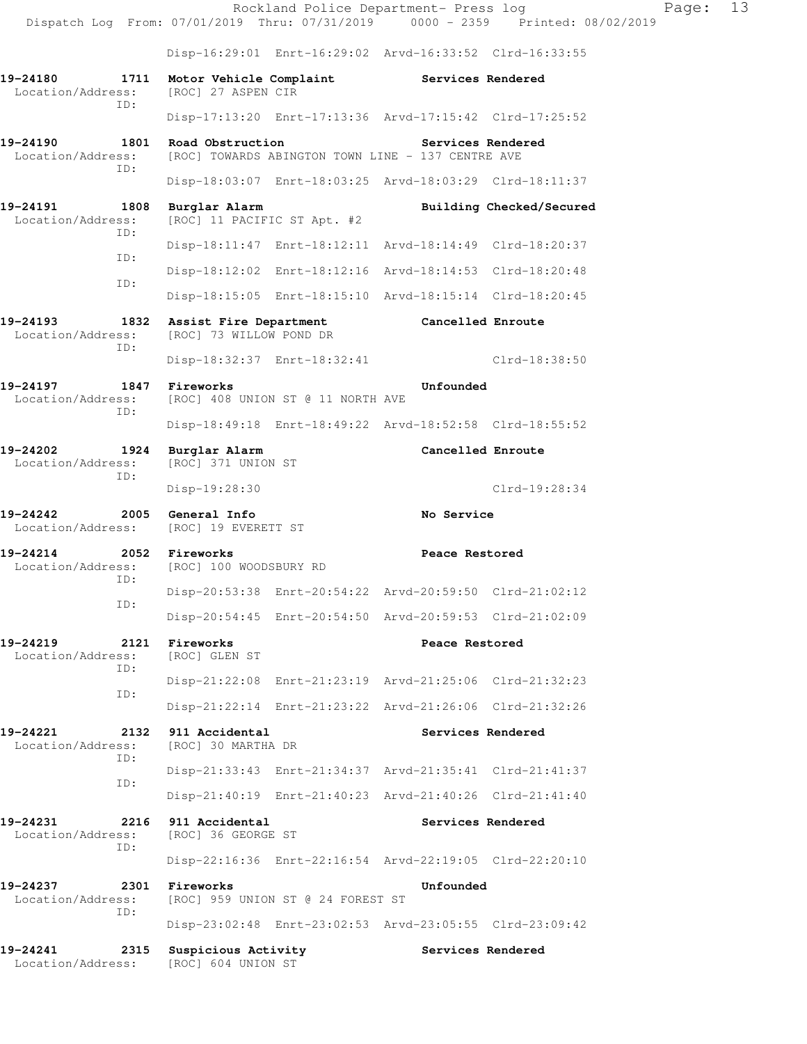Disp-16:29:01 Enrt-16:29:02 Arvd-16:33:52 Clrd-16:33:55

**19-24180 1711 Motor Vehicle Complaint** **Services Rendered**
Location/Address: [ROC] 27 ASPEN CIR
ID:
Disp-17:13:20 Enrt-17:13:36 Arvd-17:15:42 Clrd-17:25:52

**19-24190 1801 Road Obstruction** **Services Rendered**
Location/Address: [ROC] TOWARDS ABINGTON TOWN LINE - 137 CENTRE AVE
ID:
Disp-18:03:07 Enrt-18:03:25 Arvd-18:03:29 Clrd-18:11:37

**19-24191 1808 Burglar Alarm** **Building Checked/Secured**
Location/Address: [ROC] 11 PACIFIC ST Apt. #2
ID:
Disp-18:11:47 Enrt-18:12:11 Arvd-18:14:49 Clrd-18:20:37
ID:
Disp-18:12:02 Enrt-18:12:16 Arvd-18:14:53 Clrd-18:20:48
ID:
Disp-18:15:05 Enrt-18:15:10 Arvd-18:15:14 Clrd-18:20:45

**19-24193 1832 Assist Fire Department** **Cancelled Enroute**
Location/Address: [ROC] 73 WILLOW POND DR
ID:
Disp-18:32:37 Enrt-18:32:41 Clrd-18:38:50

**19-24197 1847 Fireworks** **Unfounded**
Location/Address: [ROC] 408 UNION ST @ 11 NORTH AVE
ID:
Disp-18:49:18 Enrt-18:49:22 Arvd-18:52:58 Clrd-18:55:52

**19-24202 1924 Burglar Alarm** **Cancelled Enroute**
Location/Address: [ROC] 371 UNION ST
ID:
Disp-19:28:30 Clrd-19:28:34

**19-24242 2005 General Info** **No Service**
Location/Address: [ROC] 19 EVERETT ST

**19-24214 2052 Fireworks** **Peace Restored**
Location/Address: [ROC] 100 WOODSBURY RD
ID:
Disp-20:53:38 Enrt-20:54:22 Arvd-20:59:50 Clrd-21:02:12
ID:
Disp-20:54:45 Enrt-20:54:50 Arvd-20:59:53 Clrd-21:02:09

**19-24219 2121 Fireworks** **Peace Restored**
Location/Address: [ROC] GLEN ST
ID:
Disp-21:22:08 Enrt-21:23:19 Arvd-21:25:06 Clrd-21:32:23
ID:
Disp-21:22:14 Enrt-21:23:22 Arvd-21:26:06 Clrd-21:32:26

**19-24221 2132 911 Accidental** **Services Rendered**
Location/Address: [ROC] 30 MARTHA DR
ID:
Disp-21:33:43 Enrt-21:34:37 Arvd-21:35:41 Clrd-21:41:37
ID:
Disp-21:40:19 Enrt-21:40:23 Arvd-21:40:26 Clrd-21:41:40

**19-24231 2216 911 Accidental** **Services Rendered**
Location/Address: [ROC] 36 GEORGE ST
ID:
Disp-22:16:36 Enrt-22:16:54 Arvd-22:19:05 Clrd-22:20:10

**19-24237 2301 Fireworks** **Unfounded**
Location/Address: [ROC] 959 UNION ST @ 24 FOREST ST
ID:
Disp-23:02:48 Enrt-23:02:53 Arvd-23:05:55 Clrd-23:09:42

**19-24241 2315 Suspicious Activity** **Services Rendered**
Location/Address: [ROC] 604 UNION ST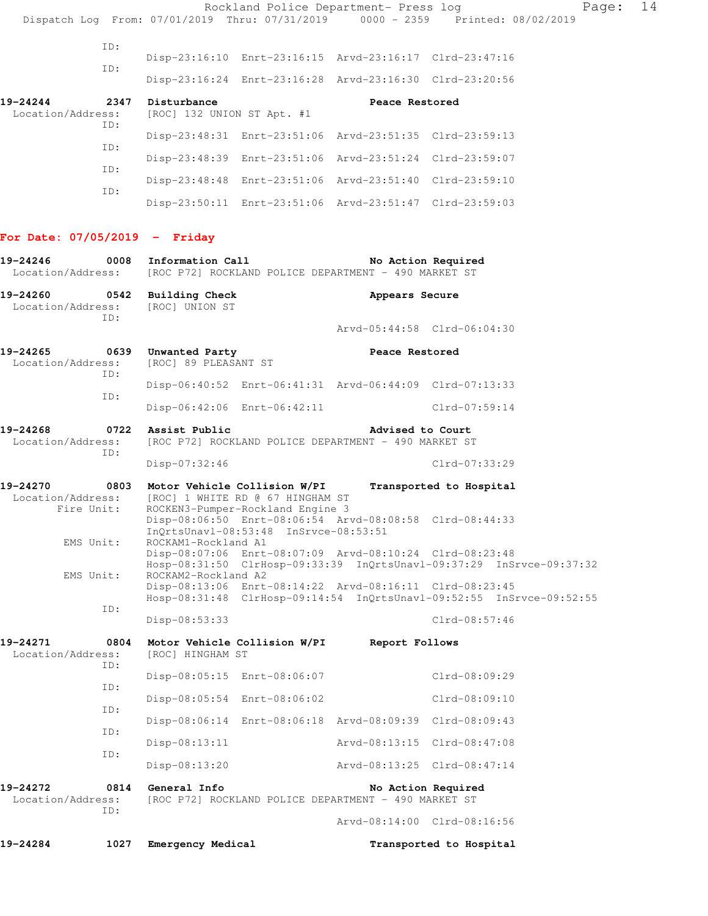```
            ID:
                    Disp-23:16:10  Enrt-23:16:15  Arvd-23:16:17  Clrd-23:47:16
            ID:
                    Disp-23:16:24  Enrt-23:16:28  Arvd-23:16:30  Clrd-23:20:56

19-24244        2347  Disturbance                         Peace Restored
  Location/Address:   [ROC] 132 UNION ST Apt. #1
            ID:
                    Disp-23:48:31  Enrt-23:51:06  Arvd-23:51:35  Clrd-23:59:13
            ID:
                    Disp-23:48:39  Enrt-23:51:06  Arvd-23:51:24  Clrd-23:59:07
            ID:
                    Disp-23:48:48  Enrt-23:51:06  Arvd-23:51:40  Clrd-23:59:10
            ID:
                    Disp-23:50:11  Enrt-23:51:06  Arvd-23:51:47  Clrd-23:59:03
```

**For Date: 07/05/2019  -  Friday**

```
19-24246        0008  Information Call                    No Action Required
  Location/Address:   [ROC P72] ROCKLAND POLICE DEPARTMENT - 490 MARKET ST

19-24260        0542  Building Check                      Appears Secure
  Location/Address:   [ROC] UNION ST
            ID:
                                                 Arvd-05:44:58  Clrd-06:04:30

19-24265        0639  Unwanted Party                      Peace Restored
  Location/Address:   [ROC] 89 PLEASANT ST
            ID:
                    Disp-06:40:52  Enrt-06:41:31  Arvd-06:44:09  Clrd-07:13:33
            ID:
                    Disp-06:42:06  Enrt-06:42:11                 Clrd-07:59:14

19-24268        0722  Assist Public                       Advised to Court
  Location/Address:   [ROC P72] ROCKLAND POLICE DEPARTMENT - 490 MARKET ST
            ID:
                    Disp-07:32:46                                Clrd-07:33:29

19-24270        0803  Motor Vehicle Collision W/PI        Transported to Hospital
  Location/Address:   [ROC] 1 WHITE RD @ 67 HINGHAM ST
        Fire Unit:    ROCKEN3-Pumper-Rockland Engine 3
                    Disp-08:06:50  Enrt-08:06:54  Arvd-08:08:58  Clrd-08:44:33
                    InQrtsUnavl-08:53:48  InSrvce-08:53:51
         EMS Unit:    ROCKAM1-Rockland A1
                    Disp-08:07:06  Enrt-08:07:09  Arvd-08:10:24  Clrd-08:23:48
                    Hosp-08:31:50  ClrHosp-09:33:39  InQrtsUnavl-09:37:29  InSrvce-09:37:32
         EMS Unit:    ROCKAM2-Rockland A2
                    Disp-08:13:06  Enrt-08:14:22  Arvd-08:16:11  Clrd-08:23:45
                    Hosp-08:31:48  ClrHosp-09:14:54  InQrtsUnavl-09:52:55  InSrvce-09:52:55
            ID:
                    Disp-08:53:33                                Clrd-08:57:46

19-24271        0804  Motor Vehicle Collision W/PI        Report Follows
  Location/Address:   [ROC] HINGHAM ST
            ID:
                    Disp-08:05:15  Enrt-08:06:07                 Clrd-08:09:29
            ID:
                    Disp-08:05:54  Enrt-08:06:02                 Clrd-08:09:10
            ID:
                    Disp-08:06:14  Enrt-08:06:18  Arvd-08:09:39  Clrd-08:09:43
            ID:
                    Disp-08:13:11                 Arvd-08:13:15  Clrd-08:47:08
            ID:
                    Disp-08:13:20                 Arvd-08:13:25  Clrd-08:47:14

19-24272        0814  General Info                        No Action Required
  Location/Address:   [ROC P72] ROCKLAND POLICE DEPARTMENT - 490 MARKET ST
            ID:
                                                 Arvd-08:14:00  Clrd-08:16:56

19-24284        1027  Emergency Medical                   Transported to Hospital
```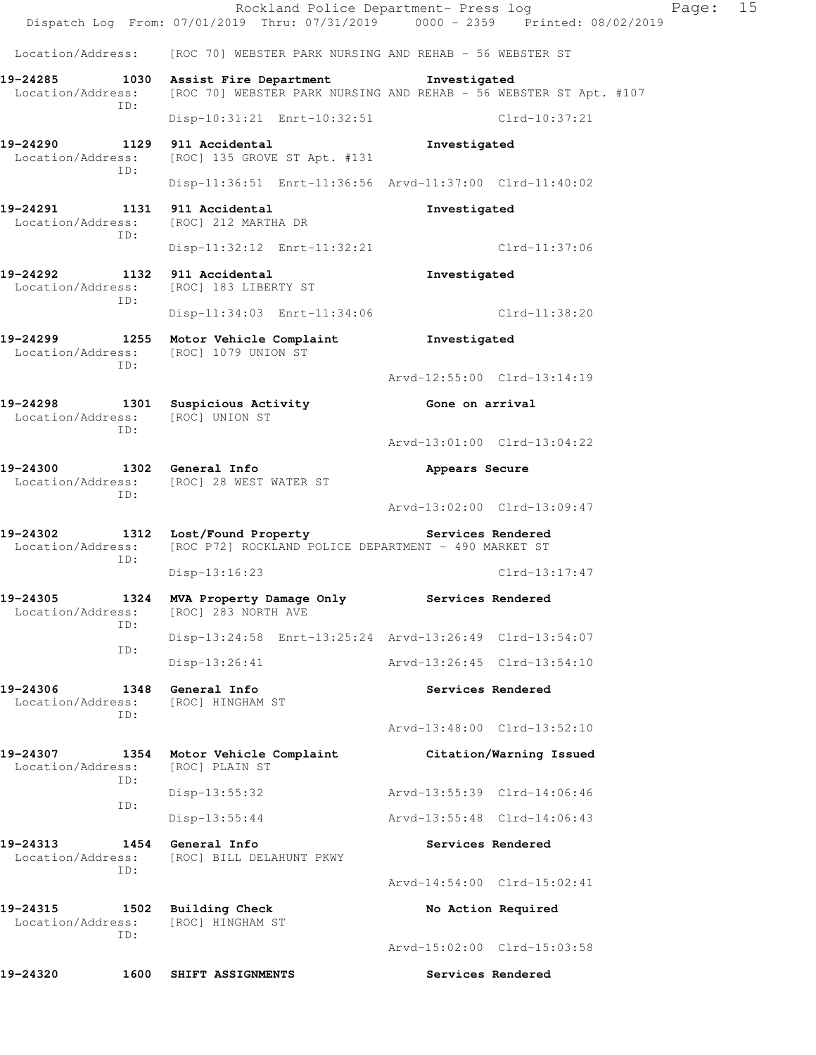Location/Address: [ROC 70] WEBSTER PARK NURSING AND REHAB - 56 WEBSTER ST

**19-24285 1030 Assist Fire Department** — **Investigated**
Location/Address: [ROC 70] WEBSTER PARK NURSING AND REHAB - 56 WEBSTER ST Apt. #107
ID:
Disp-10:31:21 Enrt-10:32:51 Clrd-10:37:21

**19-24290 1129 911 Accidental** — **Investigated**
Location/Address: [ROC] 135 GROVE ST Apt. #131
ID:
Disp-11:36:51 Enrt-11:36:56 Arvd-11:37:00 Clrd-11:40:02

**19-24291 1131 911 Accidental** — **Investigated**
Location/Address: [ROC] 212 MARTHA DR
ID:
Disp-11:32:12 Enrt-11:32:21 Clrd-11:37:06

**19-24292 1132 911 Accidental** — **Investigated**
Location/Address: [ROC] 183 LIBERTY ST
ID:
Disp-11:34:03 Enrt-11:34:06 Clrd-11:38:20

**19-24299 1255 Motor Vehicle Complaint** — **Investigated**
Location/Address: [ROC] 1079 UNION ST
ID:
Arvd-12:55:00 Clrd-13:14:19

**19-24298 1301 Suspicious Activity** — **Gone on arrival**
Location/Address: [ROC] UNION ST
ID:
Arvd-13:01:00 Clrd-13:04:22

**19-24300 1302 General Info** — **Appears Secure**
Location/Address: [ROC] 28 WEST WATER ST
ID:
Arvd-13:02:00 Clrd-13:09:47

**19-24302 1312 Lost/Found Property** — **Services Rendered**
Location/Address: [ROC P72] ROCKLAND POLICE DEPARTMENT - 490 MARKET ST
ID:
Disp-13:16:23 Clrd-13:17:47

**19-24305 1324 MVA Property Damage Only** — **Services Rendered**
Location/Address: [ROC] 283 NORTH AVE
ID:
Disp-13:24:58 Enrt-13:25:24 Arvd-13:26:49 Clrd-13:54:07
ID:
Disp-13:26:41 Arvd-13:26:45 Clrd-13:54:10

**19-24306 1348 General Info** — **Services Rendered**
Location/Address: [ROC] HINGHAM ST
ID:
Arvd-13:48:00 Clrd-13:52:10

**19-24307 1354 Motor Vehicle Complaint** — **Citation/Warning Issued**
Location/Address: [ROC] PLAIN ST
ID:
Disp-13:55:32 Arvd-13:55:39 Clrd-14:06:46
ID:
Disp-13:55:44 Arvd-13:55:48 Clrd-14:06:43

**19-24313 1454 General Info** — **Services Rendered**
Location/Address: [ROC] BILL DELAHUNT PKWY
ID:
Arvd-14:54:00 Clrd-15:02:41

**19-24315 1502 Building Check** — **No Action Required**
Location/Address: [ROC] HINGHAM ST
ID:
Arvd-15:02:00 Clrd-15:03:58

**19-24320 1600 SHIFT ASSIGNMENTS** — **Services Rendered**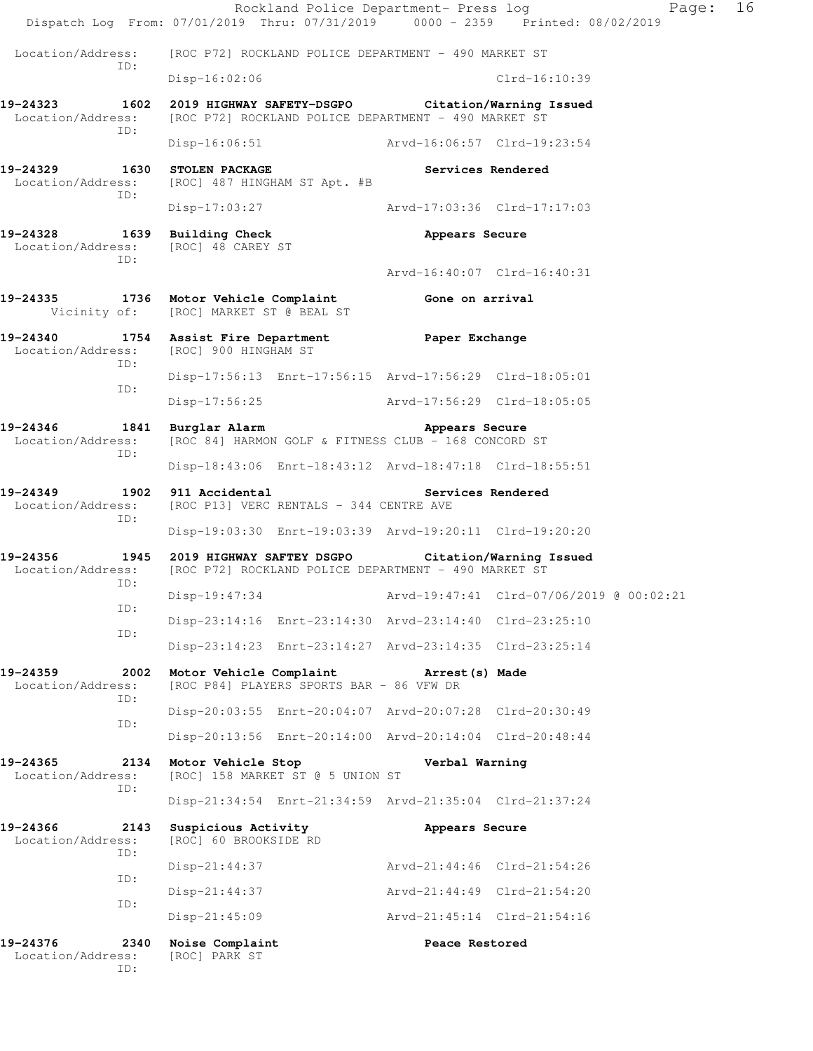Location/Address: [ROC P72] ROCKLAND POLICE DEPARTMENT - 490 MARKET ST
ID:
Disp-16:02:06 Clrd-16:10:39

**19-24323 1602 2019 HIGHWAY SAFETY-DSGPO Citation/Warning Issued**
Location/Address: [ROC P72] ROCKLAND POLICE DEPARTMENT - 490 MARKET ST
ID:
Disp-16:06:51 Arvd-16:06:57 Clrd-19:23:54

**19-24329 1630 STOLEN PACKAGE Services Rendered**
Location/Address: [ROC] 487 HINGHAM ST Apt. #B
ID:
Disp-17:03:27 Arvd-17:03:36 Clrd-17:17:03

**19-24328 1639 Building Check Appears Secure**
Location/Address: [ROC] 48 CAREY ST
ID:
Arvd-16:40:07 Clrd-16:40:31

**19-24335 1736 Motor Vehicle Complaint Gone on arrival**
Vicinity of: [ROC] MARKET ST @ BEAL ST

**19-24340 1754 Assist Fire Department Paper Exchange**
Location/Address: [ROC] 900 HINGHAM ST
ID:
Disp-17:56:13 Enrt-17:56:15 Arvd-17:56:29 Clrd-18:05:01
ID:
Disp-17:56:25 Arvd-17:56:29 Clrd-18:05:05

**19-24346 1841 Burglar Alarm Appears Secure**
Location/Address: [ROC 84] HARMON GOLF & FITNESS CLUB - 168 CONCORD ST
ID:
Disp-18:43:06 Enrt-18:43:12 Arvd-18:47:18 Clrd-18:55:51

**19-24349 1902 911 Accidental Services Rendered**
Location/Address: [ROC P13] VERC RENTALS - 344 CENTRE AVE
ID:
Disp-19:03:30 Enrt-19:03:39 Arvd-19:20:11 Clrd-19:20:20

**19-24356 1945 2019 HIGHWAY SAFTEY DSGPO Citation/Warning Issued**
Location/Address: [ROC P72] ROCKLAND POLICE DEPARTMENT - 490 MARKET ST
ID:
Disp-19:47:34 Arvd-19:47:41 Clrd-07/06/2019 @ 00:02:21
ID:
Disp-23:14:16 Enrt-23:14:30 Arvd-23:14:40 Clrd-23:25:10
ID:
Disp-23:14:23 Enrt-23:14:27 Arvd-23:14:35 Clrd-23:25:14

**19-24359 2002 Motor Vehicle Complaint Arrest(s) Made**
Location/Address: [ROC P84] PLAYERS SPORTS BAR - 86 VFW DR
ID:
Disp-20:03:55 Enrt-20:04:07 Arvd-20:07:28 Clrd-20:30:49
ID:
Disp-20:13:56 Enrt-20:14:00 Arvd-20:14:04 Clrd-20:48:44

**19-24365 2134 Motor Vehicle Stop Verbal Warning**
Location/Address: [ROC] 158 MARKET ST @ 5 UNION ST
ID:
Disp-21:34:54 Enrt-21:34:59 Arvd-21:35:04 Clrd-21:37:24

**19-24366 2143 Suspicious Activity Appears Secure**
Location/Address: [ROC] 60 BROOKSIDE RD
ID:
Disp-21:44:37 Arvd-21:44:46 Clrd-21:54:26
ID:
Disp-21:44:37 Arvd-21:44:49 Clrd-21:54:20
ID:
Disp-21:45:09 Arvd-21:45:14 Clrd-21:54:16

**19-24376 2340 Noise Complaint Peace Restored**
Location/Address: [ROC] PARK ST
ID: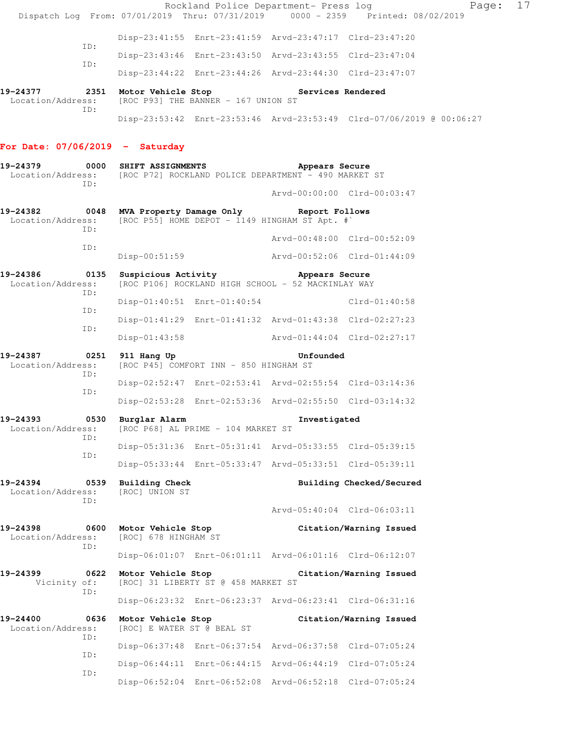```
            Disp-23:41:55  Enrt-23:41:59  Arvd-23:47:17  Clrd-23:47:20
        ID:
            Disp-23:43:46  Enrt-23:43:50  Arvd-23:43:55  Clrd-23:47:04
        ID:
            Disp-23:44:22  Enrt-23:44:26  Arvd-23:44:30  Clrd-23:47:07

19-24377      2351  Motor Vehicle Stop                  Services Rendered
  Location/Address:  [ROC P93] THE BANNER - 167 UNION ST
        ID:
            Disp-23:53:42  Enrt-23:53:46  Arvd-23:53:49  Clrd-07/06/2019 @ 00:06:27
```

## For Date: 07/06/2019 - Saturday

```
19-24379      0000  SHIFT ASSIGNMENTS                   Appears Secure
  Location/Address:  [ROC P72] ROCKLAND POLICE DEPARTMENT - 490 MARKET ST
        ID:
                                          Arvd-00:00:00  Clrd-00:03:47

19-24382      0048  MVA Property Damage Only            Report Follows
  Location/Address:  [ROC P55] HOME DEPOT - 1149 HINGHAM ST Apt. #`
        ID:
                                          Arvd-00:48:00  Clrd-00:52:09
        ID:
            Disp-00:51:59                 Arvd-00:52:06  Clrd-01:44:09

19-24386      0135  Suspicious Activity                 Appears Secure
  Location/Address:  [ROC P106] ROCKLAND HIGH SCHOOL - 52 MACKINLAY WAY
        ID:
            Disp-01:40:51  Enrt-01:40:54                 Clrd-01:40:58
        ID:
            Disp-01:41:29  Enrt-01:41:32  Arvd-01:43:38  Clrd-02:27:23
        ID:
            Disp-01:43:58                 Arvd-01:44:04  Clrd-02:27:17

19-24387      0251  911 Hang Up                         Unfounded
  Location/Address:  [ROC P45] COMFORT INN - 850 HINGHAM ST
        ID:
            Disp-02:52:47  Enrt-02:53:41  Arvd-02:55:54  Clrd-03:14:36
        ID:
            Disp-02:53:28  Enrt-02:53:36  Arvd-02:55:50  Clrd-03:14:32

19-24393      0530  Burglar Alarm                       Investigated
  Location/Address:  [ROC P68] AL PRIME - 104 MARKET ST
        ID:
            Disp-05:31:36  Enrt-05:31:41  Arvd-05:33:55  Clrd-05:39:15
        ID:
            Disp-05:33:44  Enrt-05:33:47  Arvd-05:33:51  Clrd-05:39:11

19-24394      0539  Building Check                      Building Checked/Secured
  Location/Address:  [ROC] UNION ST
        ID:
                                          Arvd-05:40:04  Clrd-06:03:11

19-24398      0600  Motor Vehicle Stop                  Citation/Warning Issued
  Location/Address:  [ROC] 678 HINGHAM ST
        ID:
            Disp-06:01:07  Enrt-06:01:11  Arvd-06:01:16  Clrd-06:12:07

19-24399      0622  Motor Vehicle Stop                  Citation/Warning Issued
       Vicinity of:  [ROC] 31 LIBERTY ST @ 458 MARKET ST
        ID:
            Disp-06:23:32  Enrt-06:23:37  Arvd-06:23:41  Clrd-06:31:16

19-24400      0636  Motor Vehicle Stop                  Citation/Warning Issued
  Location/Address:  [ROC] E WATER ST @ BEAL ST
        ID:
            Disp-06:37:48  Enrt-06:37:54  Arvd-06:37:58  Clrd-07:05:24
        ID:
            Disp-06:44:11  Enrt-06:44:15  Arvd-06:44:19  Clrd-07:05:24
        ID:
            Disp-06:52:04  Enrt-06:52:08  Arvd-06:52:18  Clrd-07:05:24
```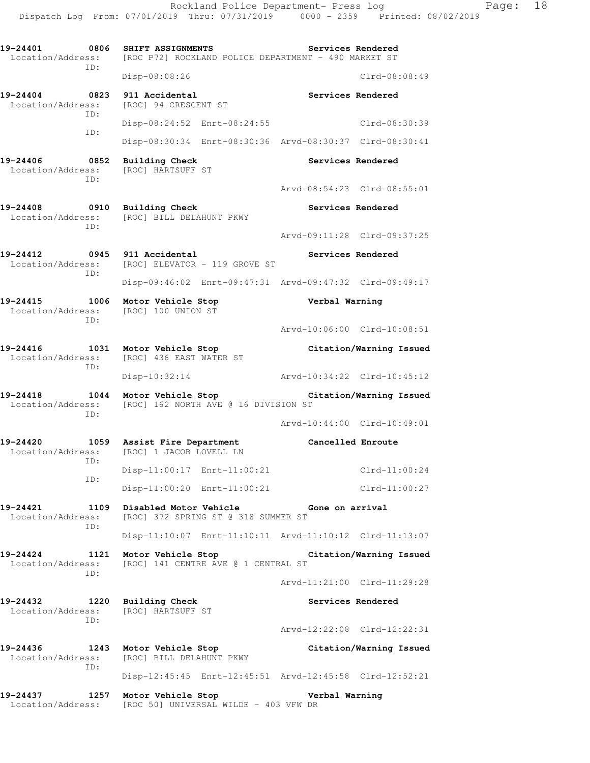```
19-24401        0806  SHIFT ASSIGNMENTS                    Services Rendered
  Location/Address:   [ROC P72] ROCKLAND POLICE DEPARTMENT - 490 MARKET ST
               ID:    
                      Disp-08:08:26                                   Clrd-08:08:49

19-24404        0823  911 Accidental                       Services Rendered
  Location/Address:   [ROC] 94 CRESCENT ST
               ID:    
                      Disp-08:24:52  Enrt-08:24:55                    Clrd-08:30:39
               ID:    
                      Disp-08:30:34  Enrt-08:30:36  Arvd-08:30:37  Clrd-08:30:41

19-24406        0852  Building Check                       Services Rendered
  Location/Address:   [ROC] HARTSUFF ST
               ID:    
                                                    Arvd-08:54:23  Clrd-08:55:01

19-24408        0910  Building Check                       Services Rendered
  Location/Address:   [ROC] BILL DELAHUNT PKWY
               ID:    
                                                    Arvd-09:11:28  Clrd-09:37:25

19-24412        0945  911 Accidental                       Services Rendered
  Location/Address:   [ROC] ELEVATOR - 119 GROVE ST
               ID:    
                      Disp-09:46:02  Enrt-09:47:31  Arvd-09:47:32  Clrd-09:49:17

19-24415        1006  Motor Vehicle Stop                   Verbal Warning
  Location/Address:   [ROC] 100 UNION ST
               ID:    
                                                    Arvd-10:06:00  Clrd-10:08:51

19-24416        1031  Motor Vehicle Stop                   Citation/Warning Issued
  Location/Address:   [ROC] 436 EAST WATER ST
               ID:    
                      Disp-10:32:14                 Arvd-10:34:22  Clrd-10:45:12

19-24418        1044  Motor Vehicle Stop                   Citation/Warning Issued
  Location/Address:   [ROC] 162 NORTH AVE @ 16 DIVISION ST
               ID:    
                                                    Arvd-10:44:00  Clrd-10:49:01

19-24420        1059  Assist Fire Department               Cancelled Enroute
  Location/Address:   [ROC] 1 JACOB LOVELL LN
               ID:    
                      Disp-11:00:17  Enrt-11:00:21                    Clrd-11:00:24
               ID:    
                      Disp-11:00:20  Enrt-11:00:21                    Clrd-11:00:27

19-24421        1109  Disabled Motor Vehicle               Gone on arrival
  Location/Address:   [ROC] 372 SPRING ST @ 318 SUMMER ST
               ID:    
                      Disp-11:10:07  Enrt-11:10:11  Arvd-11:10:12  Clrd-11:13:07

19-24424        1121  Motor Vehicle Stop                   Citation/Warning Issued
  Location/Address:   [ROC] 141 CENTRE AVE @ 1 CENTRAL ST
               ID:    
                                                    Arvd-11:21:00  Clrd-11:29:28

19-24432        1220  Building Check                       Services Rendered
  Location/Address:   [ROC] HARTSUFF ST
               ID:    
                                                    Arvd-12:22:08  Clrd-12:22:31

19-24436        1243  Motor Vehicle Stop                   Citation/Warning Issued
  Location/Address:   [ROC] BILL DELAHUNT PKWY
               ID:    
                      Disp-12:45:45  Enrt-12:45:51  Arvd-12:45:58  Clrd-12:52:21

19-24437        1257  Motor Vehicle Stop                   Verbal Warning
  Location/Address:   [ROC 50] UNIVERSAL WILDE - 403 VFW DR
```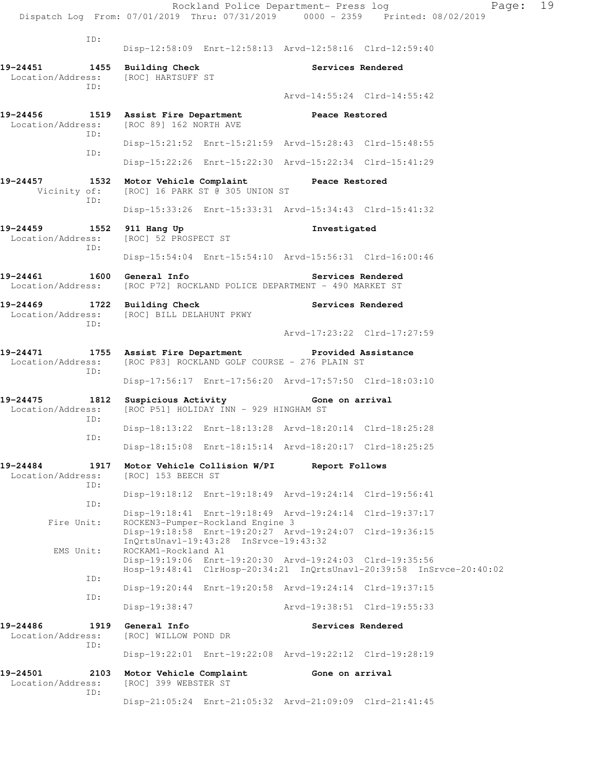```
          ID:
                    Disp-12:58:09  Enrt-12:58:13  Arvd-12:58:16  Clrd-12:59:40

19-24451        1455  Building Check                    Services Rendered
 Location/Address:    [ROC] HARTSUFF ST
          ID:
                                                  Arvd-14:55:24  Clrd-14:55:42

19-24456        1519  Assist Fire Department            Peace Restored
 Location/Address:    [ROC 89] 162 NORTH AVE
          ID:
                    Disp-15:21:52  Enrt-15:21:59  Arvd-15:28:43  Clrd-15:48:55
          ID:
                    Disp-15:22:26  Enrt-15:22:30  Arvd-15:22:34  Clrd-15:41:29

19-24457        1532  Motor Vehicle Complaint           Peace Restored
      Vicinity of:    [ROC] 16 PARK ST @ 305 UNION ST
          ID:
                    Disp-15:33:26  Enrt-15:33:31  Arvd-15:34:43  Clrd-15:41:32

19-24459        1552  911 Hang Up                       Investigated
 Location/Address:    [ROC] 52 PROSPECT ST
          ID:
                    Disp-15:54:04  Enrt-15:54:10  Arvd-15:56:31  Clrd-16:00:46

19-24461        1600  General Info                      Services Rendered
 Location/Address:    [ROC P72] ROCKLAND POLICE DEPARTMENT - 490 MARKET ST

19-24469        1722  Building Check                    Services Rendered
 Location/Address:    [ROC] BILL DELAHUNT PKWY
          ID:
                                                  Arvd-17:23:22  Clrd-17:27:59

19-24471        1755  Assist Fire Department            Provided Assistance
 Location/Address:    [ROC P83] ROCKLAND GOLF COURSE - 276 PLAIN ST
          ID:
                    Disp-17:56:17  Enrt-17:56:20  Arvd-17:57:50  Clrd-18:03:10

19-24475        1812  Suspicious Activity               Gone on arrival
 Location/Address:    [ROC P51] HOLIDAY INN - 929 HINGHAM ST
          ID:
                    Disp-18:13:22  Enrt-18:13:28  Arvd-18:20:14  Clrd-18:25:28
          ID:
                    Disp-18:15:08  Enrt-18:15:14  Arvd-18:20:17  Clrd-18:25:25

19-24484        1917  Motor Vehicle Collision W/PI      Report Follows
 Location/Address:    [ROC] 153 BEECH ST
          ID:
                    Disp-19:18:12  Enrt-19:18:49  Arvd-19:24:14  Clrd-19:56:41
          ID:
                    Disp-19:18:41  Enrt-19:18:49  Arvd-19:24:14  Clrd-19:37:17
        Fire Unit:    ROCKEN3-Pumper-Rockland Engine 3
                    Disp-19:18:58  Enrt-19:20:27  Arvd-19:24:07  Clrd-19:36:15
                    InQrtsUnavl-19:43:28  InSrvce-19:43:32
         EMS Unit:    ROCKAM1-Rockland A1
                    Disp-19:19:06  Enrt-19:20:30  Arvd-19:24:03  Clrd-19:35:56
                    Hosp-19:48:41  ClrHosp-20:34:21  InQrtsUnavl-20:39:58  InSrvce-20:40:02
          ID:
                    Disp-19:20:44  Enrt-19:20:58  Arvd-19:24:14  Clrd-19:37:15
          ID:
                    Disp-19:38:47                 Arvd-19:38:51  Clrd-19:55:33

19-24486        1919  General Info                      Services Rendered
 Location/Address:    [ROC] WILLOW POND DR
          ID:
                    Disp-19:22:01  Enrt-19:22:08  Arvd-19:22:12  Clrd-19:28:19

19-24501        2103  Motor Vehicle Complaint           Gone on arrival
 Location/Address:    [ROC] 399 WEBSTER ST
          ID:
                    Disp-21:05:24  Enrt-21:05:32  Arvd-21:09:09  Clrd-21:41:45
```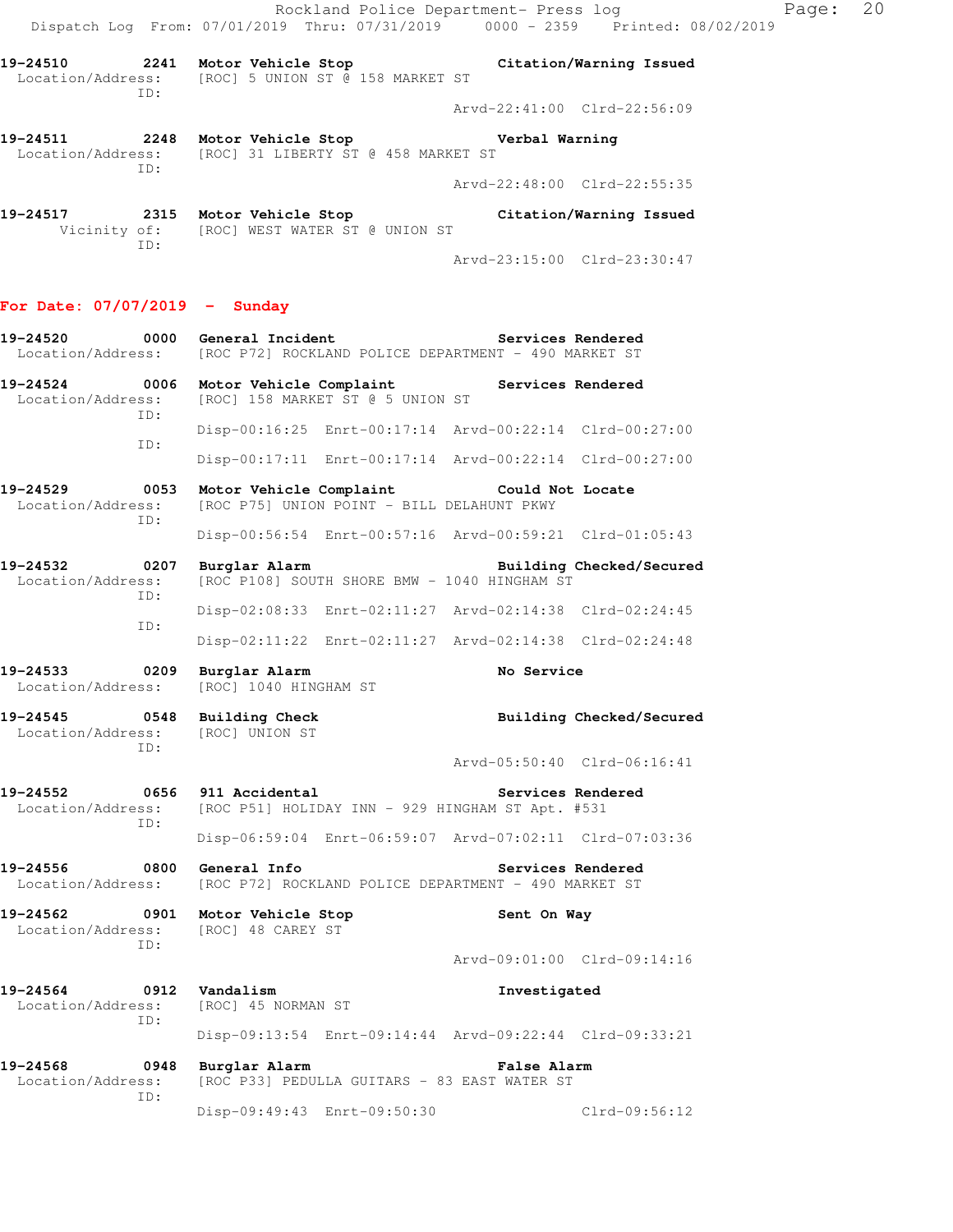19-24510 2241 Motor Vehicle Stop Citation/Warning Issued
Location/Address: [ROC] 5 UNION ST @ 158 MARKET ST
ID:
Arvd-22:41:00 Clrd-22:56:09

19-24511 2248 Motor Vehicle Stop Verbal Warning
Location/Address: [ROC] 31 LIBERTY ST @ 458 MARKET ST
ID:
Arvd-22:48:00 Clrd-22:55:35

19-24517 2315 Motor Vehicle Stop Citation/Warning Issued
Vicinity of: [ROC] WEST WATER ST @ UNION ST
ID:
Arvd-23:15:00 Clrd-23:30:47

**For Date: 07/07/2019 - Sunday**

19-24520 0000 General Incident Services Rendered
Location/Address: [ROC P72] ROCKLAND POLICE DEPARTMENT - 490 MARKET ST

19-24524 0006 Motor Vehicle Complaint Services Rendered
Location/Address: [ROC] 158 MARKET ST @ 5 UNION ST
ID:
Disp-00:16:25 Enrt-00:17:14 Arvd-00:22:14 Clrd-00:27:00
ID:
Disp-00:17:11 Enrt-00:17:14 Arvd-00:22:14 Clrd-00:27:00

19-24529 0053 Motor Vehicle Complaint Could Not Locate
Location/Address: [ROC P75] UNION POINT - BILL DELAHUNT PKWY
ID:
Disp-00:56:54 Enrt-00:57:16 Arvd-00:59:21 Clrd-01:05:43

19-24532 0207 Burglar Alarm Building Checked/Secured
Location/Address: [ROC P108] SOUTH SHORE BMW - 1040 HINGHAM ST
ID:
Disp-02:08:33 Enrt-02:11:27 Arvd-02:14:38 Clrd-02:24:45
ID:
Disp-02:11:22 Enrt-02:11:27 Arvd-02:14:38 Clrd-02:24:48

19-24533 0209 Burglar Alarm No Service
Location/Address: [ROC] 1040 HINGHAM ST

19-24545 0548 Building Check Building Checked/Secured
Location/Address: [ROC] UNION ST
ID:
Arvd-05:50:40 Clrd-06:16:41

19-24552 0656 911 Accidental Services Rendered
Location/Address: [ROC P51] HOLIDAY INN - 929 HINGHAM ST Apt. #531
ID:
Disp-06:59:04 Enrt-06:59:07 Arvd-07:02:11 Clrd-07:03:36

19-24556 0800 General Info Services Rendered
Location/Address: [ROC P72] ROCKLAND POLICE DEPARTMENT - 490 MARKET ST

19-24562 0901 Motor Vehicle Stop Sent On Way
Location/Address: [ROC] 48 CAREY ST
ID:
Arvd-09:01:00 Clrd-09:14:16

19-24564 0912 Vandalism Investigated
Location/Address: [ROC] 45 NORMAN ST
ID:
Disp-09:13:54 Enrt-09:14:44 Arvd-09:22:44 Clrd-09:33:21

19-24568 0948 Burglar Alarm False Alarm
Location/Address: [ROC P33] PEDULLA GUITARS - 83 EAST WATER ST
ID:
Disp-09:49:43 Enrt-09:50:30 Clrd-09:56:12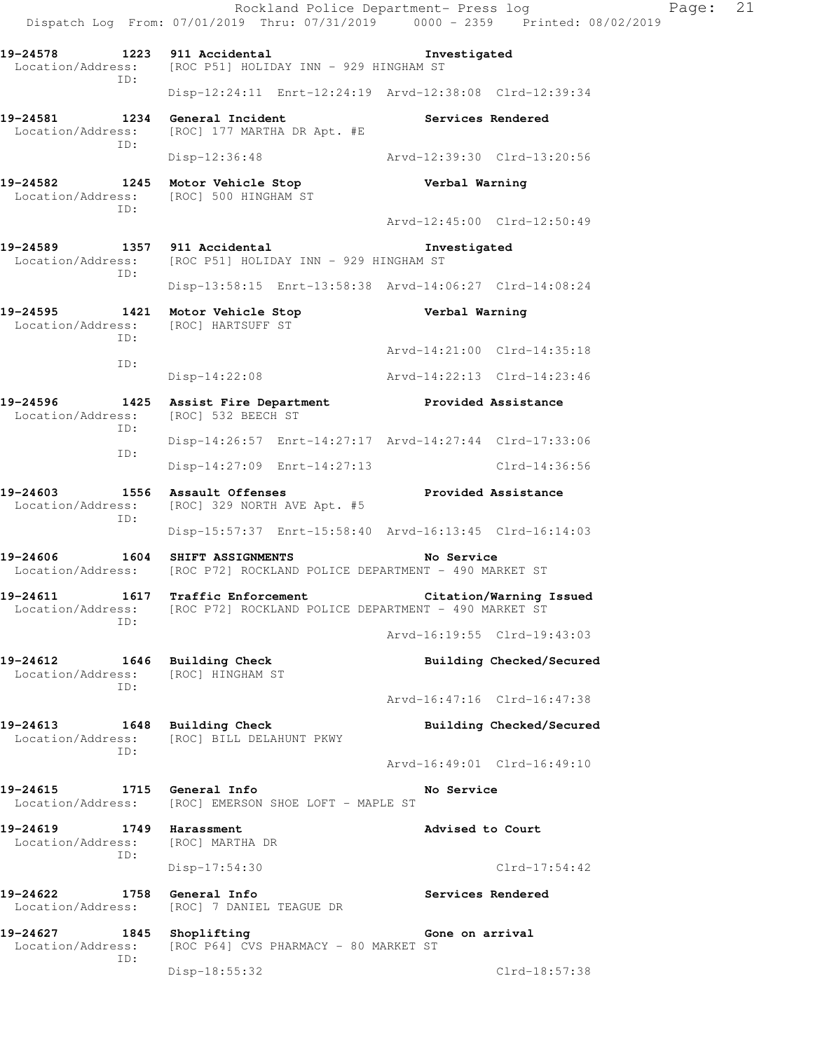Rockland Police Department- Press log
Dispatch Log From: 07/01/2019 Thru: 07/31/2019 0000 - 2359 Printed: 08/02/2019

**19-24578 1223 911 Accidental** — Investigated
Location/Address: [ROC P51] HOLIDAY INN - 929 HINGHAM ST
ID:
Disp-12:24:11 Enrt-12:24:19 Arvd-12:38:08 Clrd-12:39:34

**19-24581 1234 General Incident** — Services Rendered
Location/Address: [ROC] 177 MARTHA DR Apt. #E
ID:
Disp-12:36:48 Arvd-12:39:30 Clrd-13:20:56

**19-24582 1245 Motor Vehicle Stop** — Verbal Warning
Location/Address: [ROC] 500 HINGHAM ST
ID:
Arvd-12:45:00 Clrd-12:50:49

**19-24589 1357 911 Accidental** — Investigated
Location/Address: [ROC P51] HOLIDAY INN - 929 HINGHAM ST
ID:
Disp-13:58:15 Enrt-13:58:38 Arvd-14:06:27 Clrd-14:08:24

**19-24595 1421 Motor Vehicle Stop** — Verbal Warning
Location/Address: [ROC] HARTSUFF ST
ID:
Arvd-14:21:00 Clrd-14:35:18
ID:
Disp-14:22:08 Arvd-14:22:13 Clrd-14:23:46

**19-24596 1425 Assist Fire Department** — Provided Assistance
Location/Address: [ROC] 532 BEECH ST
ID:
Disp-14:26:57 Enrt-14:27:17 Arvd-14:27:44 Clrd-17:33:06
ID:
Disp-14:27:09 Enrt-14:27:13 Clrd-14:36:56

**19-24603 1556 Assault Offenses** — Provided Assistance
Location/Address: [ROC] 329 NORTH AVE Apt. #5
ID:
Disp-15:57:37 Enrt-15:58:40 Arvd-16:13:45 Clrd-16:14:03

**19-24606 1604 SHIFT ASSIGNMENTS** — No Service
Location/Address: [ROC P72] ROCKLAND POLICE DEPARTMENT - 490 MARKET ST

**19-24611 1617 Traffic Enforcement** — Citation/Warning Issued
Location/Address: [ROC P72] ROCKLAND POLICE DEPARTMENT - 490 MARKET ST
ID:
Arvd-16:19:55 Clrd-19:43:03

**19-24612 1646 Building Check** — Building Checked/Secured
Location/Address: [ROC] HINGHAM ST
ID:
Arvd-16:47:16 Clrd-16:47:38

**19-24613 1648 Building Check** — Building Checked/Secured
Location/Address: [ROC] BILL DELAHUNT PKWY
ID:
Arvd-16:49:01 Clrd-16:49:10

**19-24615 1715 General Info** — No Service
Location/Address: [ROC] EMERSON SHOE LOFT - MAPLE ST

**19-24619 1749 Harassment** — Advised to Court
Location/Address: [ROC] MARTHA DR
ID:
Disp-17:54:30 Clrd-17:54:42

**19-24622 1758 General Info** — Services Rendered
Location/Address: [ROC] 7 DANIEL TEAGUE DR

**19-24627 1845 Shoplifting** — Gone on arrival
Location/Address: [ROC P64] CVS PHARMACY - 80 MARKET ST
ID:
Disp-18:55:32 Clrd-18:57:38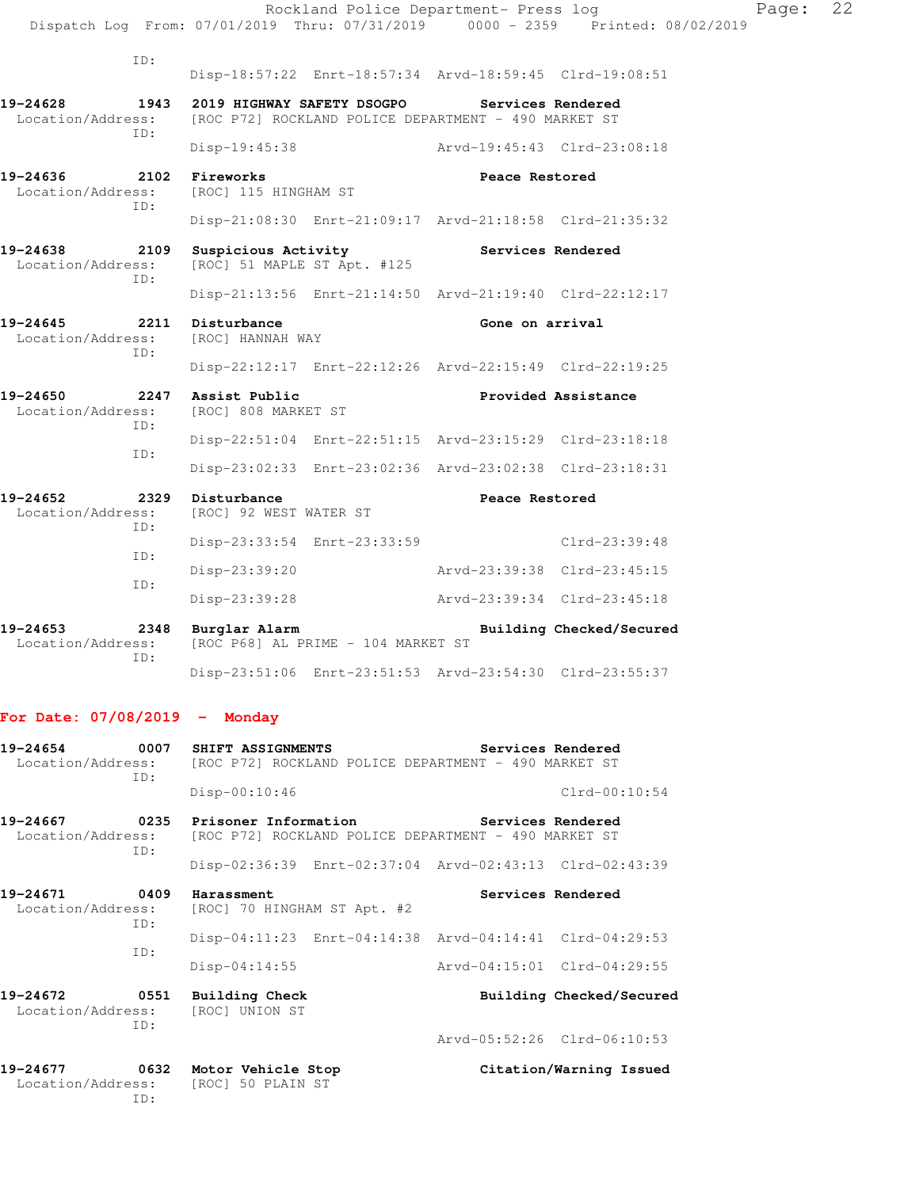ID:
Disp-18:57:22 Enrt-18:57:34 Arvd-18:59:45 Clrd-19:08:51

**19-24628 1943 2019 HIGHWAY SAFETY DSOGPO** Services Rendered
Location/Address: [ROC P72] ROCKLAND POLICE DEPARTMENT - 490 MARKET ST
ID:
Disp-19:45:38 Arvd-19:45:43 Clrd-23:08:18

**19-24636 2102 Fireworks** Peace Restored
Location/Address: [ROC] 115 HINGHAM ST
ID:
Disp-21:08:30 Enrt-21:09:17 Arvd-21:18:58 Clrd-21:35:32

**19-24638 2109 Suspicious Activity** Services Rendered
Location/Address: [ROC] 51 MAPLE ST Apt. #125
ID:
Disp-21:13:56 Enrt-21:14:50 Arvd-21:19:40 Clrd-22:12:17

**19-24645 2211 Disturbance** Gone on arrival
Location/Address: [ROC] HANNAH WAY
ID:
Disp-22:12:17 Enrt-22:12:26 Arvd-22:15:49 Clrd-22:19:25

**19-24650 2247 Assist Public** Provided Assistance
Location/Address: [ROC] 808 MARKET ST
ID:
Disp-22:51:04 Enrt-22:51:15 Arvd-23:15:29 Clrd-23:18:18
ID:
Disp-23:02:33 Enrt-23:02:36 Arvd-23:02:38 Clrd-23:18:31

**19-24652 2329 Disturbance** Peace Restored
Location/Address: [ROC] 92 WEST WATER ST
ID:
Disp-23:33:54 Enrt-23:33:59 Clrd-23:39:48
ID:
Disp-23:39:20 Arvd-23:39:38 Clrd-23:45:15
ID:
Disp-23:39:28 Arvd-23:39:34 Clrd-23:45:18

**19-24653 2348 Burglar Alarm** Building Checked/Secured
Location/Address: [ROC P68] AL PRIME - 104 MARKET ST
ID:
Disp-23:51:06 Enrt-23:51:53 Arvd-23:54:30 Clrd-23:55:37

## For Date: 07/08/2019 - Monday

**19-24654 0007 SHIFT ASSIGNMENTS** Services Rendered
Location/Address: [ROC P72] ROCKLAND POLICE DEPARTMENT - 490 MARKET ST
ID:
Disp-00:10:46 Clrd-00:10:54

**19-24667 0235 Prisoner Information** Services Rendered
Location/Address: [ROC P72] ROCKLAND POLICE DEPARTMENT - 490 MARKET ST
ID:
Disp-02:36:39 Enrt-02:37:04 Arvd-02:43:13 Clrd-02:43:39

**19-24671 0409 Harassment** Services Rendered
Location/Address: [ROC] 70 HINGHAM ST Apt. #2
ID:
Disp-04:11:23 Enrt-04:14:38 Arvd-04:14:41 Clrd-04:29:53
ID:
Disp-04:14:55 Arvd-04:15:01 Clrd-04:29:55

**19-24672 0551 Building Check** Building Checked/Secured
Location/Address: [ROC] UNION ST
ID:
Arvd-05:52:26 Clrd-06:10:53

**19-24677 0632 Motor Vehicle Stop** Citation/Warning Issued
Location/Address: [ROC] 50 PLAIN ST
ID: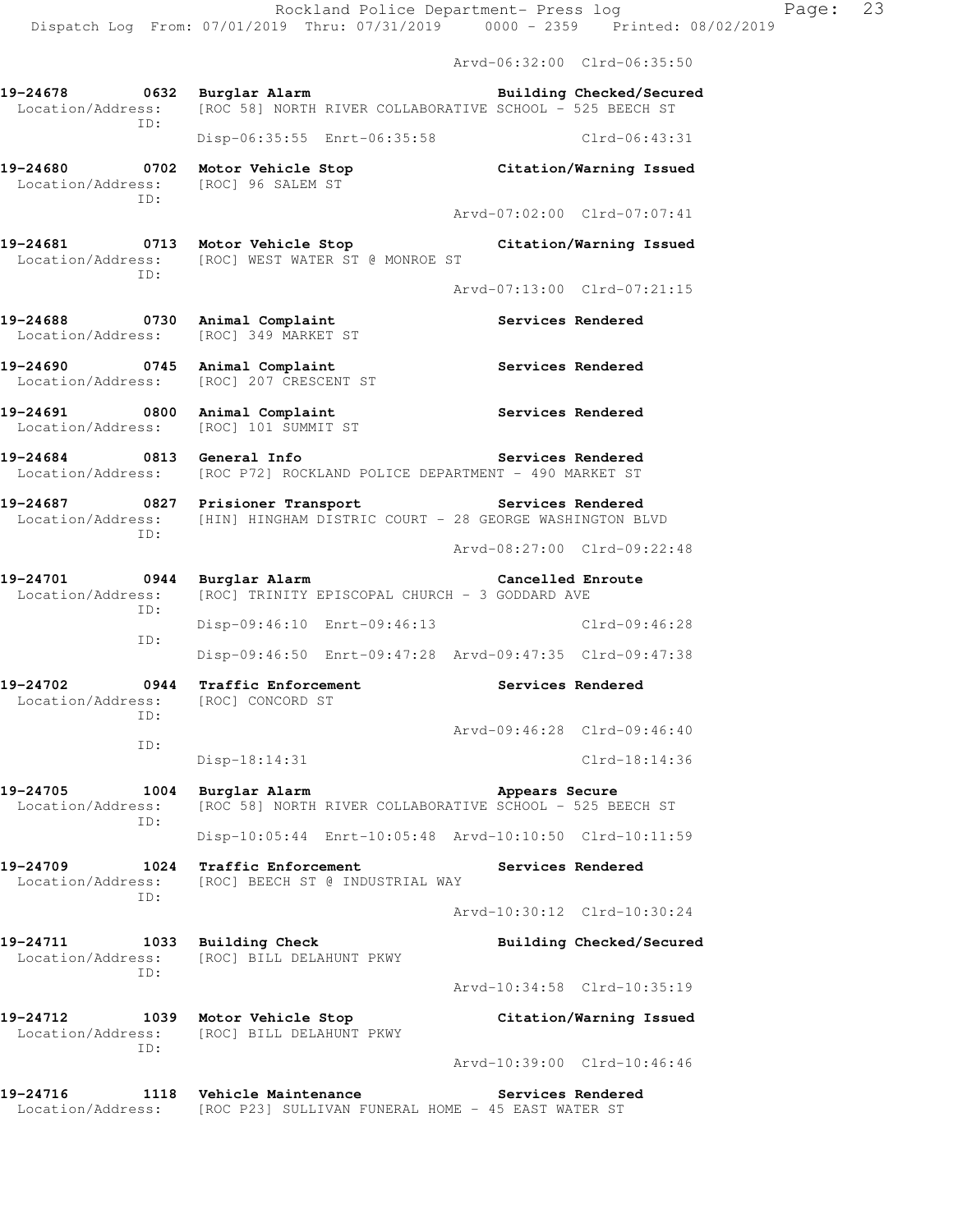Arvd-06:32:00 Clrd-06:35:50

**19-24678 0632 Burglar Alarm** — **Building Checked/Secured**
Location/Address: [ROC 58] NORTH RIVER COLLABORATIVE SCHOOL - 525 BEECH ST
ID:
Disp-06:35:55 Enrt-06:35:58 Clrd-06:43:31

**19-24680 0702 Motor Vehicle Stop** — **Citation/Warning Issued**
Location/Address: [ROC] 96 SALEM ST
ID:
Arvd-07:02:00 Clrd-07:07:41

**19-24681 0713 Motor Vehicle Stop** — **Citation/Warning Issued**
Location/Address: [ROC] WEST WATER ST @ MONROE ST
ID:
Arvd-07:13:00 Clrd-07:21:15

**19-24688 0730 Animal Complaint** — **Services Rendered**
Location/Address: [ROC] 349 MARKET ST

**19-24690 0745 Animal Complaint** — **Services Rendered**
Location/Address: [ROC] 207 CRESCENT ST

**19-24691 0800 Animal Complaint** — **Services Rendered**
Location/Address: [ROC] 101 SUMMIT ST

**19-24684 0813 General Info** — **Services Rendered**
Location/Address: [ROC P72] ROCKLAND POLICE DEPARTMENT - 490 MARKET ST

**19-24687 0827 Prisioner Transport** — **Services Rendered**
Location/Address: [HIN] HINGHAM DISTRIC COURT - 28 GEORGE WASHINGTON BLVD
ID:
Arvd-08:27:00 Clrd-09:22:48

**19-24701 0944 Burglar Alarm** — **Cancelled Enroute**
Location/Address: [ROC] TRINITY EPISCOPAL CHURCH - 3 GODDARD AVE
ID:
Disp-09:46:10 Enrt-09:46:13 Clrd-09:46:28
ID:
Disp-09:46:50 Enrt-09:47:28 Arvd-09:47:35 Clrd-09:47:38

**19-24702 0944 Traffic Enforcement** — **Services Rendered**
Location/Address: [ROC] CONCORD ST
ID:
Arvd-09:46:28 Clrd-09:46:40
ID:
Disp-18:14:31 Clrd-18:14:36

**19-24705 1004 Burglar Alarm** — **Appears Secure**
Location/Address: [ROC 58] NORTH RIVER COLLABORATIVE SCHOOL - 525 BEECH ST
ID:
Disp-10:05:44 Enrt-10:05:48 Arvd-10:10:50 Clrd-10:11:59

**19-24709 1024 Traffic Enforcement** — **Services Rendered**
Location/Address: [ROC] BEECH ST @ INDUSTRIAL WAY
ID:
Arvd-10:30:12 Clrd-10:30:24

**19-24711 1033 Building Check** — **Building Checked/Secured**
Location/Address: [ROC] BILL DELAHUNT PKWY
ID:
Arvd-10:34:58 Clrd-10:35:19

**19-24712 1039 Motor Vehicle Stop** — **Citation/Warning Issued**
Location/Address: [ROC] BILL DELAHUNT PKWY
ID:
Arvd-10:39:00 Clrd-10:46:46

**19-24716 1118 Vehicle Maintenance** — **Services Rendered**
Location/Address: [ROC P23] SULLIVAN FUNERAL HOME - 45 EAST WATER ST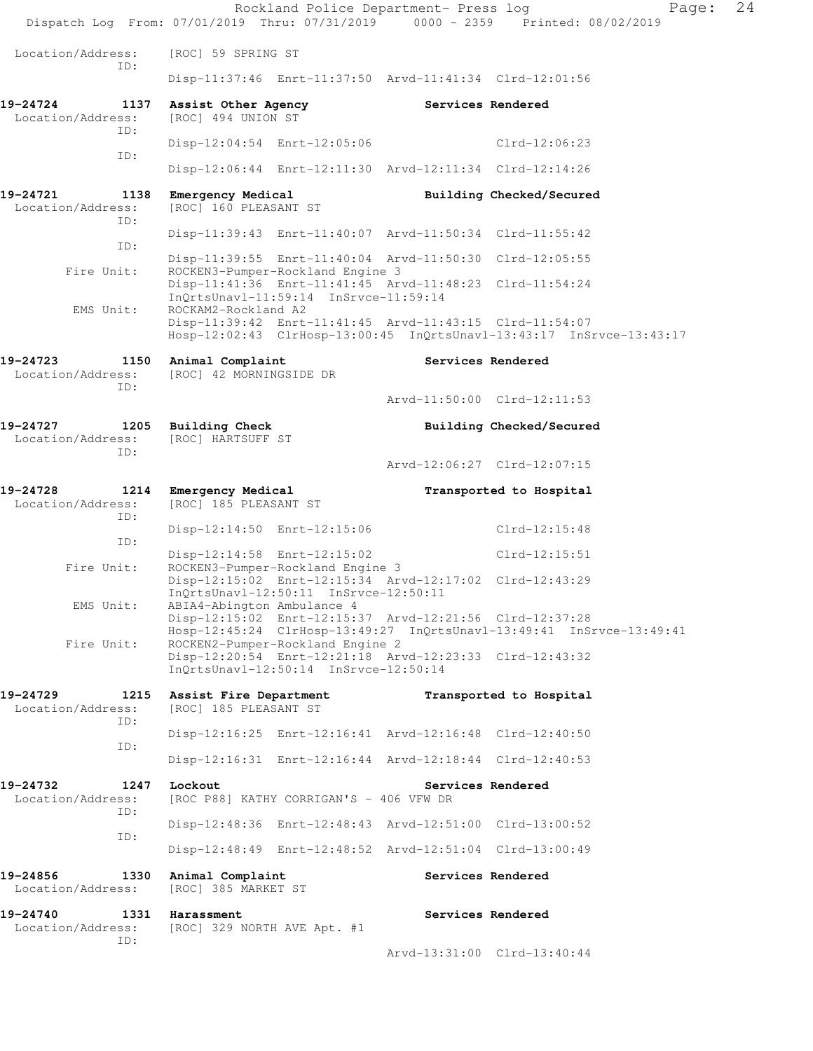Location/Address: [ROC] 59 SPRING ST
ID:
Disp-11:37:46 Enrt-11:37:50 Arvd-11:41:34 Clrd-12:01:56

**19-24724 1137 Assist Other Agency** **Services Rendered**
Location/Address: [ROC] 494 UNION ST
ID:
Disp-12:04:54 Enrt-12:05:06 Clrd-12:06:23
ID:
Disp-12:06:44 Enrt-12:11:30 Arvd-12:11:34 Clrd-12:14:26

**19-24721 1138 Emergency Medical** **Building Checked/Secured**
Location/Address: [ROC] 160 PLEASANT ST
ID:
Disp-11:39:43 Enrt-11:40:07 Arvd-11:50:34 Clrd-11:55:42
ID:
Disp-11:39:55 Enrt-11:40:04 Arvd-11:50:30 Clrd-12:05:55
Fire Unit: ROCKEN3-Pumper-Rockland Engine 3
Disp-11:41:36 Enrt-11:41:45 Arvd-11:48:23 Clrd-11:54:24
InQrtsUnavl-11:59:14 InSrvce-11:59:14
EMS Unit: ROCKAM2-Rockland A2
Disp-11:39:42 Enrt-11:41:45 Arvd-11:43:15 Clrd-11:54:07
Hosp-12:02:43 ClrHosp-13:00:45 InQrtsUnavl-13:43:17 InSrvce-13:43:17

**19-24723 1150 Animal Complaint** **Services Rendered**
Location/Address: [ROC] 42 MORNINGSIDE DR
ID:
Arvd-11:50:00 Clrd-12:11:53

**19-24727 1205 Building Check** **Building Checked/Secured**
Location/Address: [ROC] HARTSUFF ST
ID:
Arvd-12:06:27 Clrd-12:07:15

**19-24728 1214 Emergency Medical** **Transported to Hospital**
Location/Address: [ROC] 185 PLEASANT ST
ID:
Disp-12:14:50 Enrt-12:15:06 Clrd-12:15:48
ID:
Disp-12:14:58 Enrt-12:15:02 Clrd-12:15:51
Fire Unit: ROCKEN3-Pumper-Rockland Engine 3
Disp-12:15:02 Enrt-12:15:34 Arvd-12:17:02 Clrd-12:43:29
InQrtsUnavl-12:50:11 InSrvce-12:50:11
EMS Unit: ABIA4-Abington Ambulance 4
Disp-12:15:02 Enrt-12:15:37 Arvd-12:21:56 Clrd-12:37:28
Hosp-12:45:24 ClrHosp-13:49:27 InQrtsUnavl-13:49:41 InSrvce-13:49:41
Fire Unit: ROCKEN2-Pumper-Rockland Engine 2
Disp-12:20:54 Enrt-12:21:18 Arvd-12:23:33 Clrd-12:43:32
InQrtsUnavl-12:50:14 InSrvce-12:50:14

**19-24729 1215 Assist Fire Department** **Transported to Hospital**
Location/Address: [ROC] 185 PLEASANT ST
ID:
Disp-12:16:25 Enrt-12:16:41 Arvd-12:16:48 Clrd-12:40:50
ID:
Disp-12:16:31 Enrt-12:16:44 Arvd-12:18:44 Clrd-12:40:53

**19-24732 1247 Lockout** **Services Rendered**
Location/Address: [ROC P88] KATHY CORRIGAN'S - 406 VFW DR
ID:
Disp-12:48:36 Enrt-12:48:43 Arvd-12:51:00 Clrd-13:00:52
ID:
Disp-12:48:49 Enrt-12:48:52 Arvd-12:51:04 Clrd-13:00:49

**19-24856 1330 Animal Complaint** **Services Rendered**
Location/Address: [ROC] 385 MARKET ST

**19-24740 1331 Harassment** **Services Rendered**
Location/Address: [ROC] 329 NORTH AVE Apt. #1
ID:
Arvd-13:31:00 Clrd-13:40:44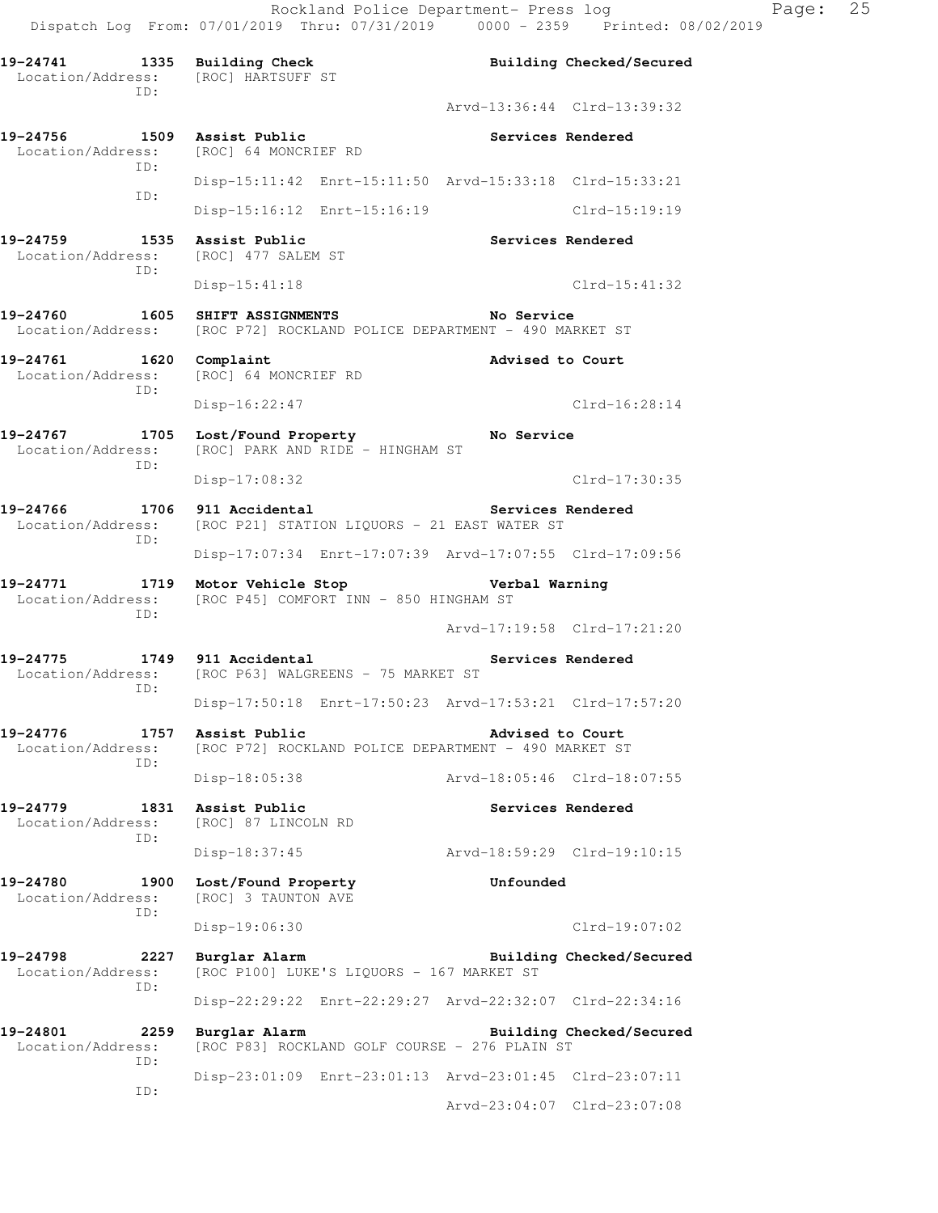```
19-24741        1335  Building Check                        Building Checked/Secured
  Location/Address:     [ROC] HARTSUFF ST
               ID:
                                                      Arvd-13:36:44  Clrd-13:39:32

19-24756        1509  Assist Public                         Services Rendered
  Location/Address:     [ROC] 64 MONCRIEF RD
               ID:
                      Disp-15:11:42  Enrt-15:11:50  Arvd-15:33:18  Clrd-15:33:21
               ID:
                      Disp-15:16:12  Enrt-15:16:19                 Clrd-15:19:19

19-24759        1535  Assist Public                         Services Rendered
  Location/Address:     [ROC] 477 SALEM ST
               ID:
                      Disp-15:41:18                                Clrd-15:41:32

19-24760        1605  SHIFT ASSIGNMENTS                     No Service
  Location/Address:     [ROC P72] ROCKLAND POLICE DEPARTMENT - 490 MARKET ST

19-24761        1620  Complaint                             Advised to Court
  Location/Address:     [ROC] 64 MONCRIEF RD
               ID:
                      Disp-16:22:47                                Clrd-16:28:14

19-24767        1705  Lost/Found Property                   No Service
  Location/Address:     [ROC] PARK AND RIDE - HINGHAM ST
               ID:
                      Disp-17:08:32                                Clrd-17:30:35

19-24766        1706  911 Accidental                        Services Rendered
  Location/Address:     [ROC P21] STATION LIQUORS - 21 EAST WATER ST
               ID:
                      Disp-17:07:34  Enrt-17:07:39  Arvd-17:07:55  Clrd-17:09:56

19-24771        1719  Motor Vehicle Stop                    Verbal Warning
  Location/Address:     [ROC P45] COMFORT INN - 850 HINGHAM ST
               ID:
                                                      Arvd-17:19:58  Clrd-17:21:20

19-24775        1749  911 Accidental                        Services Rendered
  Location/Address:     [ROC P63] WALGREENS - 75 MARKET ST
               ID:
                      Disp-17:50:18  Enrt-17:50:23  Arvd-17:53:21  Clrd-17:57:20

19-24776        1757  Assist Public                         Advised to Court
  Location/Address:     [ROC P72] ROCKLAND POLICE DEPARTMENT - 490 MARKET ST
               ID:
                      Disp-18:05:38                 Arvd-18:05:46  Clrd-18:07:55

19-24779        1831  Assist Public                         Services Rendered
  Location/Address:     [ROC] 87 LINCOLN RD
               ID:
                      Disp-18:37:45                 Arvd-18:59:29  Clrd-19:10:15

19-24780        1900  Lost/Found Property                   Unfounded
  Location/Address:     [ROC] 3 TAUNTON AVE
               ID:
                      Disp-19:06:30                                Clrd-19:07:02

19-24798        2227  Burglar Alarm                         Building Checked/Secured
  Location/Address:     [ROC P100] LUKE'S LIQUORS - 167 MARKET ST
               ID:
                      Disp-22:29:22  Enrt-22:29:27  Arvd-22:32:07  Clrd-22:34:16

19-24801        2259  Burglar Alarm                         Building Checked/Secured
  Location/Address:     [ROC P83] ROCKLAND GOLF COURSE - 276 PLAIN ST
               ID:
                      Disp-23:01:09  Enrt-23:01:13  Arvd-23:01:45  Clrd-23:07:11
               ID:
                                                    Arvd-23:04:07  Clrd-23:07:08
```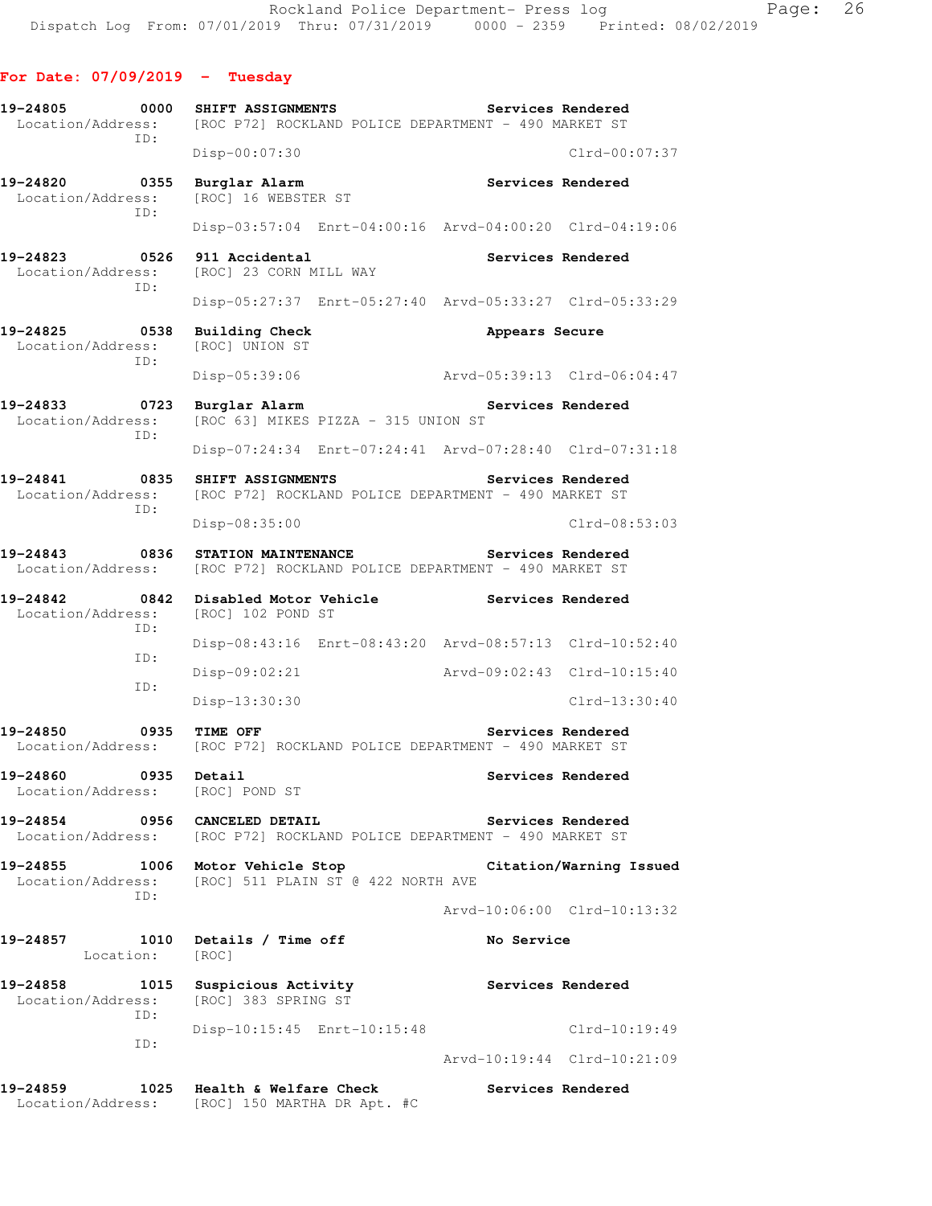**For Date: 07/09/2019 - Tuesday**

**19-24805 0000 SHIFT ASSIGNMENTS — Services Rendered**
Location/Address: [ROC P72] ROCKLAND POLICE DEPARTMENT - 490 MARKET ST
ID:
Disp-00:07:30 Clrd-00:07:37

**19-24820 0355 Burglar Alarm — Services Rendered**
Location/Address: [ROC] 16 WEBSTER ST
ID:
Disp-03:57:04 Enrt-04:00:16 Arvd-04:00:20 Clrd-04:19:06

**19-24823 0526 911 Accidental — Services Rendered**
Location/Address: [ROC] 23 CORN MILL WAY
ID:
Disp-05:27:37 Enrt-05:27:40 Arvd-05:33:27 Clrd-05:33:29

**19-24825 0538 Building Check — Appears Secure**
Location/Address: [ROC] UNION ST
ID:
Disp-05:39:06 Arvd-05:39:13 Clrd-06:04:47

**19-24833 0723 Burglar Alarm — Services Rendered**
Location/Address: [ROC 63] MIKES PIZZA - 315 UNION ST
ID:
Disp-07:24:34 Enrt-07:24:41 Arvd-07:28:40 Clrd-07:31:18

**19-24841 0835 SHIFT ASSIGNMENTS — Services Rendered**
Location/Address: [ROC P72] ROCKLAND POLICE DEPARTMENT - 490 MARKET ST
ID:
Disp-08:35:00 Clrd-08:53:03

**19-24843 0836 STATION MAINTENANCE — Services Rendered**
Location/Address: [ROC P72] ROCKLAND POLICE DEPARTMENT - 490 MARKET ST

**19-24842 0842 Disabled Motor Vehicle — Services Rendered**
Location/Address: [ROC] 102 POND ST
ID:
Disp-08:43:16 Enrt-08:43:20 Arvd-08:57:13 Clrd-10:52:40
ID:
Disp-09:02:21 Arvd-09:02:43 Clrd-10:15:40
ID:
Disp-13:30:30 Clrd-13:30:40

**19-24850 0935 TIME OFF — Services Rendered**
Location/Address: [ROC P72] ROCKLAND POLICE DEPARTMENT - 490 MARKET ST

**19-24860 0935 Detail — Services Rendered**
Location/Address: [ROC] POND ST

**19-24854 0956 CANCELED DETAIL — Services Rendered**
Location/Address: [ROC P72] ROCKLAND POLICE DEPARTMENT - 490 MARKET ST

**19-24855 1006 Motor Vehicle Stop — Citation/Warning Issued**
Location/Address: [ROC] 511 PLAIN ST @ 422 NORTH AVE
ID:
Arvd-10:06:00 Clrd-10:13:32

**19-24857 1010 Details / Time off — No Service**
Location: [ROC]

**19-24858 1015 Suspicious Activity — Services Rendered**
Location/Address: [ROC] 383 SPRING ST
ID:
Disp-10:15:45 Enrt-10:15:48 Clrd-10:19:49
ID:
Arvd-10:19:44 Clrd-10:21:09

**19-24859 1025 Health & Welfare Check — Services Rendered**
Location/Address: [ROC] 150 MARTHA DR Apt. #C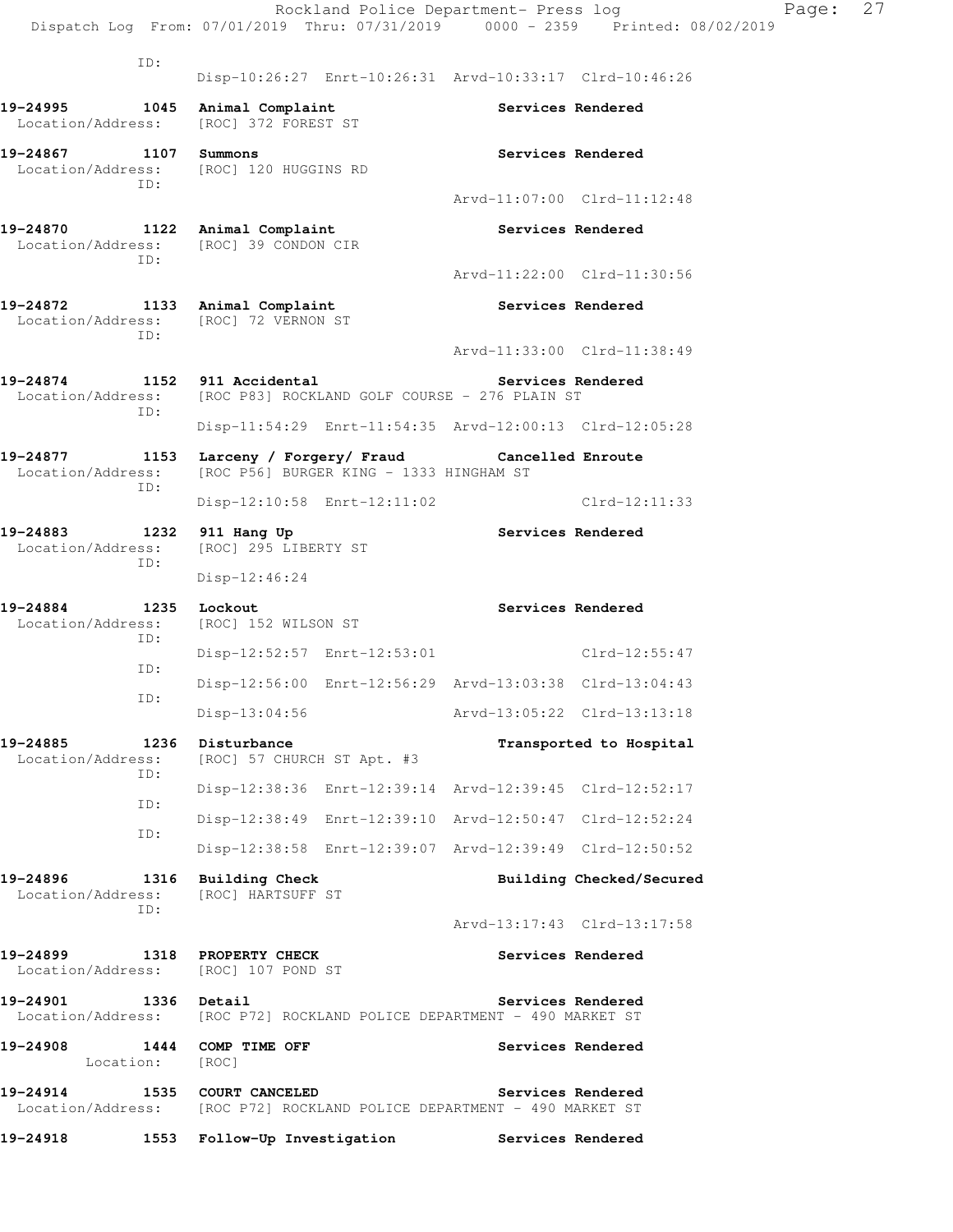ID:

Disp-10:26:27 Enrt-10:26:31 Arvd-10:33:17 Clrd-10:46:26

**19-24995 1045 Animal Complaint** **Services Rendered**
Location/Address: [ROC] 372 FOREST ST

**19-24867 1107 Summons** **Services Rendered**
Location/Address: [ROC] 120 HUGGINS RD
ID:
Arvd-11:07:00 Clrd-11:12:48

**19-24870 1122 Animal Complaint** **Services Rendered**
Location/Address: [ROC] 39 CONDON CIR
ID:
Arvd-11:22:00 Clrd-11:30:56

**19-24872 1133 Animal Complaint** **Services Rendered**
Location/Address: [ROC] 72 VERNON ST
ID:
Arvd-11:33:00 Clrd-11:38:49

**19-24874 1152 911 Accidental** **Services Rendered**
Location/Address: [ROC P83] ROCKLAND GOLF COURSE - 276 PLAIN ST
ID:
Disp-11:54:29 Enrt-11:54:35 Arvd-12:00:13 Clrd-12:05:28

**19-24877 1153 Larceny / Forgery/ Fraud** **Cancelled Enroute**
Location/Address: [ROC P56] BURGER KING - 1333 HINGHAM ST
ID:
Disp-12:10:58 Enrt-12:11:02 Clrd-12:11:33

**19-24883 1232 911 Hang Up** **Services Rendered**
Location/Address: [ROC] 295 LIBERTY ST
ID:
Disp-12:46:24

**19-24884 1235 Lockout** **Services Rendered**
Location/Address: [ROC] 152 WILSON ST
ID:
Disp-12:52:57 Enrt-12:53:01 Clrd-12:55:47
ID:
Disp-12:56:00 Enrt-12:56:29 Arvd-13:03:38 Clrd-13:04:43
ID:
Disp-13:04:56 Arvd-13:05:22 Clrd-13:13:18

**19-24885 1236 Disturbance** **Transported to Hospital**
Location/Address: [ROC] 57 CHURCH ST Apt. #3
ID:
Disp-12:38:36 Enrt-12:39:14 Arvd-12:39:45 Clrd-12:52:17
ID:
Disp-12:38:49 Enrt-12:39:10 Arvd-12:50:47 Clrd-12:52:24
ID:
Disp-12:38:58 Enrt-12:39:07 Arvd-12:39:49 Clrd-12:50:52

**19-24896 1316 Building Check** **Building Checked/Secured**
Location/Address: [ROC] HARTSUFF ST
ID:
Arvd-13:17:43 Clrd-13:17:58

**19-24899 1318 PROPERTY CHECK** **Services Rendered**
Location/Address: [ROC] 107 POND ST

**19-24901 1336 Detail** **Services Rendered**
Location/Address: [ROC P72] ROCKLAND POLICE DEPARTMENT - 490 MARKET ST

**19-24908 1444 COMP TIME OFF** **Services Rendered**
Location: [ROC]

**19-24914 1535 COURT CANCELED** **Services Rendered**
Location/Address: [ROC P72] ROCKLAND POLICE DEPARTMENT - 490 MARKET ST

**19-24918 1553 Follow-Up Investigation** **Services Rendered**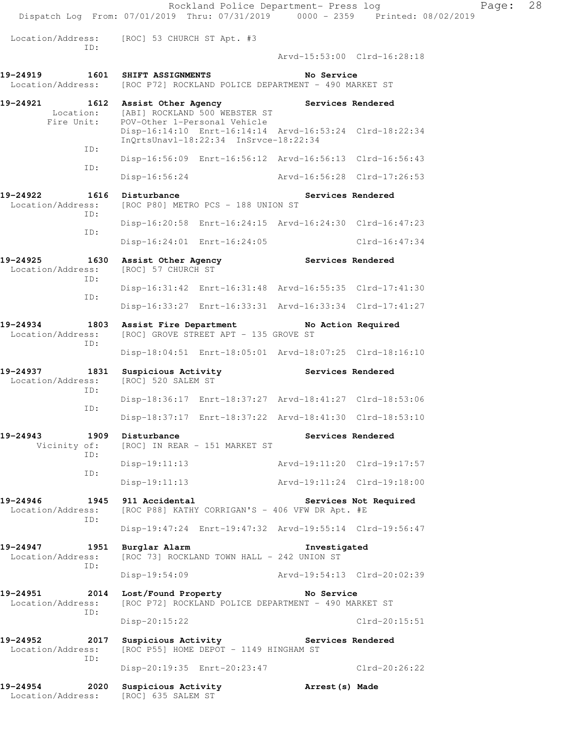Location/Address: [ROC] 53 CHURCH ST Apt. #3
ID:
Arvd-15:53:00 Clrd-16:28:18

**19-24919 1601 SHIFT ASSIGNMENTS No Service**
Location/Address: [ROC P72] ROCKLAND POLICE DEPARTMENT - 490 MARKET ST

**19-24921 1612 Assist Other Agency Services Rendered**
Location: [ABI] ROCKLAND 500 WEBSTER ST
Fire Unit: POV-Other 1-Personal Vehicle
Disp-16:14:10 Enrt-16:14:14 Arvd-16:53:24 Clrd-18:22:34
InQrtsUnavl-18:22:34 InSrvce-18:22:34
ID:
Disp-16:56:09 Enrt-16:56:12 Arvd-16:56:13 Clrd-16:56:43
ID:
Disp-16:56:24 Arvd-16:56:28 Clrd-17:26:53

**19-24922 1616 Disturbance Services Rendered**
Location/Address: [ROC P80] METRO PCS - 188 UNION ST
ID:
Disp-16:20:58 Enrt-16:24:15 Arvd-16:24:30 Clrd-16:47:23
ID:
Disp-16:24:01 Enrt-16:24:05 Clrd-16:47:34

**19-24925 1630 Assist Other Agency Services Rendered**
Location/Address: [ROC] 57 CHURCH ST
ID:
Disp-16:31:42 Enrt-16:31:48 Arvd-16:55:35 Clrd-17:41:30
ID:
Disp-16:33:27 Enrt-16:33:31 Arvd-16:33:34 Clrd-17:41:27

**19-24934 1803 Assist Fire Department No Action Required**
Location/Address: [ROC] GROVE STREET APT - 135 GROVE ST
ID:
Disp-18:04:51 Enrt-18:05:01 Arvd-18:07:25 Clrd-18:16:10

**19-24937 1831 Suspicious Activity Services Rendered**
Location/Address: [ROC] 520 SALEM ST
ID:
Disp-18:36:17 Enrt-18:37:27 Arvd-18:41:27 Clrd-18:53:06
ID:
Disp-18:37:17 Enrt-18:37:22 Arvd-18:41:30 Clrd-18:53:10

**19-24943 1909 Disturbance Services Rendered**
Vicinity of: [ROC] IN REAR - 151 MARKET ST
ID:
Disp-19:11:13 Arvd-19:11:20 Clrd-19:17:57
ID:
Disp-19:11:13 Arvd-19:11:24 Clrd-19:18:00

**19-24946 1945 911 Accidental Services Not Required**
Location/Address: [ROC P88] KATHY CORRIGAN'S - 406 VFW DR Apt. #E
ID:
Disp-19:47:24 Enrt-19:47:32 Arvd-19:55:14 Clrd-19:56:47

**19-24947 1951 Burglar Alarm Investigated**
Location/Address: [ROC 73] ROCKLAND TOWN HALL - 242 UNION ST
ID:
Disp-19:54:09 Arvd-19:54:13 Clrd-20:02:39

**19-24951 2014 Lost/Found Property No Service**
Location/Address: [ROC P72] ROCKLAND POLICE DEPARTMENT - 490 MARKET ST
ID:
Disp-20:15:22 Clrd-20:15:51

**19-24952 2017 Suspicious Activity Services Rendered**
Location/Address: [ROC P55] HOME DEPOT - 1149 HINGHAM ST
ID:
Disp-20:19:35 Enrt-20:23:47 Clrd-20:26:22

**19-24954 2020 Suspicious Activity Arrest(s) Made**
Location/Address: [ROC] 635 SALEM ST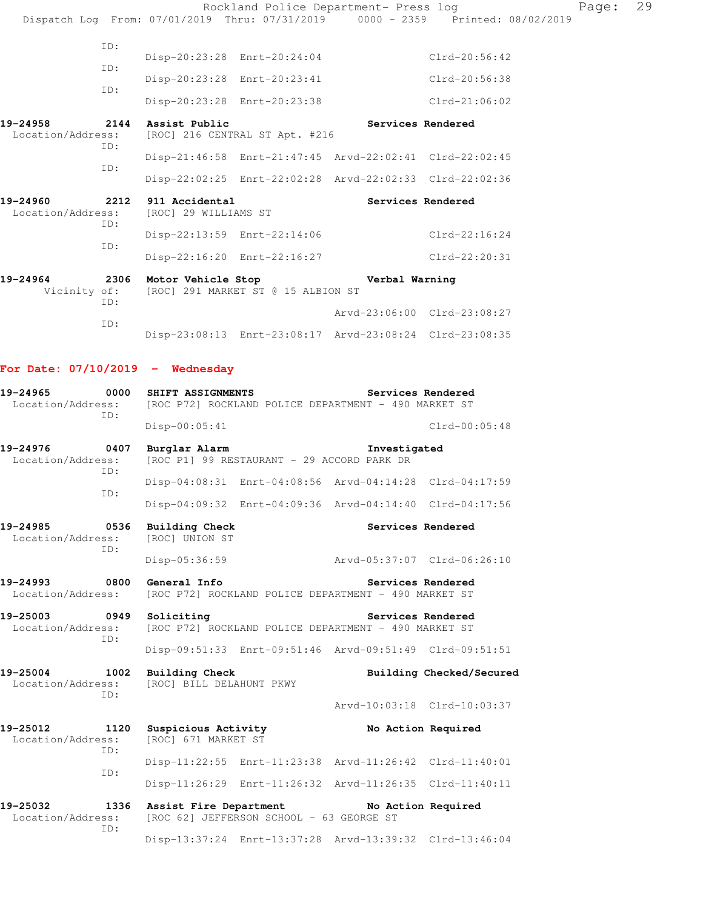```
              ID:
                     Disp-20:23:28  Enrt-20:24:04                Clrd-20:56:42
              ID:
                     Disp-20:23:28  Enrt-20:23:41                Clrd-20:56:38
              ID:
                     Disp-20:23:28  Enrt-20:23:38                Clrd-21:06:02

19-24958        2144  Assist Public                      Services Rendered
  Location/Address:   [ROC] 216 CENTRAL ST Apt. #216
              ID:
                     Disp-21:46:58  Enrt-21:47:45  Arvd-22:02:41  Clrd-22:02:45
              ID:
                     Disp-22:02:25  Enrt-22:02:28  Arvd-22:02:33  Clrd-22:02:36

19-24960        2212  911 Accidental                     Services Rendered
  Location/Address:   [ROC] 29 WILLIAMS ST
              ID:
                     Disp-22:13:59  Enrt-22:14:06                Clrd-22:16:24
              ID:
                     Disp-22:16:20  Enrt-22:16:27                Clrd-22:20:31

19-24964        2306  Motor Vehicle Stop                 Verbal Warning
       Vicinity of:   [ROC] 291 MARKET ST @ 15 ALBION ST
              ID:
                                                   Arvd-23:06:00  Clrd-23:08:27
              ID:
                     Disp-23:08:13  Enrt-23:08:17  Arvd-23:08:24  Clrd-23:08:35
```

## For Date: 07/10/2019 - Wednesday

```
19-24965        0000  SHIFT ASSIGNMENTS                  Services Rendered
  Location/Address:   [ROC P72] ROCKLAND POLICE DEPARTMENT - 490 MARKET ST
              ID:
                     Disp-00:05:41                               Clrd-00:05:48

19-24976        0407  Burglar Alarm                      Investigated
  Location/Address:   [ROC P1] 99 RESTAURANT - 29 ACCORD PARK DR
              ID:
                     Disp-04:08:31  Enrt-04:08:56  Arvd-04:14:28  Clrd-04:17:59
              ID:
                     Disp-04:09:32  Enrt-04:09:36  Arvd-04:14:40  Clrd-04:17:56

19-24985        0536  Building Check                     Services Rendered
  Location/Address:   [ROC] UNION ST
              ID:
                     Disp-05:36:59                 Arvd-05:37:07  Clrd-06:26:10

19-24993        0800  General Info                       Services Rendered
  Location/Address:   [ROC P72] ROCKLAND POLICE DEPARTMENT - 490 MARKET ST

19-25003        0949  Soliciting                         Services Rendered
  Location/Address:   [ROC P72] ROCKLAND POLICE DEPARTMENT - 490 MARKET ST
              ID:
                     Disp-09:51:33  Enrt-09:51:46  Arvd-09:51:49  Clrd-09:51:51

19-25004        1002  Building Check                     Building Checked/Secured
  Location/Address:   [ROC] BILL DELAHUNT PKWY
              ID:
                                                   Arvd-10:03:18  Clrd-10:03:37

19-25012        1120  Suspicious Activity                No Action Required
  Location/Address:   [ROC] 671 MARKET ST
              ID:
                     Disp-11:22:55  Enrt-11:23:38  Arvd-11:26:42  Clrd-11:40:01
              ID:
                     Disp-11:26:29  Enrt-11:26:32  Arvd-11:26:35  Clrd-11:40:11

19-25032        1336  Assist Fire Department             No Action Required
  Location/Address:   [ROC 62] JEFFERSON SCHOOL - 63 GEORGE ST
              ID:
                     Disp-13:37:24  Enrt-13:37:28  Arvd-13:39:32  Clrd-13:46:04
```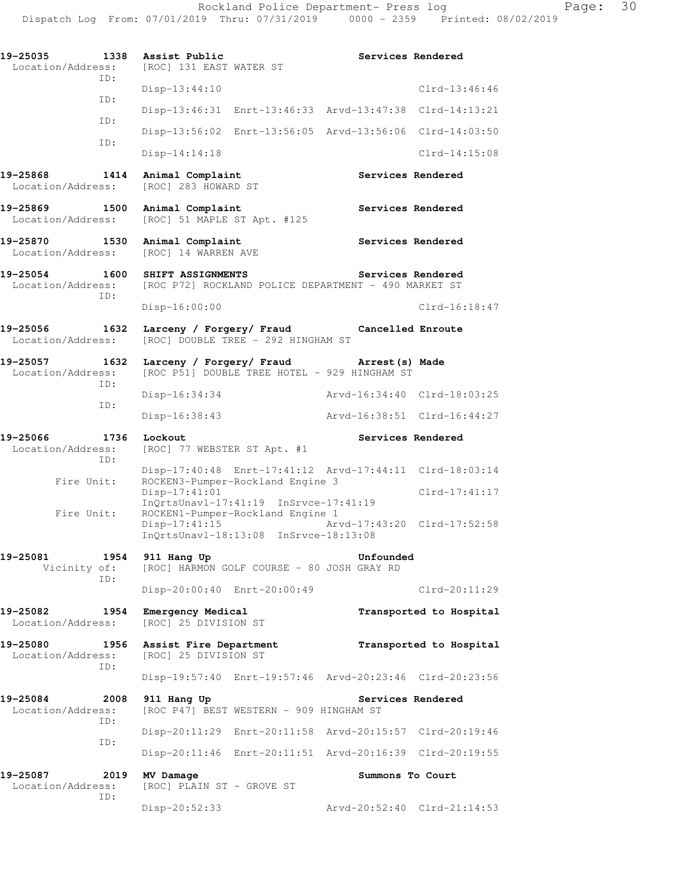```
19-25035        1338  Assist Public                                Services Rendered
  Location/Address:   [ROC] 131 EAST WATER ST
               ID:
                      Disp-13:44:10                                         Clrd-13:46:46
               ID:
                      Disp-13:46:31  Enrt-13:46:33  Arvd-13:47:38  Clrd-14:13:21
               ID:
                      Disp-13:56:02  Enrt-13:56:05  Arvd-13:56:06  Clrd-14:03:50
               ID:
                      Disp-14:14:18                                         Clrd-14:15:08

19-25868        1414  Animal Complaint                             Services Rendered
  Location/Address:   [ROC] 283 HOWARD ST

19-25869        1500  Animal Complaint                             Services Rendered
  Location/Address:   [ROC] 51 MAPLE ST Apt. #125

19-25870        1530  Animal Complaint                             Services Rendered
  Location/Address:   [ROC] 14 WARREN AVE

19-25054        1600  SHIFT ASSIGNMENTS                            Services Rendered
  Location/Address:   [ROC P72] ROCKLAND POLICE DEPARTMENT - 490 MARKET ST
               ID:
                      Disp-16:00:00                                         Clrd-16:18:47

19-25056        1632  Larceny / Forgery/ Fraud                     Cancelled Enroute
  Location/Address:   [ROC] DOUBLE TREE - 292 HINGHAM ST

19-25057        1632  Larceny / Forgery/ Fraud                     Arrest(s) Made
  Location/Address:   [ROC P51] DOUBLE TREE HOTEL - 929 HINGHAM ST
               ID:
                      Disp-16:34:34                 Arvd-16:34:40  Clrd-18:03:25
               ID:
                      Disp-16:38:43                 Arvd-16:38:51  Clrd-16:44:27

19-25066        1736  Lockout                                      Services Rendered
  Location/Address:   [ROC] 77 WEBSTER ST Apt. #1
               ID:
                      Disp-17:40:48  Enrt-17:41:12  Arvd-17:44:11  Clrd-18:03:14
        Fire Unit:    ROCKEN3-Pumper-Rockland Engine 3
                      Disp-17:41:01                                         Clrd-17:41:17
                      InQrtsUnavl-17:41:19  InSrvce-17:41:19
        Fire Unit:    ROCKEN1-Pumper-Rockland Engine 1
                      Disp-17:41:15                 Arvd-17:43:20  Clrd-17:52:58
                      InQrtsUnavl-18:13:08  InSrvce-18:13:08

19-25081        1954  911 Hang Up                                  Unfounded
      Vicinity of:    [ROC] HARMON GOLF COURSE - 80 JOSH GRAY RD
               ID:
                      Disp-20:00:40  Enrt-20:00:49                          Clrd-20:11:29

19-25082        1954  Emergency Medical                            Transported to Hospital
  Location/Address:   [ROC] 25 DIVISION ST

19-25080        1956  Assist Fire Department                       Transported to Hospital
  Location/Address:   [ROC] 25 DIVISION ST
               ID:
                      Disp-19:57:40  Enrt-19:57:46  Arvd-20:23:46  Clrd-20:23:56

19-25084        2008  911 Hang Up                                  Services Rendered
  Location/Address:   [ROC P47] BEST WESTERN - 909 HINGHAM ST
               ID:
                      Disp-20:11:29  Enrt-20:11:58  Arvd-20:15:57  Clrd-20:19:46
               ID:
                      Disp-20:11:46  Enrt-20:11:51  Arvd-20:16:39  Clrd-20:19:55

19-25087        2019  MV Damage                                    Summons To Court
  Location/Address:   [ROC] PLAIN ST - GROVE ST
               ID:
                      Disp-20:52:33                 Arvd-20:52:40  Clrd-21:14:53
```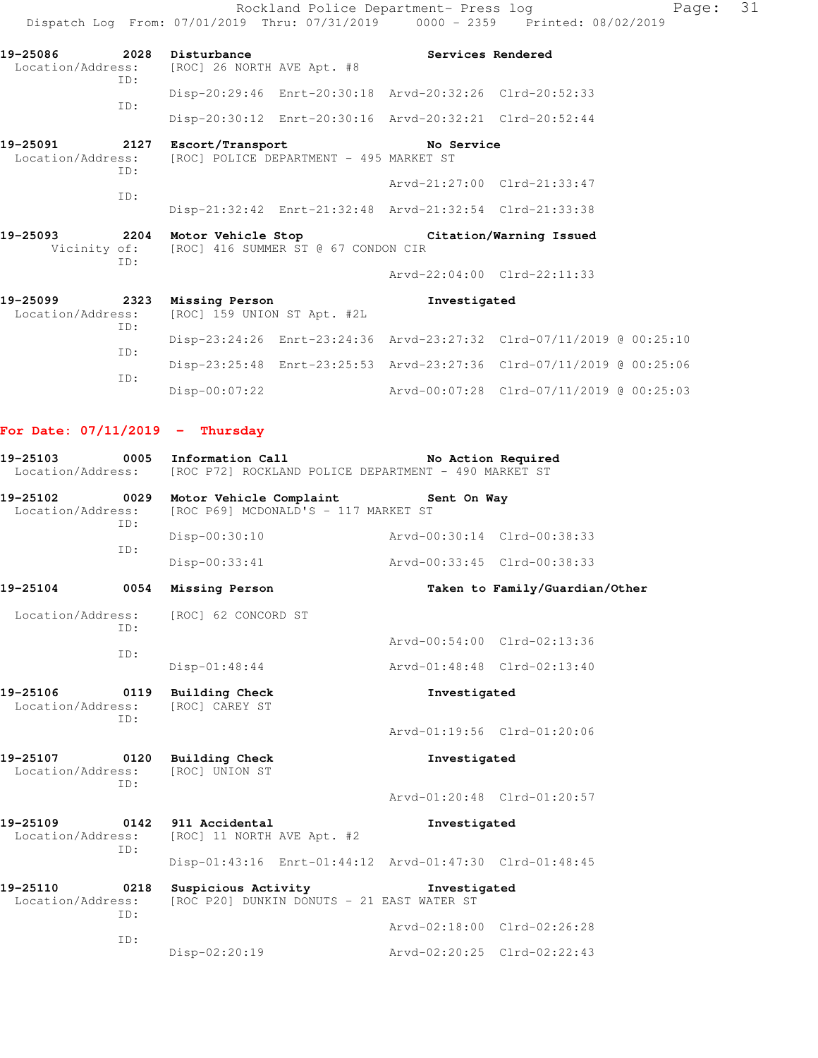Rockland Police Department- Press log
Dispatch Log From: 07/01/2019 Thru: 07/31/2019 0000 - 2359 Printed: 08/02/2019

**19-25086** 2028 Disturbance — Services Rendered
Location/Address: [ROC] 26 NORTH AVE Apt. #8
ID: Disp-20:29:46 Enrt-20:30:18 Arvd-20:32:26 Clrd-20:52:33
ID: Disp-20:30:12 Enrt-20:30:16 Arvd-20:32:21 Clrd-20:52:44

**19-25091** 2127 Escort/Transport — No Service
Location/Address: [ROC] POLICE DEPARTMENT - 495 MARKET ST
ID: Arvd-21:27:00 Clrd-21:33:47
ID: Disp-21:32:42 Enrt-21:32:48 Arvd-21:32:54 Clrd-21:33:38

**19-25093** 2204 Motor Vehicle Stop — Citation/Warning Issued
Vicinity of: [ROC] 416 SUMMER ST @ 67 CONDON CIR
ID: Arvd-22:04:00 Clrd-22:11:33

**19-25099** 2323 Missing Person — Investigated
Location/Address: [ROC] 159 UNION ST Apt. #2L
ID: Disp-23:24:26 Enrt-23:24:36 Arvd-23:27:32 Clrd-07/11/2019 @ 00:25:10
ID: Disp-23:25:48 Enrt-23:25:53 Arvd-23:27:36 Clrd-07/11/2019 @ 00:25:06
ID: Disp-00:07:22 Arvd-00:07:28 Clrd-07/11/2019 @ 00:25:03

## For Date: 07/11/2019 - Thursday

**19-25103** 0005 Information Call — No Action Required
Location/Address: [ROC P72] ROCKLAND POLICE DEPARTMENT - 490 MARKET ST

**19-25102** 0029 Motor Vehicle Complaint — Sent On Way
Location/Address: [ROC P69] MCDONALD'S - 117 MARKET ST
ID: Disp-00:30:10 Arvd-00:30:14 Clrd-00:38:33
ID: Disp-00:33:41 Arvd-00:33:45 Clrd-00:38:33

**19-25104** 0054 Missing Person — Taken to Family/Guardian/Other
Location/Address: [ROC] 62 CONCORD ST
ID: Arvd-00:54:00 Clrd-02:13:36
ID: Disp-01:48:44 Arvd-01:48:48 Clrd-02:13:40

**19-25106** 0119 Building Check — Investigated
Location/Address: [ROC] CAREY ST
ID: Arvd-01:19:56 Clrd-01:20:06

**19-25107** 0120 Building Check — Investigated
Location/Address: [ROC] UNION ST
ID: Arvd-01:20:48 Clrd-01:20:57

**19-25109** 0142 911 Accidental — Investigated
Location/Address: [ROC] 11 NORTH AVE Apt. #2
ID: Disp-01:43:16 Enrt-01:44:12 Arvd-01:47:30 Clrd-01:48:45

**19-25110** 0218 Suspicious Activity — Investigated
Location/Address: [ROC P20] DUNKIN DONUTS - 21 EAST WATER ST
ID: Arvd-02:18:00 Clrd-02:26:28
ID: Disp-02:20:19 Arvd-02:20:25 Clrd-02:22:43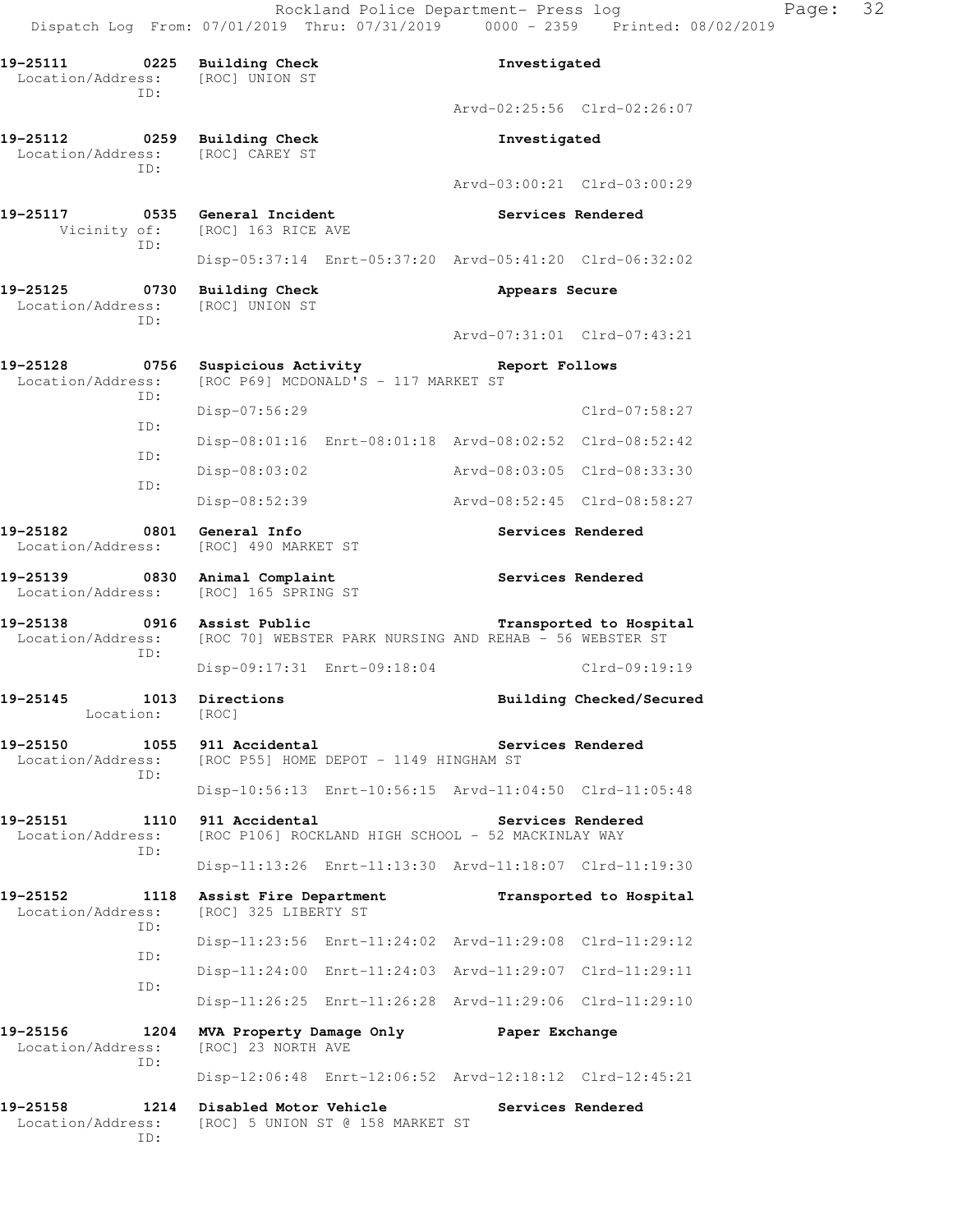19-25111 0225 Building Check Investigated
Location/Address: [ROC] UNION ST
ID:
Arvd-02:25:56 Clrd-02:26:07

19-25112 0259 Building Check Investigated
Location/Address: [ROC] CAREY ST
ID:
Arvd-03:00:21 Clrd-03:00:29

19-25117 0535 General Incident Services Rendered
Vicinity of: [ROC] 163 RICE AVE
ID:
Disp-05:37:14 Enrt-05:37:20 Arvd-05:41:20 Clrd-06:32:02

19-25125 0730 Building Check Appears Secure
Location/Address: [ROC] UNION ST
ID:
Arvd-07:31:01 Clrd-07:43:21

19-25128 0756 Suspicious Activity Report Follows
Location/Address: [ROC P69] MCDONALD'S - 117 MARKET ST
ID:
Disp-07:56:29 Clrd-07:58:27
ID:
Disp-08:01:16 Enrt-08:01:18 Arvd-08:02:52 Clrd-08:52:42
ID:
Disp-08:03:02 Arvd-08:03:05 Clrd-08:33:30
ID:
Disp-08:52:39 Arvd-08:52:45 Clrd-08:58:27

19-25182 0801 General Info Services Rendered
Location/Address: [ROC] 490 MARKET ST

19-25139 0830 Animal Complaint Services Rendered
Location/Address: [ROC] 165 SPRING ST

19-25138 0916 Assist Public Transported to Hospital
Location/Address: [ROC 70] WEBSTER PARK NURSING AND REHAB - 56 WEBSTER ST
ID:
Disp-09:17:31 Enrt-09:18:04 Clrd-09:19:19

19-25145 1013 Directions Building Checked/Secured
Location: [ROC]

19-25150 1055 911 Accidental Services Rendered
Location/Address: [ROC P55] HOME DEPOT - 1149 HINGHAM ST
ID:
Disp-10:56:13 Enrt-10:56:15 Arvd-11:04:50 Clrd-11:05:48

19-25151 1110 911 Accidental Services Rendered
Location/Address: [ROC P106] ROCKLAND HIGH SCHOOL - 52 MACKINLAY WAY
ID:
Disp-11:13:26 Enrt-11:13:30 Arvd-11:18:07 Clrd-11:19:30

19-25152 1118 Assist Fire Department Transported to Hospital
Location/Address: [ROC] 325 LIBERTY ST
ID:
Disp-11:23:56 Enrt-11:24:02 Arvd-11:29:08 Clrd-11:29:12
ID:
Disp-11:24:00 Enrt-11:24:03 Arvd-11:29:07 Clrd-11:29:11
ID:
Disp-11:26:25 Enrt-11:26:28 Arvd-11:29:06 Clrd-11:29:10

19-25156 1204 MVA Property Damage Only Paper Exchange
Location/Address: [ROC] 23 NORTH AVE
ID:
Disp-12:06:48 Enrt-12:06:52 Arvd-12:18:12 Clrd-12:45:21

19-25158 1214 Disabled Motor Vehicle Services Rendered
Location/Address: [ROC] 5 UNION ST @ 158 MARKET ST
ID: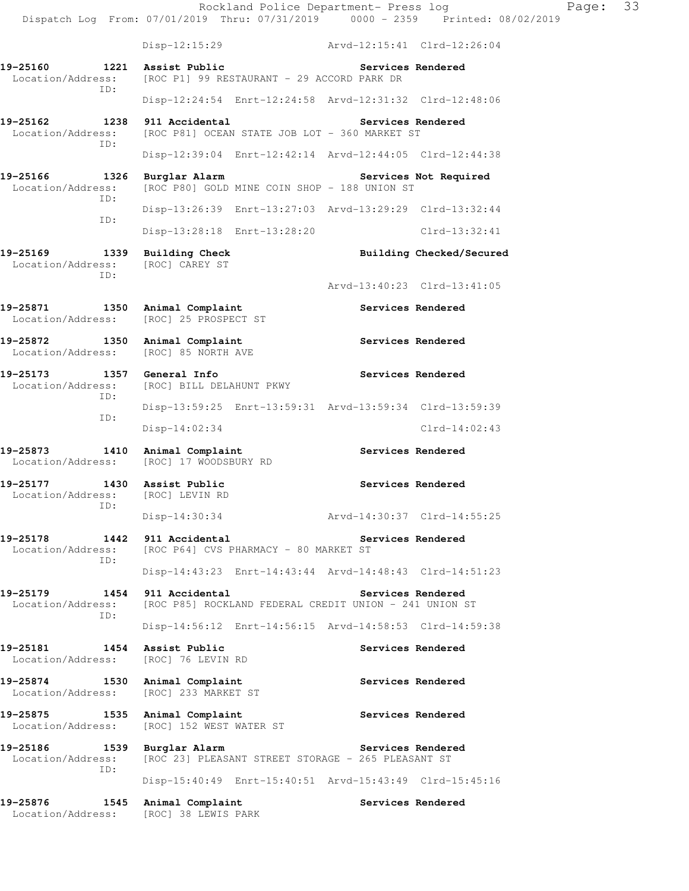Disp-12:15:29 Arvd-12:15:41 Clrd-12:26:04

**19-25160 1221 Assist Public** **Services Rendered**
Location/Address: [ROC P1] 99 RESTAURANT - 29 ACCORD PARK DR
ID:
Disp-12:24:54 Enrt-12:24:58 Arvd-12:31:32 Clrd-12:48:06

**19-25162 1238 911 Accidental** **Services Rendered**
Location/Address: [ROC P81] OCEAN STATE JOB LOT - 360 MARKET ST
ID:
Disp-12:39:04 Enrt-12:42:14 Arvd-12:44:05 Clrd-12:44:38

**19-25166 1326 Burglar Alarm** **Services Not Required**
Location/Address: [ROC P80] GOLD MINE COIN SHOP - 188 UNION ST
ID:
Disp-13:26:39 Enrt-13:27:03 Arvd-13:29:29 Clrd-13:32:44
ID:
Disp-13:28:18 Enrt-13:28:20 Clrd-13:32:41

**19-25169 1339 Building Check** **Building Checked/Secured**
Location/Address: [ROC] CAREY ST
ID:
Arvd-13:40:23 Clrd-13:41:05

**19-25871 1350 Animal Complaint** **Services Rendered**
Location/Address: [ROC] 25 PROSPECT ST

**19-25872 1350 Animal Complaint** **Services Rendered**
Location/Address: [ROC] 85 NORTH AVE

**19-25173 1357 General Info** **Services Rendered**
Location/Address: [ROC] BILL DELAHUNT PKWY
ID:
Disp-13:59:25 Enrt-13:59:31 Arvd-13:59:34 Clrd-13:59:39
ID:
Disp-14:02:34 Clrd-14:02:43

**19-25873 1410 Animal Complaint** **Services Rendered**
Location/Address: [ROC] 17 WOODSBURY RD

**19-25177 1430 Assist Public** **Services Rendered**
Location/Address: [ROC] LEVIN RD
ID:
Disp-14:30:34 Arvd-14:30:37 Clrd-14:55:25

**19-25178 1442 911 Accidental** **Services Rendered**
Location/Address: [ROC P64] CVS PHARMACY - 80 MARKET ST
ID:
Disp-14:43:23 Enrt-14:43:44 Arvd-14:48:43 Clrd-14:51:23

**19-25179 1454 911 Accidental** **Services Rendered**
Location/Address: [ROC P85] ROCKLAND FEDERAL CREDIT UNION - 241 UNION ST
ID:
Disp-14:56:12 Enrt-14:56:15 Arvd-14:58:53 Clrd-14:59:38

**19-25181 1454 Assist Public** **Services Rendered**
Location/Address: [ROC] 76 LEVIN RD

**19-25874 1530 Animal Complaint** **Services Rendered**
Location/Address: [ROC] 233 MARKET ST

**19-25875 1535 Animal Complaint** **Services Rendered**
Location/Address: [ROC] 152 WEST WATER ST

**19-25186 1539 Burglar Alarm** **Services Rendered**
Location/Address: [ROC 23] PLEASANT STREET STORAGE - 265 PLEASANT ST
ID:
Disp-15:40:49 Enrt-15:40:51 Arvd-15:43:49 Clrd-15:45:16

**19-25876 1545 Animal Complaint** **Services Rendered**
Location/Address: [ROC] 38 LEWIS PARK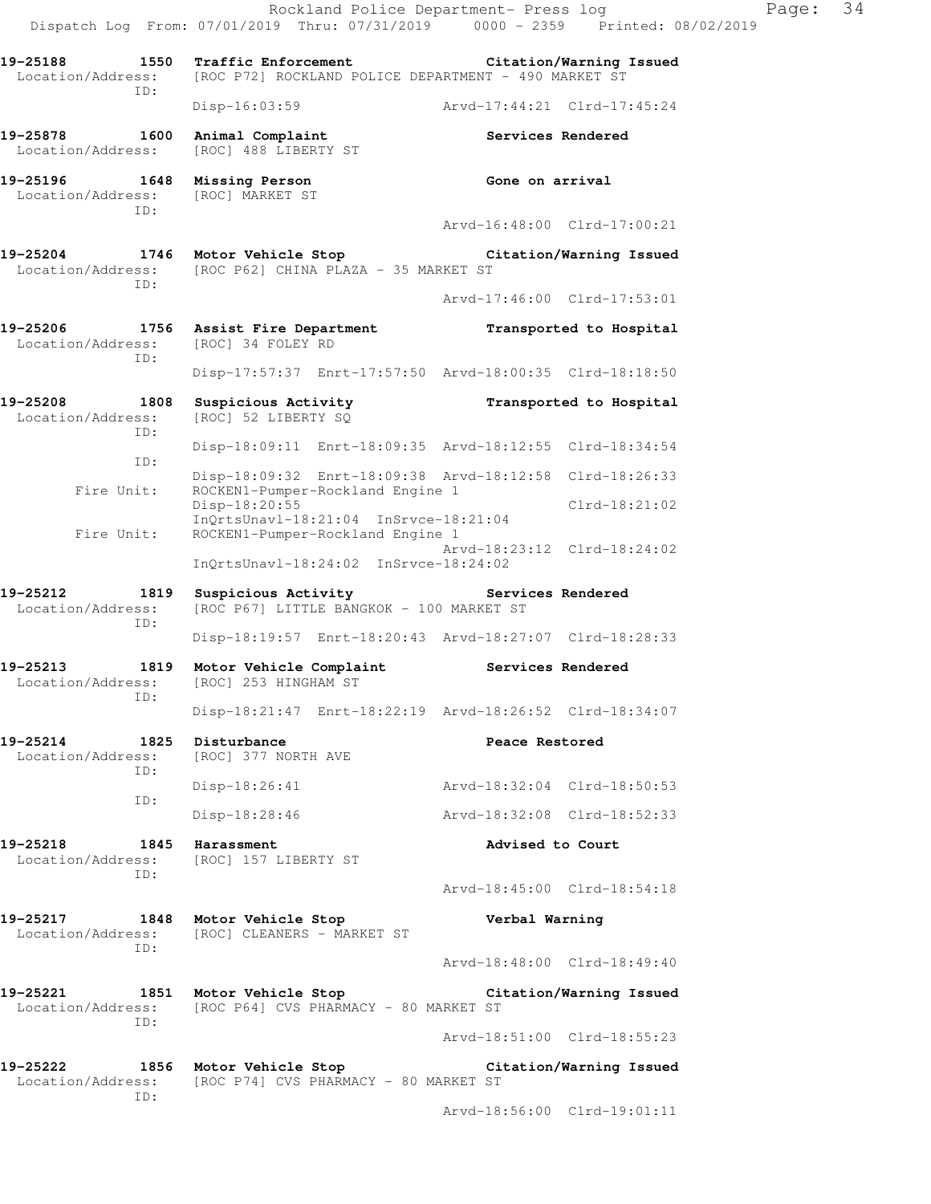```
19-25188        1550  Traffic Enforcement                    Citation/Warning Issued
  Location/Address:   [ROC P72] ROCKLAND POLICE DEPARTMENT - 490 MARKET ST
                ID:
                      Disp-16:03:59                  Arvd-17:44:21  Clrd-17:45:24

19-25878        1600  Animal Complaint                       Services Rendered
  Location/Address:   [ROC] 488 LIBERTY ST

19-25196        1648  Missing Person                         Gone on arrival
  Location/Address:   [ROC] MARKET ST
                ID:
                                                     Arvd-16:48:00  Clrd-17:00:21

19-25204        1746  Motor Vehicle Stop                     Citation/Warning Issued
  Location/Address:   [ROC P62] CHINA PLAZA - 35 MARKET ST
                ID:
                                                     Arvd-17:46:00  Clrd-17:53:01

19-25206        1756  Assist Fire Department                 Transported to Hospital
  Location/Address:   [ROC] 34 FOLEY RD
                ID:
                      Disp-17:57:37  Enrt-17:57:50  Arvd-18:00:35  Clrd-18:18:50

19-25208        1808  Suspicious Activity                    Transported to Hospital
  Location/Address:   [ROC] 52 LIBERTY SQ
                ID:
                      Disp-18:09:11  Enrt-18:09:35  Arvd-18:12:55  Clrd-18:34:54
                ID:
                      Disp-18:09:32  Enrt-18:09:38  Arvd-18:12:58  Clrd-18:26:33
         Fire Unit:   ROCKEN1-Pumper-Rockland Engine 1
                      Disp-18:20:55                                Clrd-18:21:02
                      InQrtsUnavl-18:21:04  InSrvce-18:21:04
         Fire Unit:   ROCKEN1-Pumper-Rockland Engine 1
                                                     Arvd-18:23:12  Clrd-18:24:02
                      InQrtsUnavl-18:24:02  InSrvce-18:24:02

19-25212        1819  Suspicious Activity                    Services Rendered
  Location/Address:   [ROC P67] LITTLE BANGKOK - 100 MARKET ST
                ID:
                      Disp-18:19:57  Enrt-18:20:43  Arvd-18:27:07  Clrd-18:28:33

19-25213        1819  Motor Vehicle Complaint                Services Rendered
  Location/Address:   [ROC] 253 HINGHAM ST
                ID:
                      Disp-18:21:47  Enrt-18:22:19  Arvd-18:26:52  Clrd-18:34:07

19-25214        1825  Disturbance                            Peace Restored
  Location/Address:   [ROC] 377 NORTH AVE
                ID:
                      Disp-18:26:41                  Arvd-18:32:04  Clrd-18:50:53
                ID:
                      Disp-18:28:46                  Arvd-18:32:08  Clrd-18:52:33

19-25218        1845  Harassment                             Advised to Court
  Location/Address:   [ROC] 157 LIBERTY ST
                ID:
                                                     Arvd-18:45:00  Clrd-18:54:18

19-25217        1848  Motor Vehicle Stop                     Verbal Warning
  Location/Address:   [ROC] CLEANERS - MARKET ST
                ID:
                                                     Arvd-18:48:00  Clrd-18:49:40

19-25221        1851  Motor Vehicle Stop                     Citation/Warning Issued
  Location/Address:   [ROC P64] CVS PHARMACY - 80 MARKET ST
                ID:
                                                     Arvd-18:51:00  Clrd-18:55:23

19-25222        1856  Motor Vehicle Stop                     Citation/Warning Issued
  Location/Address:   [ROC P74] CVS PHARMACY - 80 MARKET ST
                ID:
                                                     Arvd-18:56:00  Clrd-19:01:11
```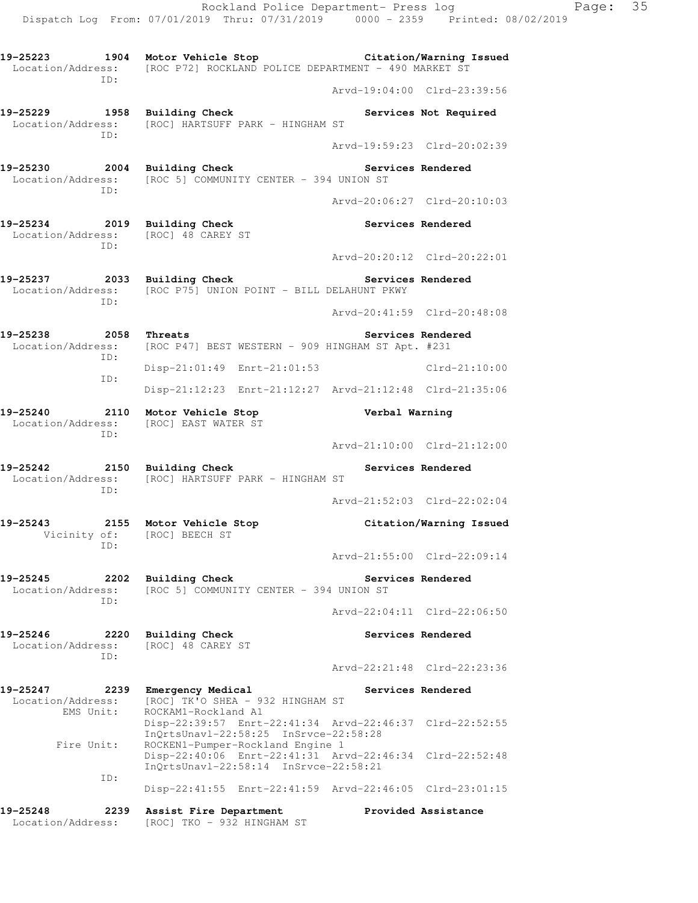19-25223 1904 **Motor Vehicle Stop** **Citation/Warning Issued**
Location/Address: [ROC P72] ROCKLAND POLICE DEPARTMENT - 490 MARKET ST
ID:
Arvd-19:04:00 Clrd-23:39:56

19-25229 1958 **Building Check** **Services Not Required**
Location/Address: [ROC] HARTSUFF PARK - HINGHAM ST
ID:
Arvd-19:59:23 Clrd-20:02:39

19-25230 2004 **Building Check** **Services Rendered**
Location/Address: [ROC 5] COMMUNITY CENTER - 394 UNION ST
ID:
Arvd-20:06:27 Clrd-20:10:03

19-25234 2019 **Building Check** **Services Rendered**
Location/Address: [ROC] 48 CAREY ST
ID:
Arvd-20:20:12 Clrd-20:22:01

19-25237 2033 **Building Check** **Services Rendered**
Location/Address: [ROC P75] UNION POINT - BILL DELAHUNT PKWY
ID:
Arvd-20:41:59 Clrd-20:48:08

19-25238 2058 **Threats** **Services Rendered**
Location/Address: [ROC P47] BEST WESTERN - 909 HINGHAM ST Apt. #231
ID:
Disp-21:01:49 Enrt-21:01:53 Clrd-21:10:00
ID:
Disp-21:12:23 Enrt-21:12:27 Arvd-21:12:48 Clrd-21:35:06

19-25240 2110 **Motor Vehicle Stop** **Verbal Warning**
Location/Address: [ROC] EAST WATER ST
ID:
Arvd-21:10:00 Clrd-21:12:00

19-25242 2150 **Building Check** **Services Rendered**
Location/Address: [ROC] HARTSUFF PARK - HINGHAM ST
ID:
Arvd-21:52:03 Clrd-22:02:04

19-25243 2155 **Motor Vehicle Stop** **Citation/Warning Issued**
Vicinity of: [ROC] BEECH ST
ID:
Arvd-21:55:00 Clrd-22:09:14

19-25245 2202 **Building Check** **Services Rendered**
Location/Address: [ROC 5] COMMUNITY CENTER - 394 UNION ST
ID:
Arvd-22:04:11 Clrd-22:06:50

19-25246 2220 **Building Check** **Services Rendered**
Location/Address: [ROC] 48 CAREY ST
ID:
Arvd-22:21:48 Clrd-22:23:36

19-25247 2239 **Emergency Medical** **Services Rendered**
Location/Address: [ROC] TK'O SHEA - 932 HINGHAM ST
EMS Unit: ROCKAM1-Rockland A1
Disp-22:39:57 Enrt-22:41:34 Arvd-22:46:37 Clrd-22:52:55
InQrtsUnavl-22:58:25 InSrvce-22:58:28
Fire Unit: ROCKEN1-Pumper-Rockland Engine 1
Disp-22:40:06 Enrt-22:41:31 Arvd-22:46:34 Clrd-22:52:48
InQrtsUnavl-22:58:14 InSrvce-22:58:21
ID:
Disp-22:41:55 Enrt-22:41:59 Arvd-22:46:05 Clrd-23:01:15

19-25248 2239 **Assist Fire Department** **Provided Assistance**
Location/Address: [ROC] TKO - 932 HINGHAM ST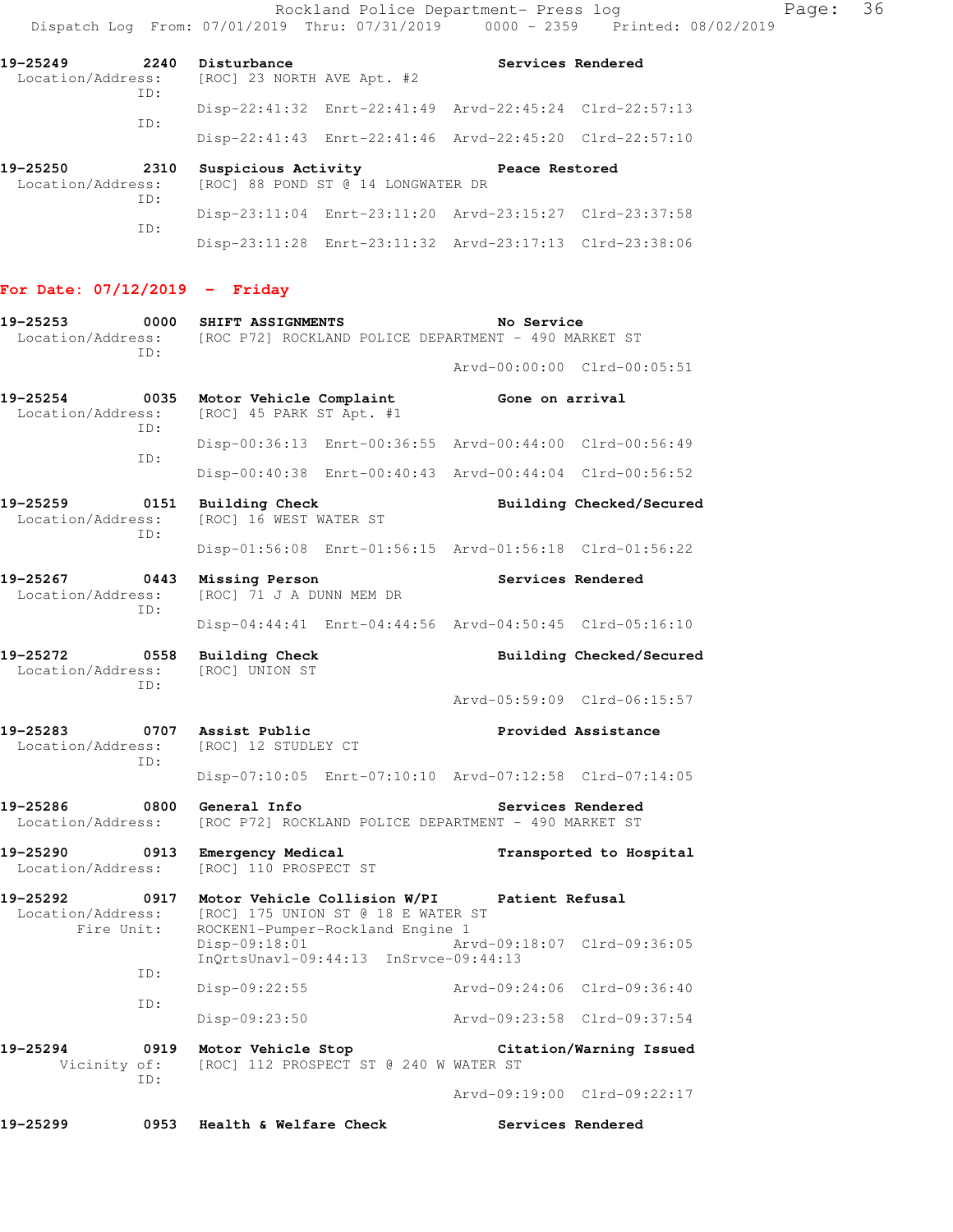Rockland Police Department- Press log
Dispatch Log From: 07/01/2019 Thru: 07/31/2019 0000 - 2359 Printed: 08/02/2019

```
19-25249        2240  Disturbance                          Services Rendered
  Location/Address:   [ROC] 23 NORTH AVE Apt. #2
              ID:
                      Disp-22:41:32  Enrt-22:41:49  Arvd-22:45:24  Clrd-22:57:13
              ID:
                      Disp-22:41:43  Enrt-22:41:46  Arvd-22:45:20  Clrd-22:57:10

19-25250        2310  Suspicious Activity                  Peace Restored
  Location/Address:   [ROC] 88 POND ST @ 14 LONGWATER DR
              ID:
                      Disp-23:11:04  Enrt-23:11:20  Arvd-23:15:27  Clrd-23:37:58
              ID:
                      Disp-23:11:28  Enrt-23:11:32  Arvd-23:17:13  Clrd-23:38:06
```

**For Date: 07/12/2019 - Friday**

```
19-25253        0000  SHIFT ASSIGNMENTS                    No Service
  Location/Address:   [ROC P72] ROCKLAND POLICE DEPARTMENT - 490 MARKET ST
              ID:
                                                    Arvd-00:00:00  Clrd-00:05:51

19-25254        0035  Motor Vehicle Complaint              Gone on arrival
  Location/Address:   [ROC] 45 PARK ST Apt. #1
              ID:
                      Disp-00:36:13  Enrt-00:36:55  Arvd-00:44:00  Clrd-00:56:49
              ID:
                      Disp-00:40:38  Enrt-00:40:43  Arvd-00:44:04  Clrd-00:56:52

19-25259        0151  Building Check                       Building Checked/Secured
  Location/Address:   [ROC] 16 WEST WATER ST
              ID:
                      Disp-01:56:08  Enrt-01:56:15  Arvd-01:56:18  Clrd-01:56:22

19-25267        0443  Missing Person                       Services Rendered
  Location/Address:   [ROC] 71 J A DUNN MEM DR
              ID:
                      Disp-04:44:41  Enrt-04:44:56  Arvd-04:50:45  Clrd-05:16:10

19-25272        0558  Building Check                       Building Checked/Secured
  Location/Address:   [ROC] UNION ST
              ID:
                                                    Arvd-05:59:09  Clrd-06:15:57

19-25283        0707  Assist Public                        Provided Assistance
  Location/Address:   [ROC] 12 STUDLEY CT
              ID:
                      Disp-07:10:05  Enrt-07:10:10  Arvd-07:12:58  Clrd-07:14:05

19-25286        0800  General Info                         Services Rendered
  Location/Address:   [ROC P72] ROCKLAND POLICE DEPARTMENT - 490 MARKET ST

19-25290        0913  Emergency Medical                    Transported to Hospital
  Location/Address:   [ROC] 110 PROSPECT ST

19-25292        0917  Motor Vehicle Collision W/PI         Patient Refusal
  Location/Address:   [ROC] 175 UNION ST @ 18 E WATER ST
         Fire Unit:   ROCKEN1-Pumper-Rockland Engine 1
                      Disp-09:18:01                 Arvd-09:18:07  Clrd-09:36:05
                      InQrtsUnavl-09:44:13  InSrvce-09:44:13
              ID:
                      Disp-09:22:55                 Arvd-09:24:06  Clrd-09:36:40
              ID:
                      Disp-09:23:50                 Arvd-09:23:58  Clrd-09:37:54

19-25294        0919  Motor Vehicle Stop                   Citation/Warning Issued
        Vicinity of:  [ROC] 112 PROSPECT ST @ 240 W WATER ST
              ID:
                                                    Arvd-09:19:00  Clrd-09:22:17

19-25299        0953  Health & Welfare Check               Services Rendered
```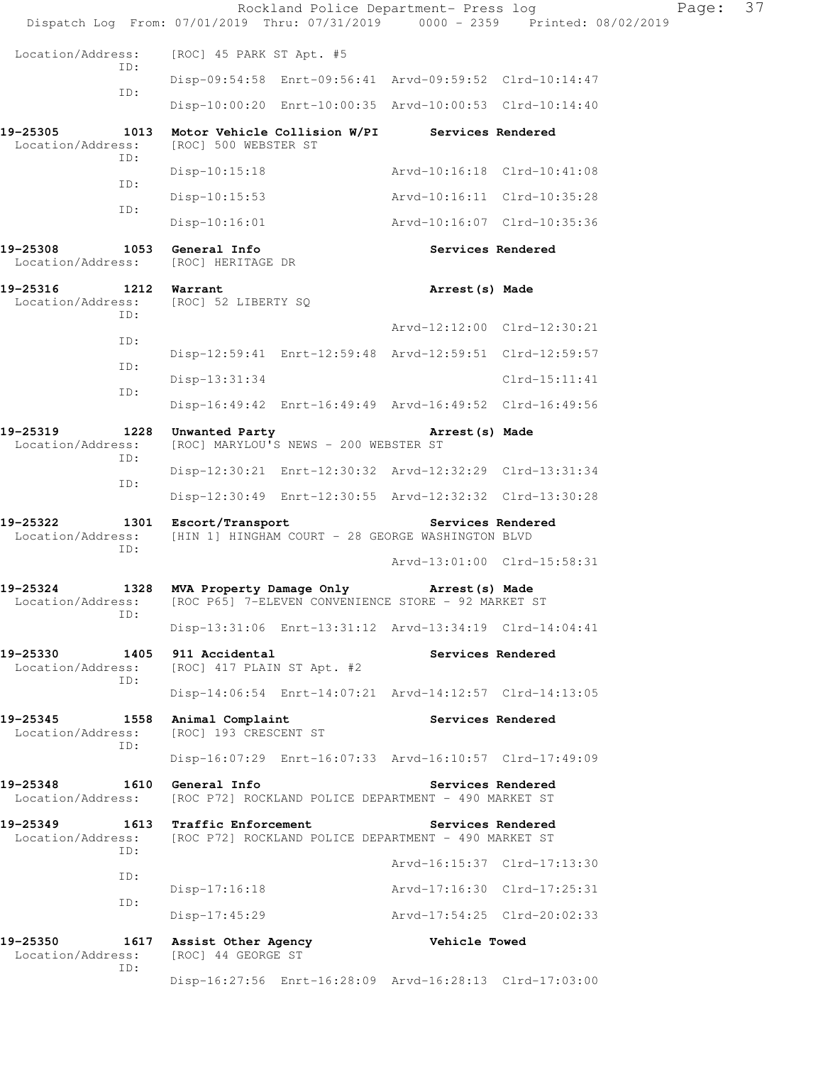Location/Address: [ROC] 45 PARK ST Apt. #5

ID: Disp-09:54:58 Enrt-09:56:41 Arvd-09:59:52 Clrd-10:14:47

ID: Disp-10:00:20 Enrt-10:00:35 Arvd-10:00:53 Clrd-10:14:40

**19-25305 1013 Motor Vehicle Collision W/PI — Services Rendered**

Location/Address: [ROC] 500 WEBSTER ST

ID: Disp-10:15:18 Arvd-10:16:18 Clrd-10:41:08

ID: Disp-10:15:53 Arvd-10:16:11 Clrd-10:35:28

ID: Disp-10:16:01 Arvd-10:16:07 Clrd-10:35:36

**19-25308 1053 General Info — Services Rendered**

Location/Address: [ROC] HERITAGE DR

**19-25316 1212 Warrant — Arrest(s) Made**

Location/Address: [ROC] 52 LIBERTY SQ

ID: Arvd-12:12:00 Clrd-12:30:21

ID: Disp-12:59:41 Enrt-12:59:48 Arvd-12:59:51 Clrd-12:59:57

ID: Disp-13:31:34 Clrd-15:11:41

ID: Disp-16:49:42 Enrt-16:49:49 Arvd-16:49:52 Clrd-16:49:56

**19-25319 1228 Unwanted Party — Arrest(s) Made**

Location/Address: [ROC] MARYLOU'S NEWS - 200 WEBSTER ST

ID: Disp-12:30:21 Enrt-12:30:32 Arvd-12:32:29 Clrd-13:31:34

ID: Disp-12:30:49 Enrt-12:30:55 Arvd-12:32:32 Clrd-13:30:28

**19-25322 1301 Escort/Transport — Services Rendered**

Location/Address: [HIN 1] HINGHAM COURT - 28 GEORGE WASHINGTON BLVD

ID: Arvd-13:01:00 Clrd-15:58:31

**19-25324 1328 MVA Property Damage Only — Arrest(s) Made**

Location/Address: [ROC P65] 7-ELEVEN CONVENIENCE STORE - 92 MARKET ST

ID: Disp-13:31:06 Enrt-13:31:12 Arvd-13:34:19 Clrd-14:04:41

**19-25330 1405 911 Accidental — Services Rendered**

Location/Address: [ROC] 417 PLAIN ST Apt. #2

ID: Disp-14:06:54 Enrt-14:07:21 Arvd-14:12:57 Clrd-14:13:05

**19-25345 1558 Animal Complaint — Services Rendered**

Location/Address: [ROC] 193 CRESCENT ST

ID: Disp-16:07:29 Enrt-16:07:33 Arvd-16:10:57 Clrd-17:49:09

**19-25348 1610 General Info — Services Rendered**

Location/Address: [ROC P72] ROCKLAND POLICE DEPARTMENT - 490 MARKET ST

**19-25349 1613 Traffic Enforcement — Services Rendered**

Location/Address: [ROC P72] ROCKLAND POLICE DEPARTMENT - 490 MARKET ST

ID: Arvd-16:15:37 Clrd-17:13:30

ID: Disp-17:16:18 Arvd-17:16:30 Clrd-17:25:31

ID: Disp-17:45:29 Arvd-17:54:25 Clrd-20:02:33

**19-25350 1617 Assist Other Agency — Vehicle Towed**

Location/Address: [ROC] 44 GEORGE ST

ID: Disp-16:27:56 Enrt-16:28:09 Arvd-16:28:13 Clrd-17:03:00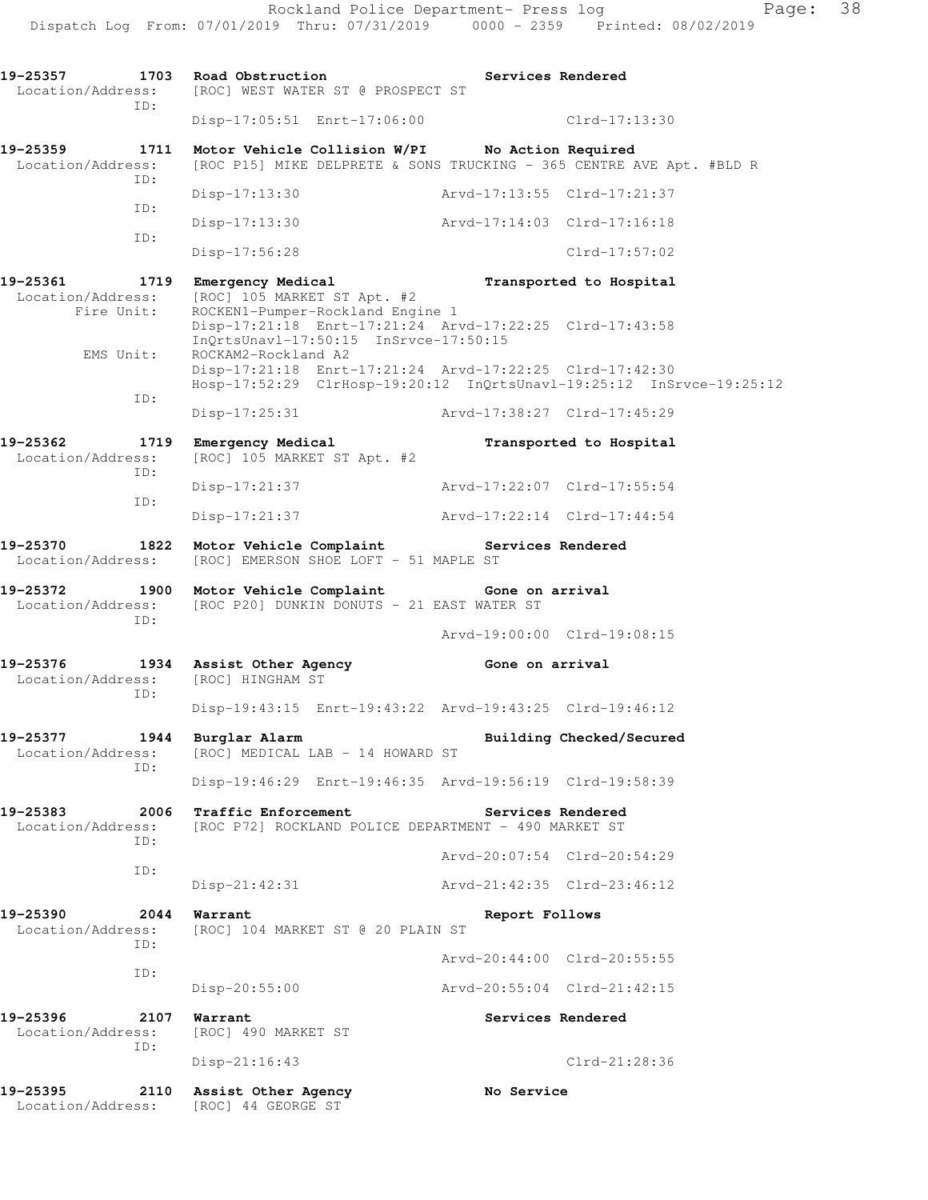```
19-25357        1703  Road Obstruction                   Services Rendered
 Location/Address:    [ROC] WEST WATER ST @ PROSPECT ST
               ID:
                      Disp-17:05:51  Enrt-17:06:00                 Clrd-17:13:30

19-25359        1711  Motor Vehicle Collision W/PI       No Action Required
 Location/Address:    [ROC P15] MIKE DELPRETE & SONS TRUCKING - 365 CENTRE AVE Apt. #BLD R
               ID:
                      Disp-17:13:30                Arvd-17:13:55  Clrd-17:21:37
               ID:
                      Disp-17:13:30                Arvd-17:14:03  Clrd-17:16:18
               ID:
                      Disp-17:56:28                               Clrd-17:57:02

19-25361        1719  Emergency Medical                  Transported to Hospital
 Location/Address:    [ROC] 105 MARKET ST Apt. #2
        Fire Unit:    ROCKEN1-Pumper-Rockland Engine 1
                      Disp-17:21:18  Enrt-17:21:24  Arvd-17:22:25  Clrd-17:43:58
                      InQrtsUnavl-17:50:15  InSrvce-17:50:15
         EMS Unit:    ROCKAM2-Rockland A2
                      Disp-17:21:18  Enrt-17:21:24  Arvd-17:22:25  Clrd-17:42:30
                      Hosp-17:52:29  ClrHosp-19:20:12  InQrtsUnavl-19:25:12  InSrvce-19:25:12
               ID:
                      Disp-17:25:31                Arvd-17:38:27  Clrd-17:45:29

19-25362        1719  Emergency Medical                  Transported to Hospital
 Location/Address:    [ROC] 105 MARKET ST Apt. #2
               ID:
                      Disp-17:21:37                Arvd-17:22:07  Clrd-17:55:54
               ID:
                      Disp-17:21:37                Arvd-17:22:14  Clrd-17:44:54

19-25370        1822  Motor Vehicle Complaint            Services Rendered
 Location/Address:    [ROC] EMERSON SHOE LOFT - 51 MAPLE ST

19-25372        1900  Motor Vehicle Complaint            Gone on arrival
 Location/Address:    [ROC P20] DUNKIN DONUTS - 21 EAST WATER ST
               ID:
                                                   Arvd-19:00:00  Clrd-19:08:15

19-25376        1934  Assist Other Agency                Gone on arrival
 Location/Address:    [ROC] HINGHAM ST
               ID:
                      Disp-19:43:15  Enrt-19:43:22  Arvd-19:43:25  Clrd-19:46:12

19-25377        1944  Burglar Alarm                      Building Checked/Secured
 Location/Address:    [ROC] MEDICAL LAB - 14 HOWARD ST
               ID:
                      Disp-19:46:29  Enrt-19:46:35  Arvd-19:56:19  Clrd-19:58:39

19-25383        2006  Traffic Enforcement                Services Rendered
 Location/Address:    [ROC P72] ROCKLAND POLICE DEPARTMENT - 490 MARKET ST
               ID:
                                                   Arvd-20:07:54  Clrd-20:54:29
               ID:
                      Disp-21:42:31                Arvd-21:42:35  Clrd-23:46:12

19-25390        2044  Warrant                            Report Follows
 Location/Address:    [ROC] 104 MARKET ST @ 20 PLAIN ST
               ID:
                                                   Arvd-20:44:00  Clrd-20:55:55
               ID:
                      Disp-20:55:00                Arvd-20:55:04  Clrd-21:42:15

19-25396        2107  Warrant                            Services Rendered
 Location/Address:    [ROC] 490 MARKET ST
               ID:
                      Disp-21:16:43                               Clrd-21:28:36

19-25395        2110  Assist Other Agency                No Service
 Location/Address:    [ROC] 44 GEORGE ST
```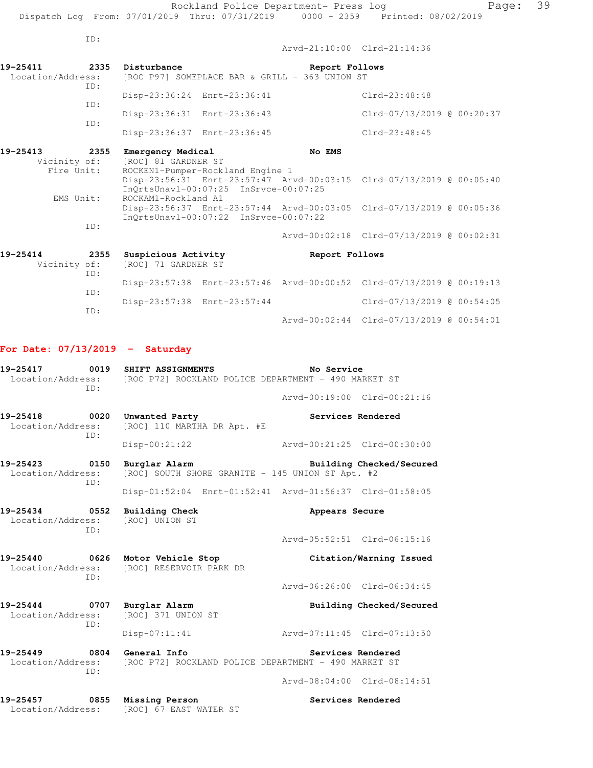ID: Arvd-21:10:00 Clrd-21:14:36

**19-25411 2335 Disturbance** Report Follows
Location/Address: [ROC P97] SOMEPLACE BAR & GRILL - 363 UNION ST
ID: Disp-23:36:24 Enrt-23:36:41 Clrd-23:48:48
ID: Disp-23:36:31 Enrt-23:36:43 Clrd-07/13/2019 @ 00:20:37
ID: Disp-23:36:37 Enrt-23:36:45 Clrd-23:48:45

**19-25413 2355 Emergency Medical** No EMS
Vicinity of: [ROC] 81 GARDNER ST
Fire Unit: ROCKEN1-Pumper-Rockland Engine 1
Disp-23:56:31 Enrt-23:57:47 Arvd-00:03:15 Clrd-07/13/2019 @ 00:05:40
InQrtsUnavl-00:07:25 InSrvce-00:07:25
EMS Unit: ROCKAM1-Rockland A1
Disp-23:56:37 Enrt-23:57:44 Arvd-00:03:05 Clrd-07/13/2019 @ 00:05:36
InQrtsUnavl-00:07:22 InSrvce-00:07:22
ID: Arvd-00:02:18 Clrd-07/13/2019 @ 00:02:31

**19-25414 2355 Suspicious Activity** Report Follows
Vicinity of: [ROC] 71 GARDNER ST
ID: Disp-23:57:38 Enrt-23:57:46 Arvd-00:00:52 Clrd-07/13/2019 @ 00:19:13
ID: Disp-23:57:38 Enrt-23:57:44 Clrd-07/13/2019 @ 00:54:05
ID: Arvd-00:02:44 Clrd-07/13/2019 @ 00:54:01

## For Date: 07/13/2019 - Saturday

**19-25417 0019 SHIFT ASSIGNMENTS** No Service
Location/Address: [ROC P72] ROCKLAND POLICE DEPARTMENT - 490 MARKET ST
ID: Arvd-00:19:00 Clrd-00:21:16

**19-25418 0020 Unwanted Party** Services Rendered
Location/Address: [ROC] 110 MARTHA DR Apt. #E
ID: Disp-00:21:22 Arvd-00:21:25 Clrd-00:30:00

**19-25423 0150 Burglar Alarm** Building Checked/Secured
Location/Address: [ROC] SOUTH SHORE GRANITE - 145 UNION ST Apt. #2
ID: Disp-01:52:04 Enrt-01:52:41 Arvd-01:56:37 Clrd-01:58:05

**19-25434 0552 Building Check** Appears Secure
Location/Address: [ROC] UNION ST
ID: Arvd-05:52:51 Clrd-06:15:16

**19-25440 0626 Motor Vehicle Stop** Citation/Warning Issued
Location/Address: [ROC] RESERVOIR PARK DR
ID: Arvd-06:26:00 Clrd-06:34:45

**19-25444 0707 Burglar Alarm** Building Checked/Secured
Location/Address: [ROC] 371 UNION ST
ID: Disp-07:11:41 Arvd-07:11:45 Clrd-07:13:50

**19-25449 0804 General Info** Services Rendered
Location/Address: [ROC P72] ROCKLAND POLICE DEPARTMENT - 490 MARKET ST
ID: Arvd-08:04:00 Clrd-08:14:51

**19-25457 0855 Missing Person** Services Rendered
Location/Address: [ROC] 67 EAST WATER ST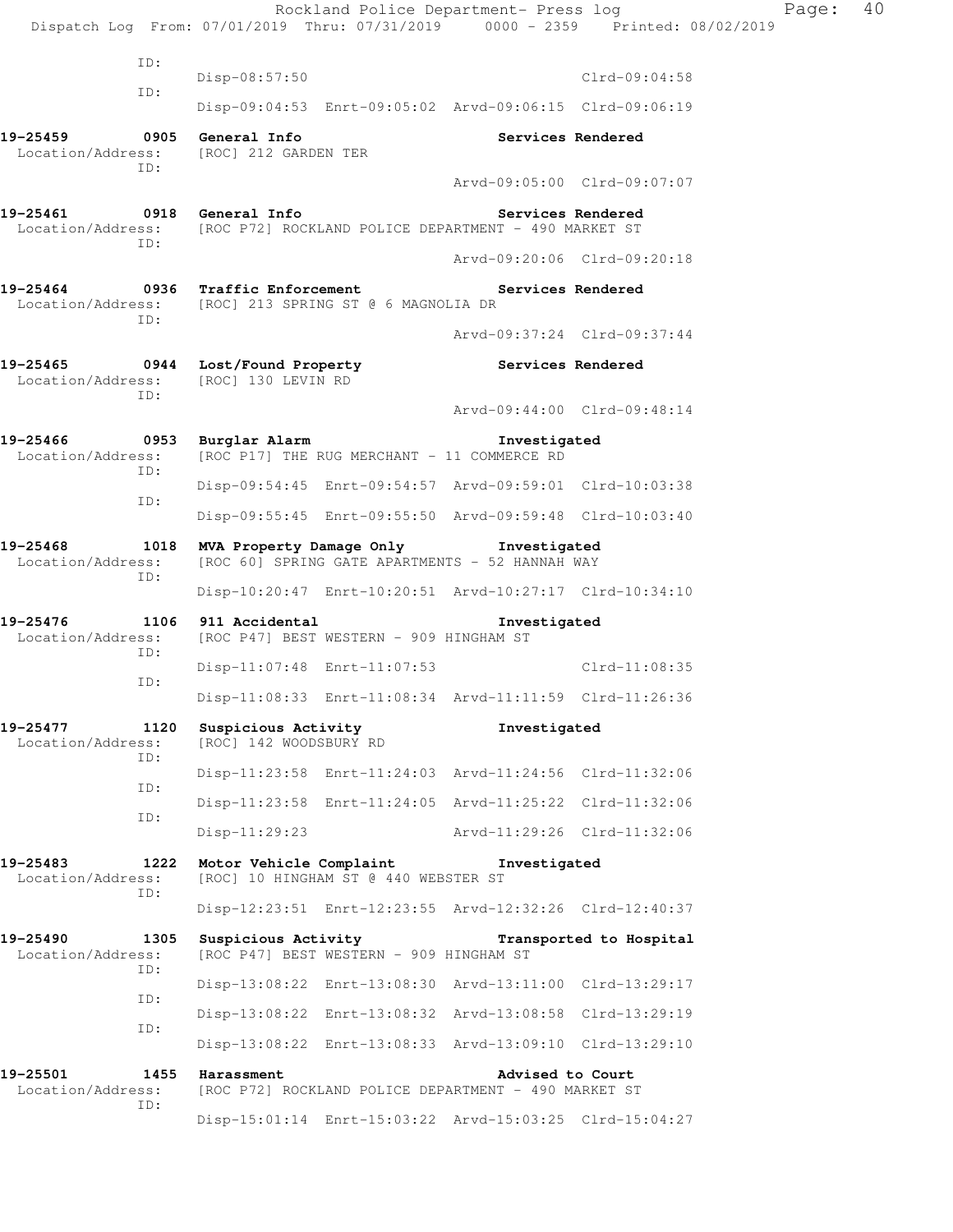```
            ID:
                Disp-08:57:50                                      Clrd-09:04:58
            ID:
                Disp-09:04:53  Enrt-09:05:02  Arvd-09:06:15  Clrd-09:06:19

19-25459        0905  General Info                        Services Rendered
  Location/Address:   [ROC] 212 GARDEN TER
            ID:
                                              Arvd-09:05:00  Clrd-09:07:07

19-25461        0918  General Info                        Services Rendered
  Location/Address:   [ROC P72] ROCKLAND POLICE DEPARTMENT - 490 MARKET ST
            ID:
                                              Arvd-09:20:06  Clrd-09:20:18

19-25464        0936  Traffic Enforcement                 Services Rendered
  Location/Address:   [ROC] 213 SPRING ST @ 6 MAGNOLIA DR
            ID:
                                              Arvd-09:37:24  Clrd-09:37:44

19-25465        0944  Lost/Found Property                 Services Rendered
  Location/Address:   [ROC] 130 LEVIN RD
            ID:
                                              Arvd-09:44:00  Clrd-09:48:14

19-25466        0953  Burglar Alarm                       Investigated
  Location/Address:   [ROC P17] THE RUG MERCHANT - 11 COMMERCE RD
            ID:
                Disp-09:54:45  Enrt-09:54:57  Arvd-09:59:01  Clrd-10:03:38
            ID:
                Disp-09:55:45  Enrt-09:55:50  Arvd-09:59:48  Clrd-10:03:40

19-25468        1018  MVA Property Damage Only            Investigated
  Location/Address:   [ROC 60] SPRING GATE APARTMENTS - 52 HANNAH WAY
            ID:
                Disp-10:20:47  Enrt-10:20:51  Arvd-10:27:17  Clrd-10:34:10

19-25476        1106  911 Accidental                      Investigated
  Location/Address:   [ROC P47] BEST WESTERN - 909 HINGHAM ST
            ID:
                Disp-11:07:48  Enrt-11:07:53                 Clrd-11:08:35
            ID:
                Disp-11:08:33  Enrt-11:08:34  Arvd-11:11:59  Clrd-11:26:36

19-25477        1120  Suspicious Activity                 Investigated
  Location/Address:   [ROC] 142 WOODSBURY RD
            ID:
                Disp-11:23:58  Enrt-11:24:03  Arvd-11:24:56  Clrd-11:32:06
            ID:
                Disp-11:23:58  Enrt-11:24:05  Arvd-11:25:22  Clrd-11:32:06
            ID:
                Disp-11:29:23                 Arvd-11:29:26  Clrd-11:32:06

19-25483        1222  Motor Vehicle Complaint             Investigated
  Location/Address:   [ROC] 10 HINGHAM ST @ 440 WEBSTER ST
            ID:
                Disp-12:23:51  Enrt-12:23:55  Arvd-12:32:26  Clrd-12:40:37

19-25490        1305  Suspicious Activity                 Transported to Hospital
  Location/Address:   [ROC P47] BEST WESTERN - 909 HINGHAM ST
            ID:
                Disp-13:08:22  Enrt-13:08:30  Arvd-13:11:00  Clrd-13:29:17
            ID:
                Disp-13:08:22  Enrt-13:08:32  Arvd-13:08:58  Clrd-13:29:19
            ID:
                Disp-13:08:22  Enrt-13:08:33  Arvd-13:09:10  Clrd-13:29:10

19-25501        1455  Harassment                          Advised to Court
  Location/Address:   [ROC P72] ROCKLAND POLICE DEPARTMENT - 490 MARKET ST
            ID:
                Disp-15:01:14  Enrt-15:03:22  Arvd-15:03:25  Clrd-15:04:27
```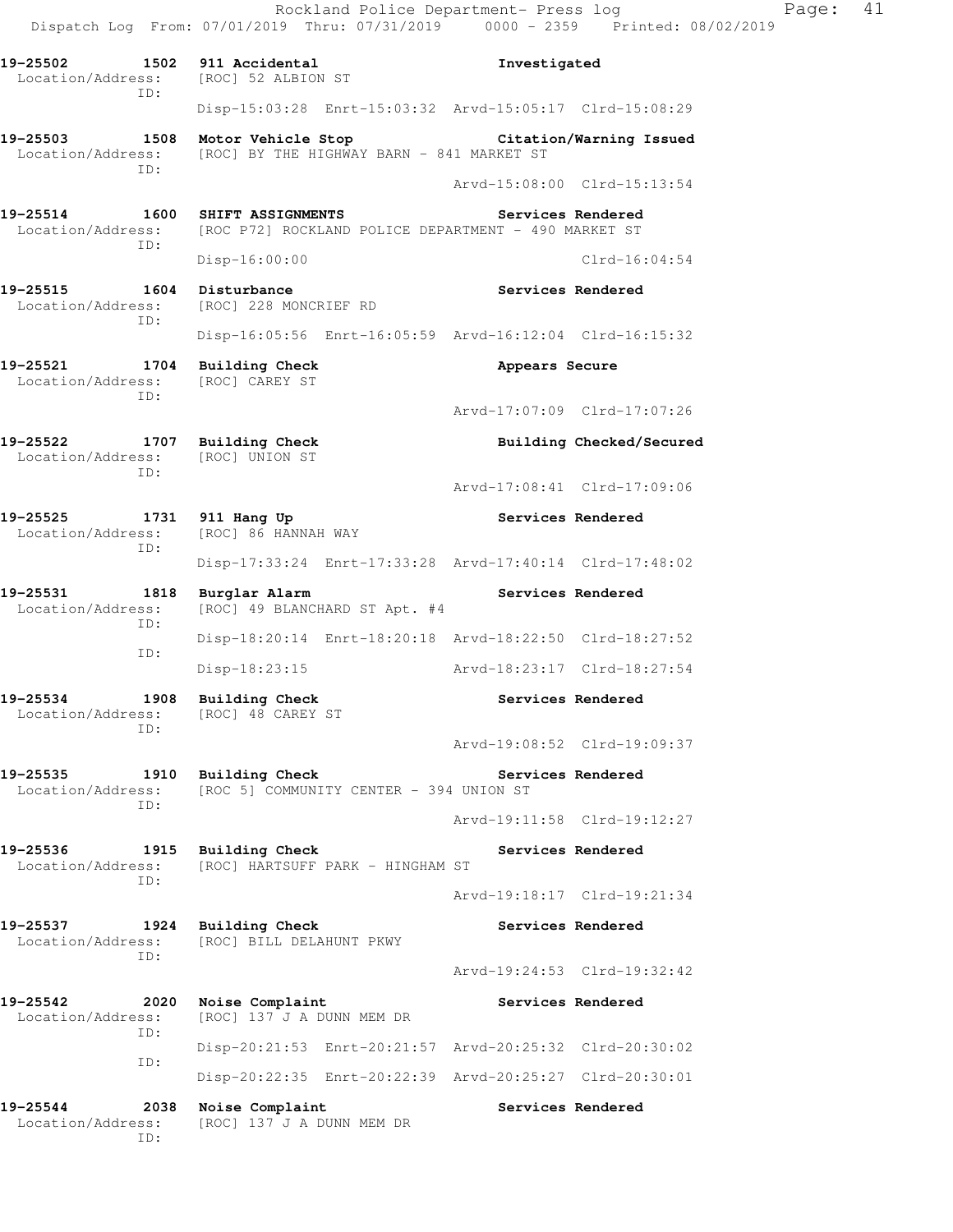19-25502 1502 911 Accidental Investigated
Location/Address: [ROC] 52 ALBION ST
ID:
Disp-15:03:28 Enrt-15:03:32 Arvd-15:05:17 Clrd-15:08:29

19-25503 1508 Motor Vehicle Stop Citation/Warning Issued
Location/Address: [ROC] BY THE HIGHWAY BARN - 841 MARKET ST
ID:
Arvd-15:08:00 Clrd-15:13:54

19-25514 1600 SHIFT ASSIGNMENTS Services Rendered
Location/Address: [ROC P72] ROCKLAND POLICE DEPARTMENT - 490 MARKET ST
ID:
Disp-16:00:00 Clrd-16:04:54

19-25515 1604 Disturbance Services Rendered
Location/Address: [ROC] 228 MONCRIEF RD
ID:
Disp-16:05:56 Enrt-16:05:59 Arvd-16:12:04 Clrd-16:15:32

19-25521 1704 Building Check Appears Secure
Location/Address: [ROC] CAREY ST
ID:
Arvd-17:07:09 Clrd-17:07:26

19-25522 1707 Building Check Building Checked/Secured
Location/Address: [ROC] UNION ST
ID:
Arvd-17:08:41 Clrd-17:09:06

19-25525 1731 911 Hang Up Services Rendered
Location/Address: [ROC] 86 HANNAH WAY
ID:
Disp-17:33:24 Enrt-17:33:28 Arvd-17:40:14 Clrd-17:48:02

19-25531 1818 Burglar Alarm Services Rendered
Location/Address: [ROC] 49 BLANCHARD ST Apt. #4
ID:
Disp-18:20:14 Enrt-18:20:18 Arvd-18:22:50 Clrd-18:27:52
ID:
Disp-18:23:15 Arvd-18:23:17 Clrd-18:27:54

19-25534 1908 Building Check Services Rendered
Location/Address: [ROC] 48 CAREY ST
ID:
Arvd-19:08:52 Clrd-19:09:37

19-25535 1910 Building Check Services Rendered
Location/Address: [ROC 5] COMMUNITY CENTER - 394 UNION ST
ID:
Arvd-19:11:58 Clrd-19:12:27

19-25536 1915 Building Check Services Rendered
Location/Address: [ROC] HARTSUFF PARK - HINGHAM ST
ID:
Arvd-19:18:17 Clrd-19:21:34

19-25537 1924 Building Check Services Rendered
Location/Address: [ROC] BILL DELAHUNT PKWY
ID:
Arvd-19:24:53 Clrd-19:32:42

19-25542 2020 Noise Complaint Services Rendered
Location/Address: [ROC] 137 J A DUNN MEM DR
ID:
Disp-20:21:53 Enrt-20:21:57 Arvd-20:25:32 Clrd-20:30:02
ID:
Disp-20:22:35 Enrt-20:22:39 Arvd-20:25:27 Clrd-20:30:01

19-25544 2038 Noise Complaint Services Rendered
Location/Address: [ROC] 137 J A DUNN MEM DR
ID: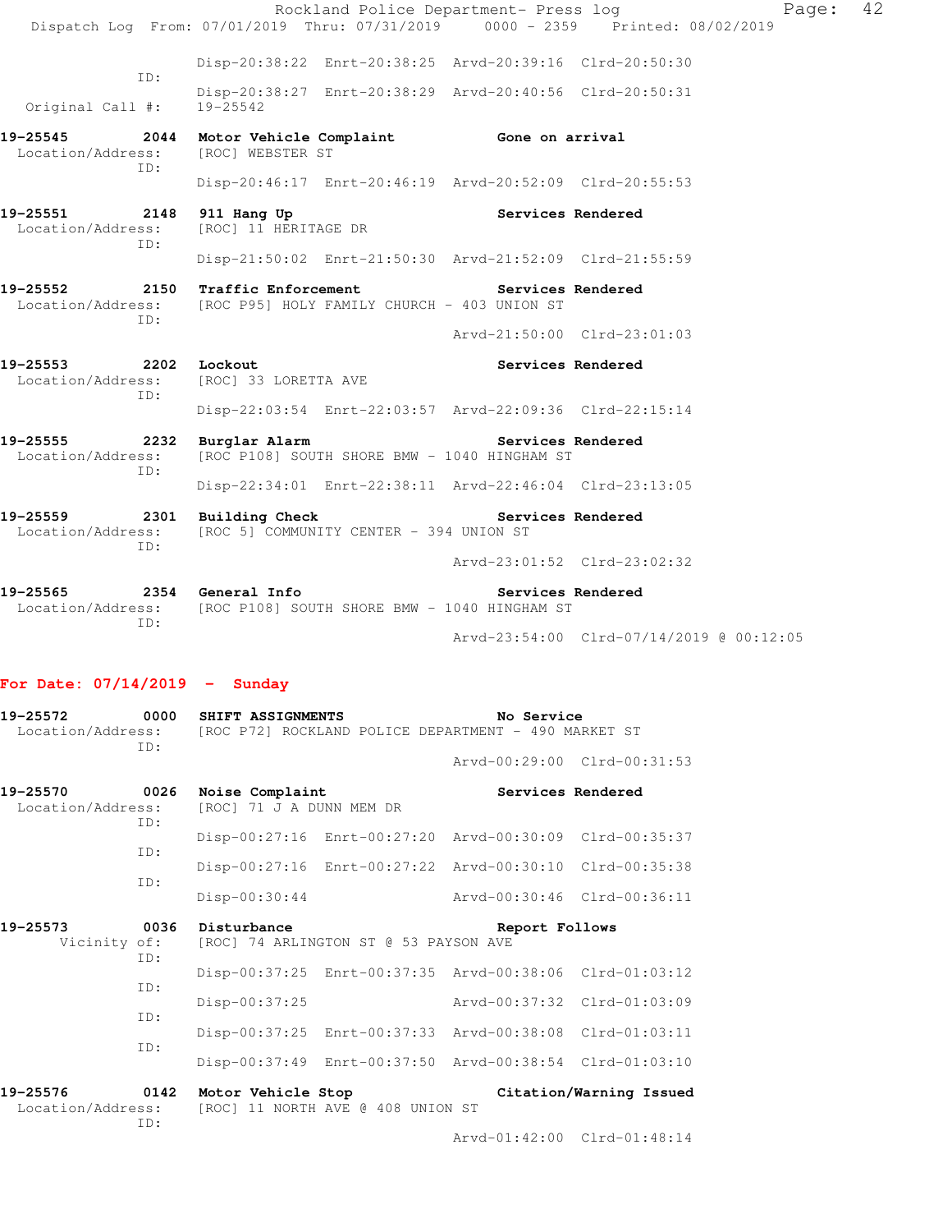Disp-20:38:22 Enrt-20:38:25 Arvd-20:39:16 Clrd-20:50:30

ID:

Disp-20:38:27 Enrt-20:38:29 Arvd-20:40:56 Clrd-20:50:31

Original Call #: 19-25542

**19-25545 2044 Motor Vehicle Complaint** Gone on arrival
Location/Address: [ROC] WEBSTER ST
ID:
Disp-20:46:17 Enrt-20:46:19 Arvd-20:52:09 Clrd-20:55:53

**19-25551 2148 911 Hang Up** Services Rendered
Location/Address: [ROC] 11 HERITAGE DR
ID:
Disp-21:50:02 Enrt-21:50:30 Arvd-21:52:09 Clrd-21:55:59

**19-25552 2150 Traffic Enforcement** Services Rendered
Location/Address: [ROC P95] HOLY FAMILY CHURCH - 403 UNION ST
ID:
Arvd-21:50:00 Clrd-23:01:03

**19-25553 2202 Lockout** Services Rendered
Location/Address: [ROC] 33 LORETTA AVE
ID:
Disp-22:03:54 Enrt-22:03:57 Arvd-22:09:36 Clrd-22:15:14

**19-25555 2232 Burglar Alarm** Services Rendered
Location/Address: [ROC P108] SOUTH SHORE BMW - 1040 HINGHAM ST
ID:
Disp-22:34:01 Enrt-22:38:11 Arvd-22:46:04 Clrd-23:13:05

**19-25559 2301 Building Check** Services Rendered
Location/Address: [ROC 5] COMMUNITY CENTER - 394 UNION ST
ID:
Arvd-23:01:52 Clrd-23:02:32

**19-25565 2354 General Info** Services Rendered
Location/Address: [ROC P108] SOUTH SHORE BMW - 1040 HINGHAM ST
ID:
Arvd-23:54:00 Clrd-07/14/2019 @ 00:12:05

## For Date: 07/14/2019 - Sunday

**19-25572 0000 SHIFT ASSIGNMENTS** No Service
Location/Address: [ROC P72] ROCKLAND POLICE DEPARTMENT - 490 MARKET ST
ID:
Arvd-00:29:00 Clrd-00:31:53

**19-25570 0026 Noise Complaint** Services Rendered
Location/Address: [ROC] 71 J A DUNN MEM DR
ID:
Disp-00:27:16 Enrt-00:27:20 Arvd-00:30:09 Clrd-00:35:37
ID:
Disp-00:27:16 Enrt-00:27:22 Arvd-00:30:10 Clrd-00:35:38
ID:
Disp-00:30:44 Arvd-00:30:46 Clrd-00:36:11

**19-25573 0036 Disturbance** Report Follows
Vicinity of: [ROC] 74 ARLINGTON ST @ 53 PAYSON AVE
ID:
Disp-00:37:25 Enrt-00:37:35 Arvd-00:38:06 Clrd-01:03:12
ID:
Disp-00:37:25 Arvd-00:37:32 Clrd-01:03:09
ID:
Disp-00:37:25 Enrt-00:37:33 Arvd-00:38:08 Clrd-01:03:11
ID:
Disp-00:37:49 Enrt-00:37:50 Arvd-00:38:54 Clrd-01:03:10

**19-25576 0142 Motor Vehicle Stop** Citation/Warning Issued
Location/Address: [ROC] 11 NORTH AVE @ 408 UNION ST
ID:
Arvd-01:42:00 Clrd-01:48:14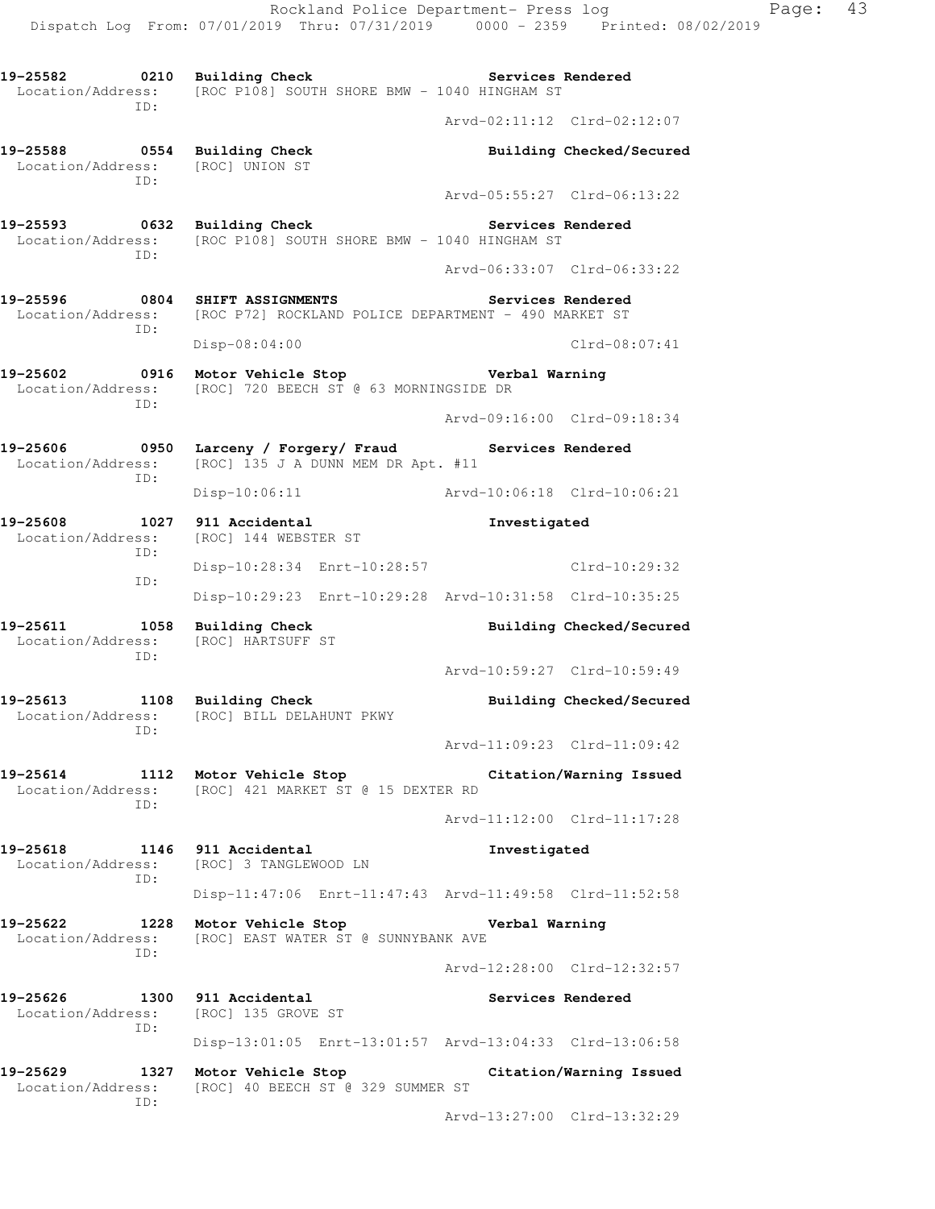| Call # | Time | Call Type | Action | Location/Address | Times |
|---|---|---|---|---|---|
| 19-25582 | 0210 | Building Check | Services Rendered | [ROC P108] SOUTH SHORE BMW - 1040 HINGHAM ST | Arvd-02:11:12 Clrd-02:12:07 |
| 19-25588 | 0554 | Building Check | Building Checked/Secured | [ROC] UNION ST | Arvd-05:55:27 Clrd-06:13:22 |
| 19-25593 | 0632 | Building Check | Services Rendered | [ROC P108] SOUTH SHORE BMW - 1040 HINGHAM ST | Arvd-06:33:07 Clrd-06:33:22 |
| 19-25596 | 0804 | SHIFT ASSIGNMENTS | Services Rendered | [ROC P72] ROCKLAND POLICE DEPARTMENT - 490 MARKET ST | Disp-08:04:00 Clrd-08:07:41 |
| 19-25602 | 0916 | Motor Vehicle Stop | Verbal Warning | [ROC] 720 BEECH ST @ 63 MORNINGSIDE DR | Arvd-09:16:00 Clrd-09:18:34 |
| 19-25606 | 0950 | Larceny / Forgery/ Fraud | Services Rendered | [ROC] 135 J A DUNN MEM DR Apt. #11 | Disp-10:06:11 Arvd-10:06:18 Clrd-10:06:21 |
| 19-25608 | 1027 | 911 Accidental | Investigated | [ROC] 144 WEBSTER ST | Disp-10:28:34 Enrt-10:28:57 Clrd-10:29:32; Disp-10:29:23 Enrt-10:29:28 Arvd-10:31:58 Clrd-10:35:25 |
| 19-25611 | 1058 | Building Check | Building Checked/Secured | [ROC] HARTSUFF ST | Arvd-10:59:27 Clrd-10:59:49 |
| 19-25613 | 1108 | Building Check | Building Checked/Secured | [ROC] BILL DELAHUNT PKWY | Arvd-11:09:23 Clrd-11:09:42 |
| 19-25614 | 1112 | Motor Vehicle Stop | Citation/Warning Issued | [ROC] 421 MARKET ST @ 15 DEXTER RD | Arvd-11:12:00 Clrd-11:17:28 |
| 19-25618 | 1146 | 911 Accidental | Investigated | [ROC] 3 TANGLEWOOD LN | Disp-11:47:06 Enrt-11:47:43 Arvd-11:49:58 Clrd-11:52:58 |
| 19-25622 | 1228 | Motor Vehicle Stop | Verbal Warning | [ROC] EAST WATER ST @ SUNNYBANK AVE | Arvd-12:28:00 Clrd-12:32:57 |
| 19-25626 | 1300 | 911 Accidental | Services Rendered | [ROC] 135 GROVE ST | Disp-13:01:05 Enrt-13:01:57 Arvd-13:04:33 Clrd-13:06:58 |
| 19-25629 | 1327 | Motor Vehicle Stop | Citation/Warning Issued | [ROC] 40 BEECH ST @ 329 SUMMER ST | Arvd-13:27:00 Clrd-13:32:29 |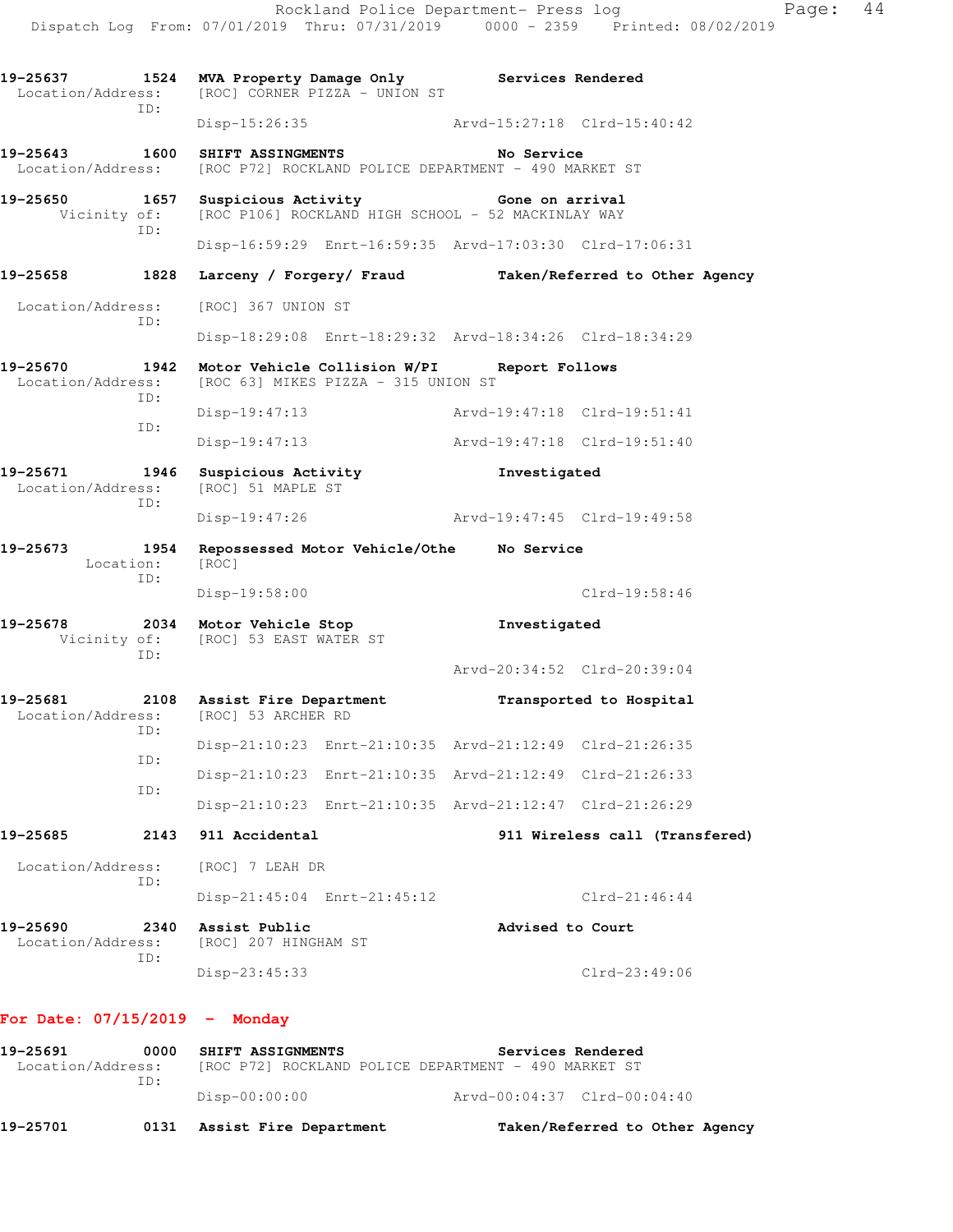19-25637 1524 MVA Property Damage Only Services Rendered
Location/Address: [ROC] CORNER PIZZA - UNION ST
ID:
Disp-15:26:35 Arvd-15:27:18 Clrd-15:40:42

19-25643 1600 SHIFT ASSINGMENTS No Service
Location/Address: [ROC P72] ROCKLAND POLICE DEPARTMENT - 490 MARKET ST

19-25650 1657 Suspicious Activity Gone on arrival
Vicinity of: [ROC P106] ROCKLAND HIGH SCHOOL - 52 MACKINLAY WAY
ID:
Disp-16:59:29 Enrt-16:59:35 Arvd-17:03:30 Clrd-17:06:31

19-25658 1828 Larceny / Forgery/ Fraud Taken/Referred to Other Agency
Location/Address: [ROC] 367 UNION ST
ID:
Disp-18:29:08 Enrt-18:29:32 Arvd-18:34:26 Clrd-18:34:29

19-25670 1942 Motor Vehicle Collision W/PI Report Follows
Location/Address: [ROC 63] MIKES PIZZA - 315 UNION ST
ID:
Disp-19:47:13 Arvd-19:47:18 Clrd-19:51:41
ID:
Disp-19:47:13 Arvd-19:47:18 Clrd-19:51:40

19-25671 1946 Suspicious Activity Investigated
Location/Address: [ROC] 51 MAPLE ST
ID:
Disp-19:47:26 Arvd-19:47:45 Clrd-19:49:58

19-25673 1954 Repossessed Motor Vehicle/Othe No Service
Location: [ROC]
ID:
Disp-19:58:00 Clrd-19:58:46

19-25678 2034 Motor Vehicle Stop Investigated
Vicinity of: [ROC] 53 EAST WATER ST
ID:
Arvd-20:34:52 Clrd-20:39:04

19-25681 2108 Assist Fire Department Transported to Hospital
Location/Address: [ROC] 53 ARCHER RD
ID:
Disp-21:10:23 Enrt-21:10:35 Arvd-21:12:49 Clrd-21:26:35
ID:
Disp-21:10:23 Enrt-21:10:35 Arvd-21:12:49 Clrd-21:26:33
ID:
Disp-21:10:23 Enrt-21:10:35 Arvd-21:12:47 Clrd-21:26:29

19-25685 2143 911 Accidental 911 Wireless call (Transfered)
Location/Address: [ROC] 7 LEAH DR
ID:
Disp-21:45:04 Enrt-21:45:12 Clrd-21:46:44

19-25690 2340 Assist Public Advised to Court
Location/Address: [ROC] 207 HINGHAM ST
ID:
Disp-23:45:33 Clrd-23:49:06

**For Date: 07/15/2019 - Monday**

19-25691 0000 SHIFT ASSIGNMENTS Services Rendered
Location/Address: [ROC P72] ROCKLAND POLICE DEPARTMENT - 490 MARKET ST
ID:
Disp-00:00:00 Arvd-00:04:37 Clrd-00:04:40

19-25701 0131 Assist Fire Department Taken/Referred to Other Agency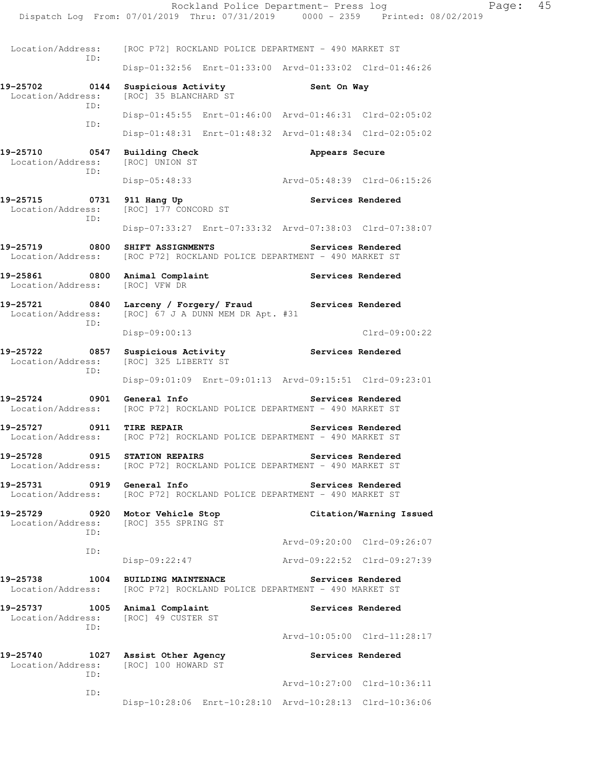Location/Address: [ROC P72] ROCKLAND POLICE DEPARTMENT - 490 MARKET ST
ID:
Disp-01:32:56 Enrt-01:33:00 Arvd-01:33:02 Clrd-01:46:26

**19-25702 0144 Suspicious Activity** Sent On Way
Location/Address: [ROC] 35 BLANCHARD ST
ID:
Disp-01:45:55 Enrt-01:46:00 Arvd-01:46:31 Clrd-02:05:02
ID:
Disp-01:48:31 Enrt-01:48:32 Arvd-01:48:34 Clrd-02:05:02

**19-25710 0547 Building Check** Appears Secure
Location/Address: [ROC] UNION ST
ID:
Disp-05:48:33 Arvd-05:48:39 Clrd-06:15:26

**19-25715 0731 911 Hang Up** Services Rendered
Location/Address: [ROC] 177 CONCORD ST
ID:
Disp-07:33:27 Enrt-07:33:32 Arvd-07:38:03 Clrd-07:38:07

**19-25719 0800 SHIFT ASSIGNMENTS** Services Rendered
Location/Address: [ROC P72] ROCKLAND POLICE DEPARTMENT - 490 MARKET ST

**19-25861 0800 Animal Complaint** Services Rendered
Location/Address: [ROC] VFW DR

**19-25721 0840 Larceny / Forgery/ Fraud** Services Rendered
Location/Address: [ROC] 67 J A DUNN MEM DR Apt. #31
ID:
Disp-09:00:13 Clrd-09:00:22

**19-25722 0857 Suspicious Activity** Services Rendered
Location/Address: [ROC] 325 LIBERTY ST
ID:
Disp-09:01:09 Enrt-09:01:13 Arvd-09:15:51 Clrd-09:23:01

**19-25724 0901 General Info** Services Rendered
Location/Address: [ROC P72] ROCKLAND POLICE DEPARTMENT - 490 MARKET ST

**19-25727 0911 TIRE REPAIR** Services Rendered
Location/Address: [ROC P72] ROCKLAND POLICE DEPARTMENT - 490 MARKET ST

**19-25728 0915 STATION REPAIRS** Services Rendered
Location/Address: [ROC P72] ROCKLAND POLICE DEPARTMENT - 490 MARKET ST

**19-25731 0919 General Info** Services Rendered
Location/Address: [ROC P72] ROCKLAND POLICE DEPARTMENT - 490 MARKET ST

**19-25729 0920 Motor Vehicle Stop** Citation/Warning Issued
Location/Address: [ROC] 355 SPRING ST
ID:
Arvd-09:20:00 Clrd-09:26:07
ID:
Disp-09:22:47 Arvd-09:22:52 Clrd-09:27:39

**19-25738 1004 BUILDING MAINTENACE** Services Rendered
Location/Address: [ROC P72] ROCKLAND POLICE DEPARTMENT - 490 MARKET ST

**19-25737 1005 Animal Complaint** Services Rendered
Location/Address: [ROC] 49 CUSTER ST
ID:
Arvd-10:05:00 Clrd-11:28:17

**19-25740 1027 Assist Other Agency** Services Rendered
Location/Address: [ROC] 100 HOWARD ST
ID:
Arvd-10:27:00 Clrd-10:36:11
ID:
Disp-10:28:06 Enrt-10:28:10 Arvd-10:28:13 Clrd-10:36:06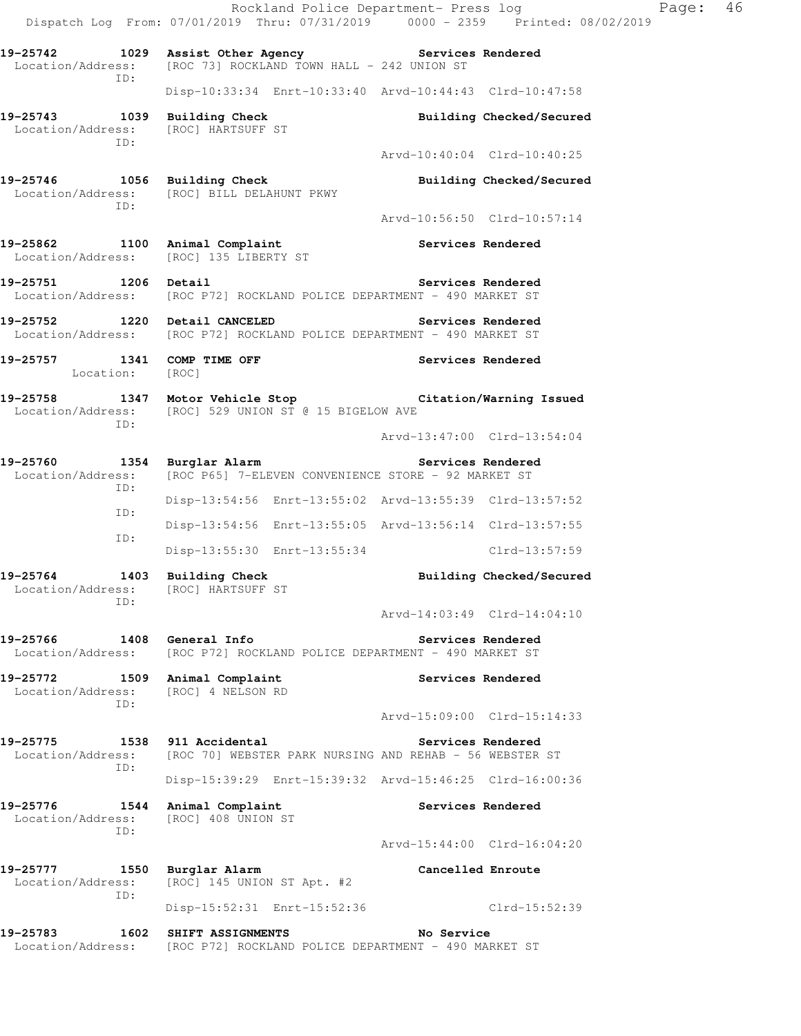19-25742 1029 Assist Other Agency Services Rendered
Location/Address: [ROC 73] ROCKLAND TOWN HALL - 242 UNION ST
ID:
Disp-10:33:34 Enrt-10:33:40 Arvd-10:44:43 Clrd-10:47:58

19-25743 1039 Building Check Building Checked/Secured
Location/Address: [ROC] HARTSUFF ST
ID:
Arvd-10:40:04 Clrd-10:40:25

19-25746 1056 Building Check Building Checked/Secured
Location/Address: [ROC] BILL DELAHUNT PKWY
ID:
Arvd-10:56:50 Clrd-10:57:14

19-25862 1100 Animal Complaint Services Rendered
Location/Address: [ROC] 135 LIBERTY ST

19-25751 1206 Detail Services Rendered
Location/Address: [ROC P72] ROCKLAND POLICE DEPARTMENT - 490 MARKET ST

19-25752 1220 Detail CANCELED Services Rendered
Location/Address: [ROC P72] ROCKLAND POLICE DEPARTMENT - 490 MARKET ST

19-25757 1341 COMP TIME OFF Services Rendered
Location: [ROC]

19-25758 1347 Motor Vehicle Stop Citation/Warning Issued
Location/Address: [ROC] 529 UNION ST @ 15 BIGELOW AVE
ID:
Arvd-13:47:00 Clrd-13:54:04

19-25760 1354 Burglar Alarm Services Rendered
Location/Address: [ROC P65] 7-ELEVEN CONVENIENCE STORE - 92 MARKET ST
ID:
Disp-13:54:56 Enrt-13:55:02 Arvd-13:55:39 Clrd-13:57:52
ID:
Disp-13:54:56 Enrt-13:55:05 Arvd-13:56:14 Clrd-13:57:55
ID:
Disp-13:55:30 Enrt-13:55:34 Clrd-13:57:59

19-25764 1403 Building Check Building Checked/Secured
Location/Address: [ROC] HARTSUFF ST
ID:
Arvd-14:03:49 Clrd-14:04:10

19-25766 1408 General Info Services Rendered
Location/Address: [ROC P72] ROCKLAND POLICE DEPARTMENT - 490 MARKET ST

19-25772 1509 Animal Complaint Services Rendered
Location/Address: [ROC] 4 NELSON RD
ID:
Arvd-15:09:00 Clrd-15:14:33

19-25775 1538 911 Accidental Services Rendered
Location/Address: [ROC 70] WEBSTER PARK NURSING AND REHAB - 56 WEBSTER ST
ID:
Disp-15:39:29 Enrt-15:39:32 Arvd-15:46:25 Clrd-16:00:36

19-25776 1544 Animal Complaint Services Rendered
Location/Address: [ROC] 408 UNION ST
ID:
Arvd-15:44:00 Clrd-16:04:20

19-25777 1550 Burglar Alarm Cancelled Enroute
Location/Address: [ROC] 145 UNION ST Apt. #2
ID:
Disp-15:52:31 Enrt-15:52:36 Clrd-15:52:39

19-25783 1602 SHIFT ASSIGNMENTS No Service
Location/Address: [ROC P72] ROCKLAND POLICE DEPARTMENT - 490 MARKET ST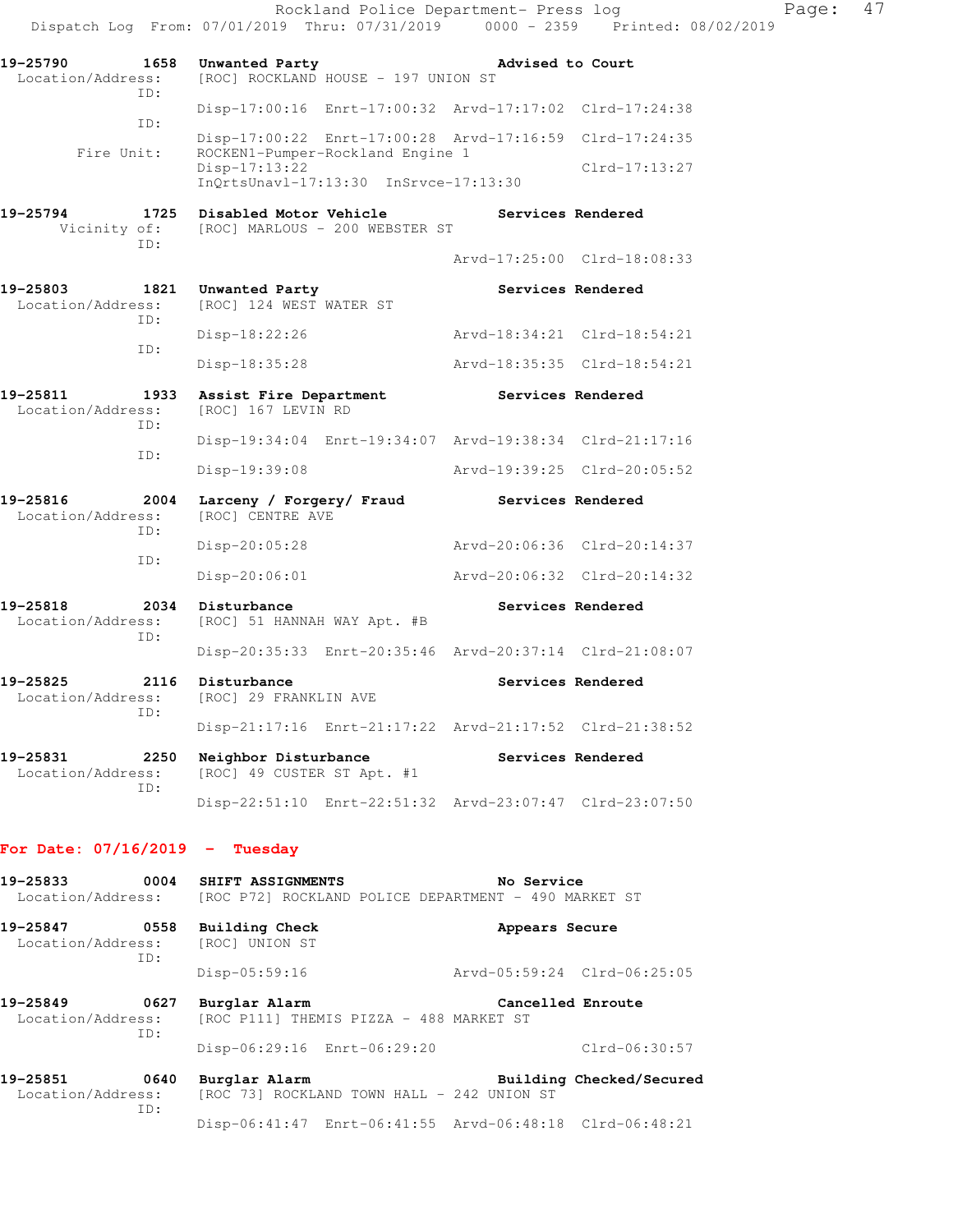19-25790 1658 Unwanted Party Advised to Court
Location/Address: [ROC] ROCKLAND HOUSE - 197 UNION ST
ID:
Disp-17:00:16 Enrt-17:00:32 Arvd-17:17:02 Clrd-17:24:38
ID:
Disp-17:00:22 Enrt-17:00:28 Arvd-17:16:59 Clrd-17:24:35
Fire Unit: ROCKEN1-Pumper-Rockland Engine 1
Disp-17:13:22 Clrd-17:13:27
InQrtsUnavl-17:13:30 InSrvce-17:13:30

19-25794 1725 Disabled Motor Vehicle Services Rendered
Vicinity of: [ROC] MARLOUS - 200 WEBSTER ST
ID:
Arvd-17:25:00 Clrd-18:08:33

19-25803 1821 Unwanted Party Services Rendered
Location/Address: [ROC] 124 WEST WATER ST
ID:
Disp-18:22:26 Arvd-18:34:21 Clrd-18:54:21
ID:
Disp-18:35:28 Arvd-18:35:35 Clrd-18:54:21

19-25811 1933 Assist Fire Department Services Rendered
Location/Address: [ROC] 167 LEVIN RD
ID:
Disp-19:34:04 Enrt-19:34:07 Arvd-19:38:34 Clrd-21:17:16
ID:
Disp-19:39:08 Arvd-19:39:25 Clrd-20:05:52

19-25816 2004 Larceny / Forgery/ Fraud Services Rendered
Location/Address: [ROC] CENTRE AVE
ID:
Disp-20:05:28 Arvd-20:06:36 Clrd-20:14:37
ID:
Disp-20:06:01 Arvd-20:06:32 Clrd-20:14:32

19-25818 2034 Disturbance Services Rendered
Location/Address: [ROC] 51 HANNAH WAY Apt. #B
ID:
Disp-20:35:33 Enrt-20:35:46 Arvd-20:37:14 Clrd-21:08:07

19-25825 2116 Disturbance Services Rendered
Location/Address: [ROC] 29 FRANKLIN AVE
ID:
Disp-21:17:16 Enrt-21:17:22 Arvd-21:17:52 Clrd-21:38:52

19-25831 2250 Neighbor Disturbance Services Rendered
Location/Address: [ROC] 49 CUSTER ST Apt. #1
ID:
Disp-22:51:10 Enrt-22:51:32 Arvd-23:07:47 Clrd-23:07:50

**For Date: 07/16/2019 - Tuesday**

19-25833 0004 SHIFT ASSIGNMENTS No Service
Location/Address: [ROC P72] ROCKLAND POLICE DEPARTMENT - 490 MARKET ST

19-25847 0558 Building Check Appears Secure
Location/Address: [ROC] UNION ST
ID:
Disp-05:59:16 Arvd-05:59:24 Clrd-06:25:05

19-25849 0627 Burglar Alarm Cancelled Enroute
Location/Address: [ROC P111] THEMIS PIZZA - 488 MARKET ST
ID:
Disp-06:29:16 Enrt-06:29:20 Clrd-06:30:57

19-25851 0640 Burglar Alarm Building Checked/Secured
Location/Address: [ROC 73] ROCKLAND TOWN HALL - 242 UNION ST
ID:
Disp-06:41:47 Enrt-06:41:55 Arvd-06:48:18 Clrd-06:48:21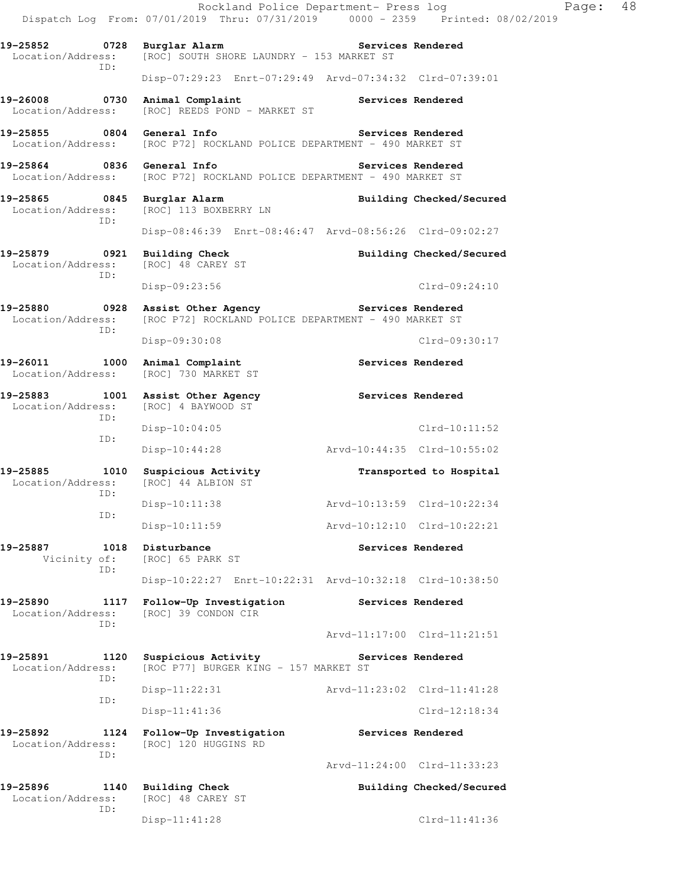Rockland Police Department- Press log
Dispatch Log From: 07/01/2019 Thru: 07/31/2019 0000 - 2359 Printed: 08/02/2019

```
19-25852        0728  Burglar Alarm                          Services Rendered
 Location/Address:    [ROC] SOUTH SHORE LAUNDRY - 153 MARKET ST
              ID:
                      Disp-07:29:23  Enrt-07:29:49  Arvd-07:34:32  Clrd-07:39:01

19-26008        0730  Animal Complaint                       Services Rendered
 Location/Address:    [ROC] REEDS POND - MARKET ST

19-25855        0804  General Info                           Services Rendered
 Location/Address:    [ROC P72] ROCKLAND POLICE DEPARTMENT - 490 MARKET ST

19-25864        0836  General Info                           Services Rendered
 Location/Address:    [ROC P72] ROCKLAND POLICE DEPARTMENT - 490 MARKET ST

19-25865        0845  Burglar Alarm                          Building Checked/Secured
 Location/Address:    [ROC] 113 BOXBERRY LN
              ID:
                      Disp-08:46:39  Enrt-08:46:47  Arvd-08:56:26  Clrd-09:02:27

19-25879        0921  Building Check                         Building Checked/Secured
 Location/Address:    [ROC] 48 CAREY ST
              ID:
                      Disp-09:23:56                                Clrd-09:24:10

19-25880        0928  Assist Other Agency                    Services Rendered
 Location/Address:    [ROC P72] ROCKLAND POLICE DEPARTMENT - 490 MARKET ST
              ID:
                      Disp-09:30:08                                Clrd-09:30:17

19-26011        1000  Animal Complaint                       Services Rendered
 Location/Address:    [ROC] 730 MARKET ST

19-25883        1001  Assist Other Agency                    Services Rendered
 Location/Address:    [ROC] 4 BAYWOOD ST
              ID:
                      Disp-10:04:05                                Clrd-10:11:52
              ID:
                      Disp-10:44:28                 Arvd-10:44:35  Clrd-10:55:02

19-25885        1010  Suspicious Activity                    Transported to Hospital
 Location/Address:    [ROC] 44 ALBION ST
              ID:
                      Disp-10:11:38                 Arvd-10:13:59  Clrd-10:22:34
              ID:
                      Disp-10:11:59                 Arvd-10:12:10  Clrd-10:22:21

19-25887        1018  Disturbance                            Services Rendered
      Vicinity of:    [ROC] 65 PARK ST
              ID:
                      Disp-10:22:27  Enrt-10:22:31  Arvd-10:32:18  Clrd-10:38:50

19-25890        1117  Follow-Up Investigation                Services Rendered
 Location/Address:    [ROC] 39 CONDON CIR
              ID:
                                                    Arvd-11:17:00  Clrd-11:21:51

19-25891        1120  Suspicious Activity                    Services Rendered
 Location/Address:    [ROC P77] BURGER KING - 157 MARKET ST
              ID:
                      Disp-11:22:31                 Arvd-11:23:02  Clrd-11:41:28
              ID:
                      Disp-11:41:36                                Clrd-12:18:34

19-25892        1124  Follow-Up Investigation                Services Rendered
 Location/Address:    [ROC] 120 HUGGINS RD
              ID:
                                                    Arvd-11:24:00  Clrd-11:33:23

19-25896        1140  Building Check                         Building Checked/Secured
 Location/Address:    [ROC] 48 CAREY ST
              ID:
                      Disp-11:41:28                                Clrd-11:41:36
```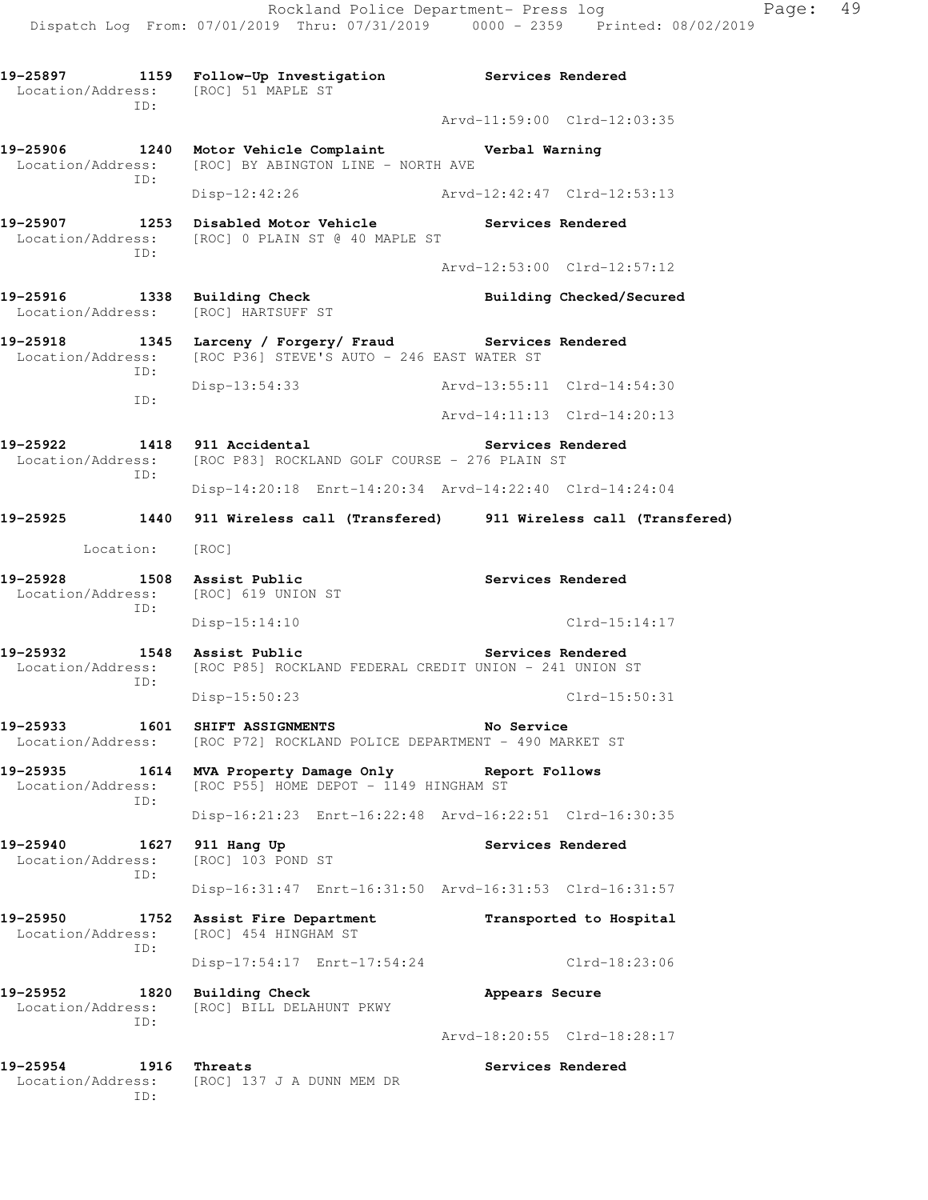19-25897 1159 Follow-Up Investigation Services Rendered
Location/Address: [ROC] 51 MAPLE ST
ID:
Arvd-11:59:00 Clrd-12:03:35

19-25906 1240 Motor Vehicle Complaint Verbal Warning
Location/Address: [ROC] BY ABINGTON LINE - NORTH AVE
ID:
Disp-12:42:26 Arvd-12:42:47 Clrd-12:53:13

19-25907 1253 Disabled Motor Vehicle Services Rendered
Location/Address: [ROC] 0 PLAIN ST @ 40 MAPLE ST
ID:
Arvd-12:53:00 Clrd-12:57:12

19-25916 1338 Building Check Building Checked/Secured
Location/Address: [ROC] HARTSUFF ST

19-25918 1345 Larceny / Forgery/ Fraud Services Rendered
Location/Address: [ROC P36] STEVE'S AUTO - 246 EAST WATER ST
ID:
Disp-13:54:33 Arvd-13:55:11 Clrd-14:54:30
ID:
Arvd-14:11:13 Clrd-14:20:13

19-25922 1418 911 Accidental Services Rendered
Location/Address: [ROC P83] ROCKLAND GOLF COURSE - 276 PLAIN ST
ID:
Disp-14:20:18 Enrt-14:20:34 Arvd-14:22:40 Clrd-14:24:04

19-25925 1440 911 Wireless call (Transfered) 911 Wireless call (Transfered)
Location: [ROC]

19-25928 1508 Assist Public Services Rendered
Location/Address: [ROC] 619 UNION ST
ID:
Disp-15:14:10 Clrd-15:14:17

19-25932 1548 Assist Public Services Rendered
Location/Address: [ROC P85] ROCKLAND FEDERAL CREDIT UNION - 241 UNION ST
ID:
Disp-15:50:23 Clrd-15:50:31

19-25933 1601 SHIFT ASSIGNMENTS No Service
Location/Address: [ROC P72] ROCKLAND POLICE DEPARTMENT - 490 MARKET ST

19-25935 1614 MVA Property Damage Only Report Follows
Location/Address: [ROC P55] HOME DEPOT - 1149 HINGHAM ST
ID:
Disp-16:21:23 Enrt-16:22:48 Arvd-16:22:51 Clrd-16:30:35

19-25940 1627 911 Hang Up Services Rendered
Location/Address: [ROC] 103 POND ST
ID:
Disp-16:31:47 Enrt-16:31:50 Arvd-16:31:53 Clrd-16:31:57

19-25950 1752 Assist Fire Department Transported to Hospital
Location/Address: [ROC] 454 HINGHAM ST
ID:
Disp-17:54:17 Enrt-17:54:24 Clrd-18:23:06

19-25952 1820 Building Check Appears Secure
Location/Address: [ROC] BILL DELAHUNT PKWY
ID:
Arvd-18:20:55 Clrd-18:28:17

19-25954 1916 Threats Services Rendered
Location/Address: [ROC] 137 J A DUNN MEM DR
ID: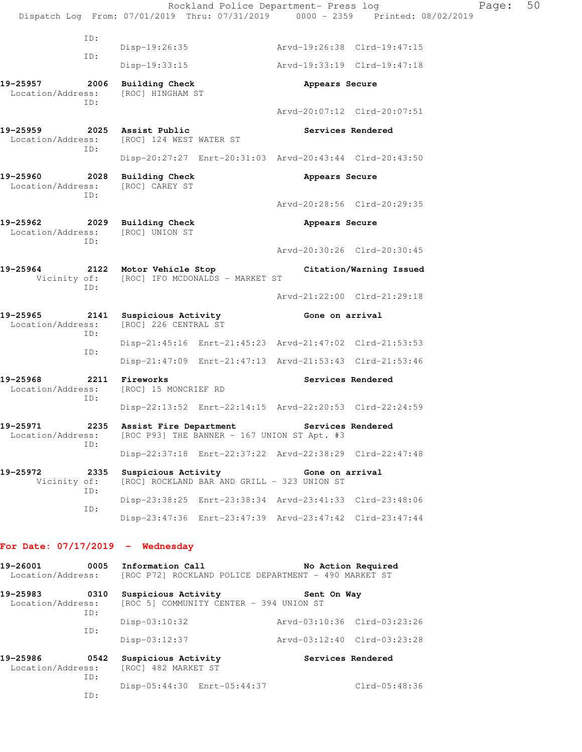```
            ID:
                   Disp-19:26:35              Arvd-19:26:38  Clrd-19:47:15
            ID:
                   Disp-19:33:15              Arvd-19:33:19  Clrd-19:47:18

19-25957      2006  Building Check                   Appears Secure
  Location/Address:  [ROC] HINGHAM ST
            ID:
                                              Arvd-20:07:12  Clrd-20:07:51

19-25959      2025  Assist Public                    Services Rendered
  Location/Address:  [ROC] 124 WEST WATER ST
            ID:
                   Disp-20:27:27  Enrt-20:31:03  Arvd-20:43:44  Clrd-20:43:50

19-25960      2028  Building Check                   Appears Secure
  Location/Address:  [ROC] CAREY ST
            ID:
                                              Arvd-20:28:56  Clrd-20:29:35

19-25962      2029  Building Check                   Appears Secure
  Location/Address:  [ROC] UNION ST
            ID:
                                              Arvd-20:30:26  Clrd-20:30:45

19-25964      2122  Motor Vehicle Stop               Citation/Warning Issued
       Vicinity of:  [ROC] IFO MCDONALDS - MARKET ST
            ID:
                                              Arvd-21:22:00  Clrd-21:29:18

19-25965      2141  Suspicious Activity              Gone on arrival
  Location/Address:  [ROC] 226 CENTRAL ST
            ID:
                   Disp-21:45:16  Enrt-21:45:23  Arvd-21:47:02  Clrd-21:53:53
            ID:
                   Disp-21:47:09  Enrt-21:47:13  Arvd-21:53:43  Clrd-21:53:46

19-25968      2211  Fireworks                        Services Rendered
  Location/Address:  [ROC] 15 MONCRIEF RD
            ID:
                   Disp-22:13:52  Enrt-22:14:15  Arvd-22:20:53  Clrd-22:24:59

19-25971      2235  Assist Fire Department           Services Rendered
  Location/Address:  [ROC P93] THE BANNER - 167 UNION ST Apt. #3
            ID:
                   Disp-22:37:18  Enrt-22:37:22  Arvd-22:38:29  Clrd-22:47:48

19-25972      2335  Suspicious Activity              Gone on arrival
       Vicinity of:  [ROC] ROCKLAND BAR AND GRILL - 323 UNION ST
            ID:
                   Disp-23:38:25  Enrt-23:38:34  Arvd-23:41:33  Clrd-23:48:06
            ID:
                   Disp-23:47:36  Enrt-23:47:39  Arvd-23:47:42  Clrd-23:47:44
```

## For Date: 07/17/2019 - Wednesday

```
19-26001      0005  Information Call                 No Action Required
  Location/Address:  [ROC P72] ROCKLAND POLICE DEPARTMENT - 490 MARKET ST

19-25983      0310  Suspicious Activity              Sent On Way
  Location/Address:  [ROC 5] COMMUNITY CENTER - 394 UNION ST
            ID:
                   Disp-03:10:32              Arvd-03:10:36  Clrd-03:23:26
            ID:
                   Disp-03:12:37              Arvd-03:12:40  Clrd-03:23:28

19-25986      0542  Suspicious Activity              Services Rendered
  Location/Address:  [ROC] 482 MARKET ST
            ID:
                   Disp-05:44:30  Enrt-05:44:37                 Clrd-05:48:36
            ID:
```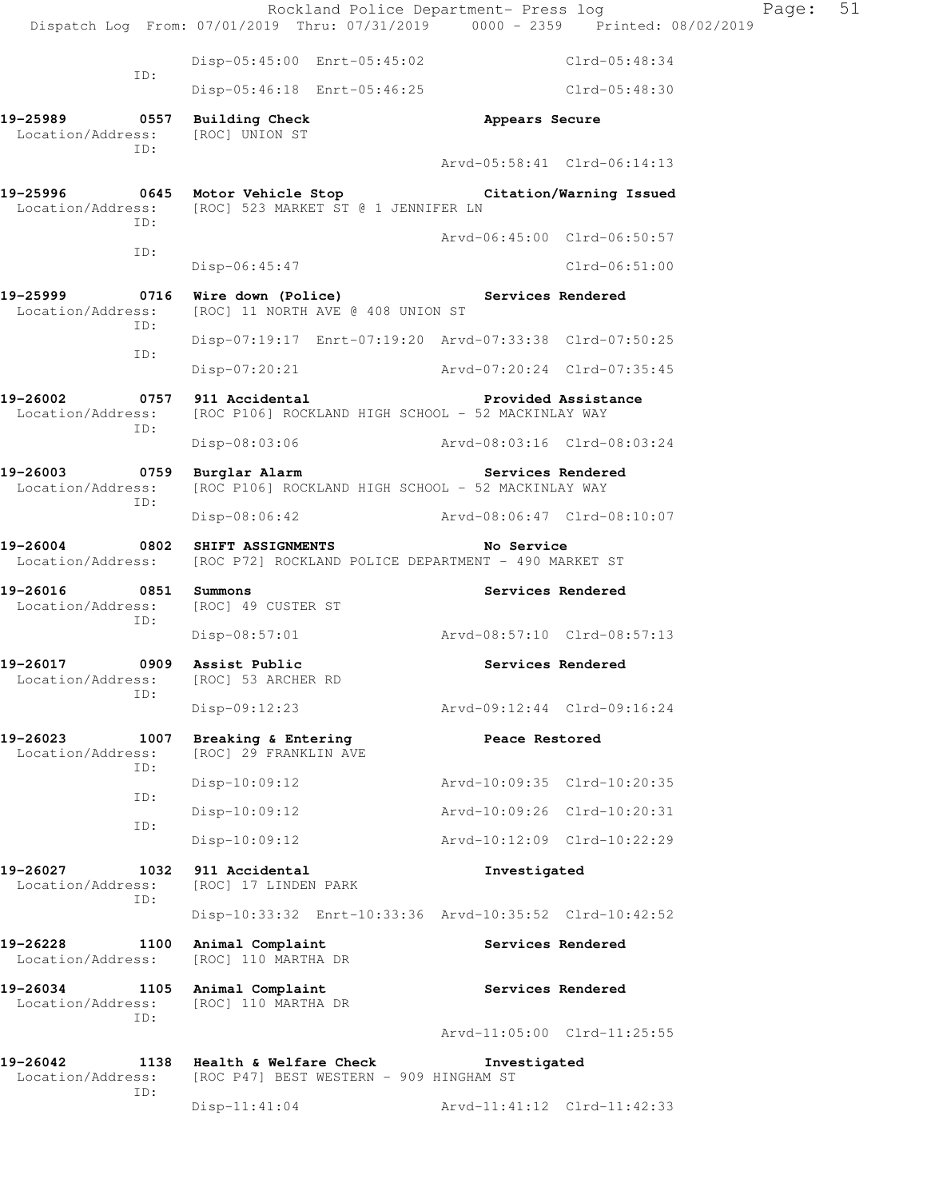```
                    Disp-05:45:00  Enrt-05:45:02                Clrd-05:48:34
            ID:
                    Disp-05:46:18  Enrt-05:46:25                Clrd-05:48:30

19-25989        0557  Building Check                      Appears Secure
 Location/Address:    [ROC] UNION ST
            ID:
                                                  Arvd-05:58:41  Clrd-06:14:13

19-25996        0645  Motor Vehicle Stop                  Citation/Warning Issued
 Location/Address:    [ROC] 523 MARKET ST @ 1 JENNIFER LN
            ID:
                                                  Arvd-06:45:00  Clrd-06:50:57
            ID:
                    Disp-06:45:47                               Clrd-06:51:00

19-25999        0716  Wire down (Police)                  Services Rendered
 Location/Address:    [ROC] 11 NORTH AVE @ 408 UNION ST
            ID:
                    Disp-07:19:17  Enrt-07:19:20  Arvd-07:33:38  Clrd-07:50:25
            ID:
                    Disp-07:20:21                 Arvd-07:20:24  Clrd-07:35:45

19-26002        0757  911 Accidental                      Provided Assistance
 Location/Address:    [ROC P106] ROCKLAND HIGH SCHOOL - 52 MACKINLAY WAY
            ID:
                    Disp-08:03:06                 Arvd-08:03:16  Clrd-08:03:24

19-26003        0759  Burglar Alarm                       Services Rendered
 Location/Address:    [ROC P106] ROCKLAND HIGH SCHOOL - 52 MACKINLAY WAY
            ID:
                    Disp-08:06:42                 Arvd-08:06:47  Clrd-08:10:07

19-26004        0802  SHIFT ASSIGNMENTS                   No Service
 Location/Address:    [ROC P72] ROCKLAND POLICE DEPARTMENT - 490 MARKET ST

19-26016        0851  Summons                             Services Rendered
 Location/Address:    [ROC] 49 CUSTER ST
            ID:
                    Disp-08:57:01                 Arvd-08:57:10  Clrd-08:57:13

19-26017        0909  Assist Public                       Services Rendered
 Location/Address:    [ROC] 53 ARCHER RD
            ID:
                    Disp-09:12:23                 Arvd-09:12:44  Clrd-09:16:24

19-26023        1007  Breaking & Entering                 Peace Restored
 Location/Address:    [ROC] 29 FRANKLIN AVE
            ID:
                    Disp-10:09:12                 Arvd-10:09:35  Clrd-10:20:35
            ID:
                    Disp-10:09:12                 Arvd-10:09:26  Clrd-10:20:31
            ID:
                    Disp-10:09:12                 Arvd-10:12:09  Clrd-10:22:29

19-26027        1032  911 Accidental                      Investigated
 Location/Address:    [ROC] 17 LINDEN PARK
            ID:
                    Disp-10:33:32  Enrt-10:33:36  Arvd-10:35:52  Clrd-10:42:52

19-26228        1100  Animal Complaint                    Services Rendered
 Location/Address:    [ROC] 110 MARTHA DR

19-26034        1105  Animal Complaint                    Services Rendered
 Location/Address:    [ROC] 110 MARTHA DR
            ID:
                                                  Arvd-11:05:00  Clrd-11:25:55

19-26042        1138  Health & Welfare Check              Investigated
 Location/Address:    [ROC P47] BEST WESTERN - 909 HINGHAM ST
            ID:
                    Disp-11:41:04                 Arvd-11:41:12  Clrd-11:42:33
```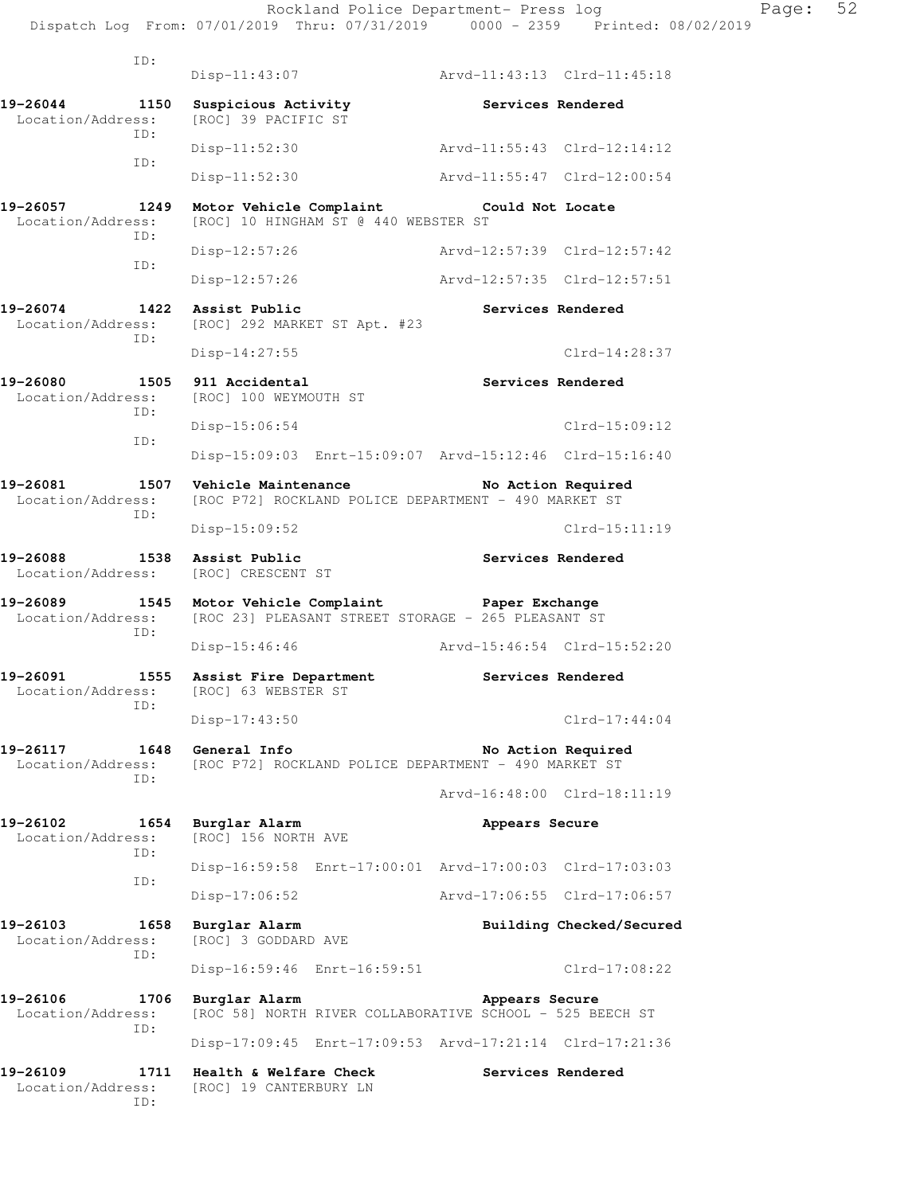```
            ID:
                 Disp-11:43:07                    Arvd-11:43:13  Clrd-11:45:18

19-26044       1150  Suspicious Activity                 Services Rendered
  Location/Address:  [ROC] 39 PACIFIC ST
            ID:
                 Disp-11:52:30                    Arvd-11:55:43  Clrd-12:14:12
            ID:
                 Disp-11:52:30                    Arvd-11:55:47  Clrd-12:00:54

19-26057       1249  Motor Vehicle Complaint             Could Not Locate
  Location/Address:  [ROC] 10 HINGHAM ST @ 440 WEBSTER ST
            ID:
                 Disp-12:57:26                    Arvd-12:57:39  Clrd-12:57:42
            ID:
                 Disp-12:57:26                    Arvd-12:57:35  Clrd-12:57:51

19-26074       1422  Assist Public                       Services Rendered
  Location/Address:  [ROC] 292 MARKET ST Apt. #23
            ID:
                 Disp-14:27:55                                   Clrd-14:28:37

19-26080       1505  911 Accidental                      Services Rendered
  Location/Address:  [ROC] 100 WEYMOUTH ST
            ID:
                 Disp-15:06:54                                   Clrd-15:09:12
            ID:
                 Disp-15:09:03  Enrt-15:09:07  Arvd-15:12:46  Clrd-15:16:40

19-26081       1507  Vehicle Maintenance                 No Action Required
  Location/Address:  [ROC P72] ROCKLAND POLICE DEPARTMENT - 490 MARKET ST
            ID:
                 Disp-15:09:52                                   Clrd-15:11:19

19-26088       1538  Assist Public                       Services Rendered
  Location/Address:  [ROC] CRESCENT ST

19-26089       1545  Motor Vehicle Complaint             Paper Exchange
  Location/Address:  [ROC 23] PLEASANT STREET STORAGE - 265 PLEASANT ST
            ID:
                 Disp-15:46:46                    Arvd-15:46:54  Clrd-15:52:20

19-26091       1555  Assist Fire Department              Services Rendered
  Location/Address:  [ROC] 63 WEBSTER ST
            ID:
                 Disp-17:43:50                                   Clrd-17:44:04

19-26117       1648  General Info                        No Action Required
  Location/Address:  [ROC P72] ROCKLAND POLICE DEPARTMENT - 490 MARKET ST
            ID:
                                                  Arvd-16:48:00  Clrd-18:11:19

19-26102       1654  Burglar Alarm                       Appears Secure
  Location/Address:  [ROC] 156 NORTH AVE
            ID:
                 Disp-16:59:58  Enrt-17:00:01  Arvd-17:00:03  Clrd-17:03:03
            ID:
                 Disp-17:06:52                    Arvd-17:06:55  Clrd-17:06:57

19-26103       1658  Burglar Alarm                       Building Checked/Secured
  Location/Address:  [ROC] 3 GODDARD AVE
            ID:
                 Disp-16:59:46  Enrt-16:59:51                    Clrd-17:08:22

19-26106       1706  Burglar Alarm                       Appears Secure
  Location/Address:  [ROC 58] NORTH RIVER COLLABORATIVE SCHOOL - 525 BEECH ST
            ID:
                 Disp-17:09:45  Enrt-17:09:53  Arvd-17:21:14  Clrd-17:21:36

19-26109       1711  Health & Welfare Check              Services Rendered
  Location/Address:  [ROC] 19 CANTERBURY LN
            ID:
```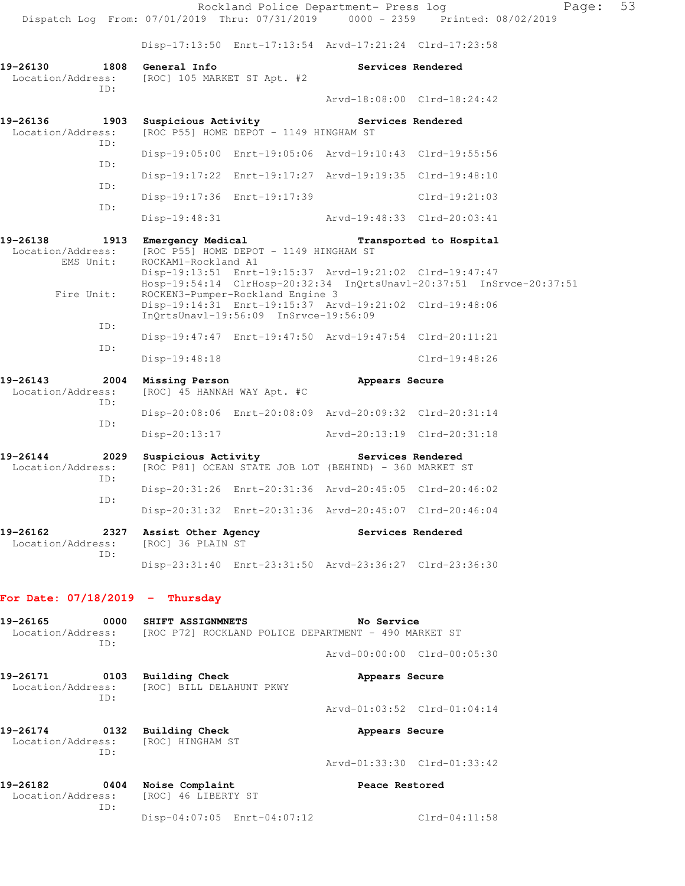Disp-17:13:50 Enrt-17:13:54 Arvd-17:21:24 Clrd-17:23:58

**19-26130 1808 General Info** **Services Rendered**
Location/Address: [ROC] 105 MARKET ST Apt. #2
ID:
Arvd-18:08:00 Clrd-18:24:42

**19-26136 1903 Suspicious Activity** **Services Rendered**
Location/Address: [ROC P55] HOME DEPOT - 1149 HINGHAM ST
ID:
Disp-19:05:00 Enrt-19:05:06 Arvd-19:10:43 Clrd-19:55:56
ID:
Disp-19:17:22 Enrt-19:17:27 Arvd-19:19:35 Clrd-19:48:10
ID:
Disp-19:17:36 Enrt-19:17:39 Clrd-19:21:03
ID:
Disp-19:48:31 Arvd-19:48:33 Clrd-20:03:41

**19-26138 1913 Emergency Medical** **Transported to Hospital**
Location/Address: [ROC P55] HOME DEPOT - 1149 HINGHAM ST
EMS Unit: ROCKAM1-Rockland A1
Disp-19:13:51 Enrt-19:15:37 Arvd-19:21:02 Clrd-19:47:47
Hosp-19:54:14 ClrHosp-20:32:34 InQrtsUnavl-20:37:51 InSrvce-20:37:51
Fire Unit: ROCKEN3-Pumper-Rockland Engine 3
Disp-19:14:31 Enrt-19:15:37 Arvd-19:21:02 Clrd-19:48:06
InQrtsUnavl-19:56:09 InSrvce-19:56:09
ID:
Disp-19:47:47 Enrt-19:47:50 Arvd-19:47:54 Clrd-20:11:21
ID:
Disp-19:48:18 Clrd-19:48:26

**19-26143 2004 Missing Person** **Appears Secure**
Location/Address: [ROC] 45 HANNAH WAY Apt. #C
ID:
Disp-20:08:06 Enrt-20:08:09 Arvd-20:09:32 Clrd-20:31:14
ID:
Disp-20:13:17 Arvd-20:13:19 Clrd-20:31:18

**19-26144 2029 Suspicious Activity** **Services Rendered**
Location/Address: [ROC P81] OCEAN STATE JOB LOT (BEHIND) - 360 MARKET ST
ID:
Disp-20:31:26 Enrt-20:31:36 Arvd-20:45:05 Clrd-20:46:02
ID:
Disp-20:31:32 Enrt-20:31:36 Arvd-20:45:07 Clrd-20:46:04

**19-26162 2327 Assist Other Agency** **Services Rendered**
Location/Address: [ROC] 36 PLAIN ST
ID:
Disp-23:31:40 Enrt-23:31:50 Arvd-23:36:27 Clrd-23:36:30

## For Date: 07/18/2019 - Thursday

**19-26165 0000 SHIFT ASSIGNMNETS** **No Service**
Location/Address: [ROC P72] ROCKLAND POLICE DEPARTMENT - 490 MARKET ST
ID:
Arvd-00:00:00 Clrd-00:05:30

**19-26171 0103 Building Check** **Appears Secure**
Location/Address: [ROC] BILL DELAHUNT PKWY
ID:
Arvd-01:03:52 Clrd-01:04:14

**19-26174 0132 Building Check** **Appears Secure**
Location/Address: [ROC] HINGHAM ST
ID:
Arvd-01:33:30 Clrd-01:33:42

**19-26182 0404 Noise Complaint** **Peace Restored**
Location/Address: [ROC] 46 LIBERTY ST
ID:
Disp-04:07:05 Enrt-04:07:12 Clrd-04:11:58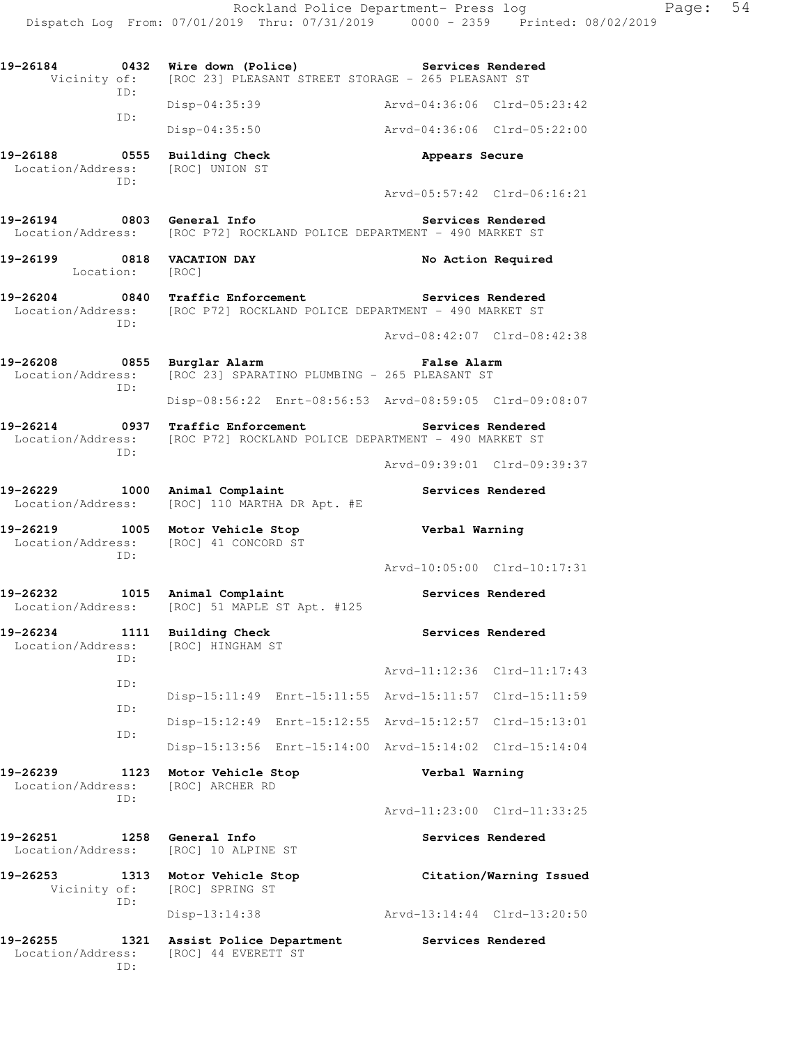```
19-26184        0432  Wire down (Police)                    Services Rendered
      Vicinity of:    [ROC 23] PLEASANT STREET STORAGE - 265 PLEASANT ST
              ID:
                      Disp-04:35:39                         Arvd-04:36:06  Clrd-05:23:42
              ID:
                      Disp-04:35:50                         Arvd-04:36:06  Clrd-05:22:00

19-26188        0555  Building Check                        Appears Secure
  Location/Address:   [ROC] UNION ST
              ID:
                                                            Arvd-05:57:42  Clrd-06:16:21

19-26194        0803  General Info                          Services Rendered
  Location/Address:   [ROC P72] ROCKLAND POLICE DEPARTMENT - 490 MARKET ST

19-26199        0818  VACATION DAY                          No Action Required
         Location:    [ROC]

19-26204        0840  Traffic Enforcement                   Services Rendered
  Location/Address:   [ROC P72] ROCKLAND POLICE DEPARTMENT - 490 MARKET ST
              ID:
                                                            Arvd-08:42:07  Clrd-08:42:38

19-26208        0855  Burglar Alarm                         False Alarm
  Location/Address:   [ROC 23] SPARATINO PLUMBING - 265 PLEASANT ST
              ID:
                      Disp-08:56:22  Enrt-08:56:53  Arvd-08:59:05  Clrd-09:08:07

19-26214        0937  Traffic Enforcement                   Services Rendered
  Location/Address:   [ROC P72] ROCKLAND POLICE DEPARTMENT - 490 MARKET ST
              ID:
                                                            Arvd-09:39:01  Clrd-09:39:37

19-26229        1000  Animal Complaint                      Services Rendered
  Location/Address:   [ROC] 110 MARTHA DR Apt. #E

19-26219        1005  Motor Vehicle Stop                    Verbal Warning
  Location/Address:   [ROC] 41 CONCORD ST
              ID:
                                                            Arvd-10:05:00  Clrd-10:17:31

19-26232        1015  Animal Complaint                      Services Rendered
  Location/Address:   [ROC] 51 MAPLE ST Apt. #125

19-26234        1111  Building Check                        Services Rendered
  Location/Address:   [ROC] HINGHAM ST
              ID:
                                                            Arvd-11:12:36  Clrd-11:17:43
              ID:
                      Disp-15:11:49  Enrt-15:11:55  Arvd-15:11:57  Clrd-15:11:59
              ID:
                      Disp-15:12:49  Enrt-15:12:55  Arvd-15:12:57  Clrd-15:13:01
              ID:
                      Disp-15:13:56  Enrt-15:14:00  Arvd-15:14:02  Clrd-15:14:04

19-26239        1123  Motor Vehicle Stop                    Verbal Warning
  Location/Address:   [ROC] ARCHER RD
              ID:
                                                            Arvd-11:23:00  Clrd-11:33:25

19-26251        1258  General Info                          Services Rendered
  Location/Address:   [ROC] 10 ALPINE ST

19-26253        1313  Motor Vehicle Stop                    Citation/Warning Issued
      Vicinity of:    [ROC] SPRING ST
              ID:
                      Disp-13:14:38                         Arvd-13:14:44  Clrd-13:20:50

19-26255        1321  Assist Police Department              Services Rendered
  Location/Address:   [ROC] 44 EVERETT ST
              ID:
```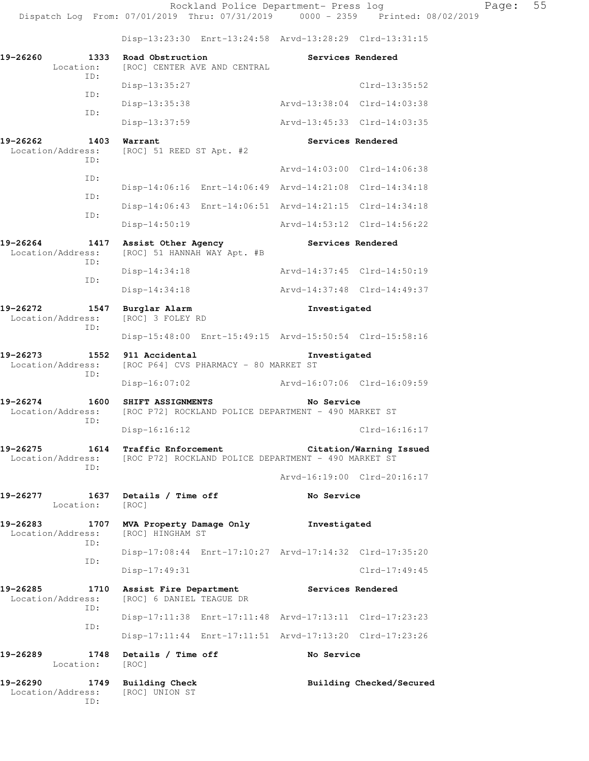Disp-13:23:30 Enrt-13:24:58 Arvd-13:28:29 Clrd-13:31:15

**19-26260 1333 Road Obstruction** — Services Rendered
Location: [ROC] CENTER AVE AND CENTRAL
ID: Disp-13:35:27 Clrd-13:35:52
ID: Disp-13:35:38 Arvd-13:38:04 Clrd-14:03:38
ID: Disp-13:37:59 Arvd-13:45:33 Clrd-14:03:35

**19-26262 1403 Warrant** — Services Rendered
Location/Address: [ROC] 51 REED ST Apt. #2
ID: Arvd-14:03:00 Clrd-14:06:38
ID: Disp-14:06:16 Enrt-14:06:49 Arvd-14:21:08 Clrd-14:34:18
ID: Disp-14:06:43 Enrt-14:06:51 Arvd-14:21:15 Clrd-14:34:18
ID: Disp-14:50:19 Arvd-14:53:12 Clrd-14:56:22

**19-26264 1417 Assist Other Agency** — Services Rendered
Location/Address: [ROC] 51 HANNAH WAY Apt. #B
ID: Disp-14:34:18 Arvd-14:37:45 Clrd-14:50:19
ID: Disp-14:34:18 Arvd-14:37:48 Clrd-14:49:37

**19-26272 1547 Burglar Alarm** — Investigated
Location/Address: [ROC] 3 FOLEY RD
ID: Disp-15:48:00 Enrt-15:49:15 Arvd-15:50:54 Clrd-15:58:16

**19-26273 1552 911 Accidental** — Investigated
Location/Address: [ROC P64] CVS PHARMACY - 80 MARKET ST
ID: Disp-16:07:02 Arvd-16:07:06 Clrd-16:09:59

**19-26274 1600 SHIFT ASSIGNMENTS** — No Service
Location/Address: [ROC P72] ROCKLAND POLICE DEPARTMENT - 490 MARKET ST
ID: Disp-16:16:12 Clrd-16:16:17

**19-26275 1614 Traffic Enforcement** — Citation/Warning Issued
Location/Address: [ROC P72] ROCKLAND POLICE DEPARTMENT - 490 MARKET ST
ID: Arvd-16:19:00 Clrd-20:16:17

**19-26277 1637 Details / Time off** — No Service
Location: [ROC]

**19-26283 1707 MVA Property Damage Only** — Investigated
Location/Address: [ROC] HINGHAM ST
ID: Disp-17:08:44 Enrt-17:10:27 Arvd-17:14:32 Clrd-17:35:20
ID: Disp-17:49:31 Clrd-17:49:45

**19-26285 1710 Assist Fire Department** — Services Rendered
Location/Address: [ROC] 6 DANIEL TEAGUE DR
ID: Disp-17:11:38 Enrt-17:11:48 Arvd-17:13:11 Clrd-17:23:23
ID: Disp-17:11:44 Enrt-17:11:51 Arvd-17:13:20 Clrd-17:23:26

**19-26289 1748 Details / Time off** — No Service
Location: [ROC]

**19-26290 1749 Building Check** — Building Checked/Secured
Location/Address: [ROC] UNION ST
ID: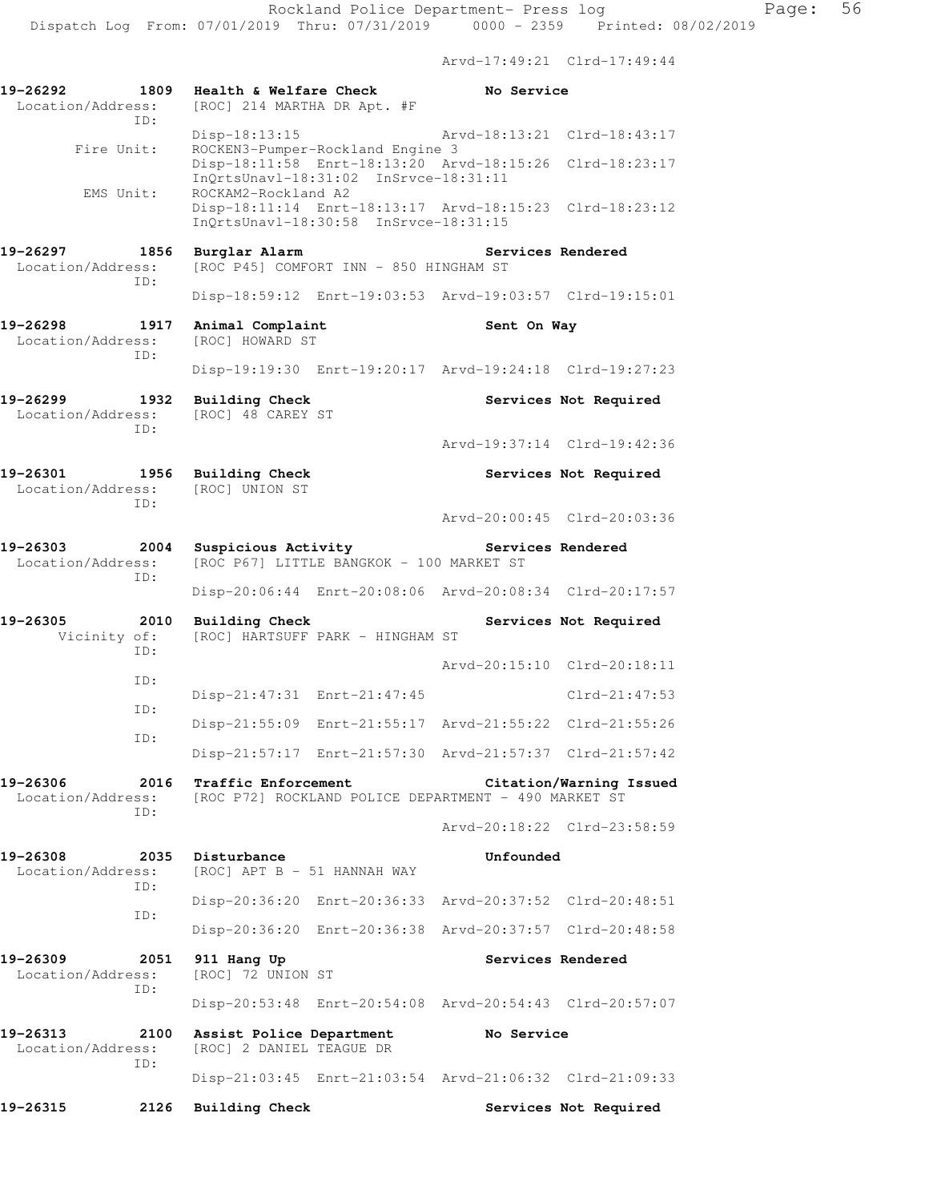Arvd-17:49:21 Clrd-17:49:44

**19-26292 1809 Health & Welfare Check** — No Service
Location/Address: [ROC] 214 MARTHA DR Apt. #F
ID:
Disp-18:13:15 Arvd-18:13:21 Clrd-18:43:17
Fire Unit: ROCKEN3-Pumper-Rockland Engine 3
Disp-18:11:58 Enrt-18:13:20 Arvd-18:15:26 Clrd-18:23:17
InQrtsUnavl-18:31:02 InSrvce-18:31:11
EMS Unit: ROCKAM2-Rockland A2
Disp-18:11:14 Enrt-18:13:17 Arvd-18:15:23 Clrd-18:23:12
InQrtsUnavl-18:30:58 InSrvce-18:31:15

**19-26297 1856 Burglar Alarm** — Services Rendered
Location/Address: [ROC P45] COMFORT INN - 850 HINGHAM ST
ID:
Disp-18:59:12 Enrt-19:03:53 Arvd-19:03:57 Clrd-19:15:01

**19-26298 1917 Animal Complaint** — Sent On Way
Location/Address: [ROC] HOWARD ST
ID:
Disp-19:19:30 Enrt-19:20:17 Arvd-19:24:18 Clrd-19:27:23

**19-26299 1932 Building Check** — Services Not Required
Location/Address: [ROC] 48 CAREY ST
ID:
Arvd-19:37:14 Clrd-19:42:36

**19-26301 1956 Building Check** — Services Not Required
Location/Address: [ROC] UNION ST
ID:
Arvd-20:00:45 Clrd-20:03:36

**19-26303 2004 Suspicious Activity** — Services Rendered
Location/Address: [ROC P67] LITTLE BANGKOK - 100 MARKET ST
ID:
Disp-20:06:44 Enrt-20:08:06 Arvd-20:08:34 Clrd-20:17:57

**19-26305 2010 Building Check** — Services Not Required
Vicinity of: [ROC] HARTSUFF PARK - HINGHAM ST
ID:
Arvd-20:15:10 Clrd-20:18:11
ID:
Disp-21:47:31 Enrt-21:47:45 Clrd-21:47:53
ID:
Disp-21:55:09 Enrt-21:55:17 Arvd-21:55:22 Clrd-21:55:26
ID:
Disp-21:57:17 Enrt-21:57:30 Arvd-21:57:37 Clrd-21:57:42

**19-26306 2016 Traffic Enforcement** — Citation/Warning Issued
Location/Address: [ROC P72] ROCKLAND POLICE DEPARTMENT - 490 MARKET ST
ID:
Arvd-20:18:22 Clrd-23:58:59

**19-26308 2035 Disturbance** — Unfounded
Location/Address: [ROC] APT B - 51 HANNAH WAY
ID:
Disp-20:36:20 Enrt-20:36:33 Arvd-20:37:52 Clrd-20:48:51
ID:
Disp-20:36:20 Enrt-20:36:38 Arvd-20:37:57 Clrd-20:48:58

**19-26309 2051 911 Hang Up** — Services Rendered
Location/Address: [ROC] 72 UNION ST
ID:
Disp-20:53:48 Enrt-20:54:08 Arvd-20:54:43 Clrd-20:57:07

**19-26313 2100 Assist Police Department** — No Service
Location/Address: [ROC] 2 DANIEL TEAGUE DR
ID:
Disp-21:03:45 Enrt-21:03:54 Arvd-21:06:32 Clrd-21:09:33

**19-26315 2126 Building Check** — Services Not Required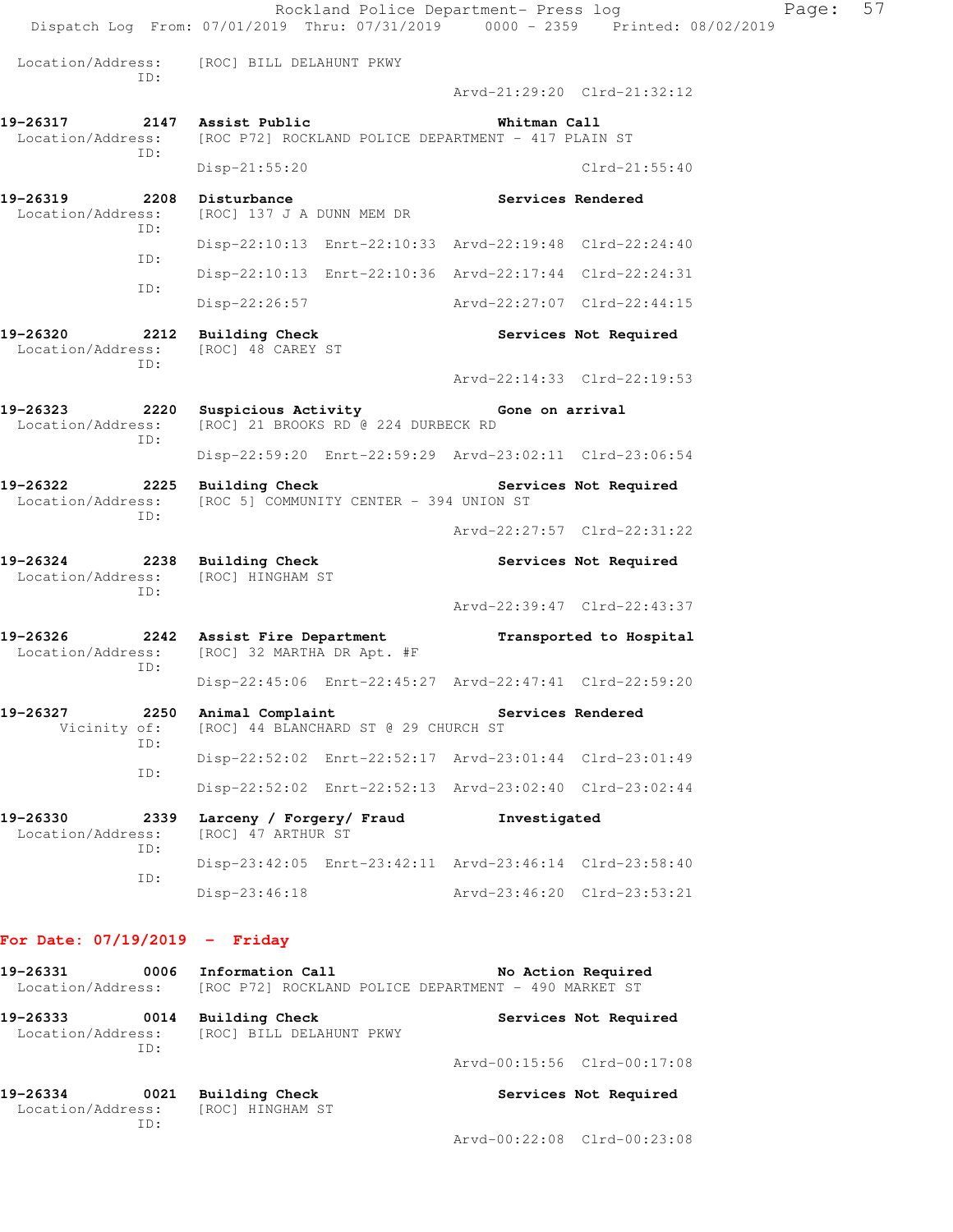```
 Location/Address:      [ROC] BILL DELAHUNT PKWY
              ID:
                                                 Arvd-21:29:20  Clrd-21:32:12

19-26317         2147  Assist Public                     Whitman Call
 Location/Address:      [ROC P72] ROCKLAND POLICE DEPARTMENT - 417 PLAIN ST
              ID:
                        Disp-21:55:20                                Clrd-21:55:40

19-26319         2208  Disturbance                       Services Rendered
 Location/Address:      [ROC] 137 J A DUNN MEM DR
              ID:
                        Disp-22:10:13  Enrt-22:10:33  Arvd-22:19:48  Clrd-22:24:40
              ID:
                        Disp-22:10:13  Enrt-22:10:36  Arvd-22:17:44  Clrd-22:24:31
              ID:
                        Disp-22:26:57                 Arvd-22:27:07  Clrd-22:44:15

19-26320         2212  Building Check                    Services Not Required
 Location/Address:      [ROC] 48 CAREY ST
              ID:
                                                 Arvd-22:14:33  Clrd-22:19:53

19-26323         2220  Suspicious Activity               Gone on arrival
 Location/Address:      [ROC] 21 BROOKS RD @ 224 DURBECK RD
              ID:
                        Disp-22:59:20  Enrt-22:59:29  Arvd-23:02:11  Clrd-23:06:54

19-26322         2225  Building Check                    Services Not Required
 Location/Address:      [ROC 5] COMMUNITY CENTER - 394 UNION ST
              ID:
                                                 Arvd-22:27:57  Clrd-22:31:22

19-26324         2238  Building Check                    Services Not Required
 Location/Address:      [ROC] HINGHAM ST
              ID:
                                                 Arvd-22:39:47  Clrd-22:43:37

19-26326         2242  Assist Fire Department            Transported to Hospital
 Location/Address:      [ROC] 32 MARTHA DR Apt. #F
              ID:
                        Disp-22:45:06  Enrt-22:45:27  Arvd-22:47:41  Clrd-22:59:20

19-26327         2250  Animal Complaint                  Services Rendered
        Vicinity of:    [ROC] 44 BLANCHARD ST @ 29 CHURCH ST
              ID:
                        Disp-22:52:02  Enrt-22:52:17  Arvd-23:01:44  Clrd-23:01:49
              ID:
                        Disp-22:52:02  Enrt-22:52:13  Arvd-23:02:40  Clrd-23:02:44

19-26330         2339  Larceny / Forgery/ Fraud          Investigated
 Location/Address:      [ROC] 47 ARTHUR ST
              ID:
                        Disp-23:42:05  Enrt-23:42:11  Arvd-23:46:14  Clrd-23:58:40
              ID:
                        Disp-23:46:18                 Arvd-23:46:20  Clrd-23:53:21
```

**For Date: 07/19/2019 - Friday**

```
19-26331         0006  Information Call                  No Action Required
 Location/Address:      [ROC P72] ROCKLAND POLICE DEPARTMENT - 490 MARKET ST

19-26333         0014  Building Check                    Services Not Required
 Location/Address:      [ROC] BILL DELAHUNT PKWY
              ID:
                                                 Arvd-00:15:56  Clrd-00:17:08

19-26334         0021  Building Check                    Services Not Required
 Location/Address:      [ROC] HINGHAM ST
              ID:
                                                 Arvd-00:22:08  Clrd-00:23:08
```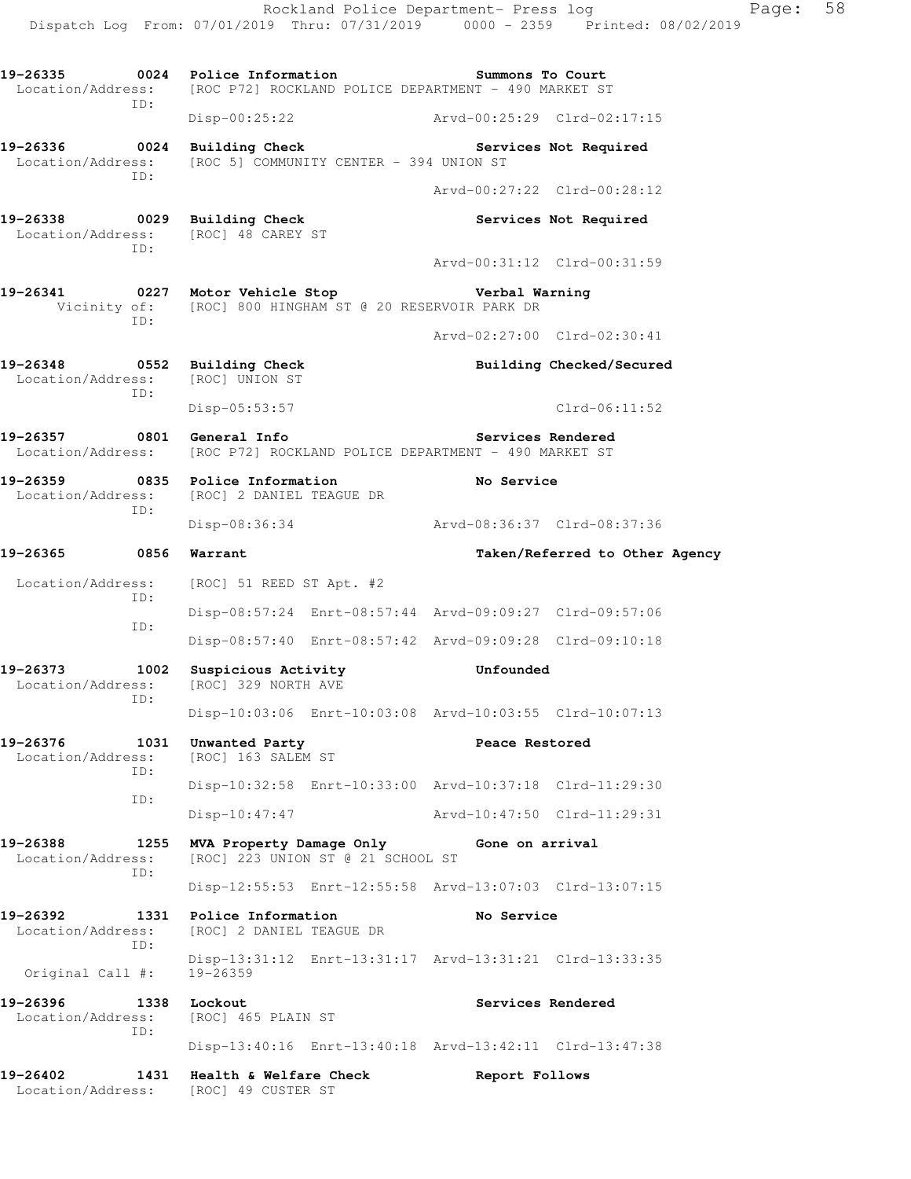19-26335 0024 Police Information Summons To Court
Location/Address: [ROC P72] ROCKLAND POLICE DEPARTMENT - 490 MARKET ST
ID:
Disp-00:25:22 Arvd-00:25:29 Clrd-02:17:15

19-26336 0024 Building Check Services Not Required
Location/Address: [ROC 5] COMMUNITY CENTER - 394 UNION ST
ID:
Arvd-00:27:22 Clrd-00:28:12

19-26338 0029 Building Check Services Not Required
Location/Address: [ROC] 48 CAREY ST
ID:
Arvd-00:31:12 Clrd-00:31:59

19-26341 0227 Motor Vehicle Stop Verbal Warning
Vicinity of: [ROC] 800 HINGHAM ST @ 20 RESERVOIR PARK DR
ID:
Arvd-02:27:00 Clrd-02:30:41

19-26348 0552 Building Check Building Checked/Secured
Location/Address: [ROC] UNION ST
ID:
Disp-05:53:57 Clrd-06:11:52

19-26357 0801 General Info Services Rendered
Location/Address: [ROC P72] ROCKLAND POLICE DEPARTMENT - 490 MARKET ST

19-26359 0835 Police Information No Service
Location/Address: [ROC] 2 DANIEL TEAGUE DR
ID:
Disp-08:36:34 Arvd-08:36:37 Clrd-08:37:36

19-26365 0856 Warrant Taken/Referred to Other Agency
Location/Address: [ROC] 51 REED ST Apt. #2
ID:
Disp-08:57:24 Enrt-08:57:44 Arvd-09:09:27 Clrd-09:57:06
ID:
Disp-08:57:40 Enrt-08:57:42 Arvd-09:09:28 Clrd-09:10:18

19-26373 1002 Suspicious Activity Unfounded
Location/Address: [ROC] 329 NORTH AVE
ID:
Disp-10:03:06 Enrt-10:03:08 Arvd-10:03:55 Clrd-10:07:13

19-26376 1031 Unwanted Party Peace Restored
Location/Address: [ROC] 163 SALEM ST
ID:
Disp-10:32:58 Enrt-10:33:00 Arvd-10:37:18 Clrd-11:29:30
ID:
Disp-10:47:47 Arvd-10:47:50 Clrd-11:29:31

19-26388 1255 MVA Property Damage Only Gone on arrival
Location/Address: [ROC] 223 UNION ST @ 21 SCHOOL ST
ID:
Disp-12:55:53 Enrt-12:55:58 Arvd-13:07:03 Clrd-13:07:15

19-26392 1331 Police Information No Service
Location/Address: [ROC] 2 DANIEL TEAGUE DR
ID:
Disp-13:31:12 Enrt-13:31:17 Arvd-13:31:21 Clrd-13:33:35
Original Call #: 19-26359

19-26396 1338 Lockout Services Rendered
Location/Address: [ROC] 465 PLAIN ST
ID:
Disp-13:40:16 Enrt-13:40:18 Arvd-13:42:11 Clrd-13:47:38

19-26402 1431 Health & Welfare Check Report Follows
Location/Address: [ROC] 49 CUSTER ST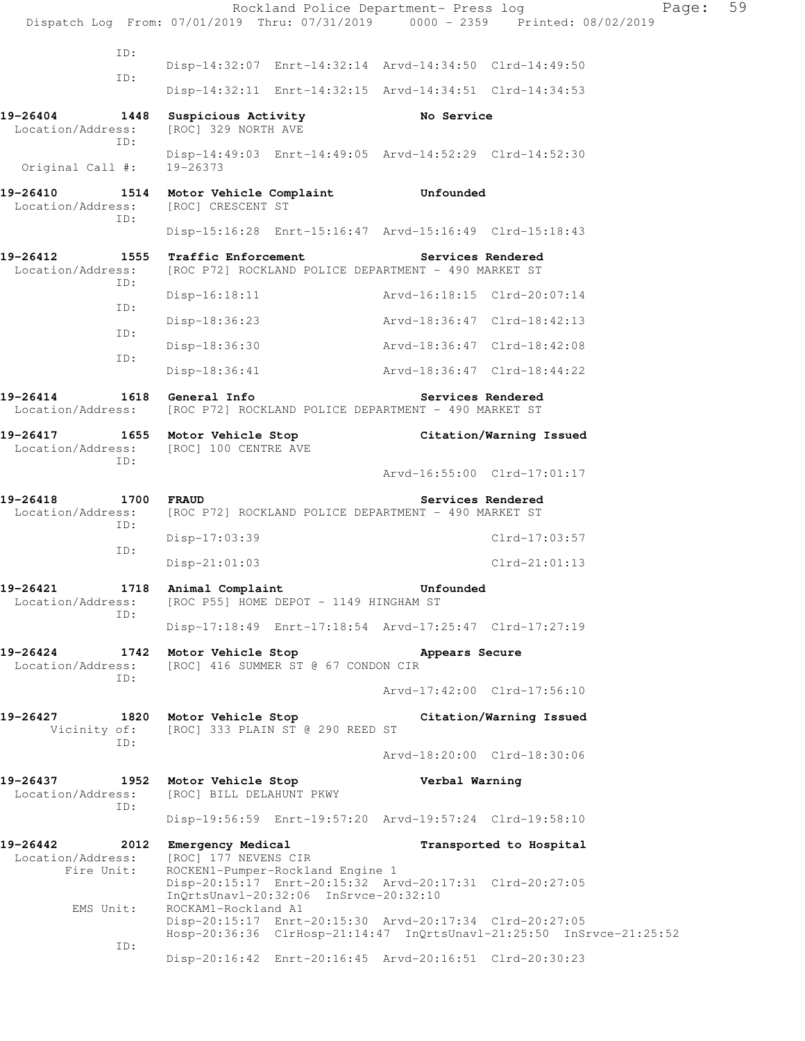```
              ID:
                     Disp-14:32:07  Enrt-14:32:14  Arvd-14:34:50  Clrd-14:49:50
              ID:
                     Disp-14:32:11  Enrt-14:32:15  Arvd-14:34:51  Clrd-14:34:53

19-26404        1448  Suspicious Activity                    No Service
  Location/Address:   [ROC] 329 NORTH AVE
              ID:
                     Disp-14:49:03  Enrt-14:49:05  Arvd-14:52:29  Clrd-14:52:30
  Original Call #:   19-26373

19-26410        1514  Motor Vehicle Complaint               Unfounded
  Location/Address:   [ROC] CRESCENT ST
              ID:
                     Disp-15:16:28  Enrt-15:16:47  Arvd-15:16:49  Clrd-15:18:43

19-26412        1555  Traffic Enforcement                   Services Rendered
  Location/Address:   [ROC P72] ROCKLAND POLICE DEPARTMENT - 490 MARKET ST
              ID:
                     Disp-16:18:11                 Arvd-16:18:15  Clrd-20:07:14
              ID:
                     Disp-18:36:23                 Arvd-18:36:47  Clrd-18:42:13
              ID:
                     Disp-18:36:30                 Arvd-18:36:47  Clrd-18:42:08
              ID:
                     Disp-18:36:41                 Arvd-18:36:47  Clrd-18:44:22

19-26414        1618  General Info                          Services Rendered
  Location/Address:   [ROC P72] ROCKLAND POLICE DEPARTMENT - 490 MARKET ST

19-26417        1655  Motor Vehicle Stop                    Citation/Warning Issued
  Location/Address:   [ROC] 100 CENTRE AVE
              ID:
                                                   Arvd-16:55:00  Clrd-17:01:17

19-26418        1700  FRAUD                                 Services Rendered
  Location/Address:   [ROC P72] ROCKLAND POLICE DEPARTMENT - 490 MARKET ST
              ID:
                     Disp-17:03:39                                Clrd-17:03:57
              ID:
                     Disp-21:01:03                                Clrd-21:01:13

19-26421        1718  Animal Complaint                      Unfounded
  Location/Address:   [ROC P55] HOME DEPOT - 1149 HINGHAM ST
              ID:
                     Disp-17:18:49  Enrt-17:18:54  Arvd-17:25:47  Clrd-17:27:19

19-26424        1742  Motor Vehicle Stop                    Appears Secure
  Location/Address:   [ROC] 416 SUMMER ST @ 67 CONDON CIR
              ID:
                                                   Arvd-17:42:00  Clrd-17:56:10

19-26427        1820  Motor Vehicle Stop                    Citation/Warning Issued
      Vicinity of:   [ROC] 333 PLAIN ST @ 290 REED ST
              ID:
                                                   Arvd-18:20:00  Clrd-18:30:06

19-26437        1952  Motor Vehicle Stop                    Verbal Warning
  Location/Address:   [ROC] BILL DELAHUNT PKWY
              ID:
                     Disp-19:56:59  Enrt-19:57:20  Arvd-19:57:24  Clrd-19:58:10

19-26442        2012  Emergency Medical                     Transported to Hospital
  Location/Address:   [ROC] 177 NEVENS CIR
        Fire Unit:   ROCKEN1-Pumper-Rockland Engine 1
                     Disp-20:15:17  Enrt-20:15:32  Arvd-20:17:31  Clrd-20:27:05
                     InQrtsUnavl-20:32:06  InSrvce-20:32:10
         EMS Unit:   ROCKAM1-Rockland A1
                     Disp-20:15:17  Enrt-20:15:30  Arvd-20:17:34  Clrd-20:27:05
                     Hosp-20:36:36  ClrHosp-21:14:47  InQrtsUnavl-21:25:50  InSrvce-21:25:52
              ID:
                     Disp-20:16:42  Enrt-20:16:45  Arvd-20:16:51  Clrd-20:30:23
```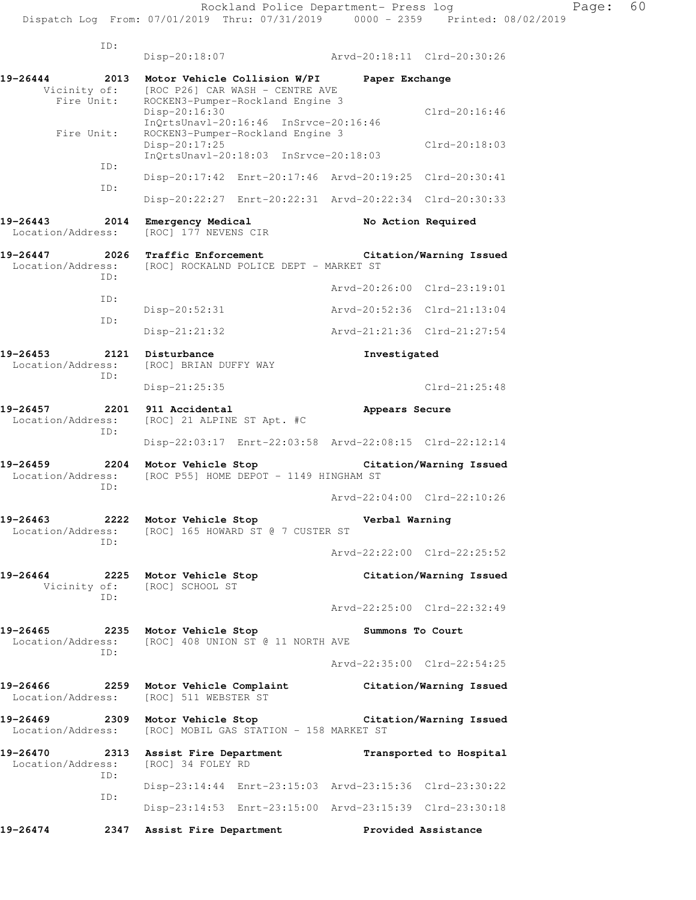```
        ID:
                Disp-20:18:07              Arvd-20:18:11  Clrd-20:30:26

19-26444        2013  Motor Vehicle Collision W/PI     Paper Exchange
      Vicinity of:    [ROC P26] CAR WASH - CENTRE AVE
       Fire Unit:     ROCKEN3-Pumper-Rockland Engine 3
                      Disp-20:16:30                              Clrd-20:16:46
                      InQrtsUnavl-20:16:46  InSrvce-20:16:46
       Fire Unit:     ROCKEN3-Pumper-Rockland Engine 3
                      Disp-20:17:25                              Clrd-20:18:03
                      InQrtsUnavl-20:18:03  InSrvce-20:18:03
             ID:
                      Disp-20:17:42  Enrt-20:17:46  Arvd-20:19:25  Clrd-20:30:41
             ID:
                      Disp-20:22:27  Enrt-20:22:31  Arvd-20:22:34  Clrd-20:30:33

19-26443        2014  Emergency Medical                No Action Required
 Location/Address:    [ROC] 177 NEVENS CIR

19-26447        2026  Traffic Enforcement              Citation/Warning Issued
 Location/Address:    [ROC] ROCKALND POLICE DEPT - MARKET ST
             ID:
                                             Arvd-20:26:00  Clrd-23:19:01
             ID:
                      Disp-20:52:31          Arvd-20:52:36  Clrd-21:13:04
             ID:
                      Disp-21:21:32          Arvd-21:21:36  Clrd-21:27:54

19-26453        2121  Disturbance                      Investigated
 Location/Address:    [ROC] BRIAN DUFFY WAY
             ID:
                      Disp-21:25:35                              Clrd-21:25:48

19-26457        2201  911 Accidental                   Appears Secure
 Location/Address:    [ROC] 21 ALPINE ST Apt. #C
             ID:
                      Disp-22:03:17  Enrt-22:03:58  Arvd-22:08:15  Clrd-22:12:14

19-26459        2204  Motor Vehicle Stop               Citation/Warning Issued
 Location/Address:    [ROC P55] HOME DEPOT - 1149 HINGHAM ST
             ID:
                                             Arvd-22:04:00  Clrd-22:10:26

19-26463        2222  Motor Vehicle Stop               Verbal Warning
 Location/Address:    [ROC] 165 HOWARD ST @ 7 CUSTER ST
             ID:
                                             Arvd-22:22:00  Clrd-22:25:52

19-26464        2225  Motor Vehicle Stop               Citation/Warning Issued
      Vicinity of:    [ROC] SCHOOL ST
             ID:
                                             Arvd-22:25:00  Clrd-22:32:49

19-26465        2235  Motor Vehicle Stop               Summons To Court
 Location/Address:    [ROC] 408 UNION ST @ 11 NORTH AVE
             ID:
                                             Arvd-22:35:00  Clrd-22:54:25

19-26466        2259  Motor Vehicle Complaint          Citation/Warning Issued
 Location/Address:    [ROC] 511 WEBSTER ST

19-26469        2309  Motor Vehicle Stop               Citation/Warning Issued
 Location/Address:    [ROC] MOBIL GAS STATION - 158 MARKET ST

19-26470        2313  Assist Fire Department           Transported to Hospital
 Location/Address:    [ROC] 34 FOLEY RD
             ID:
                      Disp-23:14:44  Enrt-23:15:03  Arvd-23:15:36  Clrd-23:30:22
             ID:
                      Disp-23:14:53  Enrt-23:15:00  Arvd-23:15:39  Clrd-23:30:18

19-26474        2347  Assist Fire Department           Provided Assistance
```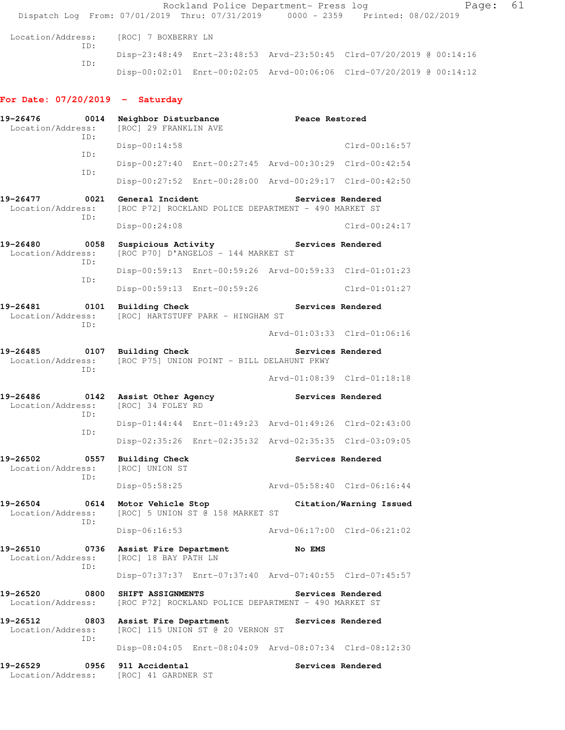Location/Address: [ROC] 7 BOXBERRY LN
ID:
Disp-23:48:49 Enrt-23:48:53 Arvd-23:50:45 Clrd-07/20/2019 @ 00:14:16
ID:
Disp-00:02:01 Enrt-00:02:05 Arvd-00:06:06 Clrd-07/20/2019 @ 00:14:12

**For Date: 07/20/2019 - Saturday**

**19-26476 0014 Neighbor Disturbance Peace Restored**
Location/Address: [ROC] 29 FRANKLIN AVE
ID:
Disp-00:14:58 Clrd-00:16:57
ID:
Disp-00:27:40 Enrt-00:27:45 Arvd-00:30:29 Clrd-00:42:54
ID:
Disp-00:27:52 Enrt-00:28:00 Arvd-00:29:17 Clrd-00:42:50

**19-26477 0021 General Incident Services Rendered**
Location/Address: [ROC P72] ROCKLAND POLICE DEPARTMENT - 490 MARKET ST
ID:
Disp-00:24:08 Clrd-00:24:17

**19-26480 0058 Suspicious Activity Services Rendered**
Location/Address: [ROC P70] D'ANGELOS - 144 MARKET ST
ID:
Disp-00:59:13 Enrt-00:59:26 Arvd-00:59:33 Clrd-01:01:23
ID:
Disp-00:59:13 Enrt-00:59:26 Clrd-01:01:27

**19-26481 0101 Building Check Services Rendered**
Location/Address: [ROC] HARTSTUFF PARK - HINGHAM ST
ID:
Arvd-01:03:33 Clrd-01:06:16

**19-26485 0107 Building Check Services Rendered**
Location/Address: [ROC P75] UNION POINT - BILL DELAHUNT PKWY
ID:
Arvd-01:08:39 Clrd-01:18:18

**19-26486 0142 Assist Other Agency Services Rendered**
Location/Address: [ROC] 34 FOLEY RD
ID:
Disp-01:44:44 Enrt-01:49:23 Arvd-01:49:26 Clrd-02:43:00
ID:
Disp-02:35:26 Enrt-02:35:32 Arvd-02:35:35 Clrd-03:09:05

**19-26502 0557 Building Check Services Rendered**
Location/Address: [ROC] UNION ST
ID:
Disp-05:58:25 Arvd-05:58:40 Clrd-06:16:44

**19-26504 0614 Motor Vehicle Stop Citation/Warning Issued**
Location/Address: [ROC] 5 UNION ST @ 158 MARKET ST
ID:
Disp-06:16:53 Arvd-06:17:00 Clrd-06:21:02

**19-26510 0736 Assist Fire Department No EMS**
Location/Address: [ROC] 18 BAY PATH LN
ID:
Disp-07:37:37 Enrt-07:37:40 Arvd-07:40:55 Clrd-07:45:57

**19-26520 0800 SHIFT ASSIGNMENTS Services Rendered**
Location/Address: [ROC P72] ROCKLAND POLICE DEPARTMENT - 490 MARKET ST

**19-26512 0803 Assist Fire Department Services Rendered**
Location/Address: [ROC] 115 UNION ST @ 20 VERNON ST
ID:
Disp-08:04:05 Enrt-08:04:09 Arvd-08:07:34 Clrd-08:12:30

**19-26529 0956 911 Accidental Services Rendered**
Location/Address: [ROC] 41 GARDNER ST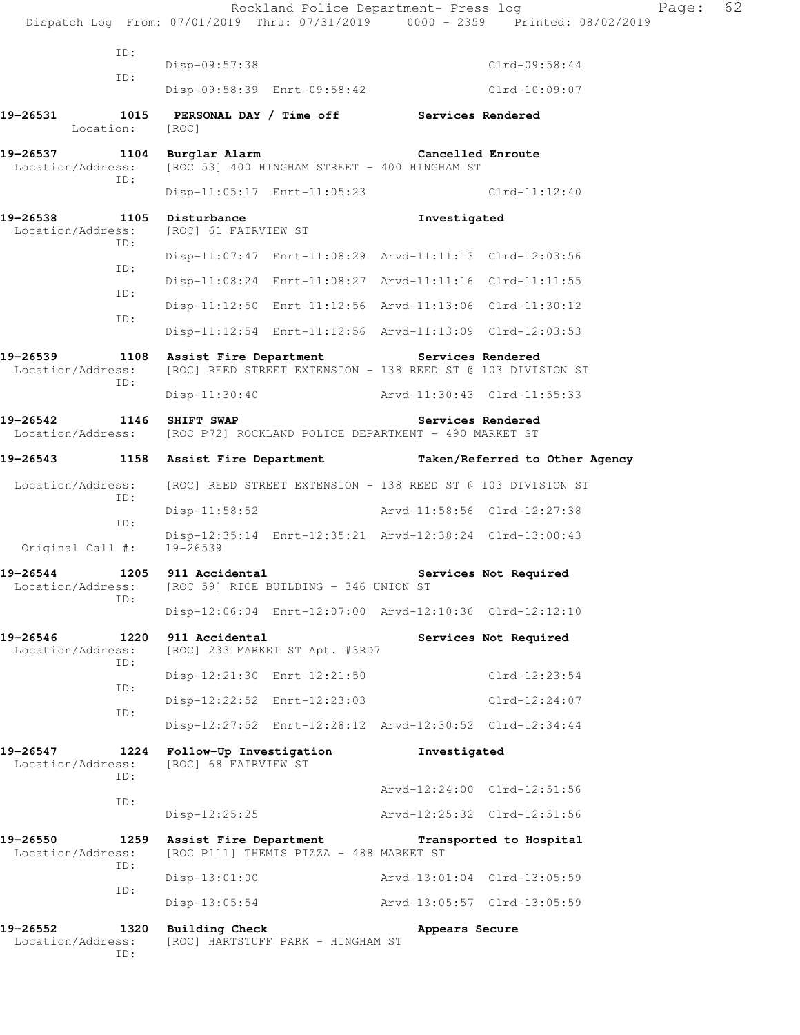```
            ID:
                  Disp-09:57:38                                   Clrd-09:58:44
            ID:
                  Disp-09:58:39  Enrt-09:58:42                    Clrd-10:09:07

19-26531      1015  PERSONAL DAY / Time off              Services Rendered
       Location:    [ROC]

19-26537      1104  Burglar Alarm                         Cancelled Enroute
 Location/Address:  [ROC 53] 400 HINGHAM STREET - 400 HINGHAM ST
            ID:
                  Disp-11:05:17  Enrt-11:05:23                    Clrd-11:12:40

19-26538      1105  Disturbance                           Investigated
 Location/Address:  [ROC] 61 FAIRVIEW ST
            ID:
                  Disp-11:07:47  Enrt-11:08:29  Arvd-11:11:13  Clrd-12:03:56
            ID:
                  Disp-11:08:24  Enrt-11:08:27  Arvd-11:11:16  Clrd-11:11:55
            ID:
                  Disp-11:12:50  Enrt-11:12:56  Arvd-11:13:06  Clrd-11:30:12
            ID:
                  Disp-11:12:54  Enrt-11:12:56  Arvd-11:13:09  Clrd-12:03:53

19-26539      1108  Assist Fire Department                Services Rendered
 Location/Address:  [ROC] REED STREET EXTENSION - 138 REED ST @ 103 DIVISION ST
            ID:
                  Disp-11:30:40                 Arvd-11:30:43  Clrd-11:55:33

19-26542      1146  SHIFT SWAP                            Services Rendered
 Location/Address:  [ROC P72] ROCKLAND POLICE DEPARTMENT - 490 MARKET ST

19-26543      1158  Assist Fire Department                Taken/Referred to Other Agency

 Location/Address:  [ROC] REED STREET EXTENSION - 138 REED ST @ 103 DIVISION ST
            ID:
                  Disp-11:58:52                 Arvd-11:58:56  Clrd-12:27:38
            ID:
                  Disp-12:35:14  Enrt-12:35:21  Arvd-12:38:24  Clrd-13:00:43
  Original Call #:  19-26539

19-26544      1205  911 Accidental                        Services Not Required
 Location/Address:  [ROC 59] RICE BUILDING - 346 UNION ST
            ID:
                  Disp-12:06:04  Enrt-12:07:00  Arvd-12:10:36  Clrd-12:12:10

19-26546      1220  911 Accidental                        Services Not Required
 Location/Address:  [ROC] 233 MARKET ST Apt. #3RD7
            ID:
                  Disp-12:21:30  Enrt-12:21:50                 Clrd-12:23:54
            ID:
                  Disp-12:22:52  Enrt-12:23:03                 Clrd-12:24:07
            ID:
                  Disp-12:27:52  Enrt-12:28:12  Arvd-12:30:52  Clrd-12:34:44

19-26547      1224  Follow-Up Investigation               Investigated
 Location/Address:  [ROC] 68 FAIRVIEW ST
            ID:
                                                Arvd-12:24:00  Clrd-12:51:56
            ID:
                  Disp-12:25:25                 Arvd-12:25:32  Clrd-12:51:56

19-26550      1259  Assist Fire Department                Transported to Hospital
 Location/Address:  [ROC P111] THEMIS PIZZA - 488 MARKET ST
            ID:
                  Disp-13:01:00                 Arvd-13:01:04  Clrd-13:05:59
            ID:
                  Disp-13:05:54                 Arvd-13:05:57  Clrd-13:05:59

19-26552      1320  Building Check                        Appears Secure
 Location/Address:  [ROC] HARTSTUFF PARK - HINGHAM ST
            ID:
```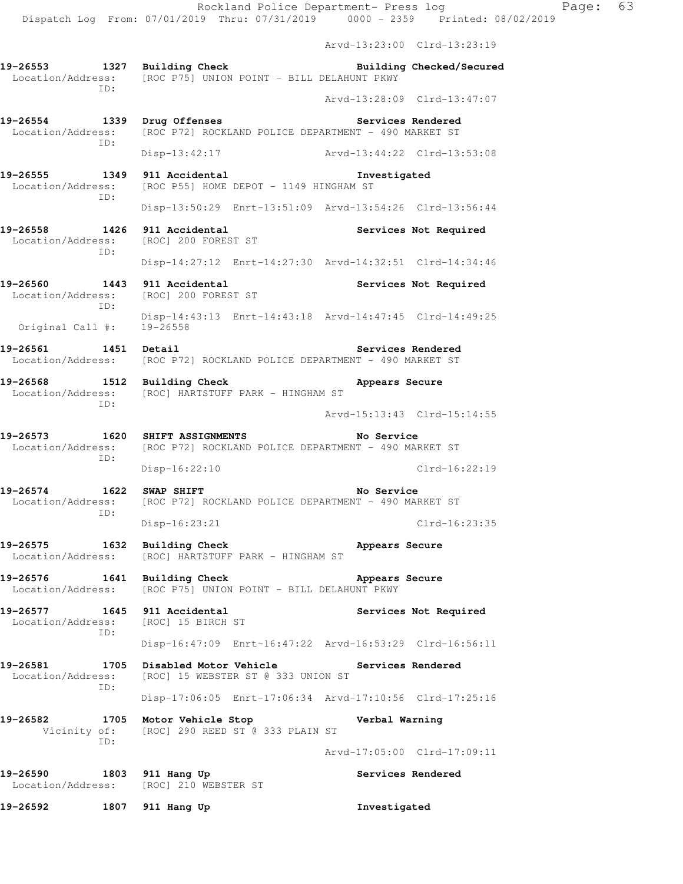Arvd-13:23:00 Clrd-13:23:19

**19-26553 1327 Building Check** Building Checked/Secured
Location/Address: [ROC P75] UNION POINT - BILL DELAHUNT PKWY
ID:
Arvd-13:28:09 Clrd-13:47:07

**19-26554 1339 Drug Offenses** Services Rendered
Location/Address: [ROC P72] ROCKLAND POLICE DEPARTMENT - 490 MARKET ST
ID:
Disp-13:42:17 Arvd-13:44:22 Clrd-13:53:08

**19-26555 1349 911 Accidental** Investigated
Location/Address: [ROC P55] HOME DEPOT - 1149 HINGHAM ST
ID:
Disp-13:50:29 Enrt-13:51:09 Arvd-13:54:26 Clrd-13:56:44

**19-26558 1426 911 Accidental** Services Not Required
Location/Address: [ROC] 200 FOREST ST
ID:
Disp-14:27:12 Enrt-14:27:30 Arvd-14:32:51 Clrd-14:34:46

**19-26560 1443 911 Accidental** Services Not Required
Location/Address: [ROC] 200 FOREST ST
ID:
Disp-14:43:13 Enrt-14:43:18 Arvd-14:47:45 Clrd-14:49:25
Original Call #: 19-26558

**19-26561 1451 Detail** Services Rendered
Location/Address: [ROC P72] ROCKLAND POLICE DEPARTMENT - 490 MARKET ST

**19-26568 1512 Building Check** Appears Secure
Location/Address: [ROC] HARTSTUFF PARK - HINGHAM ST
ID:
Arvd-15:13:43 Clrd-15:14:55

**19-26573 1620 SHIFT ASSIGNMENTS** No Service
Location/Address: [ROC P72] ROCKLAND POLICE DEPARTMENT - 490 MARKET ST
ID:
Disp-16:22:10 Clrd-16:22:19

**19-26574 1622 SWAP SHIFT** No Service
Location/Address: [ROC P72] ROCKLAND POLICE DEPARTMENT - 490 MARKET ST
ID:
Disp-16:23:21 Clrd-16:23:35

**19-26575 1632 Building Check** Appears Secure
Location/Address: [ROC] HARTSTUFF PARK - HINGHAM ST

**19-26576 1641 Building Check** Appears Secure
Location/Address: [ROC P75] UNION POINT - BILL DELAHUNT PKWY

**19-26577 1645 911 Accidental** Services Not Required
Location/Address: [ROC] 15 BIRCH ST
ID:
Disp-16:47:09 Enrt-16:47:22 Arvd-16:53:29 Clrd-16:56:11

**19-26581 1705 Disabled Motor Vehicle** Services Rendered
Location/Address: [ROC] 15 WEBSTER ST @ 333 UNION ST
ID:
Disp-17:06:05 Enrt-17:06:34 Arvd-17:10:56 Clrd-17:25:16

**19-26582 1705 Motor Vehicle Stop** Verbal Warning
Vicinity of: [ROC] 290 REED ST @ 333 PLAIN ST
ID:
Arvd-17:05:00 Clrd-17:09:11

**19-26590 1803 911 Hang Up** Services Rendered
Location/Address: [ROC] 210 WEBSTER ST

**19-26592 1807 911 Hang Up** Investigated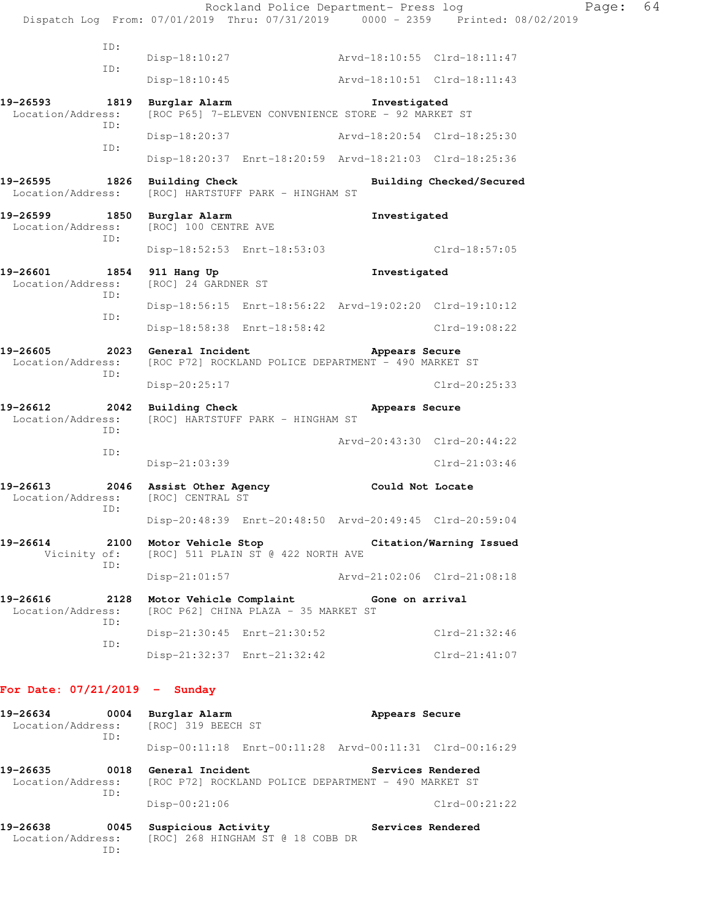```
            ID:
                   Disp-18:10:27              Arvd-18:10:55  Clrd-18:11:47
            ID:
                   Disp-18:10:45              Arvd-18:10:51  Clrd-18:11:43

19-26593       1819  Burglar Alarm                    Investigated
 Location/Address:   [ROC P65] 7-ELEVEN CONVENIENCE STORE - 92 MARKET ST
            ID:
                   Disp-18:20:37              Arvd-18:20:54  Clrd-18:25:30
            ID:
                   Disp-18:20:37  Enrt-18:20:59  Arvd-18:21:03  Clrd-18:25:36

19-26595       1826  Building Check                   Building Checked/Secured
 Location/Address:   [ROC] HARTSTUFF PARK - HINGHAM ST

19-26599       1850  Burglar Alarm                    Investigated
 Location/Address:   [ROC] 100 CENTRE AVE
            ID:
                   Disp-18:52:53  Enrt-18:53:03              Clrd-18:57:05

19-26601       1854  911 Hang Up                      Investigated
 Location/Address:   [ROC] 24 GARDNER ST
            ID:
                   Disp-18:56:15  Enrt-18:56:22  Arvd-19:02:20  Clrd-19:10:12
            ID:
                   Disp-18:58:38  Enrt-18:58:42              Clrd-19:08:22

19-26605       2023  General Incident                 Appears Secure
 Location/Address:   [ROC P72] ROCKLAND POLICE DEPARTMENT - 490 MARKET ST
            ID:
                   Disp-20:25:17                             Clrd-20:25:33

19-26612       2042  Building Check                   Appears Secure
 Location/Address:   [ROC] HARTSTUFF PARK - HINGHAM ST
            ID:
                                              Arvd-20:43:30  Clrd-20:44:22
            ID:
                   Disp-21:03:39                             Clrd-21:03:46

19-26613       2046  Assist Other Agency              Could Not Locate
 Location/Address:   [ROC] CENTRAL ST
            ID:
                   Disp-20:48:39  Enrt-20:48:50  Arvd-20:49:45  Clrd-20:59:04

19-26614       2100  Motor Vehicle Stop               Citation/Warning Issued
      Vicinity of:   [ROC] 511 PLAIN ST @ 422 NORTH AVE
            ID:
                   Disp-21:01:57              Arvd-21:02:06  Clrd-21:08:18

19-26616       2128  Motor Vehicle Complaint          Gone on arrival
 Location/Address:   [ROC P62] CHINA PLAZA - 35 MARKET ST
            ID:
                   Disp-21:30:45  Enrt-21:30:52              Clrd-21:32:46
            ID:
                   Disp-21:32:37  Enrt-21:32:42              Clrd-21:41:07
```

**For Date: 07/21/2019 - Sunday**

```
19-26634       0004  Burglar Alarm                    Appears Secure
 Location/Address:   [ROC] 319 BEECH ST
            ID:
                   Disp-00:11:18  Enrt-00:11:28  Arvd-00:11:31  Clrd-00:16:29

19-26635       0018  General Incident                 Services Rendered
 Location/Address:   [ROC P72] ROCKLAND POLICE DEPARTMENT - 490 MARKET ST
            ID:
                   Disp-00:21:06                             Clrd-00:21:22

19-26638       0045  Suspicious Activity              Services Rendered
 Location/Address:   [ROC] 268 HINGHAM ST @ 18 COBB DR
            ID:
```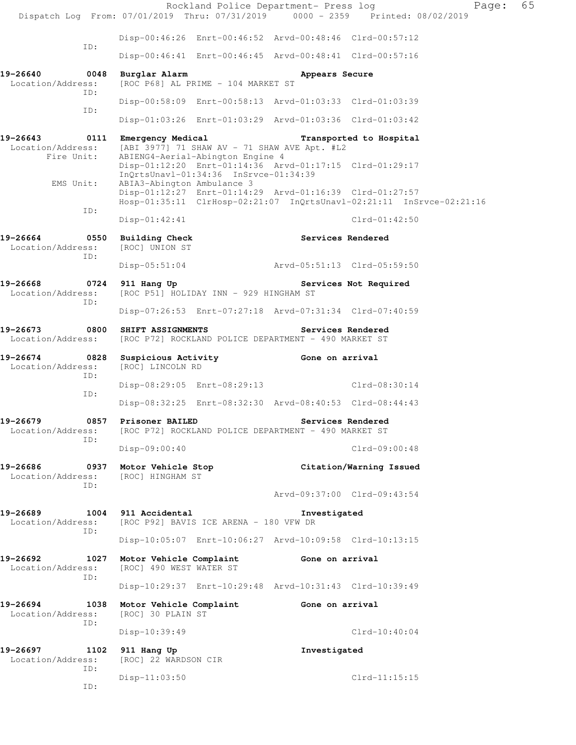```
                Disp-00:46:26  Enrt-00:46:52  Arvd-00:48:46  Clrd-00:57:12
           ID:
                Disp-00:46:41  Enrt-00:46:45  Arvd-00:48:41  Clrd-00:57:16

19-26640        0048  Burglar Alarm                   Appears Secure
 Location/Address:    [ROC P68] AL PRIME - 104 MARKET ST
           ID:
                Disp-00:58:09  Enrt-00:58:13  Arvd-01:03:33  Clrd-01:03:39
           ID:
                Disp-01:03:26  Enrt-01:03:29  Arvd-01:03:36  Clrd-01:03:42

19-26643        0111  Emergency Medical               Transported to Hospital
 Location/Address:    [ABI 3977] 71 SHAW AV - 71 SHAW AVE Apt. #L2
       Fire Unit:     ABIENG4-Aerial-Abington Engine 4
                Disp-01:12:20  Enrt-01:14:36  Arvd-01:17:15  Clrd-01:29:17
                InQrtsUnavl-01:34:36  InSrvce-01:34:39
        EMS Unit:     ABIA3-Abington Ambulance 3
                Disp-01:12:27  Enrt-01:14:29  Arvd-01:16:39  Clrd-01:27:57
                Hosp-01:35:11  ClrHosp-02:21:07  InQrtsUnavl-02:21:11  InSrvce-02:21:16
           ID:
                Disp-01:42:41                                Clrd-01:42:50

19-26664        0550  Building Check                  Services Rendered
 Location/Address:    [ROC] UNION ST
           ID:
                Disp-05:51:04                 Arvd-05:51:13  Clrd-05:59:50

19-26668        0724  911 Hang Up                     Services Not Required
 Location/Address:    [ROC P51] HOLIDAY INN - 929 HINGHAM ST
           ID:
                Disp-07:26:53  Enrt-07:27:18  Arvd-07:31:34  Clrd-07:40:59

19-26673        0800  SHIFT ASSIGNMENTS               Services Rendered
 Location/Address:    [ROC P72] ROCKLAND POLICE DEPARTMENT - 490 MARKET ST

19-26674        0828  Suspicious Activity             Gone on arrival
 Location/Address:    [ROC] LINCOLN RD
           ID:
                Disp-08:29:05  Enrt-08:29:13                 Clrd-08:30:14
           ID:
                Disp-08:32:25  Enrt-08:32:30  Arvd-08:40:53  Clrd-08:44:43

19-26679        0857  Prisoner BAILED                 Services Rendered
 Location/Address:    [ROC P72] ROCKLAND POLICE DEPARTMENT - 490 MARKET ST
           ID:
                Disp-09:00:40                                Clrd-09:00:48

19-26686        0937  Motor Vehicle Stop              Citation/Warning Issued
 Location/Address:    [ROC] HINGHAM ST
           ID:
                                              Arvd-09:37:00  Clrd-09:43:54

19-26689        1004  911 Accidental                  Investigated
 Location/Address:    [ROC P92] BAVIS ICE ARENA - 180 VFW DR
           ID:
                Disp-10:05:07  Enrt-10:06:27  Arvd-10:09:58  Clrd-10:13:15

19-26692        1027  Motor Vehicle Complaint         Gone on arrival
 Location/Address:    [ROC] 490 WEST WATER ST
           ID:
                Disp-10:29:37  Enrt-10:29:48  Arvd-10:31:43  Clrd-10:39:49

19-26694        1038  Motor Vehicle Complaint         Gone on arrival
 Location/Address:    [ROC] 30 PLAIN ST
           ID:
                Disp-10:39:49                                Clrd-10:40:04

19-26697        1102  911 Hang Up                     Investigated
 Location/Address:    [ROC] 22 WARDSON CIR
           ID:
                Disp-11:03:50                                Clrd-11:15:15
           ID:
```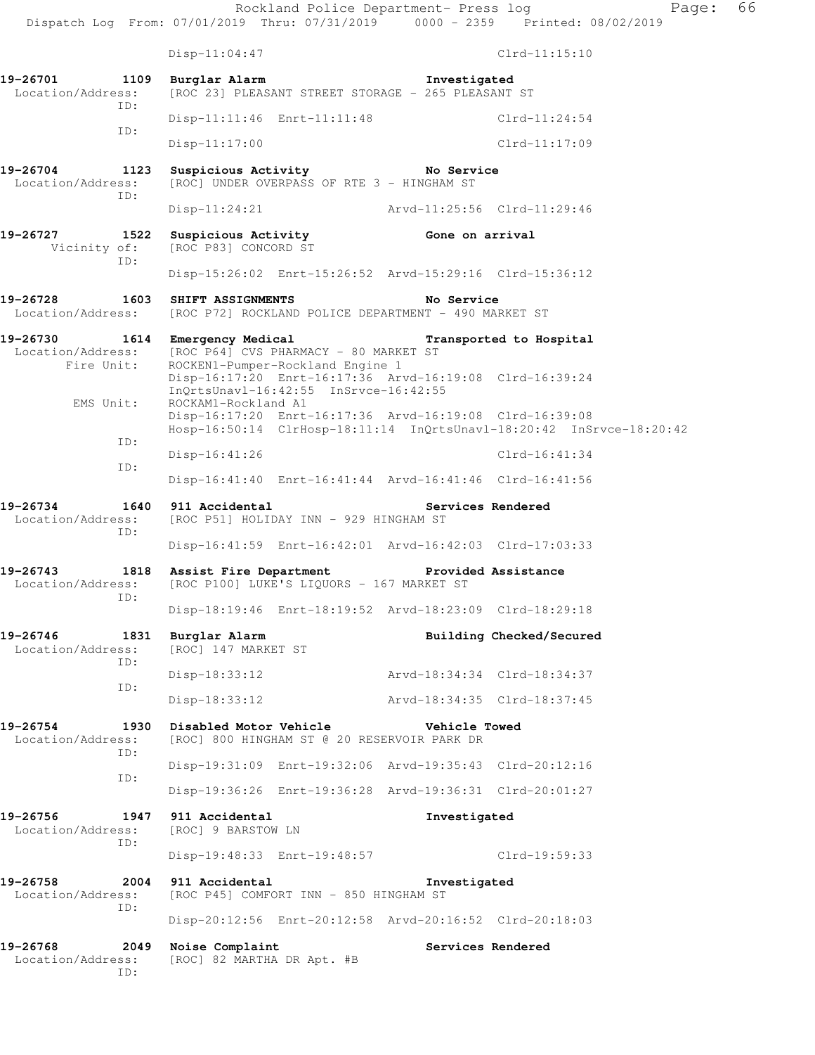Disp-11:04:47 Clrd-11:15:10

**19-26701 1109 Burglar Alarm Investigated**
Location/Address: [ROC 23] PLEASANT STREET STORAGE - 265 PLEASANT ST
ID:
Disp-11:11:46 Enrt-11:11:48 Clrd-11:24:54
ID:
Disp-11:17:00 Clrd-11:17:09

**19-26704 1123 Suspicious Activity No Service**
Location/Address: [ROC] UNDER OVERPASS OF RTE 3 - HINGHAM ST
ID:
Disp-11:24:21 Arvd-11:25:56 Clrd-11:29:46

**19-26727 1522 Suspicious Activity Gone on arrival**
Vicinity of: [ROC P83] CONCORD ST
ID:
Disp-15:26:02 Enrt-15:26:52 Arvd-15:29:16 Clrd-15:36:12

**19-26728 1603 SHIFT ASSIGNMENTS No Service**
Location/Address: [ROC P72] ROCKLAND POLICE DEPARTMENT - 490 MARKET ST

**19-26730 1614 Emergency Medical Transported to Hospital**
Location/Address: [ROC P64] CVS PHARMACY - 80 MARKET ST
Fire Unit: ROCKEN1-Pumper-Rockland Engine 1
Disp-16:17:20 Enrt-16:17:36 Arvd-16:19:08 Clrd-16:39:24
InQrtsUnavl-16:42:55 InSrvce-16:42:55
EMS Unit: ROCKAM1-Rockland A1
Disp-16:17:20 Enrt-16:17:36 Arvd-16:19:08 Clrd-16:39:08
Hosp-16:50:14 ClrHosp-18:11:14 InQrtsUnavl-18:20:42 InSrvce-18:20:42
ID:
Disp-16:41:26 Clrd-16:41:34
ID:
Disp-16:41:40 Enrt-16:41:44 Arvd-16:41:46 Clrd-16:41:56

**19-26734 1640 911 Accidental Services Rendered**
Location/Address: [ROC P51] HOLIDAY INN - 929 HINGHAM ST
ID:
Disp-16:41:59 Enrt-16:42:01 Arvd-16:42:03 Clrd-17:03:33

**19-26743 1818 Assist Fire Department Provided Assistance**
Location/Address: [ROC P100] LUKE'S LIQUORS - 167 MARKET ST
ID:
Disp-18:19:46 Enrt-18:19:52 Arvd-18:23:09 Clrd-18:29:18

**19-26746 1831 Burglar Alarm Building Checked/Secured**
Location/Address: [ROC] 147 MARKET ST
ID:
Disp-18:33:12 Arvd-18:34:34 Clrd-18:34:37
ID:
Disp-18:33:12 Arvd-18:34:35 Clrd-18:37:45

**19-26754 1930 Disabled Motor Vehicle Vehicle Towed**
Location/Address: [ROC] 800 HINGHAM ST @ 20 RESERVOIR PARK DR
ID:
Disp-19:31:09 Enrt-19:32:06 Arvd-19:35:43 Clrd-20:12:16
ID:
Disp-19:36:26 Enrt-19:36:28 Arvd-19:36:31 Clrd-20:01:27

**19-26756 1947 911 Accidental Investigated**
Location/Address: [ROC] 9 BARSTOW LN
ID:
Disp-19:48:33 Enrt-19:48:57 Clrd-19:59:33

**19-26758 2004 911 Accidental Investigated**
Location/Address: [ROC P45] COMFORT INN - 850 HINGHAM ST
ID:
Disp-20:12:56 Enrt-20:12:58 Arvd-20:16:52 Clrd-20:18:03

**19-26768 2049 Noise Complaint Services Rendered**
Location/Address: [ROC] 82 MARTHA DR Apt. #B
ID: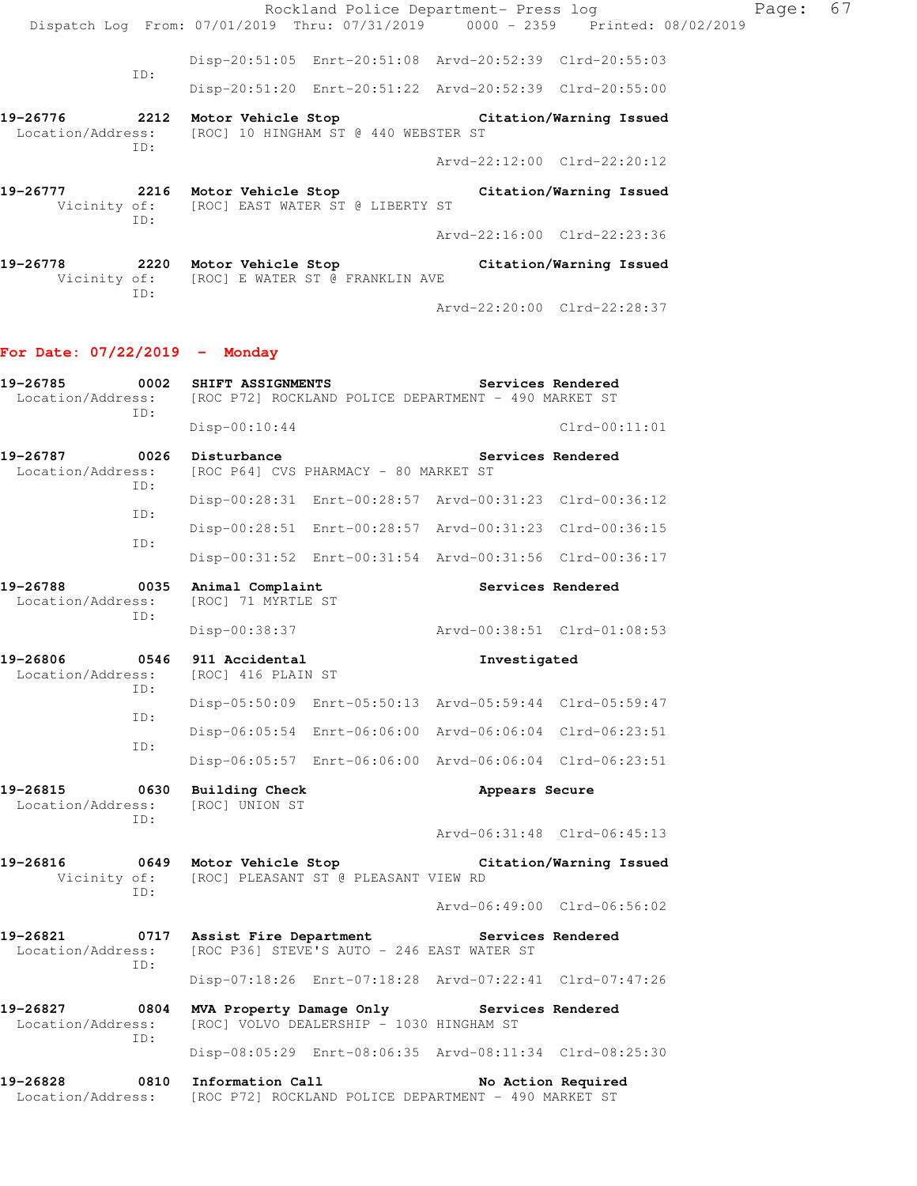Disp-20:51:05 Enrt-20:51:08 Arvd-20:52:39 Clrd-20:55:03

ID:

Disp-20:51:20 Enrt-20:51:22 Arvd-20:52:39 Clrd-20:55:00

**19-26776 2212 Motor Vehicle Stop Citation/Warning Issued**
Location/Address: [ROC] 10 HINGHAM ST @ 440 WEBSTER ST
ID:
Arvd-22:12:00 Clrd-22:20:12

**19-26777 2216 Motor Vehicle Stop Citation/Warning Issued**
Vicinity of: [ROC] EAST WATER ST @ LIBERTY ST
ID:
Arvd-22:16:00 Clrd-22:23:36

**19-26778 2220 Motor Vehicle Stop Citation/Warning Issued**
Vicinity of: [ROC] E WATER ST @ FRANKLIN AVE
ID:
Arvd-22:20:00 Clrd-22:28:37

## For Date: 07/22/2019 - Monday

**19-26785 0002 SHIFT ASSIGNMENTS Services Rendered**
Location/Address: [ROC P72] ROCKLAND POLICE DEPARTMENT - 490 MARKET ST
ID:
Disp-00:10:44 Clrd-00:11:01

**19-26787 0026 Disturbance Services Rendered**
Location/Address: [ROC P64] CVS PHARMACY - 80 MARKET ST
ID:
Disp-00:28:31 Enrt-00:28:57 Arvd-00:31:23 Clrd-00:36:12
ID:
Disp-00:28:51 Enrt-00:28:57 Arvd-00:31:23 Clrd-00:36:15
ID:
Disp-00:31:52 Enrt-00:31:54 Arvd-00:31:56 Clrd-00:36:17

**19-26788 0035 Animal Complaint Services Rendered**
Location/Address: [ROC] 71 MYRTLE ST
ID:
Disp-00:38:37 Arvd-00:38:51 Clrd-01:08:53

**19-26806 0546 911 Accidental Investigated**
Location/Address: [ROC] 416 PLAIN ST
ID:
Disp-05:50:09 Enrt-05:50:13 Arvd-05:59:44 Clrd-05:59:47
ID:
Disp-06:05:54 Enrt-06:06:00 Arvd-06:06:04 Clrd-06:23:51
ID:
Disp-06:05:57 Enrt-06:06:00 Arvd-06:06:04 Clrd-06:23:51

**19-26815 0630 Building Check Appears Secure**
Location/Address: [ROC] UNION ST
ID:
Arvd-06:31:48 Clrd-06:45:13

**19-26816 0649 Motor Vehicle Stop Citation/Warning Issued**
Vicinity of: [ROC] PLEASANT ST @ PLEASANT VIEW RD
ID:
Arvd-06:49:00 Clrd-06:56:02

**19-26821 0717 Assist Fire Department Services Rendered**
Location/Address: [ROC P36] STEVE'S AUTO - 246 EAST WATER ST
ID:
Disp-07:18:26 Enrt-07:18:28 Arvd-07:22:41 Clrd-07:47:26

**19-26827 0804 MVA Property Damage Only Services Rendered**
Location/Address: [ROC] VOLVO DEALERSHIP - 1030 HINGHAM ST
ID:
Disp-08:05:29 Enrt-08:06:35 Arvd-08:11:34 Clrd-08:25:30

**19-26828 0810 Information Call No Action Required**
Location/Address: [ROC P72] ROCKLAND POLICE DEPARTMENT - 490 MARKET ST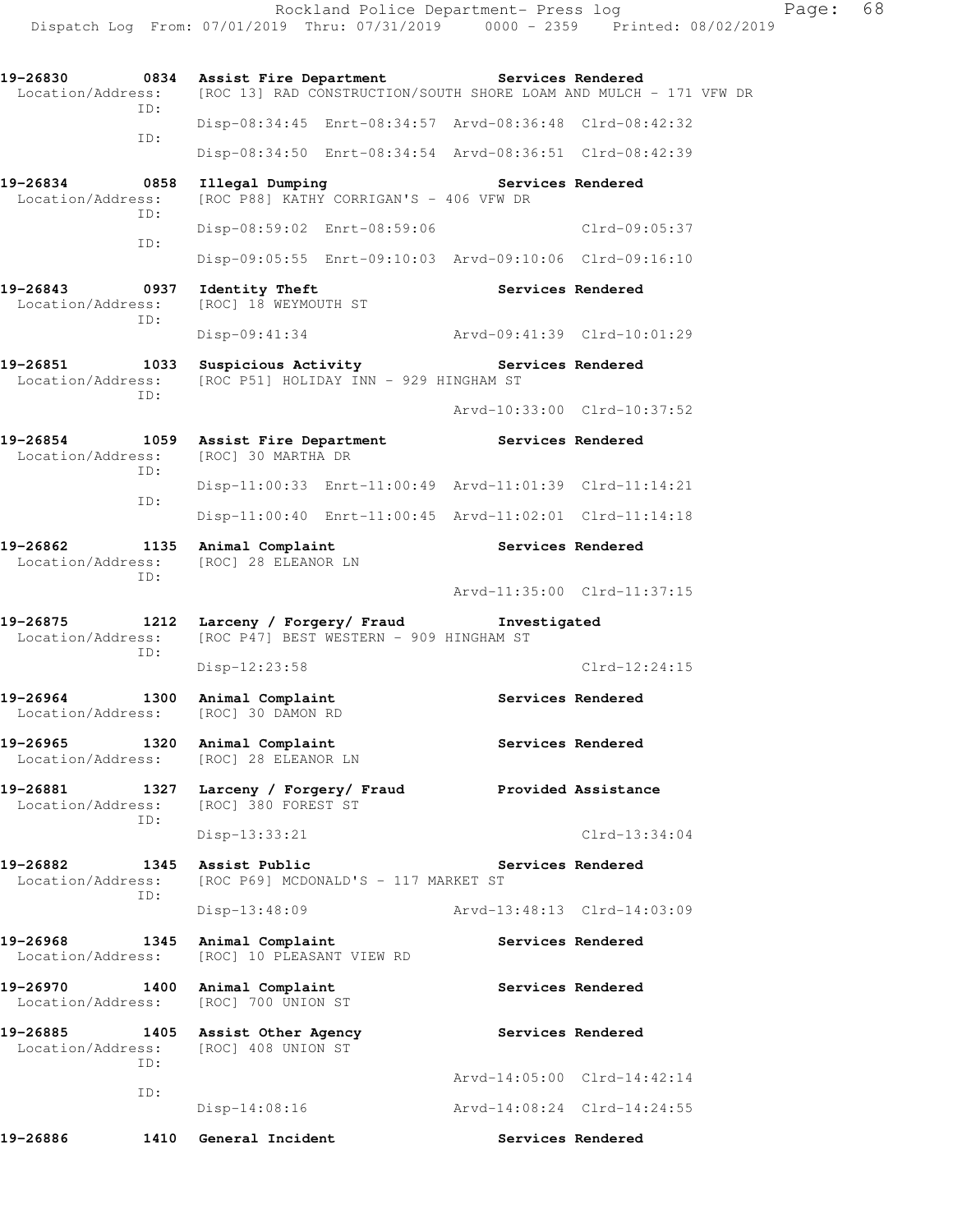19-26830 0834 Assist Fire Department Services Rendered
Location/Address: [ROC 13] RAD CONSTRUCTION/SOUTH SHORE LOAM AND MULCH - 171 VFW DR
ID:
Disp-08:34:45 Enrt-08:34:57 Arvd-08:36:48 Clrd-08:42:32
ID:
Disp-08:34:50 Enrt-08:34:54 Arvd-08:36:51 Clrd-08:42:39

19-26834 0858 Illegal Dumping Services Rendered
Location/Address: [ROC P88] KATHY CORRIGAN'S - 406 VFW DR
ID:
Disp-08:59:02 Enrt-08:59:06 Clrd-09:05:37
ID:
Disp-09:05:55 Enrt-09:10:03 Arvd-09:10:06 Clrd-09:16:10

19-26843 0937 Identity Theft Services Rendered
Location/Address: [ROC] 18 WEYMOUTH ST
ID:
Disp-09:41:34 Arvd-09:41:39 Clrd-10:01:29

19-26851 1033 Suspicious Activity Services Rendered
Location/Address: [ROC P51] HOLIDAY INN - 929 HINGHAM ST
ID:
Arvd-10:33:00 Clrd-10:37:52

19-26854 1059 Assist Fire Department Services Rendered
Location/Address: [ROC] 30 MARTHA DR
ID:
Disp-11:00:33 Enrt-11:00:49 Arvd-11:01:39 Clrd-11:14:21
ID:
Disp-11:00:40 Enrt-11:00:45 Arvd-11:02:01 Clrd-11:14:18

19-26862 1135 Animal Complaint Services Rendered
Location/Address: [ROC] 28 ELEANOR LN
ID:
Arvd-11:35:00 Clrd-11:37:15

19-26875 1212 Larceny / Forgery/ Fraud Investigated
Location/Address: [ROC P47] BEST WESTERN - 909 HINGHAM ST
ID:
Disp-12:23:58 Clrd-12:24:15

19-26964 1300 Animal Complaint Services Rendered
Location/Address: [ROC] 30 DAMON RD

19-26965 1320 Animal Complaint Services Rendered
Location/Address: [ROC] 28 ELEANOR LN

19-26881 1327 Larceny / Forgery/ Fraud Provided Assistance
Location/Address: [ROC] 380 FOREST ST
ID:
Disp-13:33:21 Clrd-13:34:04

19-26882 1345 Assist Public Services Rendered
Location/Address: [ROC P69] MCDONALD'S - 117 MARKET ST
ID:
Disp-13:48:09 Arvd-13:48:13 Clrd-14:03:09

19-26968 1345 Animal Complaint Services Rendered
Location/Address: [ROC] 10 PLEASANT VIEW RD

19-26970 1400 Animal Complaint Services Rendered
Location/Address: [ROC] 700 UNION ST

19-26885 1405 Assist Other Agency Services Rendered
Location/Address: [ROC] 408 UNION ST
ID:
Arvd-14:05:00 Clrd-14:42:14
ID:
Disp-14:08:16 Arvd-14:08:24 Clrd-14:24:55

19-26886 1410 General Incident Services Rendered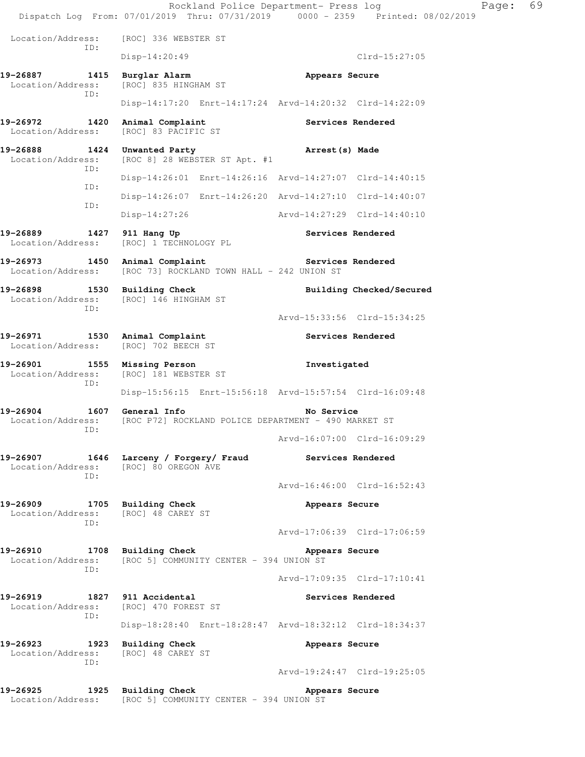```
 Location/Address:    [ROC] 336 WEBSTER ST
              ID:
                      Disp-14:20:49                           Clrd-15:27:05

19-26887        1415  Burglar Alarm                     Appears Secure
 Location/Address:    [ROC] 835 HINGHAM ST
              ID:
                      Disp-14:17:20  Enrt-14:17:24  Arvd-14:20:32  Clrd-14:22:09

19-26972        1420  Animal Complaint                  Services Rendered
 Location/Address:    [ROC] 83 PACIFIC ST

19-26888        1424  Unwanted Party                    Arrest(s) Made
 Location/Address:    [ROC 8] 28 WEBSTER ST Apt. #1
              ID:
                      Disp-14:26:01  Enrt-14:26:16  Arvd-14:27:07  Clrd-14:40:15
              ID:
                      Disp-14:26:07  Enrt-14:26:20  Arvd-14:27:10  Clrd-14:40:07
              ID:
                      Disp-14:27:26                 Arvd-14:27:29  Clrd-14:40:10

19-26889        1427  911 Hang Up                       Services Rendered
 Location/Address:    [ROC] 1 TECHNOLOGY PL

19-26973        1450  Animal Complaint                  Services Rendered
 Location/Address:    [ROC 73] ROCKLAND TOWN HALL - 242 UNION ST

19-26898        1530  Building Check                    Building Checked/Secured
 Location/Address:    [ROC] 146 HINGHAM ST
              ID:
                                                    Arvd-15:33:56  Clrd-15:34:25

19-26971        1530  Animal Complaint                  Services Rendered
 Location/Address:    [ROC] 702 BEECH ST

19-26901        1555  Missing Person                    Investigated
 Location/Address:    [ROC] 181 WEBSTER ST
              ID:
                      Disp-15:56:15  Enrt-15:56:18  Arvd-15:57:54  Clrd-16:09:48

19-26904        1607  General Info                      No Service
 Location/Address:    [ROC P72] ROCKLAND POLICE DEPARTMENT - 490 MARKET ST
              ID:
                                                    Arvd-16:07:00  Clrd-16:09:29

19-26907        1646  Larceny / Forgery/ Fraud          Services Rendered
 Location/Address:    [ROC] 80 OREGON AVE
              ID:
                                                    Arvd-16:46:00  Clrd-16:52:43

19-26909        1705  Building Check                    Appears Secure
 Location/Address:    [ROC] 48 CAREY ST
              ID:
                                                    Arvd-17:06:39  Clrd-17:06:59

19-26910        1708  Building Check                    Appears Secure
 Location/Address:    [ROC 5] COMMUNITY CENTER - 394 UNION ST
              ID:
                                                    Arvd-17:09:35  Clrd-17:10:41

19-26919        1827  911 Accidental                    Services Rendered
 Location/Address:    [ROC] 470 FOREST ST
              ID:
                      Disp-18:28:40  Enrt-18:28:47  Arvd-18:32:12  Clrd-18:34:37

19-26923        1923  Building Check                    Appears Secure
 Location/Address:    [ROC] 48 CAREY ST
              ID:
                                                    Arvd-19:24:47  Clrd-19:25:05

19-26925        1925  Building Check                    Appears Secure
 Location/Address:    [ROC 5] COMMUNITY CENTER - 394 UNION ST
```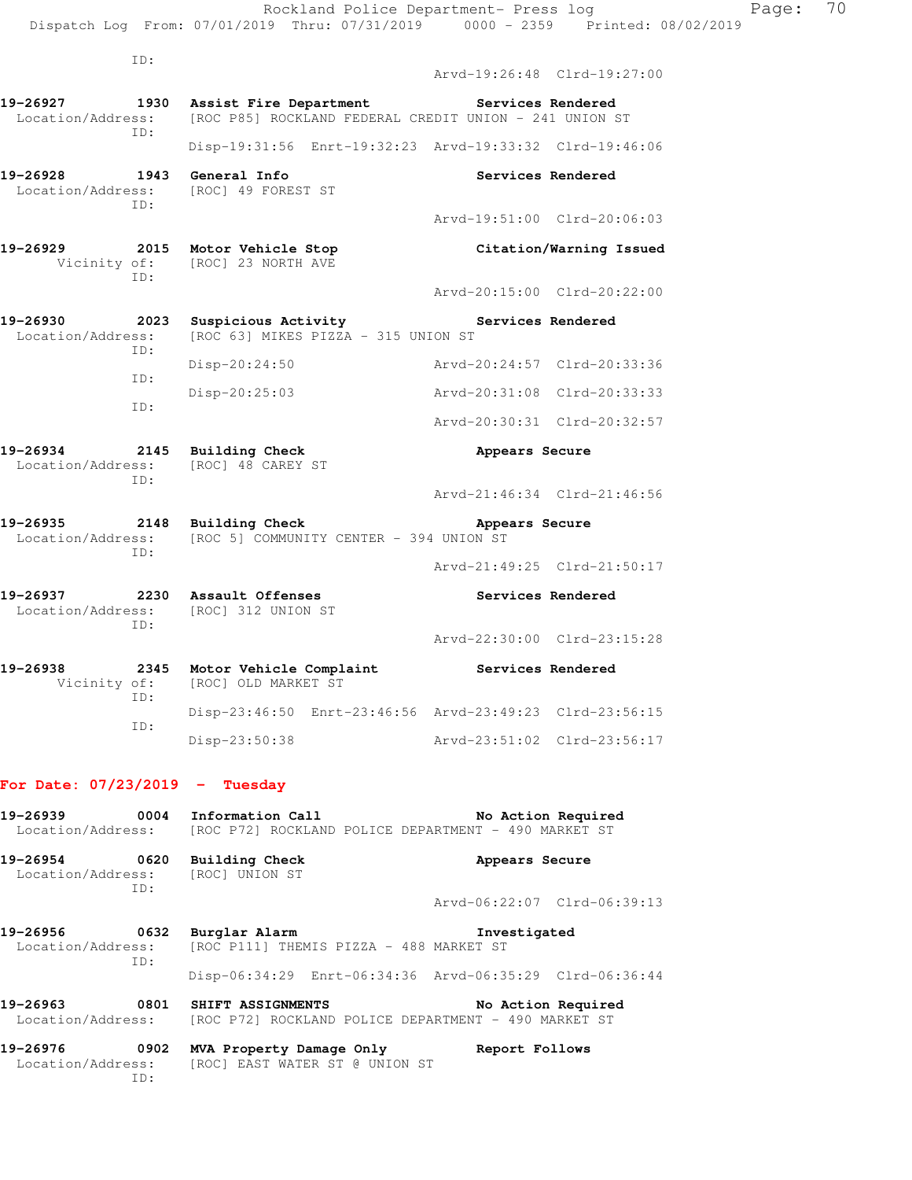```
            ID:
                                            Arvd-19:26:48  Clrd-19:27:00

19-26927        1930  Assist Fire Department            Services Rendered
  Location/Address:   [ROC P85] ROCKLAND FEDERAL CREDIT UNION - 241 UNION ST
            ID:
                      Disp-19:31:56  Enrt-19:32:23  Arvd-19:33:32  Clrd-19:46:06

19-26928        1943  General Info                      Services Rendered
  Location/Address:   [ROC] 49 FOREST ST
            ID:
                                            Arvd-19:51:00  Clrd-20:06:03

19-26929        2015  Motor Vehicle Stop                Citation/Warning Issued
       Vicinity of:   [ROC] 23 NORTH AVE
            ID:
                                            Arvd-20:15:00  Clrd-20:22:00

19-26930        2023  Suspicious Activity               Services Rendered
  Location/Address:   [ROC 63] MIKES PIZZA - 315 UNION ST
            ID:
                      Disp-20:24:50                 Arvd-20:24:57  Clrd-20:33:36
            ID:
                      Disp-20:25:03                 Arvd-20:31:08  Clrd-20:33:33
            ID:
                                            Arvd-20:30:31  Clrd-20:32:57

19-26934        2145  Building Check                    Appears Secure
  Location/Address:   [ROC] 48 CAREY ST
            ID:
                                            Arvd-21:46:34  Clrd-21:46:56

19-26935        2148  Building Check                    Appears Secure
  Location/Address:   [ROC 5] COMMUNITY CENTER - 394 UNION ST
            ID:
                                            Arvd-21:49:25  Clrd-21:50:17

19-26937        2230  Assault Offenses                  Services Rendered
  Location/Address:   [ROC] 312 UNION ST
            ID:
                                            Arvd-22:30:00  Clrd-23:15:28

19-26938        2345  Motor Vehicle Complaint           Services Rendered
       Vicinity of:   [ROC] OLD MARKET ST
            ID:
                      Disp-23:46:50  Enrt-23:46:56  Arvd-23:49:23  Clrd-23:56:15
            ID:
                      Disp-23:50:38                 Arvd-23:51:02  Clrd-23:56:17
```

**For Date: 07/23/2019 - Tuesday**

```
19-26939        0004  Information Call                  No Action Required
  Location/Address:   [ROC P72] ROCKLAND POLICE DEPARTMENT - 490 MARKET ST

19-26954        0620  Building Check                    Appears Secure
  Location/Address:   [ROC] UNION ST
            ID:
                                            Arvd-06:22:07  Clrd-06:39:13

19-26956        0632  Burglar Alarm                     Investigated
  Location/Address:   [ROC P111] THEMIS PIZZA - 488 MARKET ST
            ID:
                      Disp-06:34:29  Enrt-06:34:36  Arvd-06:35:29  Clrd-06:36:44

19-26963        0801  SHIFT ASSIGNMENTS                 No Action Required
  Location/Address:   [ROC P72] ROCKLAND POLICE DEPARTMENT - 490 MARKET ST

19-26976        0902  MVA Property Damage Only          Report Follows
  Location/Address:   [ROC] EAST WATER ST @ UNION ST
            ID:
```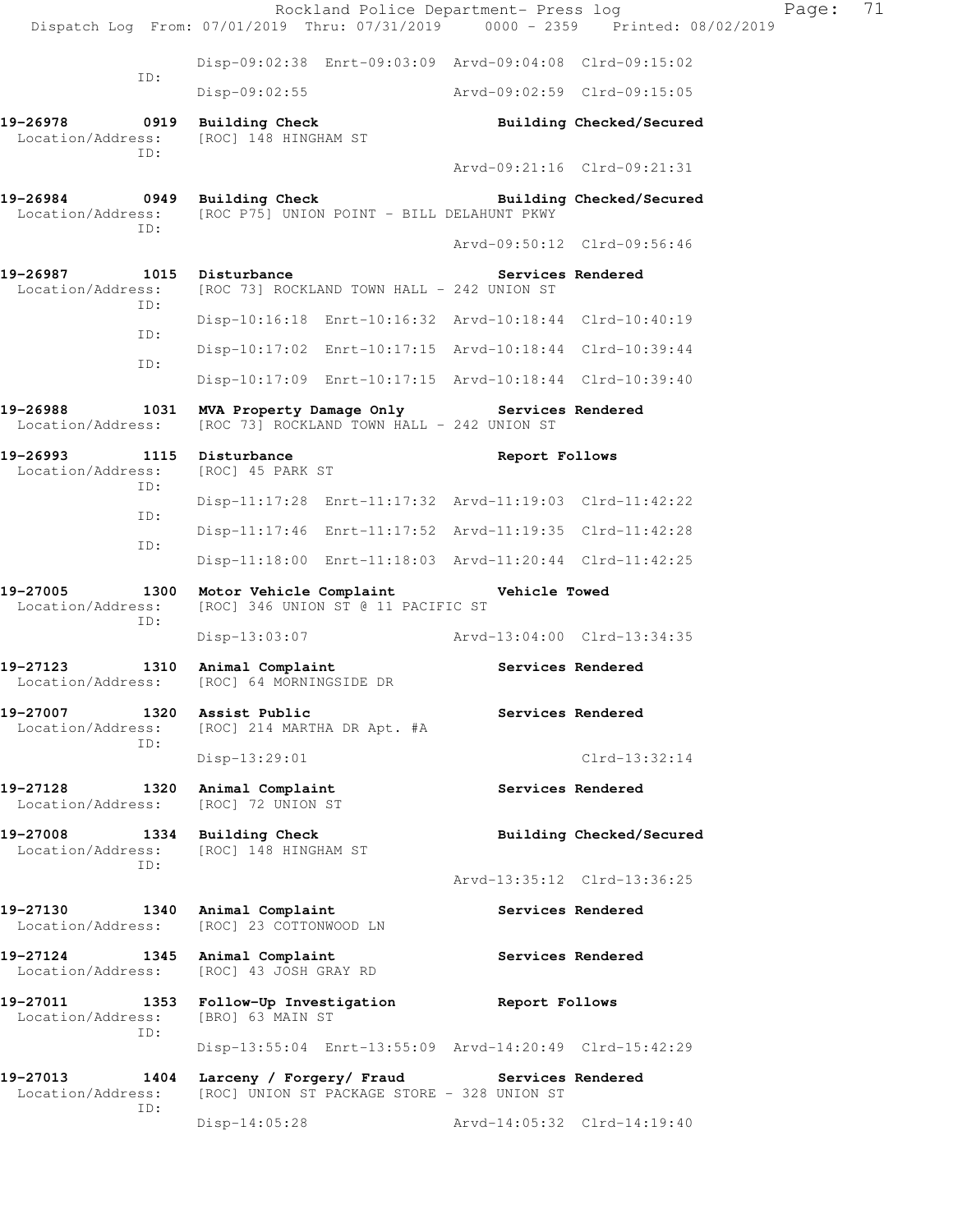Disp-09:02:38 Enrt-09:03:09 Arvd-09:04:08 Clrd-09:15:02
ID:
Disp-09:02:55 Arvd-09:02:59 Clrd-09:15:05

**19-26978 0919 Building Check** **Building Checked/Secured**
Location/Address: [ROC] 148 HINGHAM ST
ID:
Arvd-09:21:16 Clrd-09:21:31

**19-26984 0949 Building Check** **Building Checked/Secured**
Location/Address: [ROC P75] UNION POINT - BILL DELAHUNT PKWY
ID:
Arvd-09:50:12 Clrd-09:56:46

**19-26987 1015 Disturbance** **Services Rendered**
Location/Address: [ROC 73] ROCKLAND TOWN HALL - 242 UNION ST
ID:
Disp-10:16:18 Enrt-10:16:32 Arvd-10:18:44 Clrd-10:40:19
ID:
Disp-10:17:02 Enrt-10:17:15 Arvd-10:18:44 Clrd-10:39:44
ID:
Disp-10:17:09 Enrt-10:17:15 Arvd-10:18:44 Clrd-10:39:40

**19-26988 1031 MVA Property Damage Only** **Services Rendered**
Location/Address: [ROC 73] ROCKLAND TOWN HALL - 242 UNION ST

**19-26993 1115 Disturbance** **Report Follows**
Location/Address: [ROC] 45 PARK ST
ID:
Disp-11:17:28 Enrt-11:17:32 Arvd-11:19:03 Clrd-11:42:22
ID:
Disp-11:17:46 Enrt-11:17:52 Arvd-11:19:35 Clrd-11:42:28
ID:
Disp-11:18:00 Enrt-11:18:03 Arvd-11:20:44 Clrd-11:42:25

**19-27005 1300 Motor Vehicle Complaint** **Vehicle Towed**
Location/Address: [ROC] 346 UNION ST @ 11 PACIFIC ST
ID:
Disp-13:03:07 Arvd-13:04:00 Clrd-13:34:35

**19-27123 1310 Animal Complaint** **Services Rendered**
Location/Address: [ROC] 64 MORNINGSIDE DR

**19-27007 1320 Assist Public** **Services Rendered**
Location/Address: [ROC] 214 MARTHA DR Apt. #A
ID:
Disp-13:29:01 Clrd-13:32:14

**19-27128 1320 Animal Complaint** **Services Rendered**
Location/Address: [ROC] 72 UNION ST

**19-27008 1334 Building Check** **Building Checked/Secured**
Location/Address: [ROC] 148 HINGHAM ST
ID:
Arvd-13:35:12 Clrd-13:36:25

**19-27130 1340 Animal Complaint** **Services Rendered**
Location/Address: [ROC] 23 COTTONWOOD LN

**19-27124 1345 Animal Complaint** **Services Rendered**
Location/Address: [ROC] 43 JOSH GRAY RD

**19-27011 1353 Follow-Up Investigation** **Report Follows**
Location/Address: [BRO] 63 MAIN ST
ID:
Disp-13:55:04 Enrt-13:55:09 Arvd-14:20:49 Clrd-15:42:29

**19-27013 1404 Larceny / Forgery/ Fraud** **Services Rendered**
Location/Address: [ROC] UNION ST PACKAGE STORE - 328 UNION ST
ID:
Disp-14:05:28 Arvd-14:05:32 Clrd-14:19:40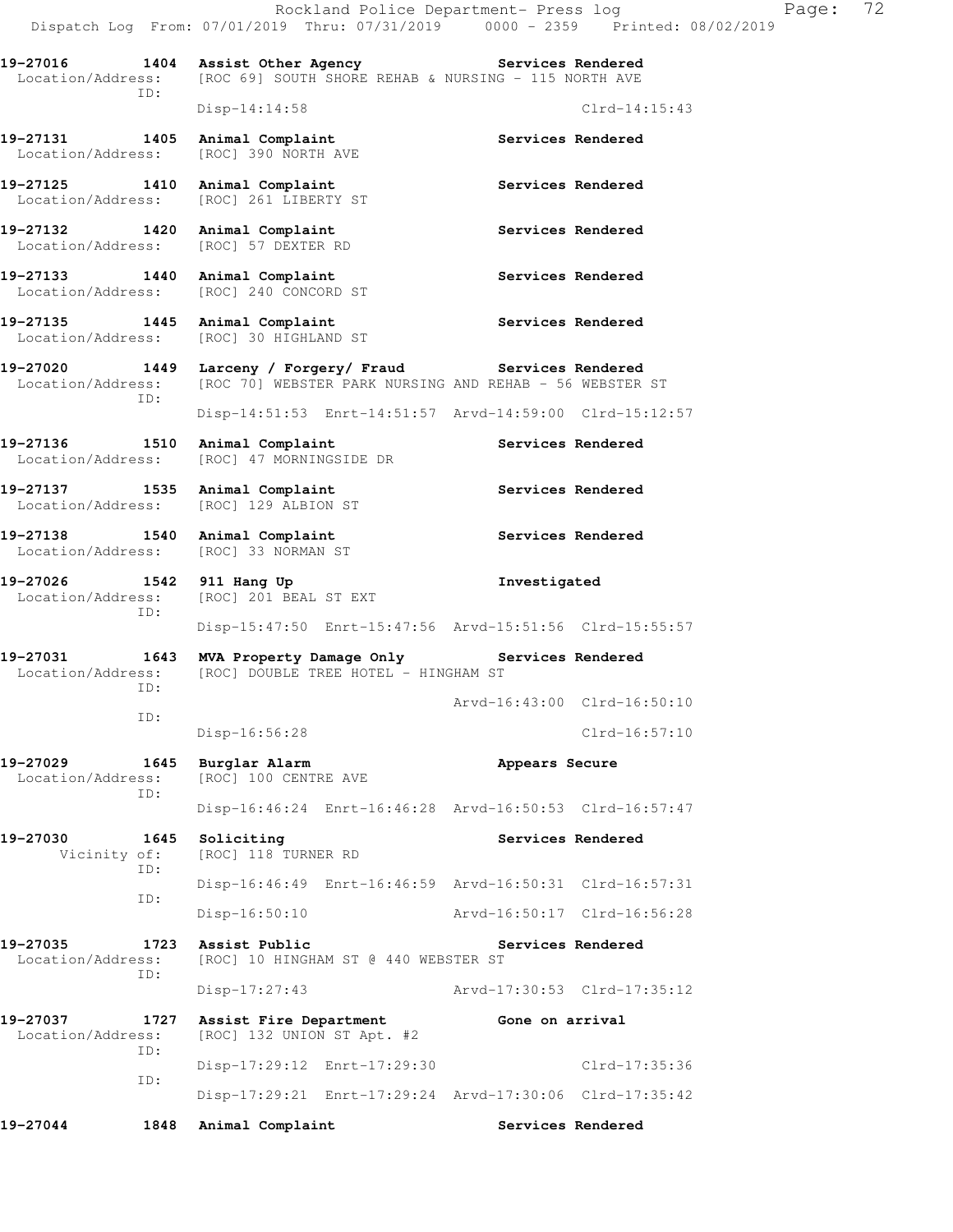19-27016 1404 Assist Other Agency Services Rendered
Location/Address: [ROC 69] SOUTH SHORE REHAB & NURSING - 115 NORTH AVE
ID:
Disp-14:14:58 Clrd-14:15:43

19-27131 1405 Animal Complaint Services Rendered
Location/Address: [ROC] 390 NORTH AVE

19-27125 1410 Animal Complaint Services Rendered
Location/Address: [ROC] 261 LIBERTY ST

19-27132 1420 Animal Complaint Services Rendered
Location/Address: [ROC] 57 DEXTER RD

19-27133 1440 Animal Complaint Services Rendered
Location/Address: [ROC] 240 CONCORD ST

19-27135 1445 Animal Complaint Services Rendered
Location/Address: [ROC] 30 HIGHLAND ST

19-27020 1449 Larceny / Forgery/ Fraud Services Rendered
Location/Address: [ROC 70] WEBSTER PARK NURSING AND REHAB - 56 WEBSTER ST
ID:
Disp-14:51:53 Enrt-14:51:57 Arvd-14:59:00 Clrd-15:12:57

19-27136 1510 Animal Complaint Services Rendered
Location/Address: [ROC] 47 MORNINGSIDE DR

19-27137 1535 Animal Complaint Services Rendered
Location/Address: [ROC] 129 ALBION ST

19-27138 1540 Animal Complaint Services Rendered
Location/Address: [ROC] 33 NORMAN ST

19-27026 1542 911 Hang Up Investigated
Location/Address: [ROC] 201 BEAL ST EXT
ID:
Disp-15:47:50 Enrt-15:47:56 Arvd-15:51:56 Clrd-15:55:57

19-27031 1643 MVA Property Damage Only Services Rendered
Location/Address: [ROC] DOUBLE TREE HOTEL - HINGHAM ST
ID:
Arvd-16:43:00 Clrd-16:50:10
ID:
Disp-16:56:28 Clrd-16:57:10

19-27029 1645 Burglar Alarm Appears Secure
Location/Address: [ROC] 100 CENTRE AVE
ID:
Disp-16:46:24 Enrt-16:46:28 Arvd-16:50:53 Clrd-16:57:47

19-27030 1645 Soliciting Services Rendered
Vicinity of: [ROC] 118 TURNER RD
ID:
Disp-16:46:49 Enrt-16:46:59 Arvd-16:50:31 Clrd-16:57:31
ID:
Disp-16:50:10 Arvd-16:50:17 Clrd-16:56:28

19-27035 1723 Assist Public Services Rendered
Location/Address: [ROC] 10 HINGHAM ST @ 440 WEBSTER ST
ID:
Disp-17:27:43 Arvd-17:30:53 Clrd-17:35:12

19-27037 1727 Assist Fire Department Gone on arrival
Location/Address: [ROC] 132 UNION ST Apt. #2
ID:
Disp-17:29:12 Enrt-17:29:30 Clrd-17:35:36
ID:
Disp-17:29:21 Enrt-17:29:24 Arvd-17:30:06 Clrd-17:35:42

19-27044 1848 Animal Complaint Services Rendered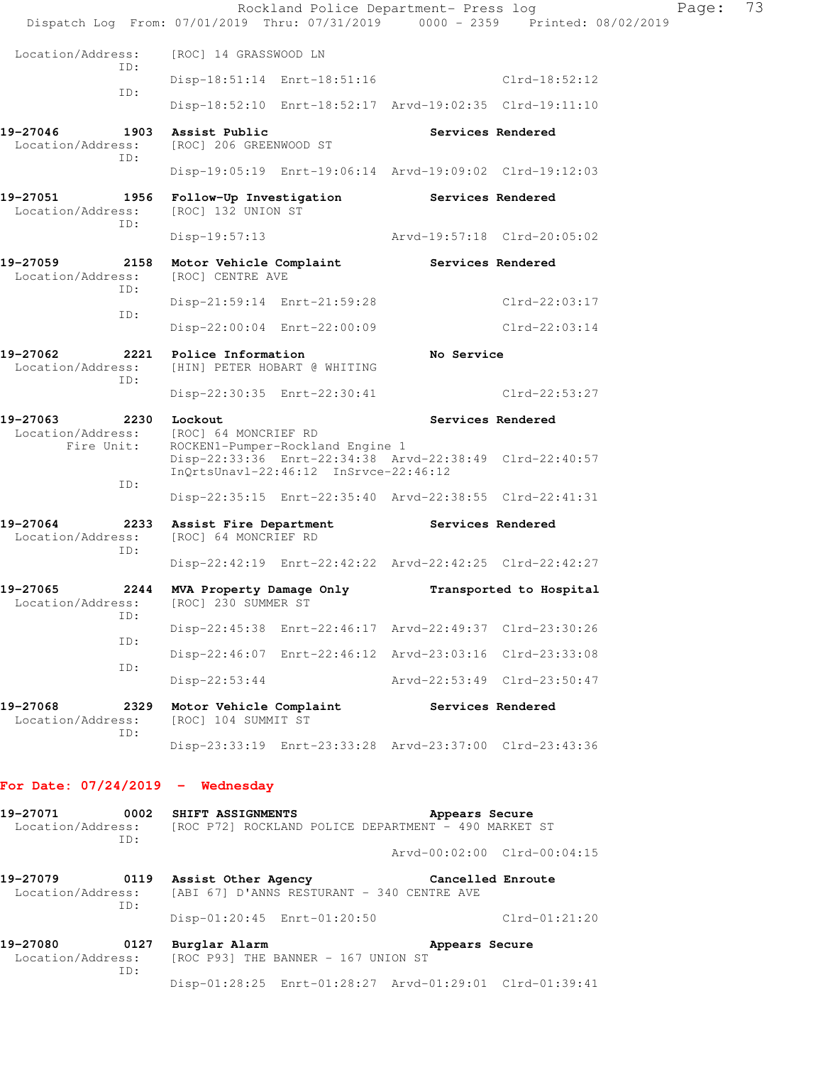```
 Location/Address:    [ROC] 14 GRASSWOOD LN
              ID:
                      Disp-18:51:14  Enrt-18:51:16                 Clrd-18:52:12
              ID:
                      Disp-18:52:10  Enrt-18:52:17  Arvd-19:02:35  Clrd-19:11:10

19-27046         1903  Assist Public                     Services Rendered
 Location/Address:    [ROC] 206 GREENWOOD ST
              ID:
                      Disp-19:05:19  Enrt-19:06:14  Arvd-19:09:02  Clrd-19:12:03

19-27051         1956  Follow-Up Investigation           Services Rendered
 Location/Address:    [ROC] 132 UNION ST
              ID:
                      Disp-19:57:13                 Arvd-19:57:18  Clrd-20:05:02

19-27059         2158  Motor Vehicle Complaint           Services Rendered
 Location/Address:    [ROC] CENTRE AVE
              ID:
                      Disp-21:59:14  Enrt-21:59:28                 Clrd-22:03:17
              ID:
                      Disp-22:00:04  Enrt-22:00:09                 Clrd-22:03:14

19-27062         2221  Police Information                No Service
 Location/Address:    [HIN] PETER HOBART @ WHITING
              ID:
                      Disp-22:30:35  Enrt-22:30:41                 Clrd-22:53:27

19-27063         2230  Lockout                           Services Rendered
 Location/Address:    [ROC] 64 MONCRIEF RD
       Fire Unit:     ROCKEN1-Pumper-Rockland Engine 1
                      Disp-22:33:36  Enrt-22:34:38  Arvd-22:38:49  Clrd-22:40:57
                      InQrtsUnavl-22:46:12  InSrvce-22:46:12
              ID:
                      Disp-22:35:15  Enrt-22:35:40  Arvd-22:38:55  Clrd-22:41:31

19-27064         2233  Assist Fire Department            Services Rendered
 Location/Address:    [ROC] 64 MONCRIEF RD
              ID:
                      Disp-22:42:19  Enrt-22:42:22  Arvd-22:42:25  Clrd-22:42:27

19-27065         2244  MVA Property Damage Only          Transported to Hospital
 Location/Address:    [ROC] 230 SUMMER ST
              ID:
                      Disp-22:45:38  Enrt-22:46:17  Arvd-22:49:37  Clrd-23:30:26
              ID:
                      Disp-22:46:07  Enrt-22:46:12  Arvd-23:03:16  Clrd-23:33:08
              ID:
                      Disp-22:53:44                 Arvd-22:53:49  Clrd-23:50:47

19-27068         2329  Motor Vehicle Complaint           Services Rendered
 Location/Address:    [ROC] 104 SUMMIT ST
              ID:
                      Disp-23:33:19  Enrt-23:33:28  Arvd-23:37:00  Clrd-23:43:36
```

**For Date: 07/24/2019 - Wednesday**

```
19-27071         0002  SHIFT ASSIGNMENTS                 Appears Secure
 Location/Address:    [ROC P72] ROCKLAND POLICE DEPARTMENT - 490 MARKET ST
              ID:
                                                    Arvd-00:02:00  Clrd-00:04:15

19-27079         0119  Assist Other Agency               Cancelled Enroute
 Location/Address:    [ABI 67] D'ANNS RESTURANT - 340 CENTRE AVE
              ID:
                      Disp-01:20:45  Enrt-01:20:50                 Clrd-01:21:20

19-27080         0127  Burglar Alarm                     Appears Secure
 Location/Address:    [ROC P93] THE BANNER - 167 UNION ST
              ID:
                      Disp-01:28:25  Enrt-01:28:27  Arvd-01:29:01  Clrd-01:39:41
```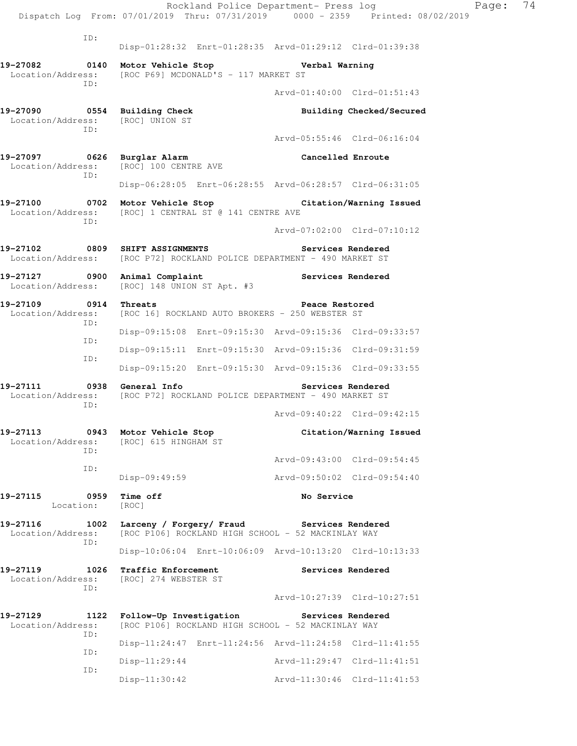ID:
Disp-01:28:32 Enrt-01:28:35 Arvd-01:29:12 Clrd-01:39:38

**19-27082 0140 Motor Vehicle Stop** **Verbal Warning**
Location/Address: [ROC P69] MCDONALD'S - 117 MARKET ST
ID:
Arvd-01:40:00 Clrd-01:51:43

**19-27090 0554 Building Check** **Building Checked/Secured**
Location/Address: [ROC] UNION ST
ID:
Arvd-05:55:46 Clrd-06:16:04

**19-27097 0626 Burglar Alarm** **Cancelled Enroute**
Location/Address: [ROC] 100 CENTRE AVE
ID:
Disp-06:28:05 Enrt-06:28:55 Arvd-06:28:57 Clrd-06:31:05

**19-27100 0702 Motor Vehicle Stop** **Citation/Warning Issued**
Location/Address: [ROC] 1 CENTRAL ST @ 141 CENTRE AVE
ID:
Arvd-07:02:00 Clrd-07:10:12

**19-27102 0809 SHIFT ASSIGNMENTS** **Services Rendered**
Location/Address: [ROC P72] ROCKLAND POLICE DEPARTMENT - 490 MARKET ST

**19-27127 0900 Animal Complaint** **Services Rendered**
Location/Address: [ROC] 148 UNION ST Apt. #3

**19-27109 0914 Threats** **Peace Restored**
Location/Address: [ROC 16] ROCKLAND AUTO BROKERS - 250 WEBSTER ST
ID:
Disp-09:15:08 Enrt-09:15:30 Arvd-09:15:36 Clrd-09:33:57
ID:
Disp-09:15:11 Enrt-09:15:30 Arvd-09:15:36 Clrd-09:31:59
ID:
Disp-09:15:20 Enrt-09:15:30 Arvd-09:15:36 Clrd-09:33:55

**19-27111 0938 General Info** **Services Rendered**
Location/Address: [ROC P72] ROCKLAND POLICE DEPARTMENT - 490 MARKET ST
ID:
Arvd-09:40:22 Clrd-09:42:15

**19-27113 0943 Motor Vehicle Stop** **Citation/Warning Issued**
Location/Address: [ROC] 615 HINGHAM ST
ID:
Arvd-09:43:00 Clrd-09:54:45
ID:
Disp-09:49:59 Arvd-09:50:02 Clrd-09:54:40

**19-27115 0959 Time off** **No Service**
Location: [ROC]

**19-27116 1002 Larceny / Forgery/ Fraud** **Services Rendered**
Location/Address: [ROC P106] ROCKLAND HIGH SCHOOL - 52 MACKINLAY WAY
ID:
Disp-10:06:04 Enrt-10:06:09 Arvd-10:13:20 Clrd-10:13:33

**19-27119 1026 Traffic Enforcement** **Services Rendered**
Location/Address: [ROC] 274 WEBSTER ST
ID:
Arvd-10:27:39 Clrd-10:27:51

**19-27129 1122 Follow-Up Investigation** **Services Rendered**
Location/Address: [ROC P106] ROCKLAND HIGH SCHOOL - 52 MACKINLAY WAY
ID:
Disp-11:24:47 Enrt-11:24:56 Arvd-11:24:58 Clrd-11:41:55
ID:
Disp-11:29:44 Arvd-11:29:47 Clrd-11:41:51
ID:
Disp-11:30:42 Arvd-11:30:46 Clrd-11:41:53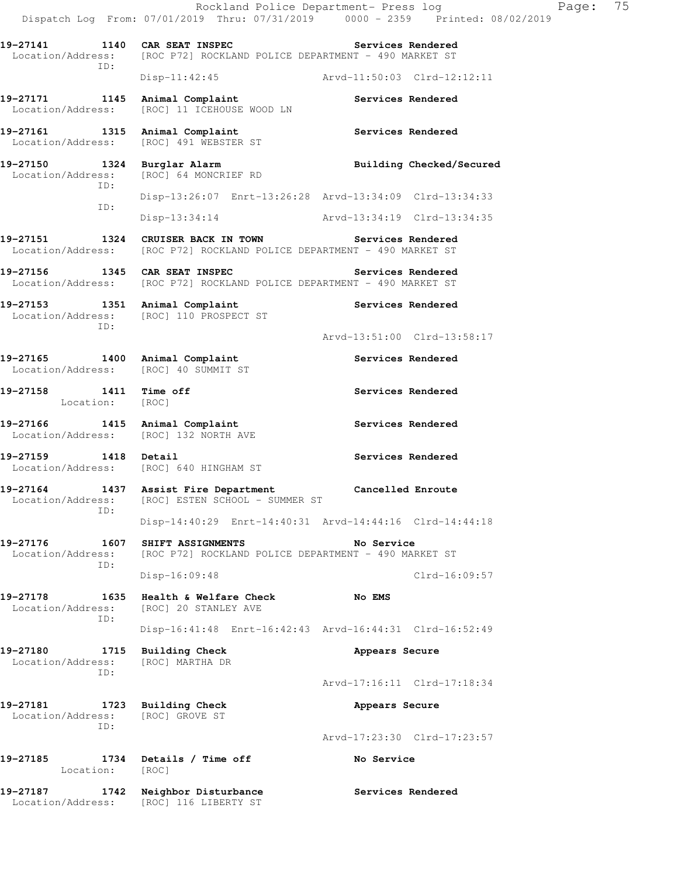**19-27141 1140 CAR SEAT INSPEC** — **Services Rendered**
Location/Address: [ROC P72] ROCKLAND POLICE DEPARTMENT - 490 MARKET ST
ID:
Disp-11:42:45 Arvd-11:50:03 Clrd-12:12:11

**19-27171 1145 Animal Complaint** — **Services Rendered**
Location/Address: [ROC] 11 ICEHOUSE WOOD LN

**19-27161 1315 Animal Complaint** — **Services Rendered**
Location/Address: [ROC] 491 WEBSTER ST

**19-27150 1324 Burglar Alarm** — **Building Checked/Secured**
Location/Address: [ROC] 64 MONCRIEF RD
ID:
Disp-13:26:07 Enrt-13:26:28 Arvd-13:34:09 Clrd-13:34:33
ID:
Disp-13:34:14 Arvd-13:34:19 Clrd-13:34:35

**19-27151 1324 CRUISER BACK IN TOWN** — **Services Rendered**
Location/Address: [ROC P72] ROCKLAND POLICE DEPARTMENT - 490 MARKET ST

**19-27156 1345 CAR SEAT INSPEC** — **Services Rendered**
Location/Address: [ROC P72] ROCKLAND POLICE DEPARTMENT - 490 MARKET ST

**19-27153 1351 Animal Complaint** — **Services Rendered**
Location/Address: [ROC] 110 PROSPECT ST
ID:
Arvd-13:51:00 Clrd-13:58:17

**19-27165 1400 Animal Complaint** — **Services Rendered**
Location/Address: [ROC] 40 SUMMIT ST

**19-27158 1411 Time off** — **Services Rendered**
Location: [ROC]

**19-27166 1415 Animal Complaint** — **Services Rendered**
Location/Address: [ROC] 132 NORTH AVE

**19-27159 1418 Detail** — **Services Rendered**
Location/Address: [ROC] 640 HINGHAM ST

**19-27164 1437 Assist Fire Department** — **Cancelled Enroute**
Location/Address: [ROC] ESTEN SCHOOL - SUMMER ST
ID:
Disp-14:40:29 Enrt-14:40:31 Arvd-14:44:16 Clrd-14:44:18

**19-27176 1607 SHIFT ASSIGNMENTS** — **No Service**
Location/Address: [ROC P72] ROCKLAND POLICE DEPARTMENT - 490 MARKET ST
ID:
Disp-16:09:48 Clrd-16:09:57

**19-27178 1635 Health & Welfare Check** — **No EMS**
Location/Address: [ROC] 20 STANLEY AVE
ID:
Disp-16:41:48 Enrt-16:42:43 Arvd-16:44:31 Clrd-16:52:49

**19-27180 1715 Building Check** — **Appears Secure**
Location/Address: [ROC] MARTHA DR
ID:
Arvd-17:16:11 Clrd-17:18:34

**19-27181 1723 Building Check** — **Appears Secure**
Location/Address: [ROC] GROVE ST
ID:
Arvd-17:23:30 Clrd-17:23:57

**19-27185 1734 Details / Time off** — **No Service**
Location: [ROC]

**19-27187 1742 Neighbor Disturbance** — **Services Rendered**
Location/Address: [ROC] 116 LIBERTY ST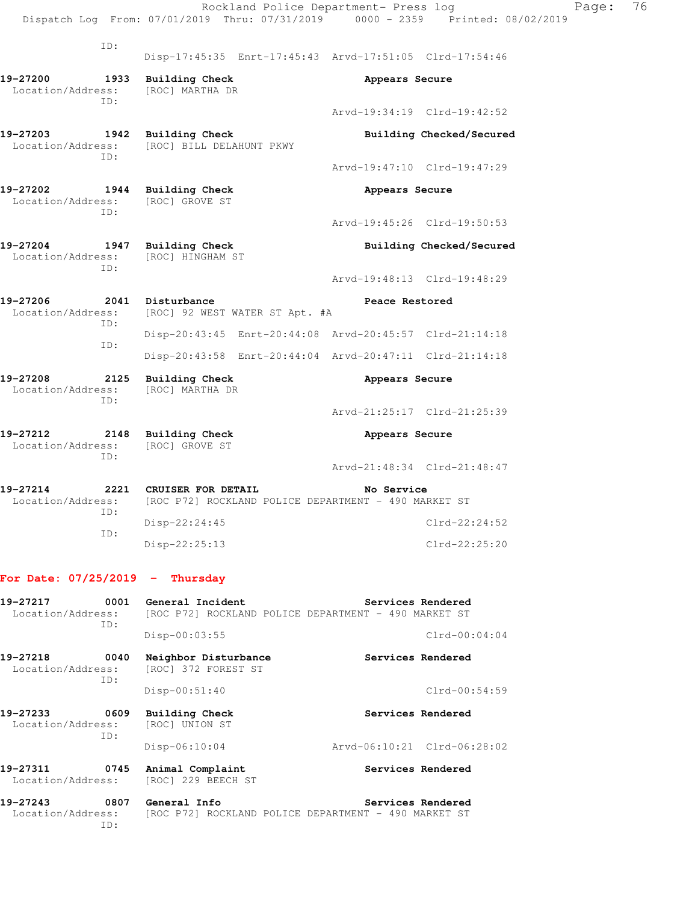ID:
Disp-17:45:35 Enrt-17:45:43 Arvd-17:51:05 Clrd-17:54:46

**19-27200 1933 Building Check** — Appears Secure
Location/Address: [ROC] MARTHA DR
ID:
Arvd-19:34:19 Clrd-19:42:52

**19-27203 1942 Building Check** — Building Checked/Secured
Location/Address: [ROC] BILL DELAHUNT PKWY
ID:
Arvd-19:47:10 Clrd-19:47:29

**19-27202 1944 Building Check** — Appears Secure
Location/Address: [ROC] GROVE ST
ID:
Arvd-19:45:26 Clrd-19:50:53

**19-27204 1947 Building Check** — Building Checked/Secured
Location/Address: [ROC] HINGHAM ST
ID:
Arvd-19:48:13 Clrd-19:48:29

**19-27206 2041 Disturbance** — Peace Restored
Location/Address: [ROC] 92 WEST WATER ST Apt. #A
ID:
Disp-20:43:45 Enrt-20:44:08 Arvd-20:45:57 Clrd-21:14:18
ID:
Disp-20:43:58 Enrt-20:44:04 Arvd-20:47:11 Clrd-21:14:18

**19-27208 2125 Building Check** — Appears Secure
Location/Address: [ROC] MARTHA DR
ID:
Arvd-21:25:17 Clrd-21:25:39

**19-27212 2148 Building Check** — Appears Secure
Location/Address: [ROC] GROVE ST
ID:
Arvd-21:48:34 Clrd-21:48:47

**19-27214 2221 CRUISER FOR DETAIL** — No Service
Location/Address: [ROC P72] ROCKLAND POLICE DEPARTMENT - 490 MARKET ST
ID:
Disp-22:24:45 Clrd-22:24:52
ID:
Disp-22:25:13 Clrd-22:25:20

## For Date: 07/25/2019 - Thursday

**19-27217 0001 General Incident** — Services Rendered
Location/Address: [ROC P72] ROCKLAND POLICE DEPARTMENT - 490 MARKET ST
ID:
Disp-00:03:55 Clrd-00:04:04

**19-27218 0040 Neighbor Disturbance** — Services Rendered
Location/Address: [ROC] 372 FOREST ST
ID:
Disp-00:51:40 Clrd-00:54:59

**19-27233 0609 Building Check** — Services Rendered
Location/Address: [ROC] UNION ST
ID:
Disp-06:10:04 Arvd-06:10:21 Clrd-06:28:02

**19-27311 0745 Animal Complaint** — Services Rendered
Location/Address: [ROC] 229 BEECH ST

**19-27243 0807 General Info** — Services Rendered
Location/Address: [ROC P72] ROCKLAND POLICE DEPARTMENT - 490 MARKET ST
ID: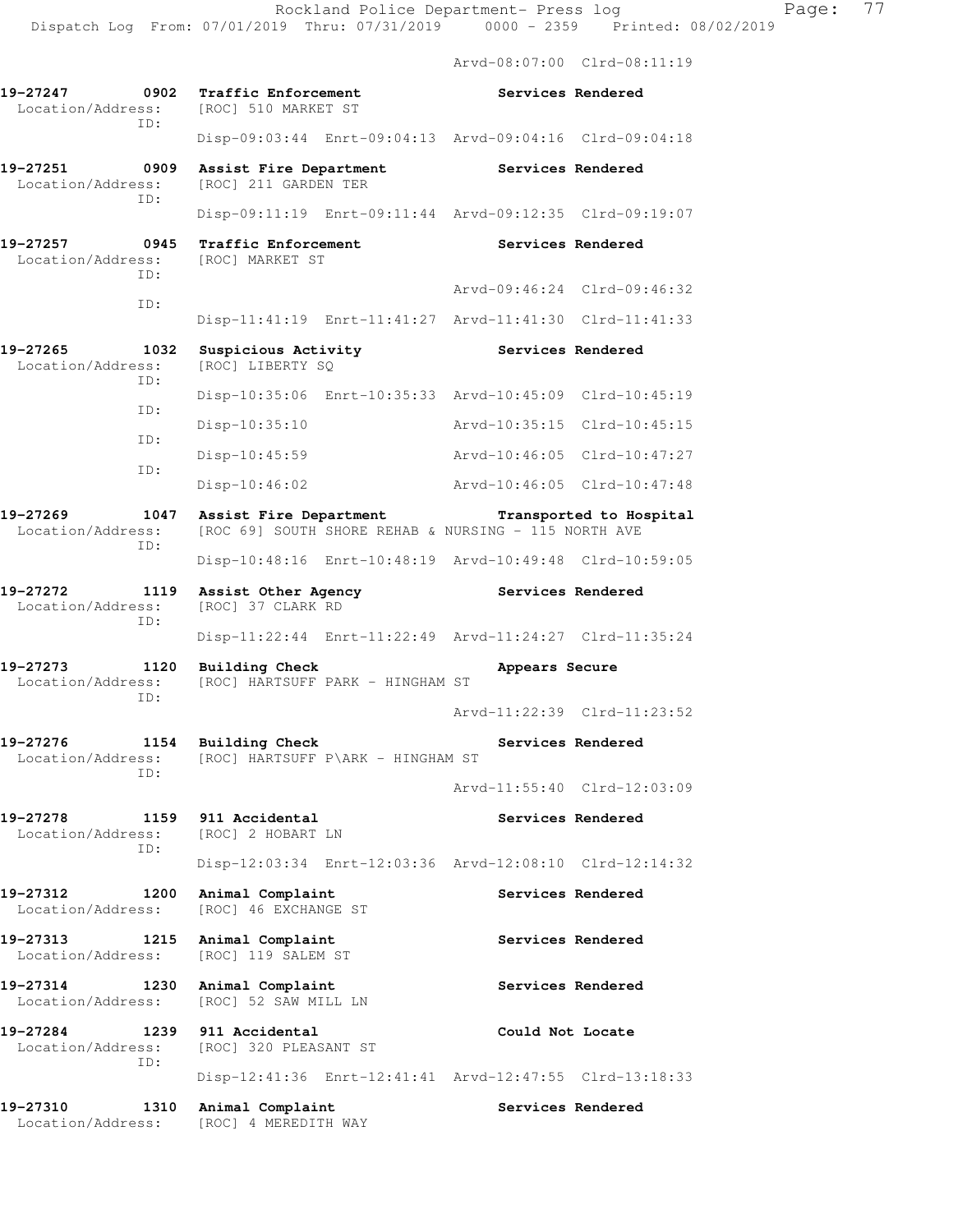Arvd-08:07:00 Clrd-08:11:19

**19-27247 0902 Traffic Enforcement** — **Services Rendered**
Location/Address: [ROC] 510 MARKET ST
ID:
Disp-09:03:44 Enrt-09:04:13 Arvd-09:04:16 Clrd-09:04:18

**19-27251 0909 Assist Fire Department** — **Services Rendered**
Location/Address: [ROC] 211 GARDEN TER
ID:
Disp-09:11:19 Enrt-09:11:44 Arvd-09:12:35 Clrd-09:19:07

**19-27257 0945 Traffic Enforcement** — **Services Rendered**
Location/Address: [ROC] MARKET ST
ID:
Arvd-09:46:24 Clrd-09:46:32
ID:
Disp-11:41:19 Enrt-11:41:27 Arvd-11:41:30 Clrd-11:41:33

**19-27265 1032 Suspicious Activity** — **Services Rendered**
Location/Address: [ROC] LIBERTY SQ
ID:
Disp-10:35:06 Enrt-10:35:33 Arvd-10:45:09 Clrd-10:45:19
ID:
Disp-10:35:10 Arvd-10:35:15 Clrd-10:45:15
ID:
Disp-10:45:59 Arvd-10:46:05 Clrd-10:47:27
ID:
Disp-10:46:02 Arvd-10:46:05 Clrd-10:47:48

**19-27269 1047 Assist Fire Department** — **Transported to Hospital**
Location/Address: [ROC 69] SOUTH SHORE REHAB & NURSING - 115 NORTH AVE
ID:
Disp-10:48:16 Enrt-10:48:19 Arvd-10:49:48 Clrd-10:59:05

**19-27272 1119 Assist Other Agency** — **Services Rendered**
Location/Address: [ROC] 37 CLARK RD
ID:
Disp-11:22:44 Enrt-11:22:49 Arvd-11:24:27 Clrd-11:35:24

**19-27273 1120 Building Check** — **Appears Secure**
Location/Address: [ROC] HARTSUFF PARK - HINGHAM ST
ID:
Arvd-11:22:39 Clrd-11:23:52

**19-27276 1154 Building Check** — **Services Rendered**
Location/Address: [ROC] HARTSUFF P\ARK - HINGHAM ST
ID:
Arvd-11:55:40 Clrd-12:03:09

**19-27278 1159 911 Accidental** — **Services Rendered**
Location/Address: [ROC] 2 HOBART LN
ID:
Disp-12:03:34 Enrt-12:03:36 Arvd-12:08:10 Clrd-12:14:32

**19-27312 1200 Animal Complaint** — **Services Rendered**
Location/Address: [ROC] 46 EXCHANGE ST

**19-27313 1215 Animal Complaint** — **Services Rendered**
Location/Address: [ROC] 119 SALEM ST

**19-27314 1230 Animal Complaint** — **Services Rendered**
Location/Address: [ROC] 52 SAW MILL LN

**19-27284 1239 911 Accidental** — **Could Not Locate**
Location/Address: [ROC] 320 PLEASANT ST
ID:
Disp-12:41:36 Enrt-12:41:41 Arvd-12:47:55 Clrd-13:18:33

**19-27310 1310 Animal Complaint** — **Services Rendered**
Location/Address: [ROC] 4 MEREDITH WAY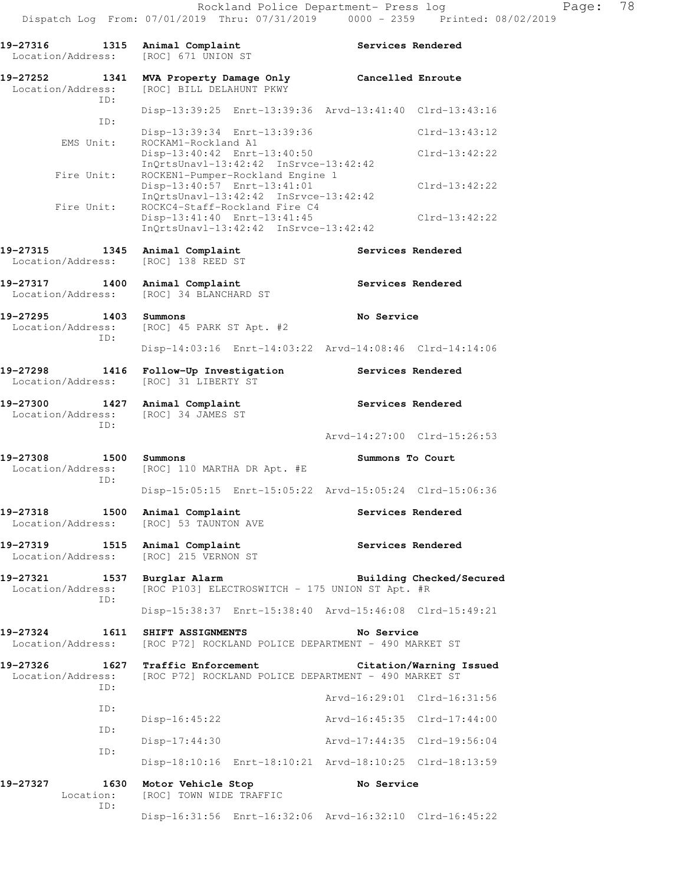**19-27316 1315 Animal Complaint** **Services Rendered**
Location/Address: [ROC] 671 UNION ST

**19-27252 1341 MVA Property Damage Only** **Cancelled Enroute**
Location/Address: [ROC] BILL DELAHUNT PKWY
ID:
Disp-13:39:25 Enrt-13:39:36 Arvd-13:41:40 Clrd-13:43:16
ID:
Disp-13:39:34 Enrt-13:39:36 Clrd-13:43:12
EMS Unit: ROCKAM1-Rockland A1
Disp-13:40:42 Enrt-13:40:50 Clrd-13:42:22
InQrtsUnavl-13:42:42 InSrvce-13:42:42
Fire Unit: ROCKEN1-Pumper-Rockland Engine 1
Disp-13:40:57 Enrt-13:41:01 Clrd-13:42:22
InQrtsUnavl-13:42:42 InSrvce-13:42:42
Fire Unit: ROCKC4-Staff-Rockland Fire C4
Disp-13:41:40 Enrt-13:41:45 Clrd-13:42:22
InQrtsUnavl-13:42:42 InSrvce-13:42:42

**19-27315 1345 Animal Complaint** **Services Rendered**
Location/Address: [ROC] 138 REED ST

**19-27317 1400 Animal Complaint** **Services Rendered**
Location/Address: [ROC] 34 BLANCHARD ST

**19-27295 1403 Summons** **No Service**
Location/Address: [ROC] 45 PARK ST Apt. #2
ID:
Disp-14:03:16 Enrt-14:03:22 Arvd-14:08:46 Clrd-14:14:06

**19-27298 1416 Follow-Up Investigation** **Services Rendered**
Location/Address: [ROC] 31 LIBERTY ST

**19-27300 1427 Animal Complaint** **Services Rendered**
Location/Address: [ROC] 34 JAMES ST
ID:
Arvd-14:27:00 Clrd-15:26:53

**19-27308 1500 Summons** **Summons To Court**
Location/Address: [ROC] 110 MARTHA DR Apt. #E
ID:
Disp-15:05:15 Enrt-15:05:22 Arvd-15:05:24 Clrd-15:06:36

**19-27318 1500 Animal Complaint** **Services Rendered**
Location/Address: [ROC] 53 TAUNTON AVE

**19-27319 1515 Animal Complaint** **Services Rendered**
Location/Address: [ROC] 215 VERNON ST

**19-27321 1537 Burglar Alarm** **Building Checked/Secured**
Location/Address: [ROC P103] ELECTROSWITCH - 175 UNION ST Apt. #R
ID:
Disp-15:38:37 Enrt-15:38:40 Arvd-15:46:08 Clrd-15:49:21

**19-27324 1611 SHIFT ASSIGNMENTS** **No Service**
Location/Address: [ROC P72] ROCKLAND POLICE DEPARTMENT - 490 MARKET ST

**19-27326 1627 Traffic Enforcement** **Citation/Warning Issued**
Location/Address: [ROC P72] ROCKLAND POLICE DEPARTMENT - 490 MARKET ST
ID:
Arvd-16:29:01 Clrd-16:31:56
ID:
Disp-16:45:22 Arvd-16:45:35 Clrd-17:44:00
ID:
Disp-17:44:30 Arvd-17:44:35 Clrd-19:56:04
ID:
Disp-18:10:16 Enrt-18:10:21 Arvd-18:10:25 Clrd-18:13:59

**19-27327 1630 Motor Vehicle Stop** **No Service**
Location: [ROC] TOWN WIDE TRAFFIC
ID:
Disp-16:31:56 Enrt-16:32:06 Arvd-16:32:10 Clrd-16:45:22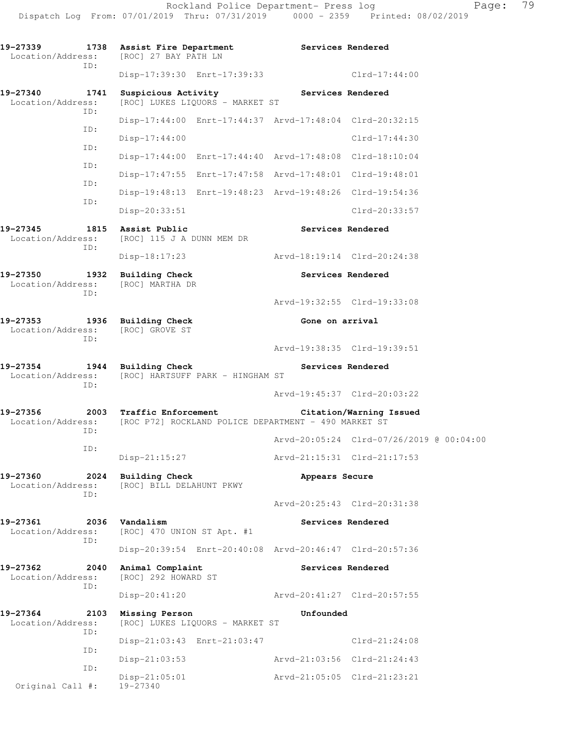**19-27339 1738 Assist Fire Department** — **Services Rendered**
Location/Address: [ROC] 27 BAY PATH LN
ID:
Disp-17:39:30 Enrt-17:39:33 Clrd-17:44:00

**19-27340 1741 Suspicious Activity** — **Services Rendered**
Location/Address: [ROC] LUKES LIQUORS - MARKET ST
ID:
Disp-17:44:00 Enrt-17:44:37 Arvd-17:48:04 Clrd-20:32:15
ID:
Disp-17:44:00 Clrd-17:44:30
ID:
Disp-17:44:00 Enrt-17:44:40 Arvd-17:48:08 Clrd-18:10:04
ID:
Disp-17:47:55 Enrt-17:47:58 Arvd-17:48:01 Clrd-19:48:01
ID:
Disp-19:48:13 Enrt-19:48:23 Arvd-19:48:26 Clrd-19:54:36
ID:
Disp-20:33:51 Clrd-20:33:57

**19-27345 1815 Assist Public** — **Services Rendered**
Location/Address: [ROC] 115 J A DUNN MEM DR
ID:
Disp-18:17:23 Arvd-18:19:14 Clrd-20:24:38

**19-27350 1932 Building Check** — **Services Rendered**
Location/Address: [ROC] MARTHA DR
ID:
Arvd-19:32:55 Clrd-19:33:08

**19-27353 1936 Building Check** — **Gone on arrival**
Location/Address: [ROC] GROVE ST
ID:
Arvd-19:38:35 Clrd-19:39:51

**19-27354 1944 Building Check** — **Services Rendered**
Location/Address: [ROC] HARTSUFF PARK - HINGHAM ST
ID:
Arvd-19:45:37 Clrd-20:03:22

**19-27356 2003 Traffic Enforcement** — **Citation/Warning Issued**
Location/Address: [ROC P72] ROCKLAND POLICE DEPARTMENT - 490 MARKET ST
ID:
Arvd-20:05:24 Clrd-07/26/2019 @ 00:04:00
ID:
Disp-21:15:27 Arvd-21:15:31 Clrd-21:17:53

**19-27360 2024 Building Check** — **Appears Secure**
Location/Address: [ROC] BILL DELAHUNT PKWY
ID:
Arvd-20:25:43 Clrd-20:31:38

**19-27361 2036 Vandalism** — **Services Rendered**
Location/Address: [ROC] 470 UNION ST Apt. #1
ID:
Disp-20:39:54 Enrt-20:40:08 Arvd-20:46:47 Clrd-20:57:36

**19-27362 2040 Animal Complaint** — **Services Rendered**
Location/Address: [ROC] 292 HOWARD ST
ID:
Disp-20:41:20 Arvd-20:41:27 Clrd-20:57:55

**19-27364 2103 Missing Person** — **Unfounded**
Location/Address: [ROC] LUKES LIQUORS - MARKET ST
ID:
Disp-21:03:43 Enrt-21:03:47 Clrd-21:24:08
ID:
Disp-21:03:53 Arvd-21:03:56 Clrd-21:24:43
ID:
Disp-21:05:01 Arvd-21:05:05 Clrd-21:23:21
Original Call #: 19-27340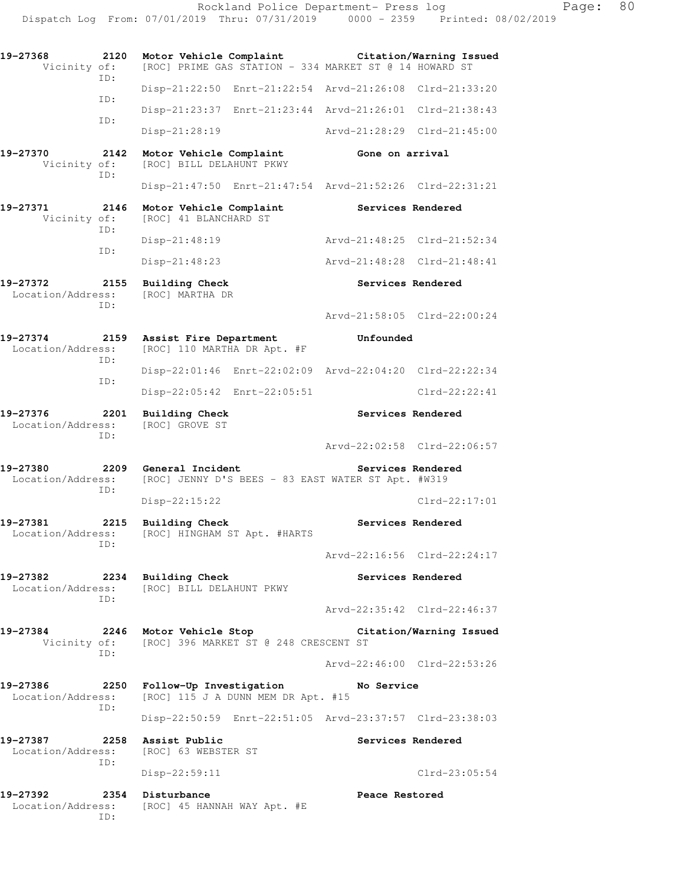```
19-27368        2120  Motor Vehicle Complaint           Citation/Warning Issued
      Vicinity of:    [ROC] PRIME GAS STATION - 334 MARKET ST @ 14 HOWARD ST
               ID:
                      Disp-21:22:50  Enrt-21:22:54  Arvd-21:26:08  Clrd-21:33:20
               ID:
                      Disp-21:23:37  Enrt-21:23:44  Arvd-21:26:01  Clrd-21:38:43
               ID:
                      Disp-21:28:19                 Arvd-21:28:29  Clrd-21:45:00

19-27370        2142  Motor Vehicle Complaint           Gone on arrival
      Vicinity of:    [ROC] BILL DELAHUNT PKWY
               ID:
                      Disp-21:47:50  Enrt-21:47:54  Arvd-21:52:26  Clrd-22:31:21

19-27371        2146  Motor Vehicle Complaint           Services Rendered
      Vicinity of:    [ROC] 41 BLANCHARD ST
               ID:
                      Disp-21:48:19                 Arvd-21:48:25  Clrd-21:52:34
               ID:
                      Disp-21:48:23                 Arvd-21:48:28  Clrd-21:48:41

19-27372        2155  Building Check                    Services Rendered
 Location/Address:    [ROC] MARTHA DR
               ID:
                                                    Arvd-21:58:05  Clrd-22:00:24

19-27374        2159  Assist Fire Department            Unfounded
 Location/Address:    [ROC] 110 MARTHA DR Apt. #F
               ID:
                      Disp-22:01:46  Enrt-22:02:09  Arvd-22:04:20  Clrd-22:22:34
               ID:
                      Disp-22:05:42  Enrt-22:05:51                 Clrd-22:22:41

19-27376        2201  Building Check                    Services Rendered
 Location/Address:    [ROC] GROVE ST
               ID:
                                                    Arvd-22:02:58  Clrd-22:06:57

19-27380        2209  General Incident                  Services Rendered
 Location/Address:    [ROC] JENNY D'S BEES - 83 EAST WATER ST Apt. #W319
               ID:
                      Disp-22:15:22                                Clrd-22:17:01

19-27381        2215  Building Check                    Services Rendered
 Location/Address:    [ROC] HINGHAM ST Apt. #HARTS
               ID:
                                                    Arvd-22:16:56  Clrd-22:24:17

19-27382        2234  Building Check                    Services Rendered
 Location/Address:    [ROC] BILL DELAHUNT PKWY
               ID:
                                                    Arvd-22:35:42  Clrd-22:46:37

19-27384        2246  Motor Vehicle Stop                Citation/Warning Issued
      Vicinity of:    [ROC] 396 MARKET ST @ 248 CRESCENT ST
               ID:
                                                    Arvd-22:46:00  Clrd-22:53:26

19-27386        2250  Follow-Up Investigation           No Service
 Location/Address:    [ROC] 115 J A DUNN MEM DR Apt. #15
               ID:
                      Disp-22:50:59  Enrt-22:51:05  Arvd-23:37:57  Clrd-23:38:03

19-27387        2258  Assist Public                     Services Rendered
 Location/Address:    [ROC] 63 WEBSTER ST
               ID:
                      Disp-22:59:11                                Clrd-23:05:54

19-27392        2354  Disturbance                       Peace Restored
 Location/Address:    [ROC] 45 HANNAH WAY Apt. #E
               ID:
```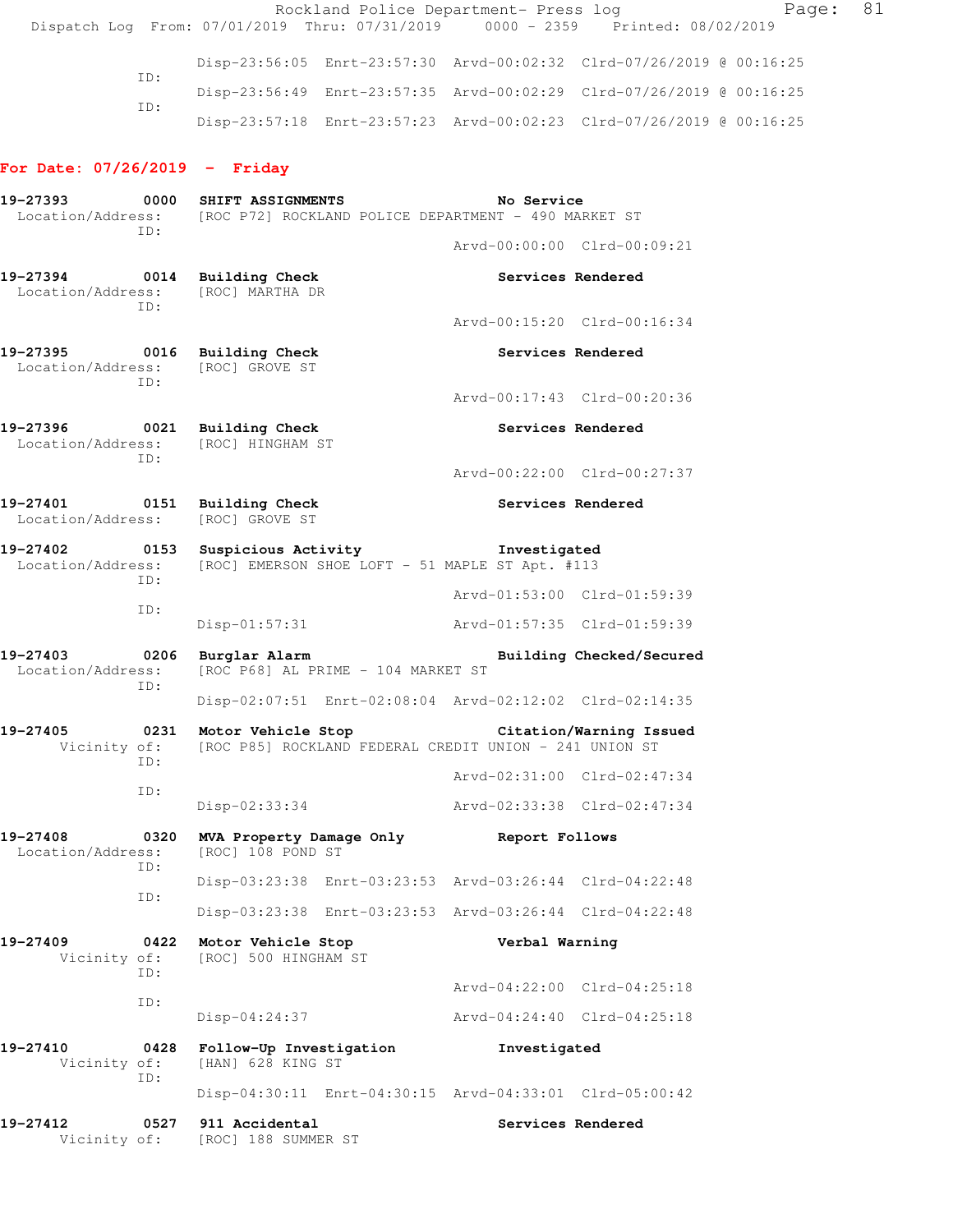Rockland Police Department- Press log
Dispatch Log From: 07/01/2019 Thru: 07/31/2019 0000 - 2359 Printed: 08/02/2019

```
              Disp-23:56:05  Enrt-23:57:30  Arvd-00:02:32  Clrd-07/26/2019 @ 00:16:25
        ID:
              Disp-23:56:49  Enrt-23:57:35  Arvd-00:02:29  Clrd-07/26/2019 @ 00:16:25
        ID:
              Disp-23:57:18  Enrt-23:57:23  Arvd-00:02:23  Clrd-07/26/2019 @ 00:16:25
```

**For Date: 07/26/2019 - Friday**

```
19-27393        0000  SHIFT ASSIGNMENTS                      No Service
  Location/Address:   [ROC P72] ROCKLAND POLICE DEPARTMENT - 490 MARKET ST
              ID:
                                                     Arvd-00:00:00  Clrd-00:09:21

19-27394        0014  Building Check                         Services Rendered
  Location/Address:   [ROC] MARTHA DR
              ID:
                                                     Arvd-00:15:20  Clrd-00:16:34

19-27395        0016  Building Check                         Services Rendered
  Location/Address:   [ROC] GROVE ST
              ID:
                                                     Arvd-00:17:43  Clrd-00:20:36

19-27396        0021  Building Check                         Services Rendered
  Location/Address:   [ROC] HINGHAM ST
              ID:
                                                     Arvd-00:22:00  Clrd-00:27:37

19-27401        0151  Building Check                         Services Rendered
  Location/Address:   [ROC] GROVE ST

19-27402        0153  Suspicious Activity                    Investigated
  Location/Address:   [ROC] EMERSON SHOE LOFT - 51 MAPLE ST Apt. #113
              ID:
                                                     Arvd-01:53:00  Clrd-01:59:39
              ID:
                      Disp-01:57:31                  Arvd-01:57:35  Clrd-01:59:39

19-27403        0206  Burglar Alarm                          Building Checked/Secured
  Location/Address:   [ROC P68] AL PRIME - 104 MARKET ST
              ID:
                      Disp-02:07:51  Enrt-02:08:04  Arvd-02:12:02  Clrd-02:14:35

19-27405        0231  Motor Vehicle Stop                     Citation/Warning Issued
       Vicinity of:   [ROC P85] ROCKLAND FEDERAL CREDIT UNION - 241 UNION ST
              ID:
                                                     Arvd-02:31:00  Clrd-02:47:34
              ID:
                      Disp-02:33:34                  Arvd-02:33:38  Clrd-02:47:34

19-27408        0320  MVA Property Damage Only               Report Follows
  Location/Address:   [ROC] 108 POND ST
              ID:
                      Disp-03:23:38  Enrt-03:23:53  Arvd-03:26:44  Clrd-04:22:48
              ID:
                      Disp-03:23:38  Enrt-03:23:53  Arvd-03:26:44  Clrd-04:22:48

19-27409        0422  Motor Vehicle Stop                     Verbal Warning
       Vicinity of:   [ROC] 500 HINGHAM ST
              ID:
                                                     Arvd-04:22:00  Clrd-04:25:18
              ID:
                      Disp-04:24:37                  Arvd-04:24:40  Clrd-04:25:18

19-27410        0428  Follow-Up Investigation                Investigated
       Vicinity of:   [HAN] 628 KING ST
              ID:
                      Disp-04:30:11  Enrt-04:30:15  Arvd-04:33:01  Clrd-05:00:42

19-27412        0527  911 Accidental                         Services Rendered
       Vicinity of:   [ROC] 188 SUMMER ST
```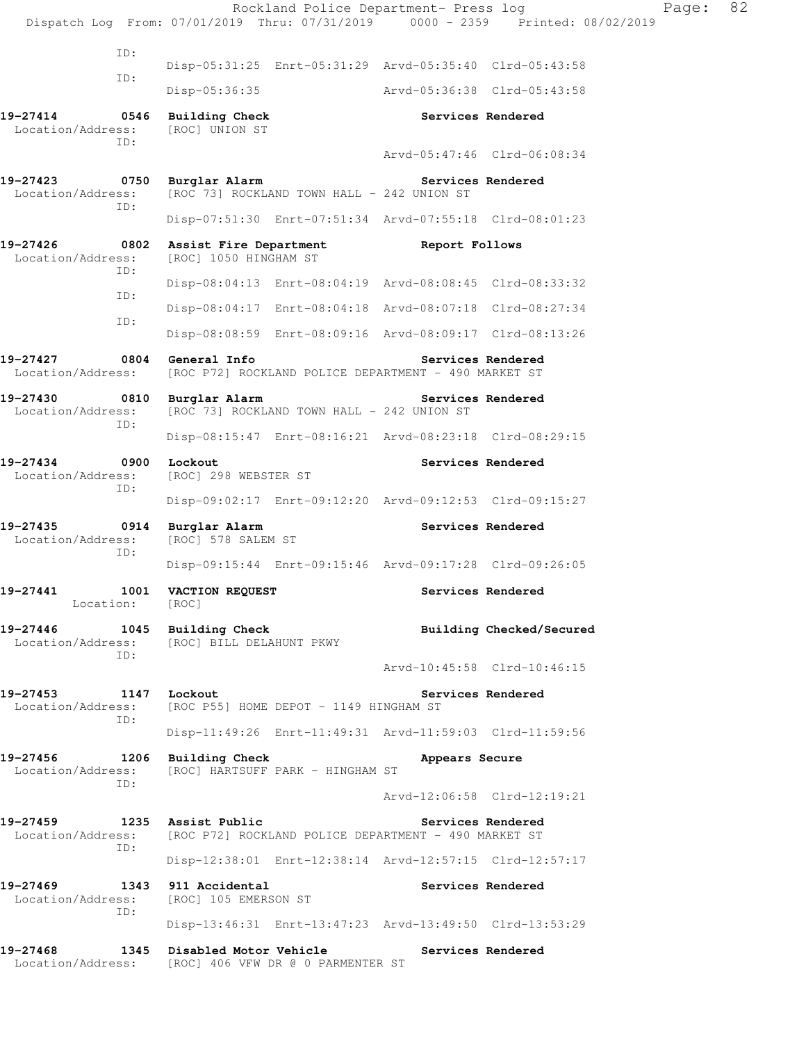ID:
Disp-05:31:25 Enrt-05:31:29 Arvd-05:35:40 Clrd-05:43:58
ID:
Disp-05:36:35 Arvd-05:36:38 Clrd-05:43:58

**19-27414 0546 Building Check** **Services Rendered**
Location/Address: [ROC] UNION ST
ID:
Arvd-05:47:46 Clrd-06:08:34

**19-27423 0750 Burglar Alarm** **Services Rendered**
Location/Address: [ROC 73] ROCKLAND TOWN HALL - 242 UNION ST
ID:
Disp-07:51:30 Enrt-07:51:34 Arvd-07:55:18 Clrd-08:01:23

**19-27426 0802 Assist Fire Department** **Report Follows**
Location/Address: [ROC] 1050 HINGHAM ST
ID:
Disp-08:04:13 Enrt-08:04:19 Arvd-08:08:45 Clrd-08:33:32
ID:
Disp-08:04:17 Enrt-08:04:18 Arvd-08:07:18 Clrd-08:27:34
ID:
Disp-08:08:59 Enrt-08:09:16 Arvd-08:09:17 Clrd-08:13:26

**19-27427 0804 General Info** **Services Rendered**
Location/Address: [ROC P72] ROCKLAND POLICE DEPARTMENT - 490 MARKET ST

**19-27430 0810 Burglar Alarm** **Services Rendered**
Location/Address: [ROC 73] ROCKLAND TOWN HALL - 242 UNION ST
ID:
Disp-08:15:47 Enrt-08:16:21 Arvd-08:23:18 Clrd-08:29:15

**19-27434 0900 Lockout** **Services Rendered**
Location/Address: [ROC] 298 WEBSTER ST
ID:
Disp-09:02:17 Enrt-09:12:20 Arvd-09:12:53 Clrd-09:15:27

**19-27435 0914 Burglar Alarm** **Services Rendered**
Location/Address: [ROC] 578 SALEM ST
ID:
Disp-09:15:44 Enrt-09:15:46 Arvd-09:17:28 Clrd-09:26:05

**19-27441 1001 VACTION REQUEST** **Services Rendered**
Location: [ROC]

**19-27446 1045 Building Check** **Building Checked/Secured**
Location/Address: [ROC] BILL DELAHUNT PKWY
ID:
Arvd-10:45:58 Clrd-10:46:15

**19-27453 1147 Lockout** **Services Rendered**
Location/Address: [ROC P55] HOME DEPOT - 1149 HINGHAM ST
ID:
Disp-11:49:26 Enrt-11:49:31 Arvd-11:59:03 Clrd-11:59:56

**19-27456 1206 Building Check** **Appears Secure**
Location/Address: [ROC] HARTSUFF PARK - HINGHAM ST
ID:
Arvd-12:06:58 Clrd-12:19:21

**19-27459 1235 Assist Public** **Services Rendered**
Location/Address: [ROC P72] ROCKLAND POLICE DEPARTMENT - 490 MARKET ST
ID:
Disp-12:38:01 Enrt-12:38:14 Arvd-12:57:15 Clrd-12:57:17

**19-27469 1343 911 Accidental** **Services Rendered**
Location/Address: [ROC] 105 EMERSON ST
ID:
Disp-13:46:31 Enrt-13:47:23 Arvd-13:49:50 Clrd-13:53:29

**19-27468 1345 Disabled Motor Vehicle** **Services Rendered**
Location/Address: [ROC] 406 VFW DR @ 0 PARMENTER ST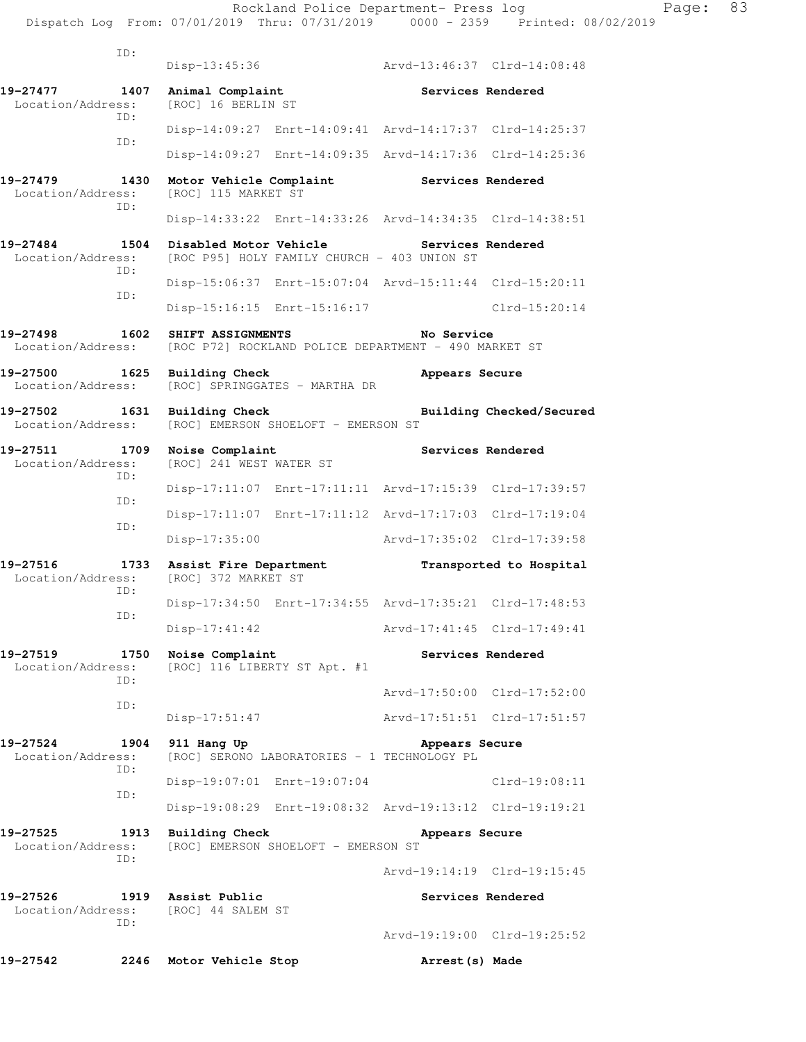ID:
Disp-13:45:36 Arvd-13:46:37 Clrd-14:08:48

**19-27477 1407 Animal Complaint Services Rendered**
Location/Address: [ROC] 16 BERLIN ST
ID:
Disp-14:09:27 Enrt-14:09:41 Arvd-14:17:37 Clrd-14:25:37
ID:
Disp-14:09:27 Enrt-14:09:35 Arvd-14:17:36 Clrd-14:25:36

**19-27479 1430 Motor Vehicle Complaint Services Rendered**
Location/Address: [ROC] 115 MARKET ST
ID:
Disp-14:33:22 Enrt-14:33:26 Arvd-14:34:35 Clrd-14:38:51

**19-27484 1504 Disabled Motor Vehicle Services Rendered**
Location/Address: [ROC P95] HOLY FAMILY CHURCH - 403 UNION ST
ID:
Disp-15:06:37 Enrt-15:07:04 Arvd-15:11:44 Clrd-15:20:11
ID:
Disp-15:16:15 Enrt-15:16:17 Clrd-15:20:14

**19-27498 1602 SHIFT ASSIGNMENTS No Service**
Location/Address: [ROC P72] ROCKLAND POLICE DEPARTMENT - 490 MARKET ST

**19-27500 1625 Building Check Appears Secure**
Location/Address: [ROC] SPRINGGATES - MARTHA DR

**19-27502 1631 Building Check Building Checked/Secured**
Location/Address: [ROC] EMERSON SHOELOFT - EMERSON ST

**19-27511 1709 Noise Complaint Services Rendered**
Location/Address: [ROC] 241 WEST WATER ST
ID:
Disp-17:11:07 Enrt-17:11:11 Arvd-17:15:39 Clrd-17:39:57
ID:
Disp-17:11:07 Enrt-17:11:12 Arvd-17:17:03 Clrd-17:19:04
ID:
Disp-17:35:00 Arvd-17:35:02 Clrd-17:39:58

**19-27516 1733 Assist Fire Department Transported to Hospital**
Location/Address: [ROC] 372 MARKET ST
ID:
Disp-17:34:50 Enrt-17:34:55 Arvd-17:35:21 Clrd-17:48:53
ID:
Disp-17:41:42 Arvd-17:41:45 Clrd-17:49:41

**19-27519 1750 Noise Complaint Services Rendered**
Location/Address: [ROC] 116 LIBERTY ST Apt. #1
ID:
Arvd-17:50:00 Clrd-17:52:00
ID:
Disp-17:51:47 Arvd-17:51:51 Clrd-17:51:57

**19-27524 1904 911 Hang Up Appears Secure**
Location/Address: [ROC] SERONO LABORATORIES - 1 TECHNOLOGY PL
ID:
Disp-19:07:01 Enrt-19:07:04 Clrd-19:08:11
ID:
Disp-19:08:29 Enrt-19:08:32 Arvd-19:13:12 Clrd-19:19:21

**19-27525 1913 Building Check Appears Secure**
Location/Address: [ROC] EMERSON SHOELOFT - EMERSON ST
ID:
Arvd-19:14:19 Clrd-19:15:45

**19-27526 1919 Assist Public Services Rendered**
Location/Address: [ROC] 44 SALEM ST
ID:
Arvd-19:19:00 Clrd-19:25:52

**19-27542 2246 Motor Vehicle Stop Arrest(s) Made**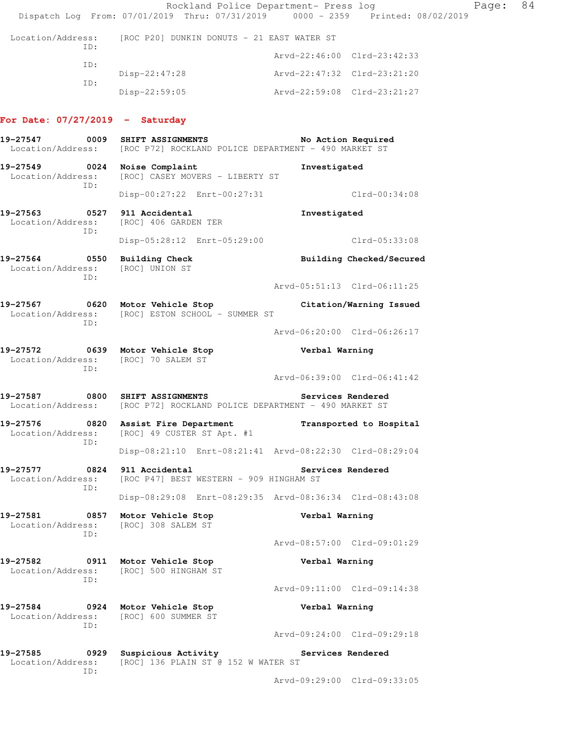```
 Location/Address:    [ROC P20] DUNKIN DONUTS - 21 EAST WATER ST
              ID:
                                                Arvd-22:46:00  Clrd-23:42:33
              ID:
                      Disp-22:47:28             Arvd-22:47:32  Clrd-23:21:20
              ID:
                      Disp-22:59:05             Arvd-22:59:08  Clrd-23:21:27
```

## For Date: 07/27/2019 - Saturday

```
19-27547        0009  SHIFT ASSIGNMENTS                 No Action Required
 Location/Address:    [ROC P72] ROCKLAND POLICE DEPARTMENT - 490 MARKET ST

19-27549        0024  Noise Complaint                   Investigated
 Location/Address:    [ROC] CASEY MOVERS - LIBERTY ST
              ID:
                      Disp-00:27:22  Enrt-00:27:31                 Clrd-00:34:08

19-27563        0527  911 Accidental                    Investigated
 Location/Address:    [ROC] 406 GARDEN TER
              ID:
                      Disp-05:28:12  Enrt-05:29:00                 Clrd-05:33:08

19-27564        0550  Building Check                    Building Checked/Secured
 Location/Address:    [ROC] UNION ST
              ID:
                                                Arvd-05:51:13  Clrd-06:11:25

19-27567        0620  Motor Vehicle Stop                Citation/Warning Issued
 Location/Address:    [ROC] ESTON SCHOOL - SUMMER ST
              ID:
                                                Arvd-06:20:00  Clrd-06:26:17

19-27572        0639  Motor Vehicle Stop                Verbal Warning
 Location/Address:    [ROC] 70 SALEM ST
              ID:
                                                Arvd-06:39:00  Clrd-06:41:42

19-27587        0800  SHIFT ASSIGNMENTS                 Services Rendered
 Location/Address:    [ROC P72] ROCKLAND POLICE DEPARTMENT - 490 MARKET ST

19-27576        0820  Assist Fire Department            Transported to Hospital
 Location/Address:    [ROC] 49 CUSTER ST Apt. #1
              ID:
                      Disp-08:21:10  Enrt-08:21:41  Arvd-08:22:30  Clrd-08:29:04

19-27577        0824  911 Accidental                    Services Rendered
 Location/Address:    [ROC P47] BEST WESTERN - 909 HINGHAM ST
              ID:
                      Disp-08:29:08  Enrt-08:29:35  Arvd-08:36:34  Clrd-08:43:08

19-27581        0857  Motor Vehicle Stop                Verbal Warning
 Location/Address:    [ROC] 308 SALEM ST
              ID:
                                                Arvd-08:57:00  Clrd-09:01:29

19-27582        0911  Motor Vehicle Stop                Verbal Warning
 Location/Address:    [ROC] 500 HINGHAM ST
              ID:
                                                Arvd-09:11:00  Clrd-09:14:38

19-27584        0924  Motor Vehicle Stop                Verbal Warning
 Location/Address:    [ROC] 600 SUMMER ST
              ID:
                                                Arvd-09:24:00  Clrd-09:29:18

19-27585        0929  Suspicious Activity               Services Rendered
 Location/Address:    [ROC] 136 PLAIN ST @ 152 W WATER ST
              ID:
                                                Arvd-09:29:00  Clrd-09:33:05
```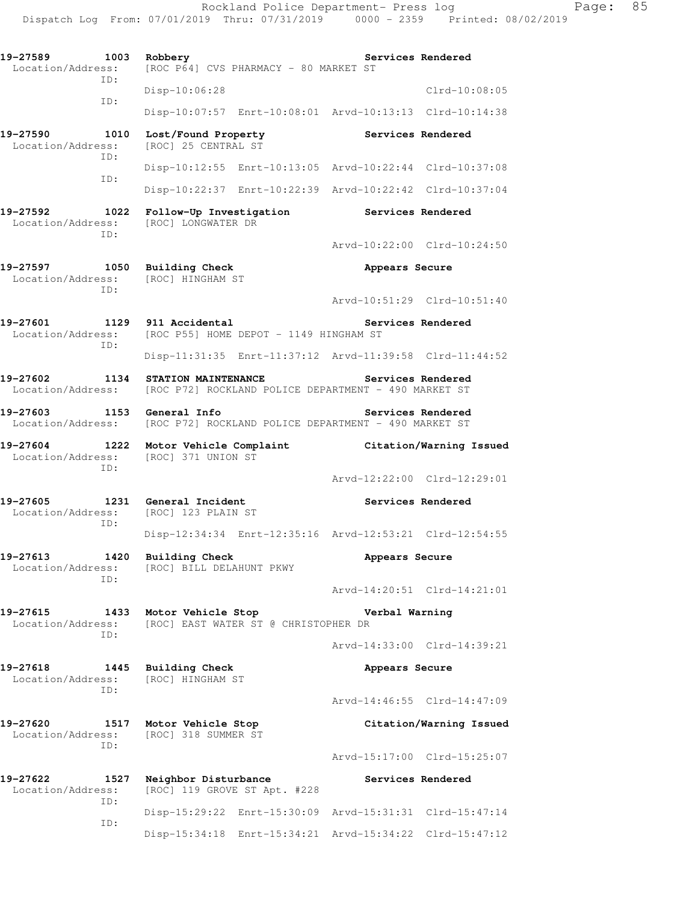Rockland Police Department- Press log
Dispatch Log From: 07/01/2019 Thru: 07/31/2019 0000 - 2359 Printed: 08/02/2019

```
19-27589       1003  Robbery                                   Services Rendered
 Location/Address:    [ROC P64] CVS PHARMACY - 80 MARKET ST
           ID:
                      Disp-10:06:28                                  Clrd-10:08:05
           ID:
                      Disp-10:07:57  Enrt-10:08:01  Arvd-10:13:13  Clrd-10:14:38

19-27590       1010  Lost/Found Property                       Services Rendered
 Location/Address:    [ROC] 25 CENTRAL ST
           ID:
                      Disp-10:12:55  Enrt-10:13:05  Arvd-10:22:44  Clrd-10:37:08
           ID:
                      Disp-10:22:37  Enrt-10:22:39  Arvd-10:22:42  Clrd-10:37:04

19-27592       1022  Follow-Up Investigation                   Services Rendered
 Location/Address:    [ROC] LONGWATER DR
           ID:
                                                    Arvd-10:22:00  Clrd-10:24:50

19-27597       1050  Building Check                            Appears Secure
 Location/Address:    [ROC] HINGHAM ST
           ID:
                                                    Arvd-10:51:29  Clrd-10:51:40

19-27601       1129  911 Accidental                            Services Rendered
 Location/Address:    [ROC P55] HOME DEPOT - 1149 HINGHAM ST
           ID:
                      Disp-11:31:35  Enrt-11:37:12  Arvd-11:39:58  Clrd-11:44:52

19-27602       1134  STATION MAINTENANCE                       Services Rendered
 Location/Address:    [ROC P72] ROCKLAND POLICE DEPARTMENT - 490 MARKET ST

19-27603       1153  General Info                              Services Rendered
 Location/Address:    [ROC P72] ROCKLAND POLICE DEPARTMENT - 490 MARKET ST

19-27604       1222  Motor Vehicle Complaint                   Citation/Warning Issued
 Location/Address:    [ROC] 371 UNION ST
           ID:
                                                    Arvd-12:22:00  Clrd-12:29:01

19-27605       1231  General Incident                          Services Rendered
 Location/Address:    [ROC] 123 PLAIN ST
           ID:
                      Disp-12:34:34  Enrt-12:35:16  Arvd-12:53:21  Clrd-12:54:55

19-27613       1420  Building Check                            Appears Secure
 Location/Address:    [ROC] BILL DELAHUNT PKWY
           ID:
                                                    Arvd-14:20:51  Clrd-14:21:01

19-27615       1433  Motor Vehicle Stop                        Verbal Warning
 Location/Address:    [ROC] EAST WATER ST @ CHRISTOPHER DR
           ID:
                                                    Arvd-14:33:00  Clrd-14:39:21

19-27618       1445  Building Check                            Appears Secure
 Location/Address:    [ROC] HINGHAM ST
           ID:
                                                    Arvd-14:46:55  Clrd-14:47:09

19-27620       1517  Motor Vehicle Stop                        Citation/Warning Issued
 Location/Address:    [ROC] 318 SUMMER ST
           ID:
                                                    Arvd-15:17:00  Clrd-15:25:07

19-27622       1527  Neighbor Disturbance                      Services Rendered
 Location/Address:    [ROC] 119 GROVE ST Apt. #228
           ID:
                      Disp-15:29:22  Enrt-15:30:09  Arvd-15:31:31  Clrd-15:47:14
           ID:
                      Disp-15:34:18  Enrt-15:34:21  Arvd-15:34:22  Clrd-15:47:12
```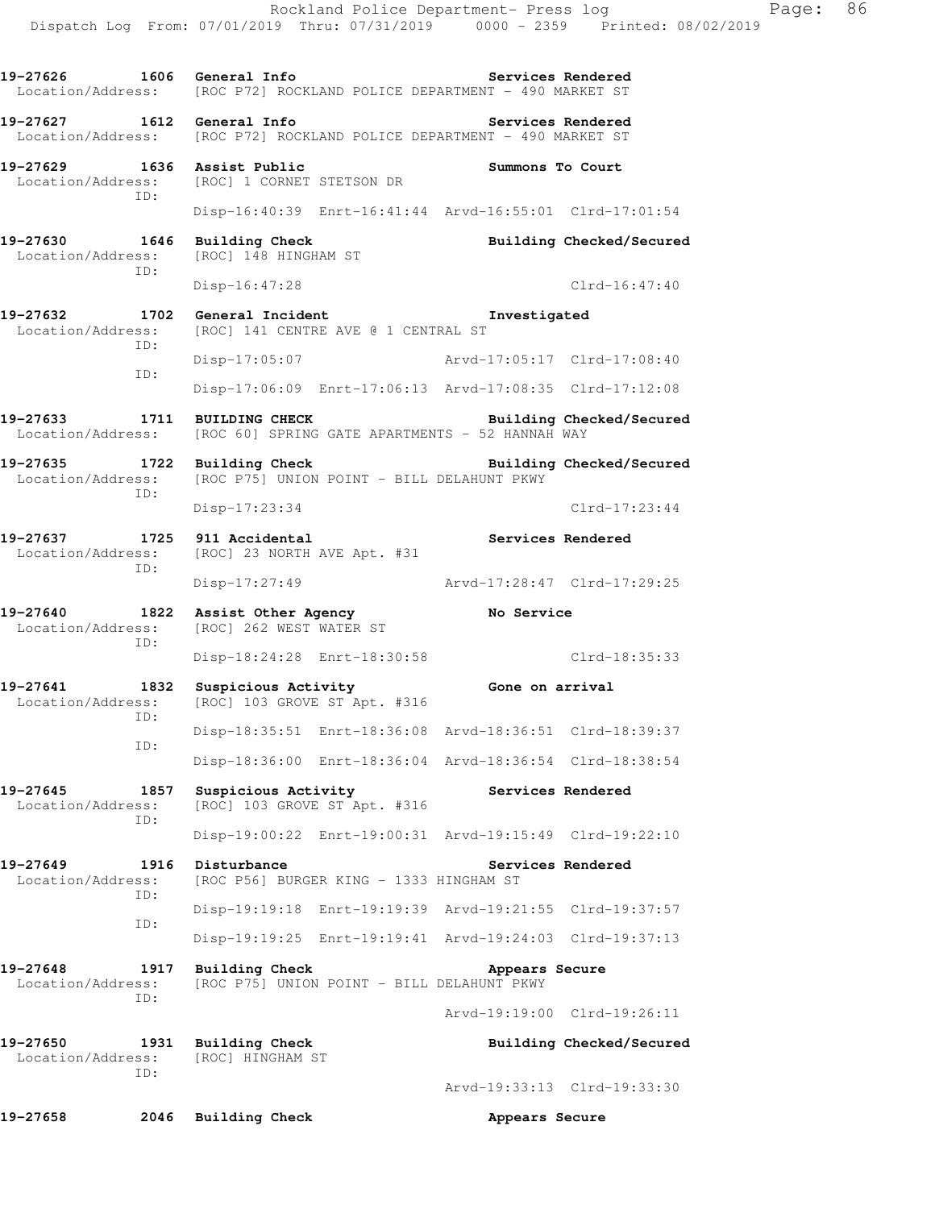19-27626 1606 General Info Services Rendered
Location/Address: [ROC P72] ROCKLAND POLICE DEPARTMENT - 490 MARKET ST

19-27627 1612 General Info Services Rendered
Location/Address: [ROC P72] ROCKLAND POLICE DEPARTMENT - 490 MARKET ST

19-27629 1636 Assist Public Summons To Court
Location/Address: [ROC] 1 CORNET STETSON DR
ID:
Disp-16:40:39 Enrt-16:41:44 Arvd-16:55:01 Clrd-17:01:54

19-27630 1646 Building Check Building Checked/Secured
Location/Address: [ROC] 148 HINGHAM ST
ID:
Disp-16:47:28 Clrd-16:47:40

19-27632 1702 General Incident Investigated
Location/Address: [ROC] 141 CENTRE AVE @ 1 CENTRAL ST
ID:
Disp-17:05:07 Arvd-17:05:17 Clrd-17:08:40
ID:
Disp-17:06:09 Enrt-17:06:13 Arvd-17:08:35 Clrd-17:12:08

19-27633 1711 BUILDING CHECK Building Checked/Secured
Location/Address: [ROC 60] SPRING GATE APARTMENTS - 52 HANNAH WAY

19-27635 1722 Building Check Building Checked/Secured
Location/Address: [ROC P75] UNION POINT - BILL DELAHUNT PKWY
ID:
Disp-17:23:34 Clrd-17:23:44

19-27637 1725 911 Accidental Services Rendered
Location/Address: [ROC] 23 NORTH AVE Apt. #31
ID:
Disp-17:27:49 Arvd-17:28:47 Clrd-17:29:25

19-27640 1822 Assist Other Agency No Service
Location/Address: [ROC] 262 WEST WATER ST
ID:
Disp-18:24:28 Enrt-18:30:58 Clrd-18:35:33

19-27641 1832 Suspicious Activity Gone on arrival
Location/Address: [ROC] 103 GROVE ST Apt. #316
ID:
Disp-18:35:51 Enrt-18:36:08 Arvd-18:36:51 Clrd-18:39:37
ID:
Disp-18:36:00 Enrt-18:36:04 Arvd-18:36:54 Clrd-18:38:54

19-27645 1857 Suspicious Activity Services Rendered
Location/Address: [ROC] 103 GROVE ST Apt. #316
ID:
Disp-19:00:22 Enrt-19:00:31 Arvd-19:15:49 Clrd-19:22:10

19-27649 1916 Disturbance Services Rendered
Location/Address: [ROC P56] BURGER KING - 1333 HINGHAM ST
ID:
Disp-19:19:18 Enrt-19:19:39 Arvd-19:21:55 Clrd-19:37:57
ID:
Disp-19:19:25 Enrt-19:19:41 Arvd-19:24:03 Clrd-19:37:13

19-27648 1917 Building Check Appears Secure
Location/Address: [ROC P75] UNION POINT - BILL DELAHUNT PKWY
ID:
Arvd-19:19:00 Clrd-19:26:11

19-27650 1931 Building Check Building Checked/Secured
Location/Address: [ROC] HINGHAM ST
ID:
Arvd-19:33:13 Clrd-19:33:30

19-27658 2046 Building Check Appears Secure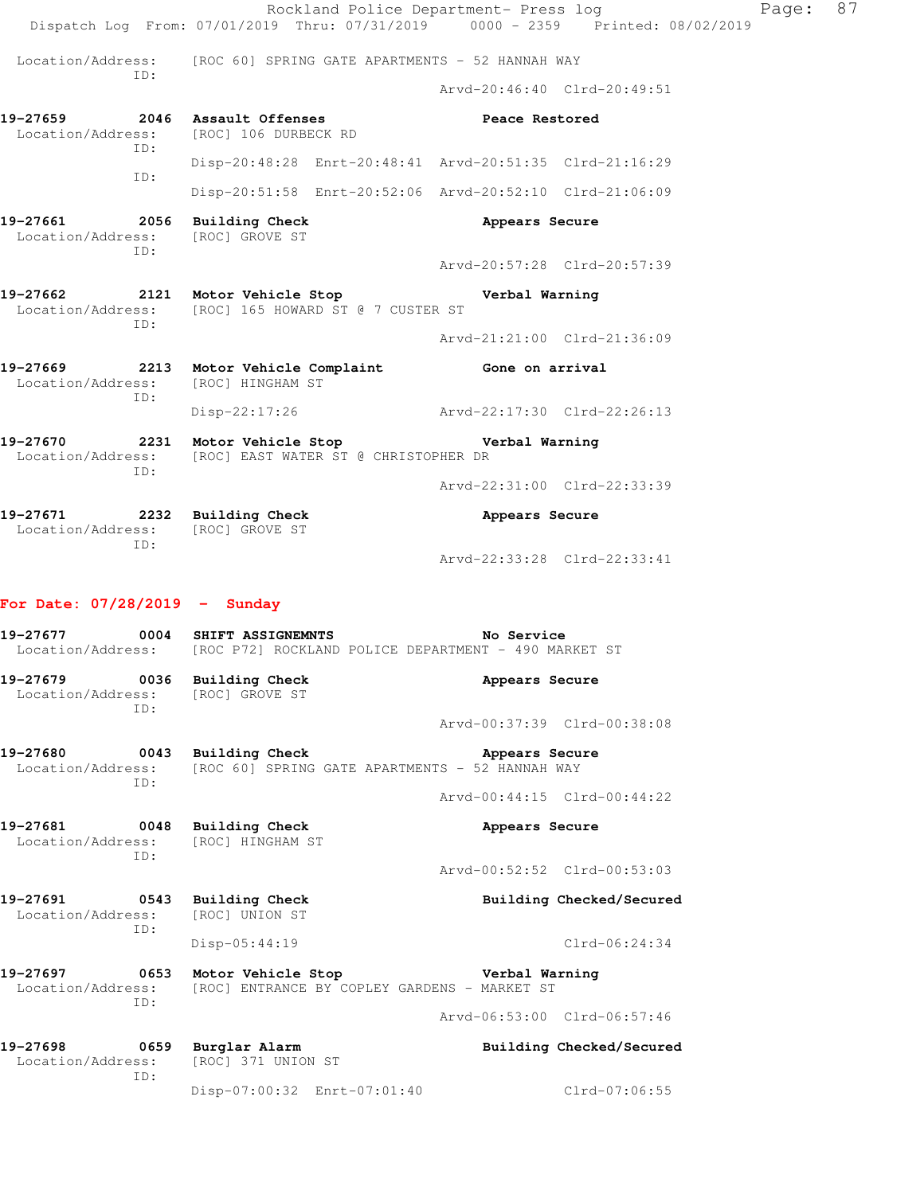Location/Address: [ROC 60] SPRING GATE APARTMENTS - 52 HANNAH WAY
ID:
Arvd-20:46:40 Clrd-20:49:51

**19-27659 2046 Assault Offenses** **Peace Restored**
Location/Address: [ROC] 106 DURBECK RD
ID:
Disp-20:48:28 Enrt-20:48:41 Arvd-20:51:35 Clrd-21:16:29
ID:
Disp-20:51:58 Enrt-20:52:06 Arvd-20:52:10 Clrd-21:06:09

**19-27661 2056 Building Check** **Appears Secure**
Location/Address: [ROC] GROVE ST
ID:
Arvd-20:57:28 Clrd-20:57:39

**19-27662 2121 Motor Vehicle Stop** **Verbal Warning**
Location/Address: [ROC] 165 HOWARD ST @ 7 CUSTER ST
ID:
Arvd-21:21:00 Clrd-21:36:09

**19-27669 2213 Motor Vehicle Complaint** **Gone on arrival**
Location/Address: [ROC] HINGHAM ST
ID:
Disp-22:17:26 Arvd-22:17:30 Clrd-22:26:13

**19-27670 2231 Motor Vehicle Stop** **Verbal Warning**
Location/Address: [ROC] EAST WATER ST @ CHRISTOPHER DR
ID:
Arvd-22:31:00 Clrd-22:33:39

**19-27671 2232 Building Check** **Appears Secure**
Location/Address: [ROC] GROVE ST
ID:
Arvd-22:33:28 Clrd-22:33:41

## For Date: 07/28/2019 - Sunday

**19-27677 0004 SHIFT ASSIGNEMNTS** **No Service**
Location/Address: [ROC P72] ROCKLAND POLICE DEPARTMENT - 490 MARKET ST

**19-27679 0036 Building Check** **Appears Secure**
Location/Address: [ROC] GROVE ST
ID:
Arvd-00:37:39 Clrd-00:38:08

**19-27680 0043 Building Check** **Appears Secure**
Location/Address: [ROC 60] SPRING GATE APARTMENTS - 52 HANNAH WAY
ID:
Arvd-00:44:15 Clrd-00:44:22

**19-27681 0048 Building Check** **Appears Secure**
Location/Address: [ROC] HINGHAM ST
ID:
Arvd-00:52:52 Clrd-00:53:03

**19-27691 0543 Building Check** **Building Checked/Secured**
Location/Address: [ROC] UNION ST
ID:
Disp-05:44:19 Clrd-06:24:34

**19-27697 0653 Motor Vehicle Stop** **Verbal Warning**
Location/Address: [ROC] ENTRANCE BY COPLEY GARDENS - MARKET ST
ID:
Arvd-06:53:00 Clrd-06:57:46

**19-27698 0659 Burglar Alarm** **Building Checked/Secured**
Location/Address: [ROC] 371 UNION ST
ID:
Disp-07:00:32 Enrt-07:01:40 Clrd-07:06:55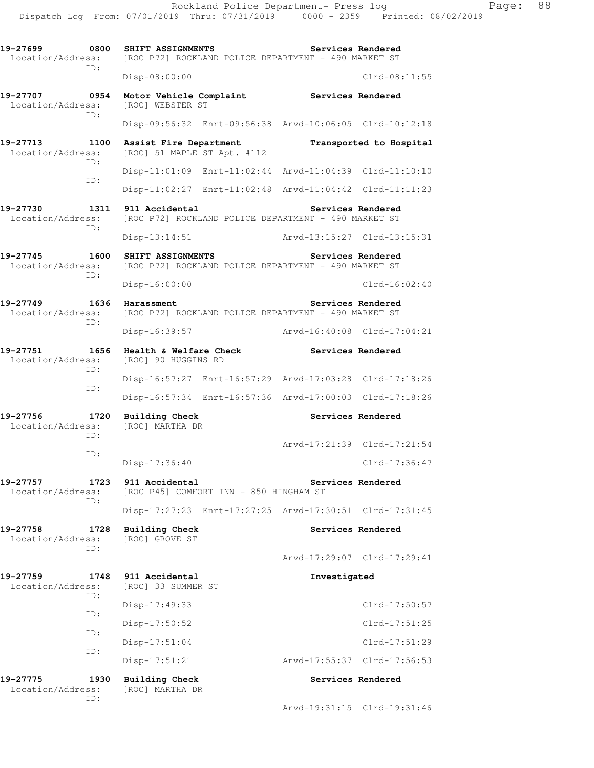Rockland Police Department- Press log

Dispatch Log From: 07/01/2019 Thru: 07/31/2019 0000 - 2359 Printed: 08/02/2019

**19-27699 0800 SHIFT ASSIGNMENTS** **Services Rendered**
Location/Address: [ROC P72] ROCKLAND POLICE DEPARTMENT - 490 MARKET ST
ID:
Disp-08:00:00 Clrd-08:11:55

**19-27707 0954 Motor Vehicle Complaint** **Services Rendered**
Location/Address: [ROC] WEBSTER ST
ID:
Disp-09:56:32 Enrt-09:56:38 Arvd-10:06:05 Clrd-10:12:18

**19-27713 1100 Assist Fire Department** **Transported to Hospital**
Location/Address: [ROC] 51 MAPLE ST Apt. #112
ID:
Disp-11:01:09 Enrt-11:02:44 Arvd-11:04:39 Clrd-11:10:10
ID:
Disp-11:02:27 Enrt-11:02:48 Arvd-11:04:42 Clrd-11:11:23

**19-27730 1311 911 Accidental** **Services Rendered**
Location/Address: [ROC P72] ROCKLAND POLICE DEPARTMENT - 490 MARKET ST
ID:
Disp-13:14:51 Arvd-13:15:27 Clrd-13:15:31

**19-27745 1600 SHIFT ASSIGNMENTS** **Services Rendered**
Location/Address: [ROC P72] ROCKLAND POLICE DEPARTMENT - 490 MARKET ST
ID:
Disp-16:00:00 Clrd-16:02:40

**19-27749 1636 Harassment** **Services Rendered**
Location/Address: [ROC P72] ROCKLAND POLICE DEPARTMENT - 490 MARKET ST
ID:
Disp-16:39:57 Arvd-16:40:08 Clrd-17:04:21

**19-27751 1656 Health & Welfare Check** **Services Rendered**
Location/Address: [ROC] 90 HUGGINS RD
ID:
Disp-16:57:27 Enrt-16:57:29 Arvd-17:03:28 Clrd-17:18:26
ID:
Disp-16:57:34 Enrt-16:57:36 Arvd-17:00:03 Clrd-17:18:26

**19-27756 1720 Building Check** **Services Rendered**
Location/Address: [ROC] MARTHA DR
ID:
Arvd-17:21:39 Clrd-17:21:54
ID:
Disp-17:36:40 Clrd-17:36:47

**19-27757 1723 911 Accidental** **Services Rendered**
Location/Address: [ROC P45] COMFORT INN - 850 HINGHAM ST
ID:
Disp-17:27:23 Enrt-17:27:25 Arvd-17:30:51 Clrd-17:31:45

**19-27758 1728 Building Check** **Services Rendered**
Location/Address: [ROC] GROVE ST
ID:
Arvd-17:29:07 Clrd-17:29:41

**19-27759 1748 911 Accidental** **Investigated**
Location/Address: [ROC] 33 SUMMER ST
ID:
Disp-17:49:33 Clrd-17:50:57
ID:
Disp-17:50:52 Clrd-17:51:25
ID:
Disp-17:51:04 Clrd-17:51:29
ID:
Disp-17:51:21 Arvd-17:55:37 Clrd-17:56:53

**19-27775 1930 Building Check** **Services Rendered**
Location/Address: [ROC] MARTHA DR
ID:
Arvd-19:31:15 Clrd-19:31:46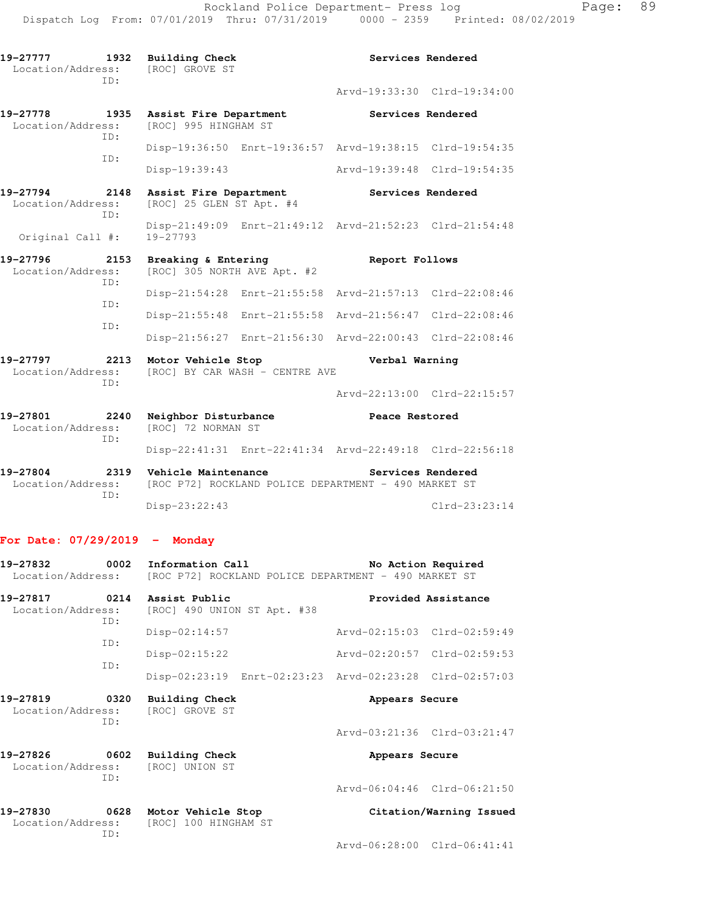19-27777 1932 Building Check Services Rendered
Location/Address: [ROC] GROVE ST
ID:
Arvd-19:33:30 Clrd-19:34:00

19-27778 1935 Assist Fire Department Services Rendered
Location/Address: [ROC] 995 HINGHAM ST
ID:
Disp-19:36:50 Enrt-19:36:57 Arvd-19:38:15 Clrd-19:54:35
ID:
Disp-19:39:43 Arvd-19:39:48 Clrd-19:54:35

19-27794 2148 Assist Fire Department Services Rendered
Location/Address: [ROC] 25 GLEN ST Apt. #4
ID:
Disp-21:49:09 Enrt-21:49:12 Arvd-21:52:23 Clrd-21:54:48
Original Call #: 19-27793

19-27796 2153 Breaking & Entering Report Follows
Location/Address: [ROC] 305 NORTH AVE Apt. #2
ID:
Disp-21:54:28 Enrt-21:55:58 Arvd-21:57:13 Clrd-22:08:46
ID:
Disp-21:55:48 Enrt-21:55:58 Arvd-21:56:47 Clrd-22:08:46
ID:
Disp-21:56:27 Enrt-21:56:30 Arvd-22:00:43 Clrd-22:08:46

19-27797 2213 Motor Vehicle Stop Verbal Warning
Location/Address: [ROC] BY CAR WASH - CENTRE AVE
ID:
Arvd-22:13:00 Clrd-22:15:57

19-27801 2240 Neighbor Disturbance Peace Restored
Location/Address: [ROC] 72 NORMAN ST
ID:
Disp-22:41:31 Enrt-22:41:34 Arvd-22:49:18 Clrd-22:56:18

19-27804 2319 Vehicle Maintenance Services Rendered
Location/Address: [ROC P72] ROCKLAND POLICE DEPARTMENT - 490 MARKET ST
ID:
Disp-23:22:43 Clrd-23:23:14

**For Date: 07/29/2019 - Monday**

19-27832 0002 Information Call No Action Required
Location/Address: [ROC P72] ROCKLAND POLICE DEPARTMENT - 490 MARKET ST

19-27817 0214 Assist Public Provided Assistance
Location/Address: [ROC] 490 UNION ST Apt. #38
ID:
Disp-02:14:57 Arvd-02:15:03 Clrd-02:59:49
ID:
Disp-02:15:22 Arvd-02:20:57 Clrd-02:59:53
ID:
Disp-02:23:19 Enrt-02:23:23 Arvd-02:23:28 Clrd-02:57:03

19-27819 0320 Building Check Appears Secure
Location/Address: [ROC] GROVE ST
ID:
Arvd-03:21:36 Clrd-03:21:47

19-27826 0602 Building Check Appears Secure
Location/Address: [ROC] UNION ST
ID:
Arvd-06:04:46 Clrd-06:21:50

19-27830 0628 Motor Vehicle Stop Citation/Warning Issued
Location/Address: [ROC] 100 HINGHAM ST
ID:
Arvd-06:28:00 Clrd-06:41:41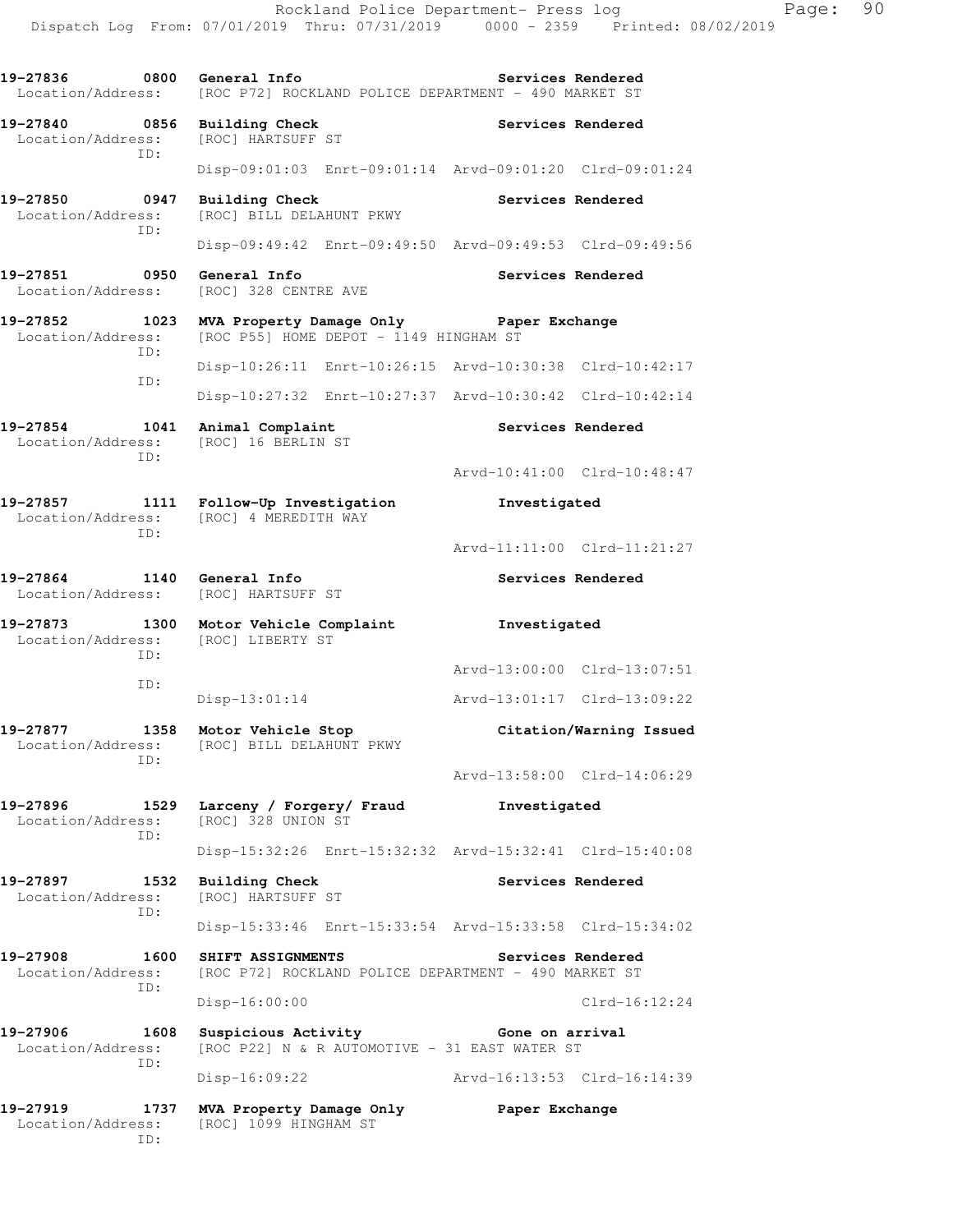Rockland Police Department- Press log

Dispatch Log From: 07/01/2019 Thru: 07/31/2019 0000 - 2359 Printed: 08/02/2019

```
19-27836      0800  General Info                          Services Rendered
 Location/Address:  [ROC P72] ROCKLAND POLICE DEPARTMENT - 490 MARKET ST

19-27840      0856  Building Check                        Services Rendered
 Location/Address:  [ROC] HARTSUFF ST
              ID:
                    Disp-09:01:03  Enrt-09:01:14  Arvd-09:01:20  Clrd-09:01:24

19-27850      0947  Building Check                        Services Rendered
 Location/Address:  [ROC] BILL DELAHUNT PKWY
              ID:
                    Disp-09:49:42  Enrt-09:49:50  Arvd-09:49:53  Clrd-09:49:56

19-27851      0950  General Info                          Services Rendered
 Location/Address:  [ROC] 328 CENTRE AVE

19-27852      1023  MVA Property Damage Only              Paper Exchange
 Location/Address:  [ROC P55] HOME DEPOT - 1149 HINGHAM ST
              ID:
                    Disp-10:26:11  Enrt-10:26:15  Arvd-10:30:38  Clrd-10:42:17
              ID:
                    Disp-10:27:32  Enrt-10:27:37  Arvd-10:30:42  Clrd-10:42:14

19-27854      1041  Animal Complaint                      Services Rendered
 Location/Address:  [ROC] 16 BERLIN ST
              ID:
                                                  Arvd-10:41:00  Clrd-10:48:47

19-27857      1111  Follow-Up Investigation               Investigated
 Location/Address:  [ROC] 4 MEREDITH WAY
              ID:
                                                  Arvd-11:11:00  Clrd-11:21:27

19-27864      1140  General Info                          Services Rendered
 Location/Address:  [ROC] HARTSUFF ST

19-27873      1300  Motor Vehicle Complaint               Investigated
 Location/Address:  [ROC] LIBERTY ST
              ID:
                                                  Arvd-13:00:00  Clrd-13:07:51
              ID:
                    Disp-13:01:14                 Arvd-13:01:17  Clrd-13:09:22

19-27877      1358  Motor Vehicle Stop                    Citation/Warning Issued
 Location/Address:  [ROC] BILL DELAHUNT PKWY
              ID:
                                                  Arvd-13:58:00  Clrd-14:06:29

19-27896      1529  Larceny / Forgery/ Fraud              Investigated
 Location/Address:  [ROC] 328 UNION ST
              ID:
                    Disp-15:32:26  Enrt-15:32:32  Arvd-15:32:41  Clrd-15:40:08

19-27897      1532  Building Check                        Services Rendered
 Location/Address:  [ROC] HARTSUFF ST
              ID:
                    Disp-15:33:46  Enrt-15:33:54  Arvd-15:33:58  Clrd-15:34:02

19-27908      1600  SHIFT ASSIGNMENTS                     Services Rendered
 Location/Address:  [ROC P72] ROCKLAND POLICE DEPARTMENT - 490 MARKET ST
              ID:
                    Disp-16:00:00                                Clrd-16:12:24

19-27906      1608  Suspicious Activity                   Gone on arrival
 Location/Address:  [ROC P22] N & R AUTOMOTIVE - 31 EAST WATER ST
              ID:
                    Disp-16:09:22                 Arvd-16:13:53  Clrd-16:14:39

19-27919      1737  MVA Property Damage Only              Paper Exchange
 Location/Address:  [ROC] 1099 HINGHAM ST
              ID:
```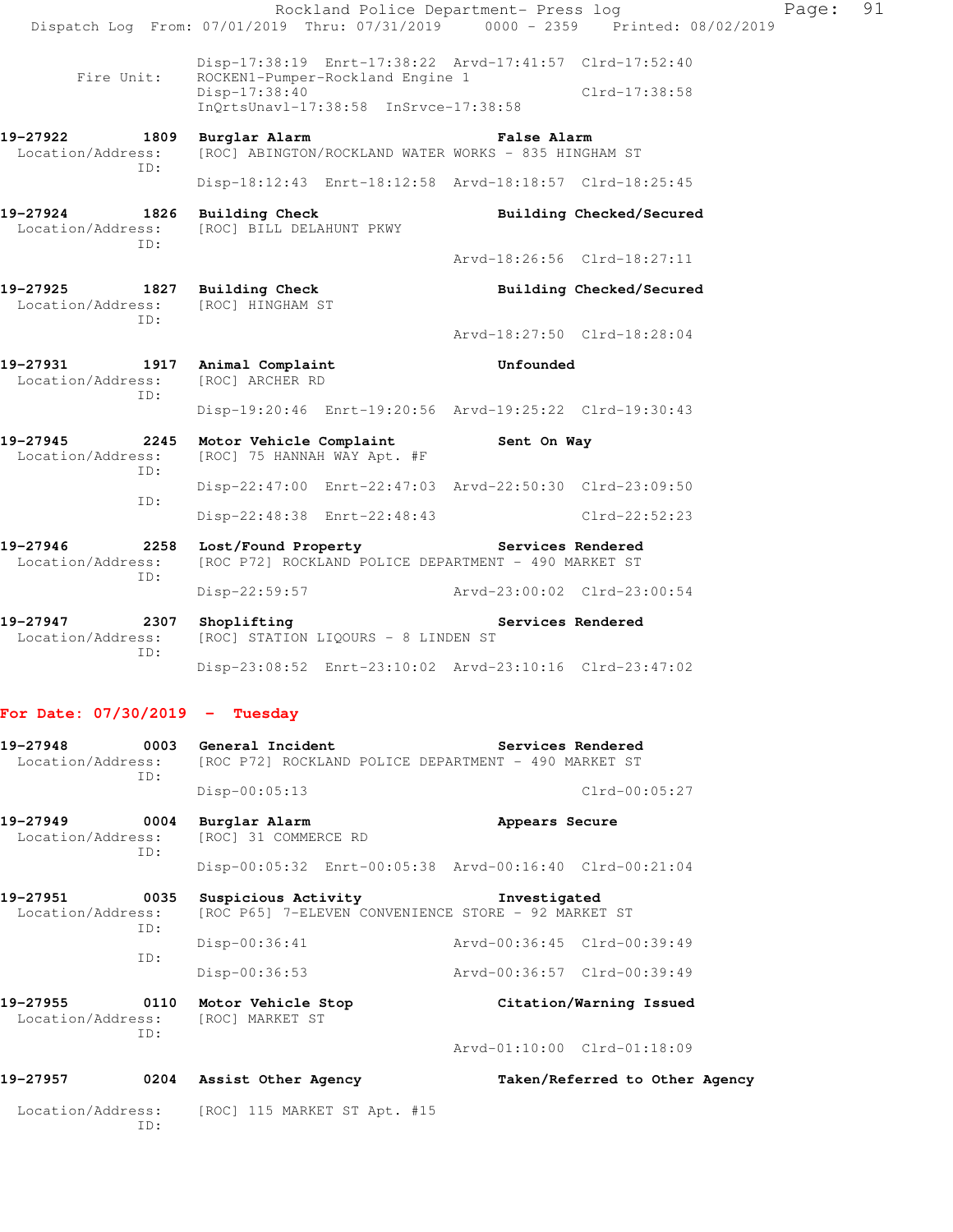```
                Disp-17:38:19  Enrt-17:38:22  Arvd-17:41:57  Clrd-17:52:40
      Fire Unit:    ROCKEN1-Pumper-Rockland Engine 1
                Disp-17:38:40                          Clrd-17:38:58
                InQrtsUnavl-17:38:58  InSrvce-17:38:58

19-27922        1809  Burglar Alarm                    False Alarm
  Location/Address:   [ROC] ABINGTON/ROCKLAND WATER WORKS - 835 HINGHAM ST
            ID:
                Disp-18:12:43  Enrt-18:12:58  Arvd-18:18:57  Clrd-18:25:45

19-27924        1826  Building Check                   Building Checked/Secured
  Location/Address:   [ROC] BILL DELAHUNT PKWY
            ID:
                                              Arvd-18:26:56  Clrd-18:27:11

19-27925        1827  Building Check                   Building Checked/Secured
  Location/Address:   [ROC] HINGHAM ST
            ID:
                                              Arvd-18:27:50  Clrd-18:28:04

19-27931        1917  Animal Complaint                 Unfounded
  Location/Address:   [ROC] ARCHER RD
            ID:
                Disp-19:20:46  Enrt-19:20:56  Arvd-19:25:22  Clrd-19:30:43

19-27945        2245  Motor Vehicle Complaint          Sent On Way
  Location/Address:   [ROC] 75 HANNAH WAY Apt. #F
            ID:
                Disp-22:47:00  Enrt-22:47:03  Arvd-22:50:30  Clrd-23:09:50
            ID:
                Disp-22:48:38  Enrt-22:48:43                 Clrd-22:52:23

19-27946        2258  Lost/Found Property              Services Rendered
  Location/Address:   [ROC P72] ROCKLAND POLICE DEPARTMENT - 490 MARKET ST
            ID:
                Disp-22:59:57                 Arvd-23:00:02  Clrd-23:00:54

19-27947        2307  Shoplifting                      Services Rendered
  Location/Address:   [ROC] STATION LIQOURS - 8 LINDEN ST
            ID:
                Disp-23:08:52  Enrt-23:10:02  Arvd-23:10:16  Clrd-23:47:02
```

**For Date: 07/30/2019 - Tuesday**

```
19-27948        0003  General Incident                 Services Rendered
  Location/Address:   [ROC P72] ROCKLAND POLICE DEPARTMENT - 490 MARKET ST
            ID:
                Disp-00:05:13                                Clrd-00:05:27

19-27949        0004  Burglar Alarm                    Appears Secure
  Location/Address:   [ROC] 31 COMMERCE RD
            ID:
                Disp-00:05:32  Enrt-00:05:38  Arvd-00:16:40  Clrd-00:21:04

19-27951        0035  Suspicious Activity              Investigated
  Location/Address:   [ROC P65] 7-ELEVEN CONVENIENCE STORE - 92 MARKET ST
            ID:
                Disp-00:36:41                 Arvd-00:36:45  Clrd-00:39:49
            ID:
                Disp-00:36:53                 Arvd-00:36:57  Clrd-00:39:49

19-27955        0110  Motor Vehicle Stop               Citation/Warning Issued
  Location/Address:   [ROC] MARKET ST
            ID:
                                              Arvd-01:10:00  Clrd-01:18:09

19-27957        0204  Assist Other Agency              Taken/Referred to Other Agency

  Location/Address:   [ROC] 115 MARKET ST Apt. #15
            ID:
```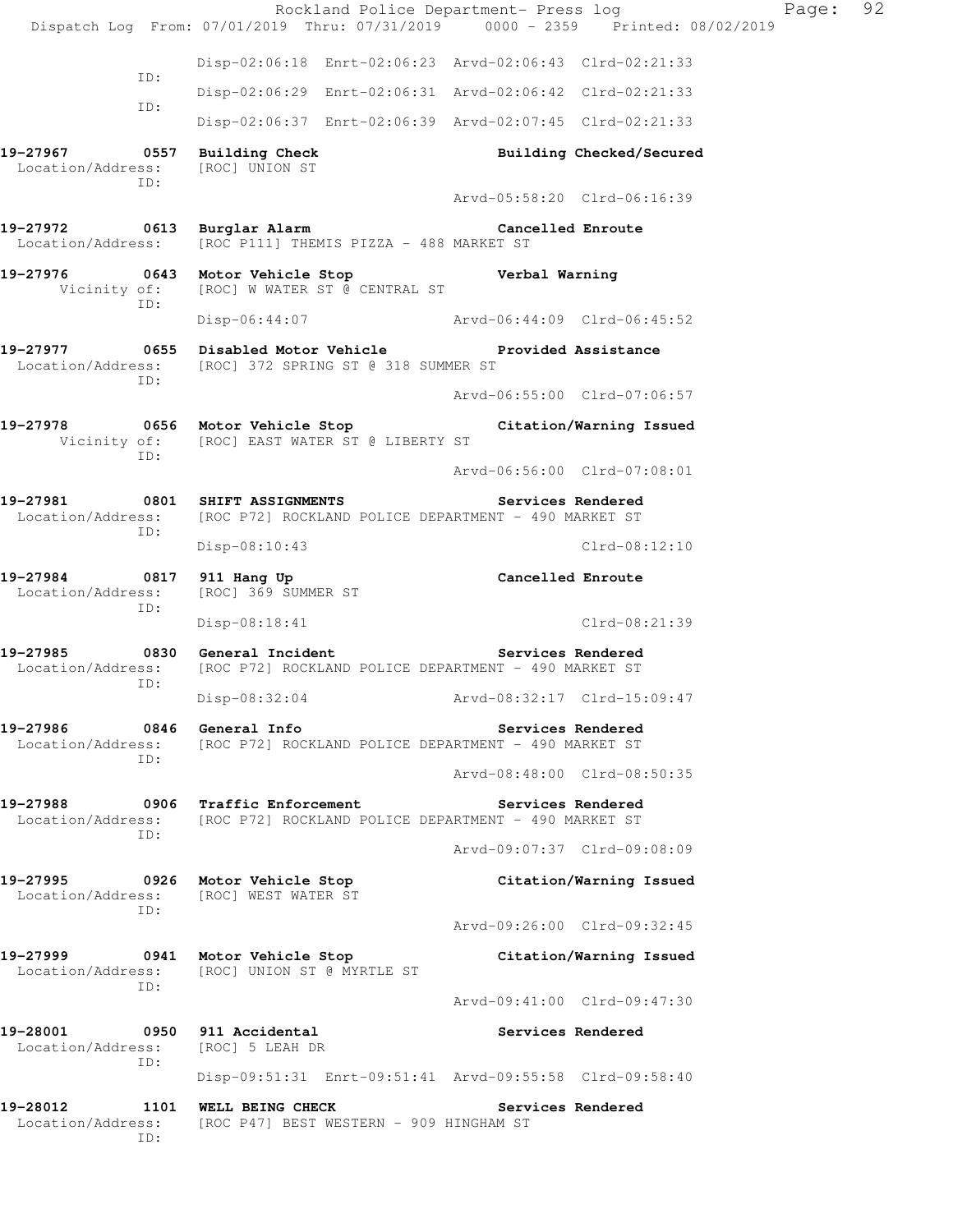```
                Disp-02:06:18  Enrt-02:06:23  Arvd-02:06:43  Clrd-02:21:33
          ID:
                Disp-02:06:29  Enrt-02:06:31  Arvd-02:06:42  Clrd-02:21:33
          ID:
                Disp-02:06:37  Enrt-02:06:39  Arvd-02:07:45  Clrd-02:21:33

19-27967      0557  Building Check                    Building Checked/Secured
 Location/Address:    [ROC] UNION ST
          ID:
                                                 Arvd-05:58:20  Clrd-06:16:39

19-27972      0613  Burglar Alarm                     Cancelled Enroute
 Location/Address:    [ROC P111] THEMIS PIZZA - 488 MARKET ST

19-27976      0643  Motor Vehicle Stop                Verbal Warning
      Vicinity of:    [ROC] W WATER ST @ CENTRAL ST
          ID:
                Disp-06:44:07                    Arvd-06:44:09  Clrd-06:45:52

19-27977      0655  Disabled Motor Vehicle            Provided Assistance
 Location/Address:    [ROC] 372 SPRING ST @ 318 SUMMER ST
          ID:
                                                 Arvd-06:55:00  Clrd-07:06:57

19-27978      0656  Motor Vehicle Stop                Citation/Warning Issued
      Vicinity of:    [ROC] EAST WATER ST @ LIBERTY ST
          ID:
                                                 Arvd-06:56:00  Clrd-07:08:01

19-27981      0801  SHIFT ASSIGNMENTS                 Services Rendered
 Location/Address:    [ROC P72] ROCKLAND POLICE DEPARTMENT - 490 MARKET ST
          ID:
                Disp-08:10:43                                   Clrd-08:12:10

19-27984      0817  911 Hang Up                       Cancelled Enroute
 Location/Address:    [ROC] 369 SUMMER ST
          ID:
                Disp-08:18:41                                   Clrd-08:21:39

19-27985      0830  General Incident                  Services Rendered
 Location/Address:    [ROC P72] ROCKLAND POLICE DEPARTMENT - 490 MARKET ST
          ID:
                Disp-08:32:04                    Arvd-08:32:17  Clrd-15:09:47

19-27986      0846  General Info                      Services Rendered
 Location/Address:    [ROC P72] ROCKLAND POLICE DEPARTMENT - 490 MARKET ST
          ID:
                                                 Arvd-08:48:00  Clrd-08:50:35

19-27988      0906  Traffic Enforcement               Services Rendered
 Location/Address:    [ROC P72] ROCKLAND POLICE DEPARTMENT - 490 MARKET ST
          ID:
                                                 Arvd-09:07:37  Clrd-09:08:09

19-27995      0926  Motor Vehicle Stop                Citation/Warning Issued
 Location/Address:    [ROC] WEST WATER ST
          ID:
                                                 Arvd-09:26:00  Clrd-09:32:45

19-27999      0941  Motor Vehicle Stop                Citation/Warning Issued
 Location/Address:    [ROC] UNION ST @ MYRTLE ST
          ID:
                                                 Arvd-09:41:00  Clrd-09:47:30

19-28001      0950  911 Accidental                    Services Rendered
 Location/Address:    [ROC] 5 LEAH DR
          ID:
                Disp-09:51:31  Enrt-09:51:41  Arvd-09:55:58  Clrd-09:58:40

19-28012      1101  WELL BEING CHECK                  Services Rendered
 Location/Address:    [ROC P47] BEST WESTERN - 909 HINGHAM ST
          ID:
```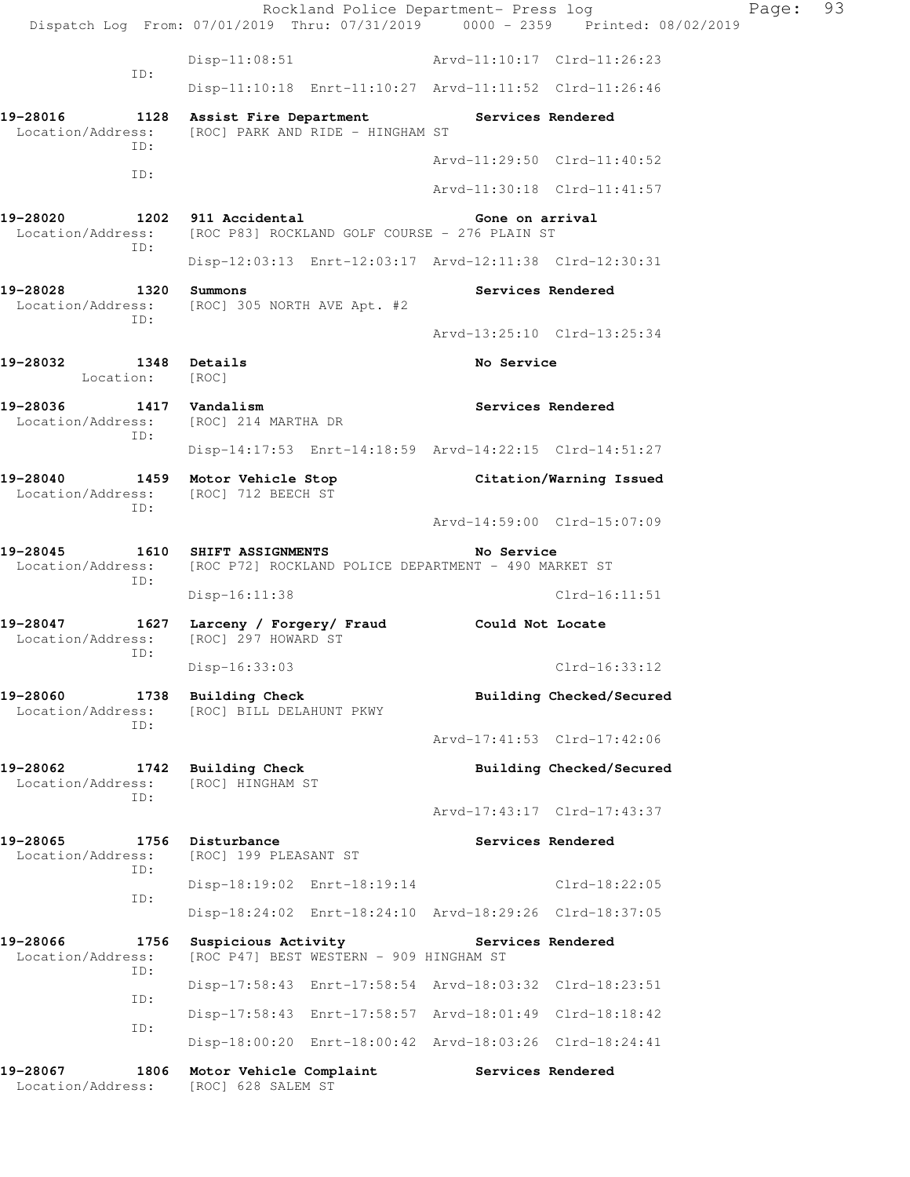```
                Disp-11:08:51                Arvd-11:10:17  Clrd-11:26:23
          ID:
                Disp-11:10:18  Enrt-11:10:27  Arvd-11:11:52  Clrd-11:26:46

19-28016      1128  Assist Fire Department            Services Rendered
  Location/Address:   [ROC] PARK AND RIDE - HINGHAM ST
          ID:
                                             Arvd-11:29:50  Clrd-11:40:52
          ID:
                                             Arvd-11:30:18  Clrd-11:41:57

19-28020      1202  911 Accidental                    Gone on arrival
  Location/Address:   [ROC P83] ROCKLAND GOLF COURSE - 276 PLAIN ST
          ID:
                Disp-12:03:13  Enrt-12:03:17  Arvd-12:11:38  Clrd-12:30:31

19-28028      1320  Summons                           Services Rendered
  Location/Address:   [ROC] 305 NORTH AVE Apt. #2
          ID:
                                             Arvd-13:25:10  Clrd-13:25:34

19-28032      1348  Details                           No Service
        Location:   [ROC]

19-28036      1417  Vandalism                         Services Rendered
  Location/Address:   [ROC] 214 MARTHA DR
          ID:
                Disp-14:17:53  Enrt-14:18:59  Arvd-14:22:15  Clrd-14:51:27

19-28040      1459  Motor Vehicle Stop                Citation/Warning Issued
  Location/Address:   [ROC] 712 BEECH ST
          ID:
                                             Arvd-14:59:00  Clrd-15:07:09

19-28045      1610  SHIFT ASSIGNMENTS                 No Service
  Location/Address:   [ROC P72] ROCKLAND POLICE DEPARTMENT - 490 MARKET ST
          ID:
                Disp-16:11:38                               Clrd-16:11:51

19-28047      1627  Larceny / Forgery/ Fraud          Could Not Locate
  Location/Address:   [ROC] 297 HOWARD ST
          ID:
                Disp-16:33:03                               Clrd-16:33:12

19-28060      1738  Building Check                    Building Checked/Secured
  Location/Address:   [ROC] BILL DELAHUNT PKWY
          ID:
                                             Arvd-17:41:53  Clrd-17:42:06

19-28062      1742  Building Check                    Building Checked/Secured
  Location/Address:   [ROC] HINGHAM ST
          ID:
                                             Arvd-17:43:17  Clrd-17:43:37

19-28065      1756  Disturbance                       Services Rendered
  Location/Address:   [ROC] 199 PLEASANT ST
          ID:
                Disp-18:19:02  Enrt-18:19:14                Clrd-18:22:05
          ID:
                Disp-18:24:02  Enrt-18:24:10  Arvd-18:29:26  Clrd-18:37:05

19-28066      1756  Suspicious Activity               Services Rendered
  Location/Address:   [ROC P47] BEST WESTERN - 909 HINGHAM ST
          ID:
                Disp-17:58:43  Enrt-17:58:54  Arvd-18:03:32  Clrd-18:23:51
          ID:
                Disp-17:58:43  Enrt-17:58:57  Arvd-18:01:49  Clrd-18:18:42
          ID:
                Disp-18:00:20  Enrt-18:00:42  Arvd-18:03:26  Clrd-18:24:41

19-28067      1806  Motor Vehicle Complaint           Services Rendered
  Location/Address:   [ROC] 628 SALEM ST
```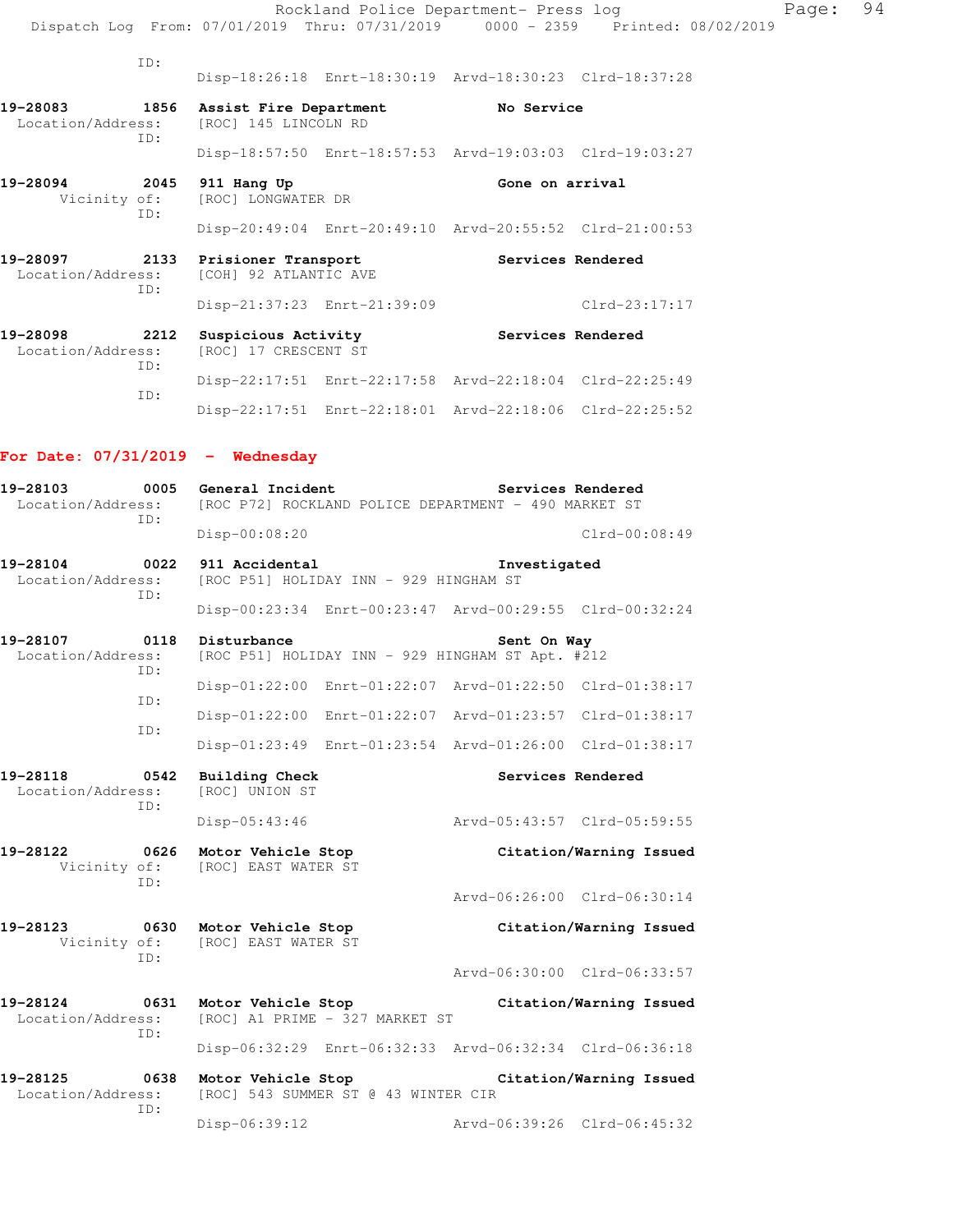ID:
Disp-18:26:18 Enrt-18:30:19 Arvd-18:30:23 Clrd-18:37:28

**19-28083 1856 Assist Fire Department No Service**
Location/Address: [ROC] 145 LINCOLN RD
ID:
Disp-18:57:50 Enrt-18:57:53 Arvd-19:03:03 Clrd-19:03:27

**19-28094 2045 911 Hang Up Gone on arrival**
Vicinity of: [ROC] LONGWATER DR
ID:
Disp-20:49:04 Enrt-20:49:10 Arvd-20:55:52 Clrd-21:00:53

**19-28097 2133 Prisioner Transport Services Rendered**
Location/Address: [COH] 92 ATLANTIC AVE
ID:
Disp-21:37:23 Enrt-21:39:09 Clrd-23:17:17

**19-28098 2212 Suspicious Activity Services Rendered**
Location/Address: [ROC] 17 CRESCENT ST
ID:
Disp-22:17:51 Enrt-22:17:58 Arvd-22:18:04 Clrd-22:25:49
ID:
Disp-22:17:51 Enrt-22:18:01 Arvd-22:18:06 Clrd-22:25:52

## For Date: 07/31/2019 - Wednesday

**19-28103 0005 General Incident Services Rendered**
Location/Address: [ROC P72] ROCKLAND POLICE DEPARTMENT - 490 MARKET ST
ID:
Disp-00:08:20 Clrd-00:08:49

**19-28104 0022 911 Accidental Investigated**
Location/Address: [ROC P51] HOLIDAY INN - 929 HINGHAM ST
ID:
Disp-00:23:34 Enrt-00:23:47 Arvd-00:29:55 Clrd-00:32:24

**19-28107 0118 Disturbance Sent On Way**
Location/Address: [ROC P51] HOLIDAY INN - 929 HINGHAM ST Apt. #212
ID:
Disp-01:22:00 Enrt-01:22:07 Arvd-01:22:50 Clrd-01:38:17
ID:
Disp-01:22:00 Enrt-01:22:07 Arvd-01:23:57 Clrd-01:38:17
ID:
Disp-01:23:49 Enrt-01:23:54 Arvd-01:26:00 Clrd-01:38:17

**19-28118 0542 Building Check Services Rendered**
Location/Address: [ROC] UNION ST
ID:
Disp-05:43:46 Arvd-05:43:57 Clrd-05:59:55

**19-28122 0626 Motor Vehicle Stop Citation/Warning Issued**
Vicinity of: [ROC] EAST WATER ST
ID:
Arvd-06:26:00 Clrd-06:30:14

**19-28123 0630 Motor Vehicle Stop Citation/Warning Issued**
Vicinity of: [ROC] EAST WATER ST
ID:
Arvd-06:30:00 Clrd-06:33:57

**19-28124 0631 Motor Vehicle Stop Citation/Warning Issued**
Location/Address: [ROC] A1 PRIME - 327 MARKET ST
ID:
Disp-06:32:29 Enrt-06:32:33 Arvd-06:32:34 Clrd-06:36:18

**19-28125 0638 Motor Vehicle Stop Citation/Warning Issued**
Location/Address: [ROC] 543 SUMMER ST @ 43 WINTER CIR
ID:
Disp-06:39:12 Arvd-06:39:26 Clrd-06:45:32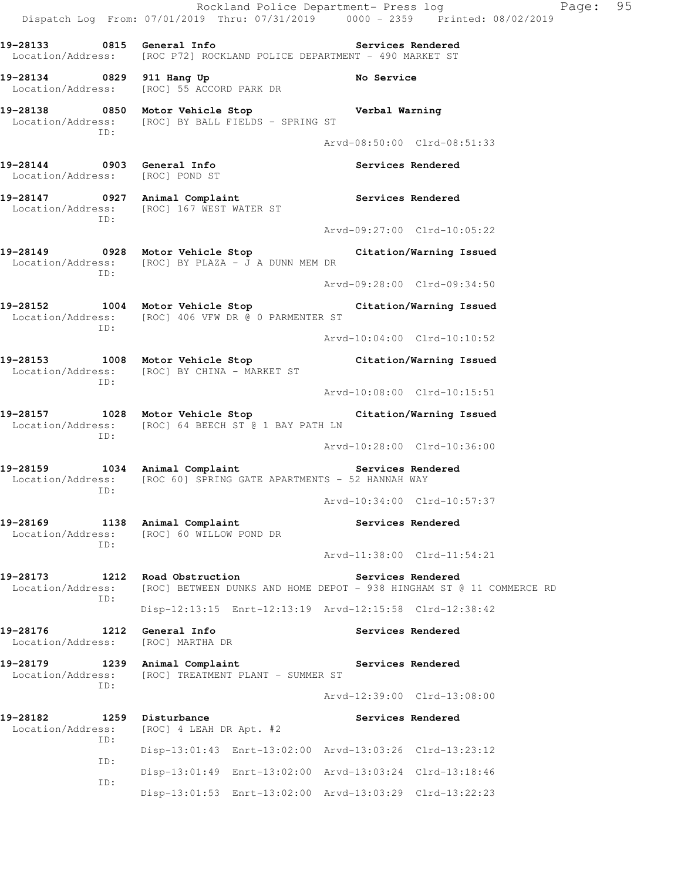19-28133 0815 General Info Services Rendered
Location/Address: [ROC P72] ROCKLAND POLICE DEPARTMENT - 490 MARKET ST

19-28134 0829 911 Hang Up No Service
Location/Address: [ROC] 55 ACCORD PARK DR

19-28138 0850 Motor Vehicle Stop Verbal Warning
Location/Address: [ROC] BY BALL FIELDS - SPRING ST
ID:
Arvd-08:50:00 Clrd-08:51:33

19-28144 0903 General Info Services Rendered
Location/Address: [ROC] POND ST

19-28147 0927 Animal Complaint Services Rendered
Location/Address: [ROC] 167 WEST WATER ST
ID:
Arvd-09:27:00 Clrd-10:05:22

19-28149 0928 Motor Vehicle Stop Citation/Warning Issued
Location/Address: [ROC] BY PLAZA - J A DUNN MEM DR
ID:
Arvd-09:28:00 Clrd-09:34:50

19-28152 1004 Motor Vehicle Stop Citation/Warning Issued
Location/Address: [ROC] 406 VFW DR @ 0 PARMENTER ST
ID:
Arvd-10:04:00 Clrd-10:10:52

19-28153 1008 Motor Vehicle Stop Citation/Warning Issued
Location/Address: [ROC] BY CHINA - MARKET ST
ID:
Arvd-10:08:00 Clrd-10:15:51

19-28157 1028 Motor Vehicle Stop Citation/Warning Issued
Location/Address: [ROC] 64 BEECH ST @ 1 BAY PATH LN
ID:
Arvd-10:28:00 Clrd-10:36:00

19-28159 1034 Animal Complaint Services Rendered
Location/Address: [ROC 60] SPRING GATE APARTMENTS - 52 HANNAH WAY
ID:
Arvd-10:34:00 Clrd-10:57:37

19-28169 1138 Animal Complaint Services Rendered
Location/Address: [ROC] 60 WILLOW POND DR
ID:
Arvd-11:38:00 Clrd-11:54:21

19-28173 1212 Road Obstruction Services Rendered
Location/Address: [ROC] BETWEEN DUNKS AND HOME DEPOT - 938 HINGHAM ST @ 11 COMMERCE RD
ID:
Disp-12:13:15 Enrt-12:13:19 Arvd-12:15:58 Clrd-12:38:42

19-28176 1212 General Info Services Rendered
Location/Address: [ROC] MARTHA DR

19-28179 1239 Animal Complaint Services Rendered
Location/Address: [ROC] TREATMENT PLANT - SUMMER ST
ID:
Arvd-12:39:00 Clrd-13:08:00

19-28182 1259 Disturbance Services Rendered
Location/Address: [ROC] 4 LEAH DR Apt. #2
ID:
Disp-13:01:43 Enrt-13:02:00 Arvd-13:03:26 Clrd-13:23:12
ID:
Disp-13:01:49 Enrt-13:02:00 Arvd-13:03:24 Clrd-13:18:46
ID:
Disp-13:01:53 Enrt-13:02:00 Arvd-13:03:29 Clrd-13:22:23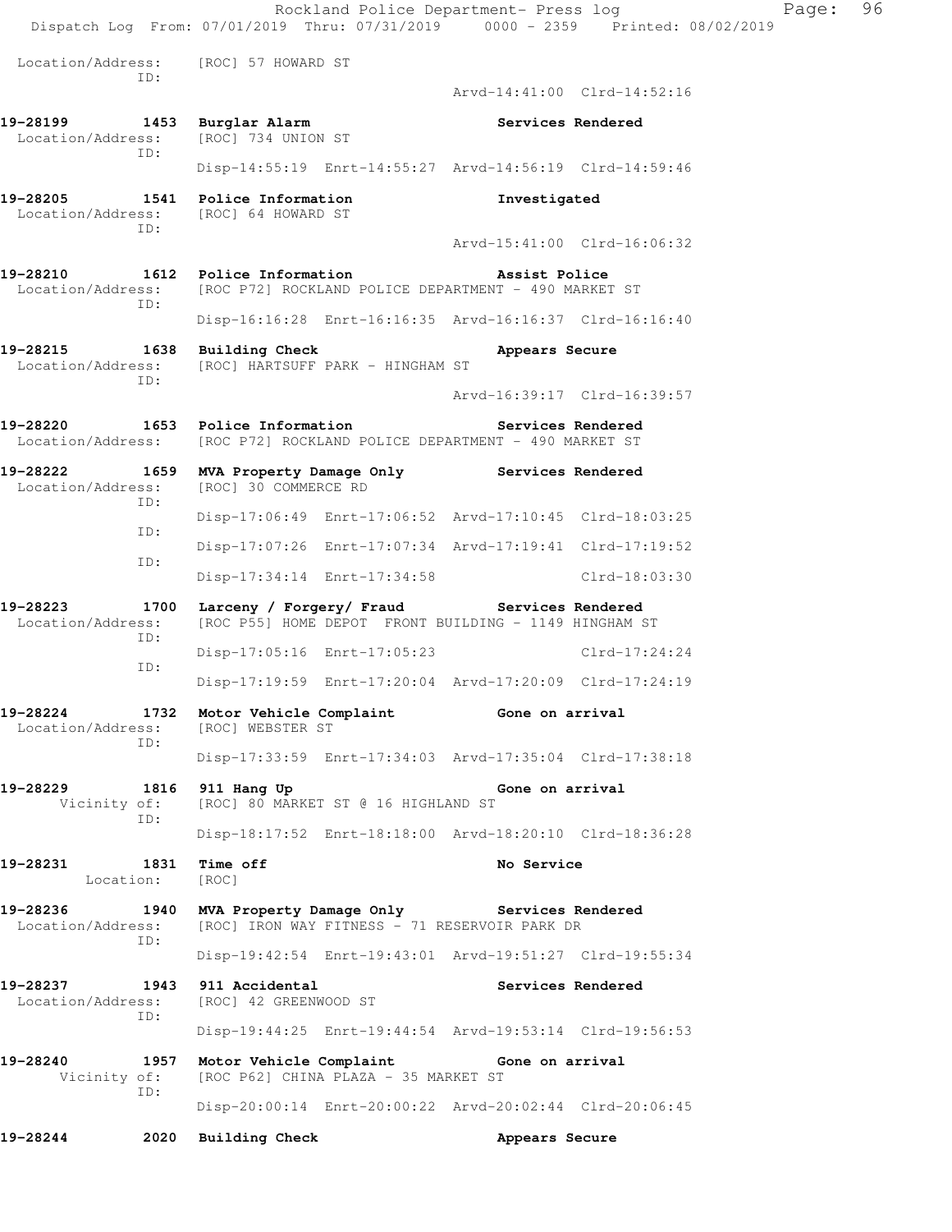```
 Location/Address:    [ROC] 57 HOWARD ST
                ID:
                                                  Arvd-14:41:00  Clrd-14:52:16

19-28199        1453  Burglar Alarm                     Services Rendered
 Location/Address:    [ROC] 734 UNION ST
                ID:
                      Disp-14:55:19  Enrt-14:55:27  Arvd-14:56:19  Clrd-14:59:46

19-28205        1541  Police Information                Investigated
 Location/Address:    [ROC] 64 HOWARD ST
                ID:
                                                  Arvd-15:41:00  Clrd-16:06:32

19-28210        1612  Police Information                Assist Police
 Location/Address:    [ROC P72] ROCKLAND POLICE DEPARTMENT - 490 MARKET ST
                ID:
                      Disp-16:16:28  Enrt-16:16:35  Arvd-16:16:37  Clrd-16:16:40

19-28215        1638  Building Check                    Appears Secure
 Location/Address:    [ROC] HARTSUFF PARK - HINGHAM ST
                ID:
                                                  Arvd-16:39:17  Clrd-16:39:57

19-28220        1653  Police Information                Services Rendered
 Location/Address:    [ROC P72] ROCKLAND POLICE DEPARTMENT - 490 MARKET ST

19-28222        1659  MVA Property Damage Only          Services Rendered
 Location/Address:    [ROC] 30 COMMERCE RD
                ID:
                      Disp-17:06:49  Enrt-17:06:52  Arvd-17:10:45  Clrd-18:03:25
                ID:
                      Disp-17:07:26  Enrt-17:07:34  Arvd-17:19:41  Clrd-17:19:52
                ID:
                      Disp-17:34:14  Enrt-17:34:58                 Clrd-18:03:30

19-28223        1700  Larceny / Forgery/ Fraud          Services Rendered
 Location/Address:    [ROC P55] HOME DEPOT  FRONT BUILDING - 1149 HINGHAM ST
                ID:
                      Disp-17:05:16  Enrt-17:05:23                 Clrd-17:24:24
                ID:
                      Disp-17:19:59  Enrt-17:20:04  Arvd-17:20:09  Clrd-17:24:19

19-28224        1732  Motor Vehicle Complaint           Gone on arrival
 Location/Address:    [ROC] WEBSTER ST
                ID:
                      Disp-17:33:59  Enrt-17:34:03  Arvd-17:35:04  Clrd-17:38:18

19-28229        1816  911 Hang Up                       Gone on arrival
      Vicinity of:    [ROC] 80 MARKET ST @ 16 HIGHLAND ST
                ID:
                      Disp-18:17:52  Enrt-18:18:00  Arvd-18:20:10  Clrd-18:36:28

19-28231        1831  Time off                          No Service
         Location:    [ROC]

19-28236        1940  MVA Property Damage Only          Services Rendered
 Location/Address:    [ROC] IRON WAY FITNESS - 71 RESERVOIR PARK DR
                ID:
                      Disp-19:42:54  Enrt-19:43:01  Arvd-19:51:27  Clrd-19:55:34

19-28237        1943  911 Accidental                    Services Rendered
 Location/Address:    [ROC] 42 GREENWOOD ST
                ID:
                      Disp-19:44:25  Enrt-19:44:54  Arvd-19:53:14  Clrd-19:56:53

19-28240        1957  Motor Vehicle Complaint           Gone on arrival
      Vicinity of:    [ROC P62] CHINA PLAZA - 35 MARKET ST
                ID:
                      Disp-20:00:14  Enrt-20:00:22  Arvd-20:02:44  Clrd-20:06:45

19-28244        2020  Building Check                    Appears Secure
```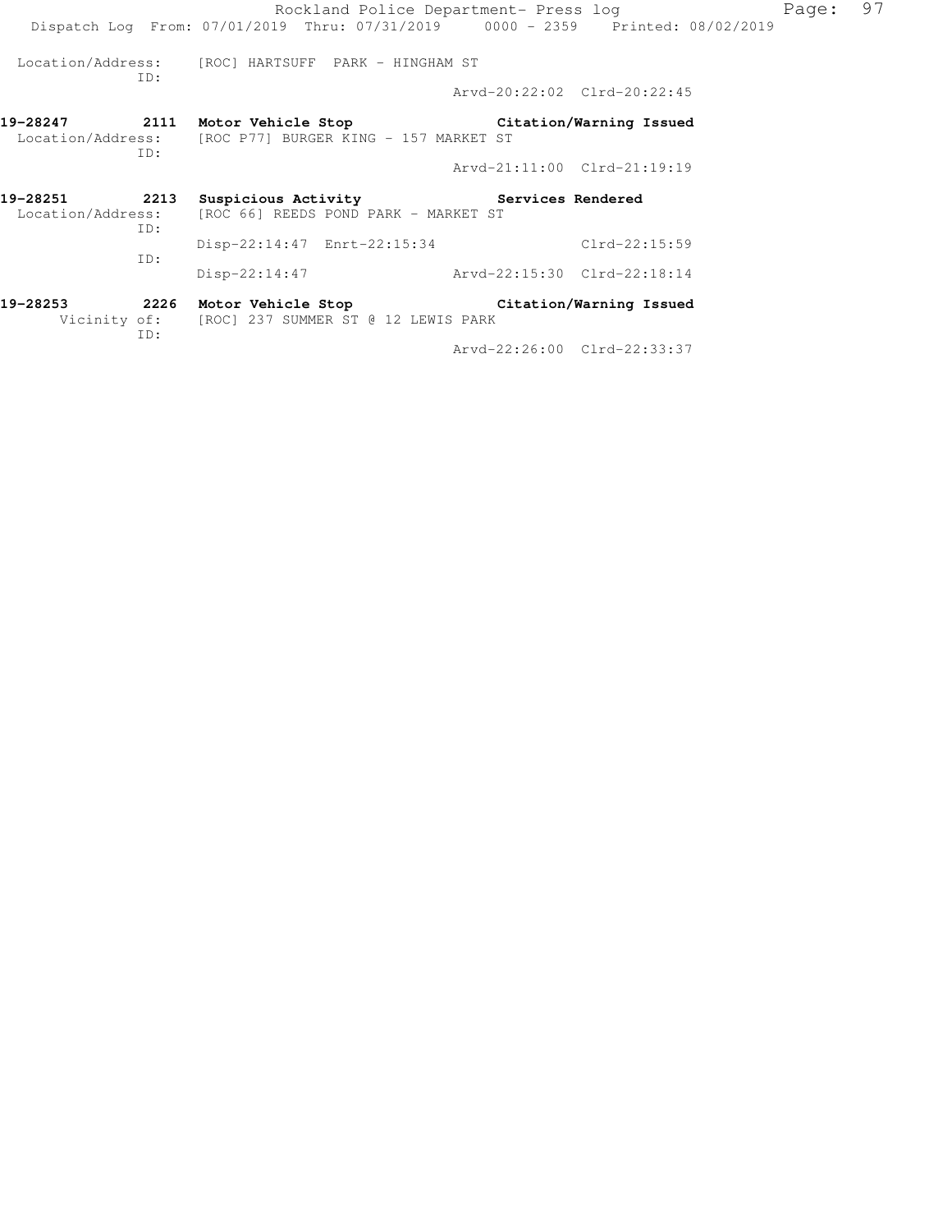Location/Address: [ROC] HARTSUFF PARK - HINGHAM ST
ID:
Arvd-20:22:02 Clrd-20:22:45

**19-28247 2111 Motor Vehicle Stop Citation/Warning Issued**
Location/Address: [ROC P77] BURGER KING - 157 MARKET ST
ID:
Arvd-21:11:00 Clrd-21:19:19

**19-28251 2213 Suspicious Activity Services Rendered**
Location/Address: [ROC 66] REEDS POND PARK - MARKET ST
ID:
Disp-22:14:47 Enrt-22:15:34 Clrd-22:15:59
ID:
Disp-22:14:47 Arvd-22:15:30 Clrd-22:18:14

**19-28253 2226 Motor Vehicle Stop Citation/Warning Issued**
Vicinity of: [ROC] 237 SUMMER ST @ 12 LEWIS PARK
ID:
Arvd-22:26:00 Clrd-22:33:37